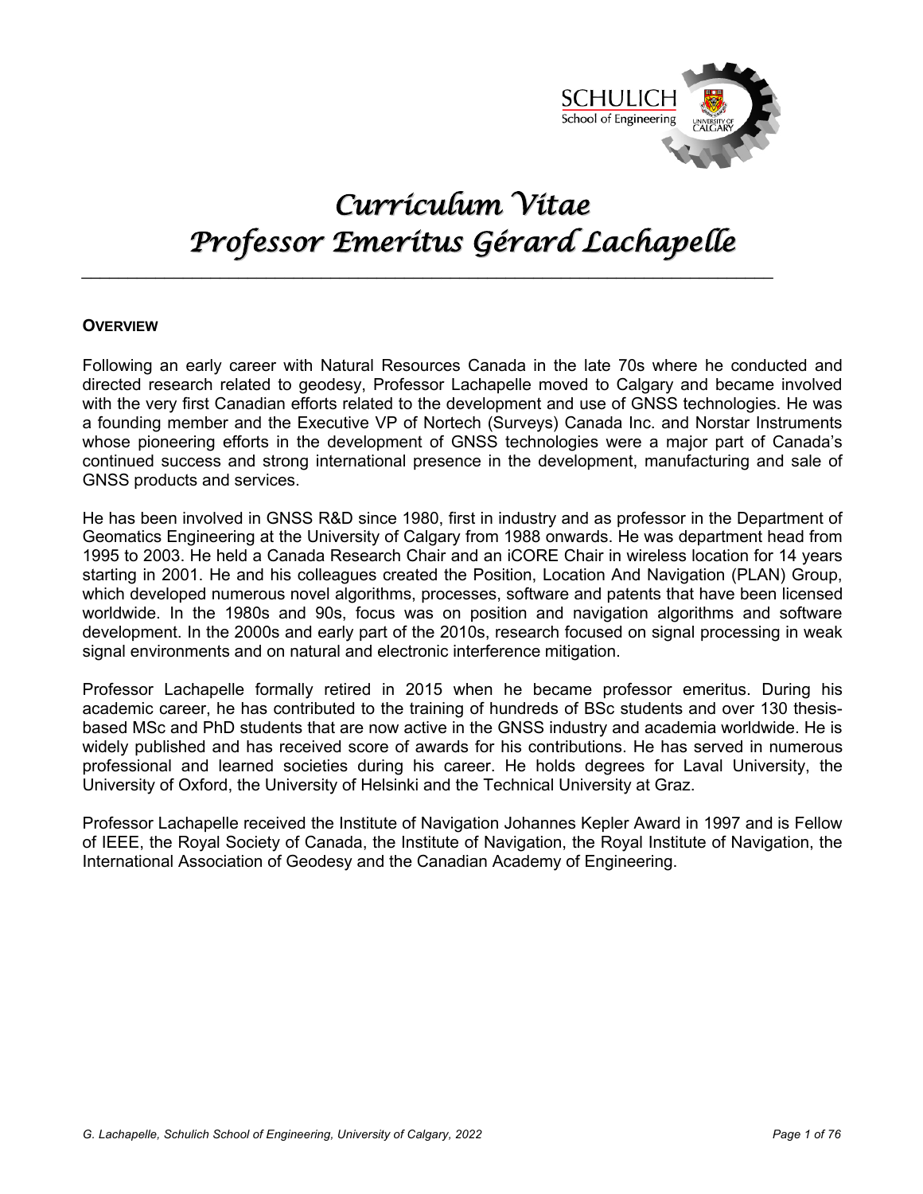# Curriculum Vitae
# Professor Emeritus Gérard Lachapelle

## OVERVIEW

Following an early career with Natural Resources Canada in the late 70s where he conducted and directed research related to geodesy, Professor Lachapelle moved to Calgary and became involved with the very first Canadian efforts related to the development and use of GNSS technologies. He was a founding member and the Executive VP of Nortech (Surveys) Canada Inc. and Norstar Instruments whose pioneering efforts in the development of GNSS technologies were a major part of Canada's continued success and strong international presence in the development, manufacturing and sale of GNSS products and services.

He has been involved in GNSS R&D since 1980, first in industry and as professor in the Department of Geomatics Engineering at the University of Calgary from 1988 onwards. He was department head from 1995 to 2003. He held a Canada Research Chair and an iCORE Chair in wireless location for 14 years starting in 2001. He and his colleagues created the Position, Location And Navigation (PLAN) Group, which developed numerous novel algorithms, processes, software and patents that have been licensed worldwide. In the 1980s and 90s, focus was on position and navigation algorithms and software development. In the 2000s and early part of the 2010s, research focused on signal processing in weak signal environments and on natural and electronic interference mitigation.

Professor Lachapelle formally retired in 2015 when he became professor emeritus. During his academic career, he has contributed to the training of hundreds of BSc students and over 130 thesis-based MSc and PhD students that are now active in the GNSS industry and academia worldwide. He is widely published and has received score of awards for his contributions. He has served in numerous professional and learned societies during his career. He holds degrees for Laval University, the University of Oxford, the University of Helsinki and the Technical University at Graz.

Professor Lachapelle received the Institute of Navigation Johannes Kepler Award in 1997 and is Fellow of IEEE, the Royal Society of Canada, the Institute of Navigation, the Royal Institute of Navigation, the International Association of Geodesy and the Canadian Academy of Engineering.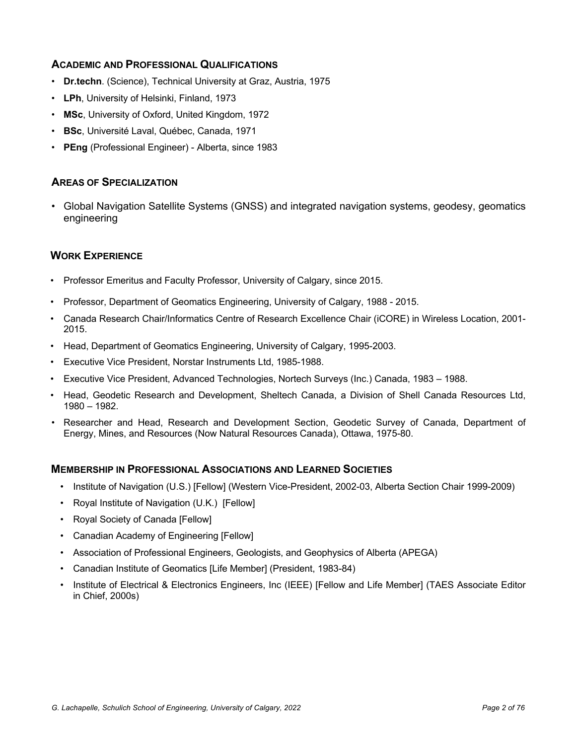## Academic and Professional Qualifications

- **Dr.techn**. (Science), Technical University at Graz, Austria, 1975
- **LPh**, University of Helsinki, Finland, 1973
- **MSc**, University of Oxford, United Kingdom, 1972
- **BSc**, Université Laval, Québec, Canada, 1971
- **PEng** (Professional Engineer) - Alberta, since 1983

## Areas of Specialization

- Global Navigation Satellite Systems (GNSS) and integrated navigation systems, geodesy, geomatics engineering

## Work Experience

- Professor Emeritus and Faculty Professor, University of Calgary, since 2015.
- Professor, Department of Geomatics Engineering, University of Calgary, 1988 - 2015.
- Canada Research Chair/Informatics Centre of Research Excellence Chair (iCORE) in Wireless Location, 2001-2015.
- Head, Department of Geomatics Engineering, University of Calgary, 1995-2003.
- Executive Vice President, Norstar Instruments Ltd, 1985-1988.
- Executive Vice President, Advanced Technologies, Nortech Surveys (Inc.) Canada, 1983 – 1988.
- Head, Geodetic Research and Development, Sheltech Canada, a Division of Shell Canada Resources Ltd, 1980 – 1982.
- Researcher and Head, Research and Development Section, Geodetic Survey of Canada, Department of Energy, Mines, and Resources (Now Natural Resources Canada), Ottawa, 1975-80.

## Membership in Professional Associations and Learned Societies

- Institute of Navigation (U.S.) [Fellow] (Western Vice-President, 2002-03, Alberta Section Chair 1999-2009)
- Royal Institute of Navigation (U.K.) [Fellow]
- Royal Society of Canada [Fellow]
- Canadian Academy of Engineering [Fellow]
- Association of Professional Engineers, Geologists, and Geophysics of Alberta (APEGA)
- Canadian Institute of Geomatics [Life Member] (President, 1983-84)
- Institute of Electrical & Electronics Engineers, Inc (IEEE) [Fellow and Life Member] (TAES Associate Editor in Chief, 2000s)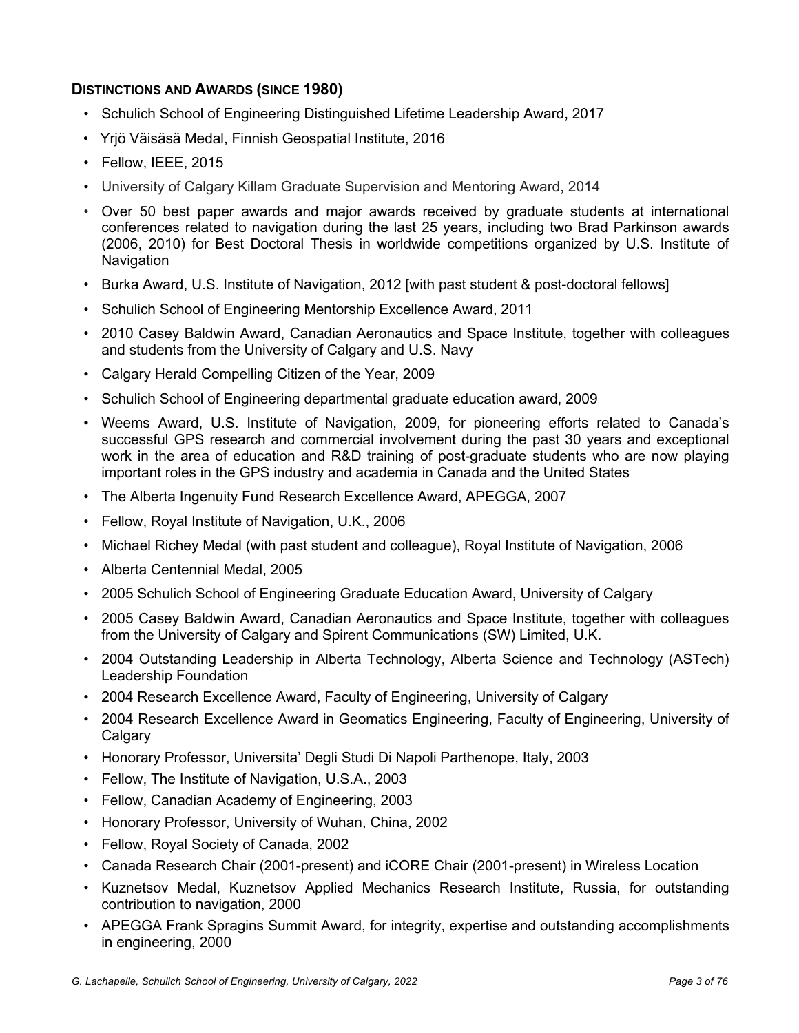## Distinctions and Awards (since 1980)

- Schulich School of Engineering Distinguished Lifetime Leadership Award, 2017
- Yrjö Väisäsä Medal, Finnish Geospatial Institute, 2016
- Fellow, IEEE, 2015
- University of Calgary Killam Graduate Supervision and Mentoring Award, 2014
- Over 50 best paper awards and major awards received by graduate students at international conferences related to navigation during the last 25 years, including two Brad Parkinson awards (2006, 2010) for Best Doctoral Thesis in worldwide competitions organized by U.S. Institute of Navigation
- Burka Award, U.S. Institute of Navigation, 2012 [with past student & post-doctoral fellows]
- Schulich School of Engineering Mentorship Excellence Award, 2011
- 2010 Casey Baldwin Award, Canadian Aeronautics and Space Institute, together with colleagues and students from the University of Calgary and U.S. Navy
- Calgary Herald Compelling Citizen of the Year, 2009
- Schulich School of Engineering departmental graduate education award, 2009
- Weems Award, U.S. Institute of Navigation, 2009, for pioneering efforts related to Canada's successful GPS research and commercial involvement during the past 30 years and exceptional work in the area of education and R&D training of post-graduate students who are now playing important roles in the GPS industry and academia in Canada and the United States
- The Alberta Ingenuity Fund Research Excellence Award, APEGGA, 2007
- Fellow, Royal Institute of Navigation, U.K., 2006
- Michael Richey Medal (with past student and colleague), Royal Institute of Navigation, 2006
- Alberta Centennial Medal, 2005
- 2005 Schulich School of Engineering Graduate Education Award, University of Calgary
- 2005 Casey Baldwin Award, Canadian Aeronautics and Space Institute, together with colleagues from the University of Calgary and Spirent Communications (SW) Limited, U.K.
- 2004 Outstanding Leadership in Alberta Technology, Alberta Science and Technology (ASTech) Leadership Foundation
- 2004 Research Excellence Award, Faculty of Engineering, University of Calgary
- 2004 Research Excellence Award in Geomatics Engineering, Faculty of Engineering, University of Calgary
- Honorary Professor, Universita' Degli Studi Di Napoli Parthenope, Italy, 2003
- Fellow, The Institute of Navigation, U.S.A., 2003
- Fellow, Canadian Academy of Engineering, 2003
- Honorary Professor, University of Wuhan, China, 2002
- Fellow, Royal Society of Canada, 2002
- Canada Research Chair (2001-present) and iCORE Chair (2001-present) in Wireless Location
- Kuznetsov Medal, Kuznetsov Applied Mechanics Research Institute, Russia, for outstanding contribution to navigation, 2000
- APEGGA Frank Spragins Summit Award, for integrity, expertise and outstanding accomplishments in engineering, 2000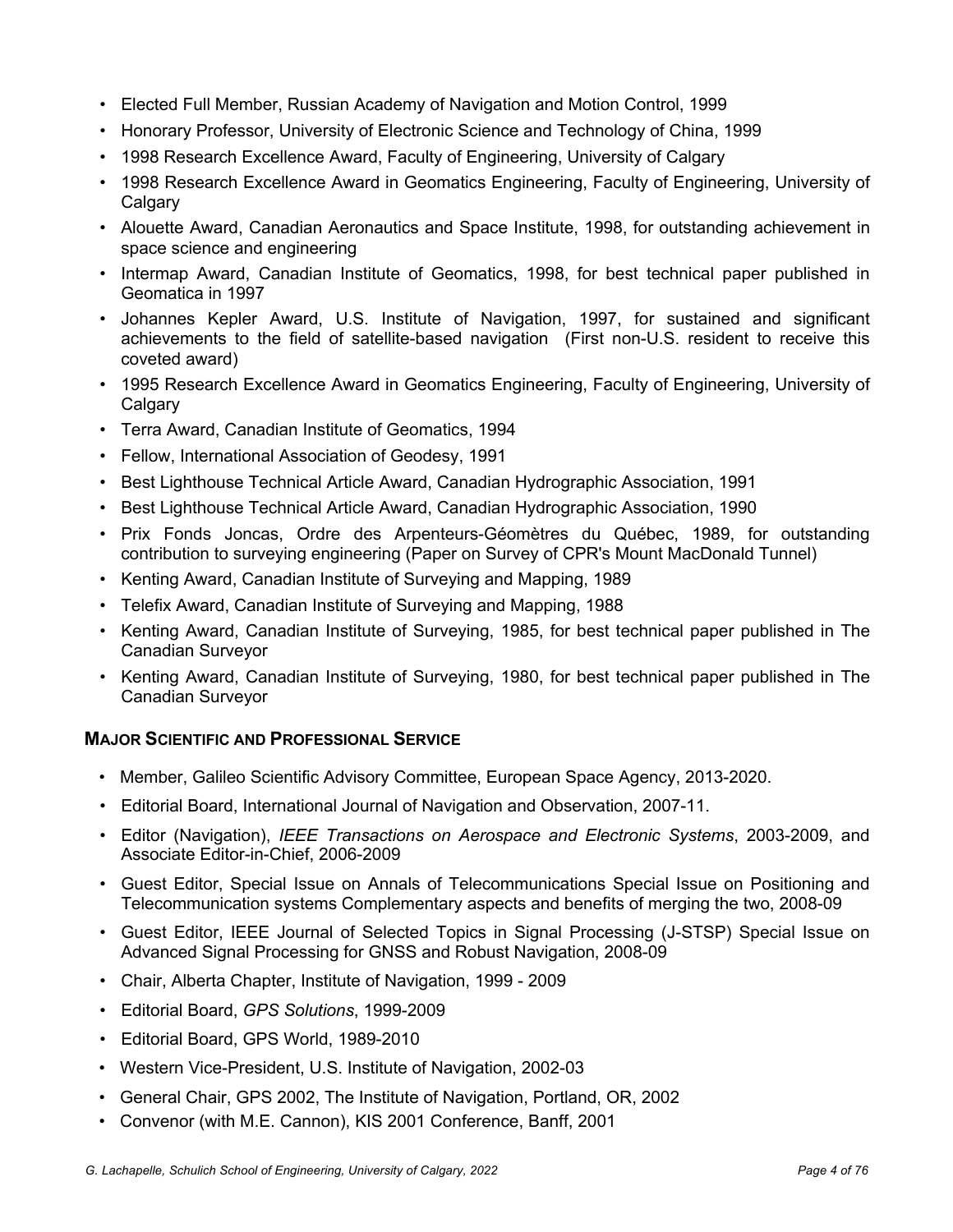- Elected Full Member, Russian Academy of Navigation and Motion Control, 1999
- Honorary Professor, University of Electronic Science and Technology of China, 1999
- 1998 Research Excellence Award, Faculty of Engineering, University of Calgary
- 1998 Research Excellence Award in Geomatics Engineering, Faculty of Engineering, University of Calgary
- Alouette Award, Canadian Aeronautics and Space Institute, 1998, for outstanding achievement in space science and engineering
- Intermap Award, Canadian Institute of Geomatics, 1998, for best technical paper published in Geomatica in 1997
- Johannes Kepler Award, U.S. Institute of Navigation, 1997, for sustained and significant achievements to the field of satellite-based navigation (First non-U.S. resident to receive this coveted award)
- 1995 Research Excellence Award in Geomatics Engineering, Faculty of Engineering, University of Calgary
- Terra Award, Canadian Institute of Geomatics, 1994
- Fellow, International Association of Geodesy, 1991
- Best Lighthouse Technical Article Award, Canadian Hydrographic Association, 1991
- Best Lighthouse Technical Article Award, Canadian Hydrographic Association, 1990
- Prix Fonds Joncas, Ordre des Arpenteurs-Géomètres du Québec, 1989, for outstanding contribution to surveying engineering (Paper on Survey of CPR's Mount MacDonald Tunnel)
- Kenting Award, Canadian Institute of Surveying and Mapping, 1989
- Telefix Award, Canadian Institute of Surveying and Mapping, 1988
- Kenting Award, Canadian Institute of Surveying, 1985, for best technical paper published in The Canadian Surveyor
- Kenting Award, Canadian Institute of Surveying, 1980, for best technical paper published in The Canadian Surveyor

## Major Scientific and Professional Service

- Member, Galileo Scientific Advisory Committee, European Space Agency, 2013-2020.
- Editorial Board, International Journal of Navigation and Observation, 2007-11.
- Editor (Navigation), *IEEE Transactions on Aerospace and Electronic Systems*, 2003-2009, and Associate Editor-in-Chief, 2006-2009
- Guest Editor, Special Issue on Annals of Telecommunications Special Issue on Positioning and Telecommunication systems Complementary aspects and benefits of merging the two, 2008-09
- Guest Editor, IEEE Journal of Selected Topics in Signal Processing (J-STSP) Special Issue on Advanced Signal Processing for GNSS and Robust Navigation, 2008-09
- Chair, Alberta Chapter, Institute of Navigation, 1999 - 2009
- Editorial Board, *GPS Solutions*, 1999-2009
- Editorial Board, GPS World, 1989-2010
- Western Vice-President, U.S. Institute of Navigation, 2002-03
- General Chair, GPS 2002, The Institute of Navigation, Portland, OR, 2002
- Convenor (with M.E. Cannon), KIS 2001 Conference, Banff, 2001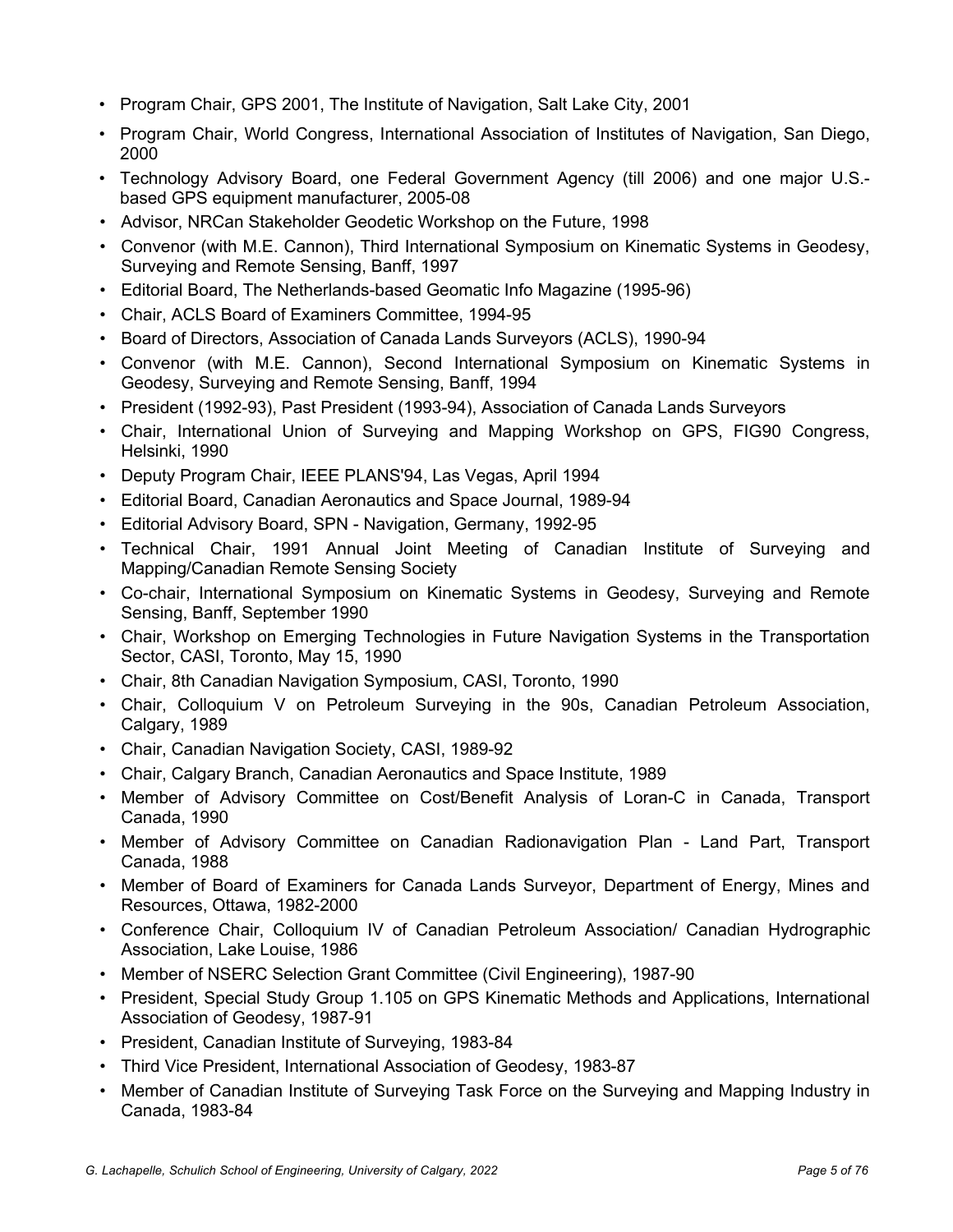- Program Chair, GPS 2001, The Institute of Navigation, Salt Lake City, 2001
- Program Chair, World Congress, International Association of Institutes of Navigation, San Diego, 2000
- Technology Advisory Board, one Federal Government Agency (till 2006) and one major U.S.-based GPS equipment manufacturer, 2005-08
- Advisor, NRCan Stakeholder Geodetic Workshop on the Future, 1998
- Convenor (with M.E. Cannon), Third International Symposium on Kinematic Systems in Geodesy, Surveying and Remote Sensing, Banff, 1997
- Editorial Board, The Netherlands-based Geomatic Info Magazine (1995-96)
- Chair, ACLS Board of Examiners Committee, 1994-95
- Board of Directors, Association of Canada Lands Surveyors (ACLS), 1990-94
- Convenor (with M.E. Cannon), Second International Symposium on Kinematic Systems in Geodesy, Surveying and Remote Sensing, Banff, 1994
- President (1992-93), Past President (1993-94), Association of Canada Lands Surveyors
- Chair, International Union of Surveying and Mapping Workshop on GPS, FIG90 Congress, Helsinki, 1990
- Deputy Program Chair, IEEE PLANS'94, Las Vegas, April 1994
- Editorial Board, Canadian Aeronautics and Space Journal, 1989-94
- Editorial Advisory Board, SPN - Navigation, Germany, 1992-95
- Technical Chair, 1991 Annual Joint Meeting of Canadian Institute of Surveying and Mapping/Canadian Remote Sensing Society
- Co-chair, International Symposium on Kinematic Systems in Geodesy, Surveying and Remote Sensing, Banff, September 1990
- Chair, Workshop on Emerging Technologies in Future Navigation Systems in the Transportation Sector, CASI, Toronto, May 15, 1990
- Chair, 8th Canadian Navigation Symposium, CASI, Toronto, 1990
- Chair, Colloquium V on Petroleum Surveying in the 90s, Canadian Petroleum Association, Calgary, 1989
- Chair, Canadian Navigation Society, CASI, 1989-92
- Chair, Calgary Branch, Canadian Aeronautics and Space Institute, 1989
- Member of Advisory Committee on Cost/Benefit Analysis of Loran-C in Canada, Transport Canada, 1990
- Member of Advisory Committee on Canadian Radionavigation Plan - Land Part, Transport Canada, 1988
- Member of Board of Examiners for Canada Lands Surveyor, Department of Energy, Mines and Resources, Ottawa, 1982-2000
- Conference Chair, Colloquium IV of Canadian Petroleum Association/ Canadian Hydrographic Association, Lake Louise, 1986
- Member of NSERC Selection Grant Committee (Civil Engineering), 1987-90
- President, Special Study Group 1.105 on GPS Kinematic Methods and Applications, International Association of Geodesy, 1987-91
- President, Canadian Institute of Surveying, 1983-84
- Third Vice President, International Association of Geodesy, 1983-87
- Member of Canadian Institute of Surveying Task Force on the Surveying and Mapping Industry in Canada, 1983-84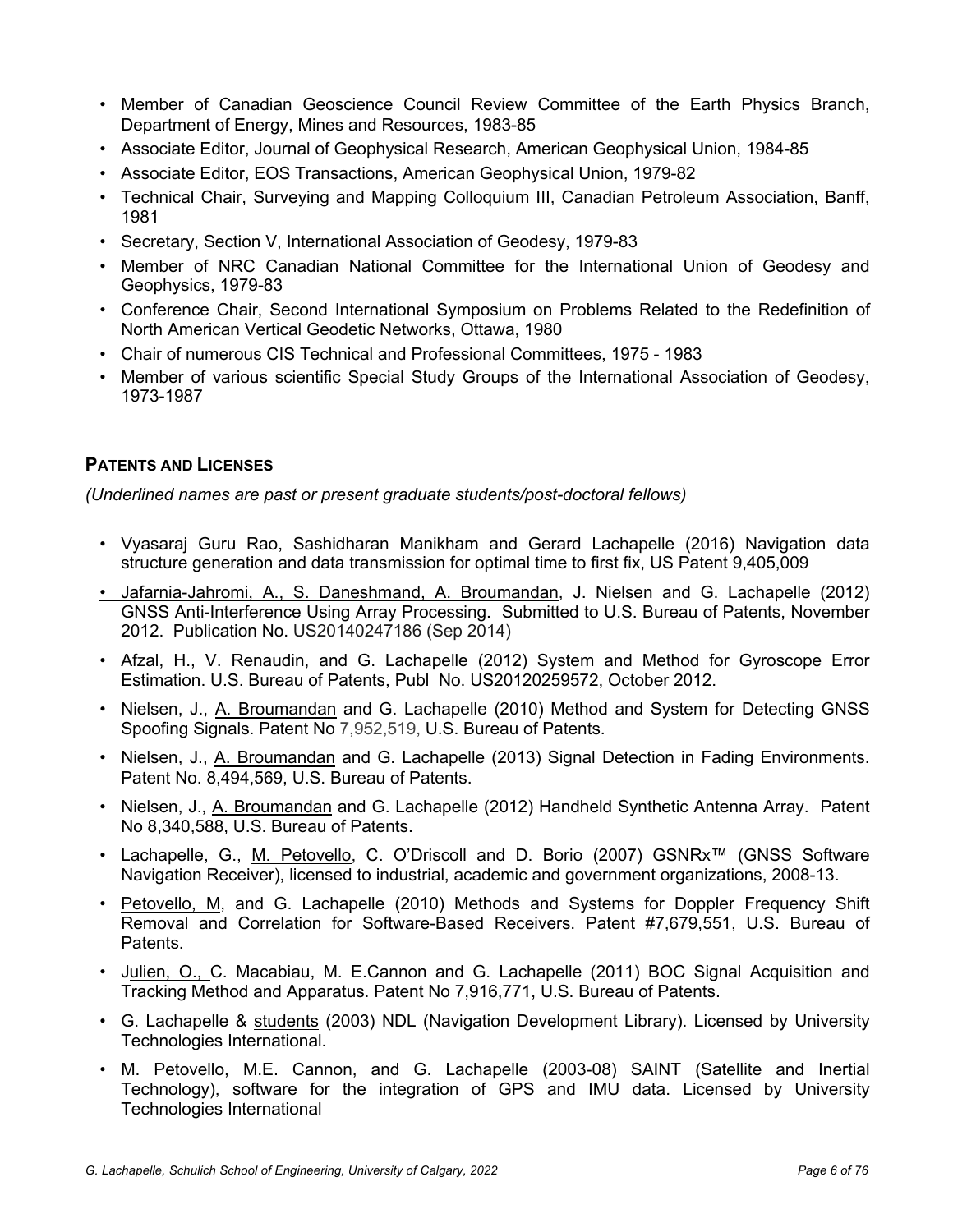- Member of Canadian Geoscience Council Review Committee of the Earth Physics Branch, Department of Energy, Mines and Resources, 1983-85
- Associate Editor, Journal of Geophysical Research, American Geophysical Union, 1984-85
- Associate Editor, EOS Transactions, American Geophysical Union, 1979-82
- Technical Chair, Surveying and Mapping Colloquium III, Canadian Petroleum Association, Banff, 1981
- Secretary, Section V, International Association of Geodesy, 1979-83
- Member of NRC Canadian National Committee for the International Union of Geodesy and Geophysics, 1979-83
- Conference Chair, Second International Symposium on Problems Related to the Redefinition of North American Vertical Geodetic Networks, Ottawa, 1980
- Chair of numerous CIS Technical and Professional Committees, 1975 - 1983
- Member of various scientific Special Study Groups of the International Association of Geodesy, 1973-1987

## PATENTS AND LICENSES

*(Underlined names are past or present graduate students/post-doctoral fellows)*

- Vyasaraj Guru Rao, Sashidharan Manikham and Gerard Lachapelle (2016) Navigation data structure generation and data transmission for optimal time to first fix, US Patent 9,405,009
- Jafarnia-Jahromi, A., S. Daneshmand, A. Broumandan, J. Nielsen and G. Lachapelle (2012) GNSS Anti-Interference Using Array Processing. Submitted to U.S. Bureau of Patents, November 2012. Publication No. US20140247186 (Sep 2014)
- Afzal, H., V. Renaudin, and G. Lachapelle (2012) System and Method for Gyroscope Error Estimation. U.S. Bureau of Patents, Publ No. US20120259572, October 2012.
- Nielsen, J., A. Broumandan and G. Lachapelle (2010) Method and System for Detecting GNSS Spoofing Signals. Patent No 7,952,519, U.S. Bureau of Patents.
- Nielsen, J., A. Broumandan and G. Lachapelle (2013) Signal Detection in Fading Environments. Patent No. 8,494,569, U.S. Bureau of Patents.
- Nielsen, J., A. Broumandan and G. Lachapelle (2012) Handheld Synthetic Antenna Array. Patent No 8,340,588, U.S. Bureau of Patents.
- Lachapelle, G., M. Petovello, C. O'Driscoll and D. Borio (2007) GSNRx™ (GNSS Software Navigation Receiver), licensed to industrial, academic and government organizations, 2008-13.
- Petovello, M, and G. Lachapelle (2010) Methods and Systems for Doppler Frequency Shift Removal and Correlation for Software-Based Receivers. Patent #7,679,551, U.S. Bureau of Patents.
- Julien, O., C. Macabiau, M. E.Cannon and G. Lachapelle (2011) BOC Signal Acquisition and Tracking Method and Apparatus. Patent No 7,916,771, U.S. Bureau of Patents.
- G. Lachapelle & students (2003) NDL (Navigation Development Library). Licensed by University Technologies International.
- M. Petovello, M.E. Cannon, and G. Lachapelle (2003-08) SAINT (Satellite and Inertial Technology), software for the integration of GPS and IMU data. Licensed by University Technologies International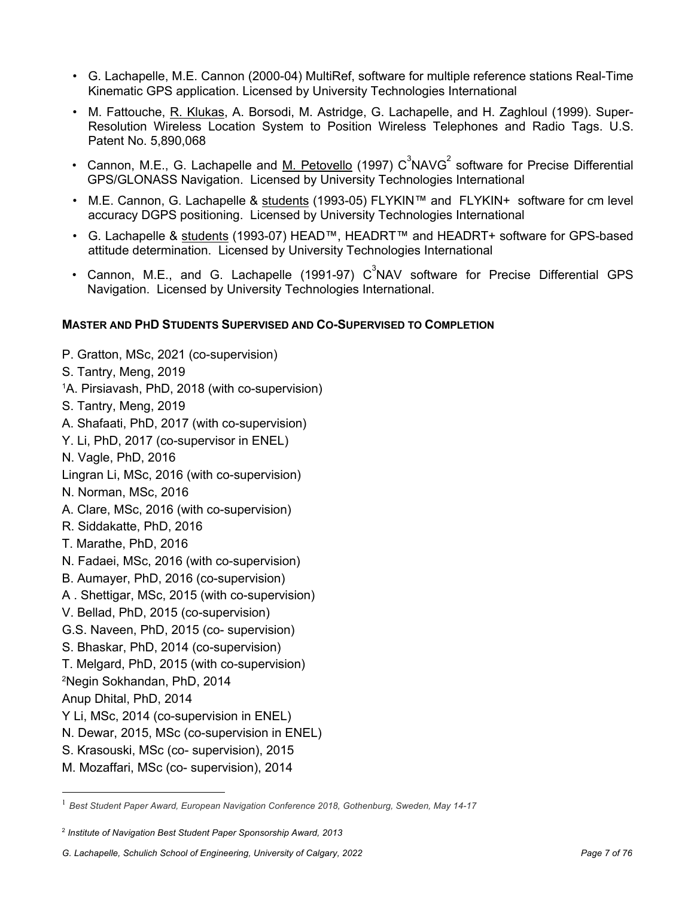- G. Lachapelle, M.E. Cannon (2000-04) MultiRef, software for multiple reference stations Real-Time Kinematic GPS application. Licensed by University Technologies International
- M. Fattouche, R. Klukas, A. Borsodi, M. Astridge, G. Lachapelle, and H. Zaghloul (1999). Super-Resolution Wireless Location System to Position Wireless Telephones and Radio Tags. U.S. Patent No. 5,890,068
- Cannon, M.E., G. Lachapelle and M. Petovello (1997) $C^3NAVG^2$ software for Precise Differential GPS/GLONASS Navigation. Licensed by University Technologies International
- M.E. Cannon, G. Lachapelle & students (1993-05) FLYKIN™ and FLYKIN+ software for cm level accuracy DGPS positioning. Licensed by University Technologies International
- G. Lachapelle & students (1993-07) HEAD™, HEADRT™ and HEADRT+ software for GPS-based attitude determination. Licensed by University Technologies International
- Cannon, M.E., and G. Lachapelle (1991-97) $C^3NAV$ software for Precise Differential GPS Navigation. Licensed by University Technologies International.

**MASTER AND PHD STUDENTS SUPERVISED AND CO-SUPERVISED TO COMPLETION**

P. Gratton, MSc, 2021 (co-supervision)
S. Tantry, Meng, 2019
[1]A. Pirsiavash, PhD, 2018 (with co-supervision)
S. Tantry, Meng, 2019
A. Shafaati, PhD, 2017 (with co-supervision)
Y. Li, PhD, 2017 (co-supervisor in ENEL)
N. Vagle, PhD, 2016
Lingran Li, MSc, 2016 (with co-supervision)
N. Norman, MSc, 2016
A. Clare, MSc, 2016 (with co-supervision)
R. Siddakatte, PhD, 2016
T. Marathe, PhD, 2016
N. Fadaei, MSc, 2016 (with co-supervision)
B. Aumayer, PhD, 2016 (co-supervision)
A . Shettigar, MSc, 2015 (with co-supervision)
V. Bellad, PhD, 2015 (co-supervision)
G.S. Naveen, PhD, 2015 (co- supervision)
S. Bhaskar, PhD, 2014 (co-supervision)
T. Melgard, PhD, 2015 (with co-supervision)
[2]Negin Sokhandan, PhD, 2014
Anup Dhital, PhD, 2014
Y Li, MSc, 2014 (co-supervision in ENEL)
N. Dewar, 2015, MSc (co-supervision in ENEL)
S. Krasouski, MSc (co- supervision), 2015
M. Mozaffari, MSc (co- supervision), 2014

---

[1] *Best Student Paper Award, European Navigation Conference 2018, Gothenburg, Sweden, May 14-17*

[2] *Institute of Navigation Best Student Paper Sponsorship Award, 2013*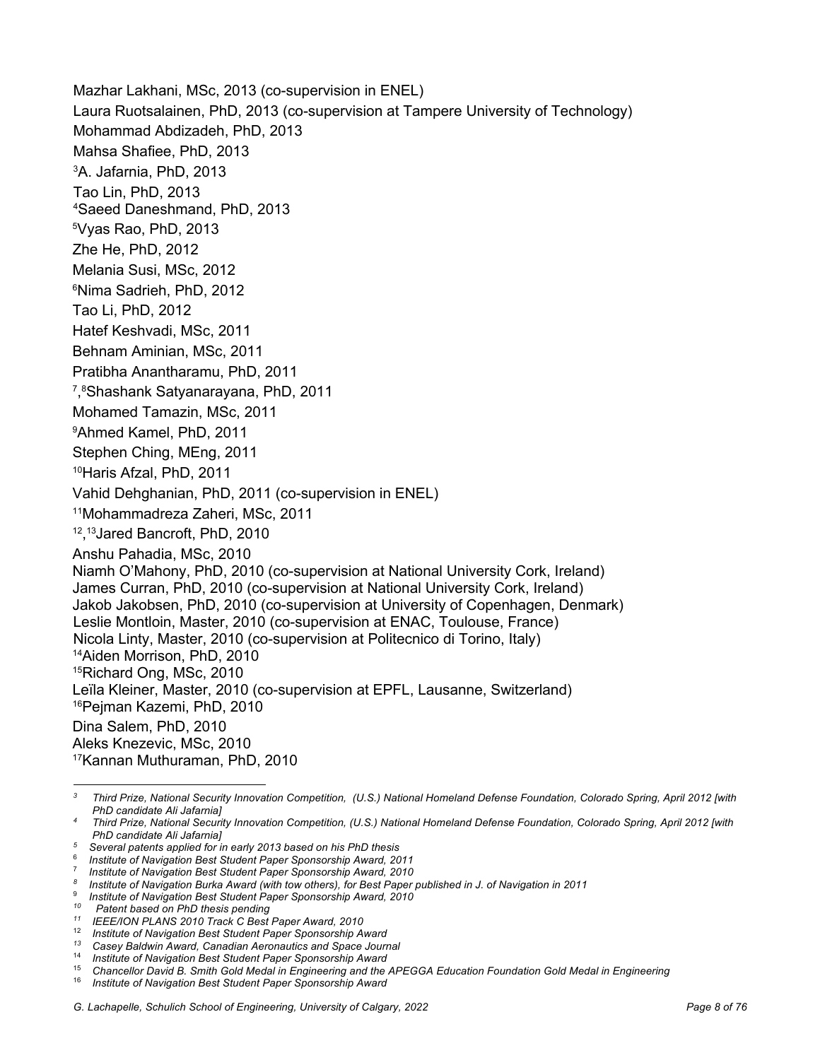Mazhar Lakhani, MSc, 2013 (co-supervision in ENEL)
Laura Ruotsalainen, PhD, 2013 (co-supervision at Tampere University of Technology)
Mohammad Abdizadeh, PhD, 2013
Mahsa Shafiee, PhD, 2013
[3]A. Jafarnia, PhD, 2013
Tao Lin, PhD, 2013
[4]Saeed Daneshmand, PhD, 2013
[5]Vyas Rao, PhD, 2013
Zhe He, PhD, 2012
Melania Susi, MSc, 2012
[6]Nima Sadrieh, PhD, 2012
Tao Li, PhD, 2012
Hatef Keshvadi, MSc, 2011
Behnam Aminian, MSc, 2011
Pratibha Anantharamu, PhD, 2011
[7],[8]Shashank Satyanarayana, PhD, 2011
Mohamed Tamazin, MSc, 2011
[9]Ahmed Kamel, PhD, 2011
Stephen Ching, MEng, 2011
[10]Haris Afzal, PhD, 2011
Vahid Dehghanian, PhD, 2011 (co-supervision in ENEL)
[11]Mohammadreza Zaheri, MSc, 2011
[12],[13]Jared Bancroft, PhD, 2010
Anshu Pahadia, MSc, 2010
Niamh O'Mahony, PhD, 2010 (co-supervision at National University Cork, Ireland)
James Curran, PhD, 2010 (co-supervision at National University Cork, Ireland)
Jakob Jakobsen, PhD, 2010 (co-supervision at University of Copenhagen, Denmark)
Leslie Montloin, Master, 2010 (co-supervision at ENAC, Toulouse, France)
Nicola Linty, Master, 2010 (co-supervision at Politecnico di Torino, Italy)
[14]Aiden Morrison, PhD, 2010
[15]Richard Ong, MSc, 2010
Leïla Kleiner, Master, 2010 (co-supervision at EPFL, Lausanne, Switzerland)
[16]Pejman Kazemi, PhD, 2010
Dina Salem, PhD, 2010
Aleks Knezevic, MSc, 2010
[17]Kannan Muthuraman, PhD, 2010

---

[3] *Third Prize, National Security Innovation Competition, (U.S.) National Homeland Defense Foundation, Colorado Spring, April 2012 [with PhD candidate Ali Jafarnia]*
[4] *Third Prize, National Security Innovation Competition, (U.S.) National Homeland Defense Foundation, Colorado Spring, April 2012 [with PhD candidate Ali Jafarnia]*
[5] *Several patents applied for in early 2013 based on his PhD thesis*
[6] *Institute of Navigation Best Student Paper Sponsorship Award, 2011*
[7] *Institute of Navigation Best Student Paper Sponsorship Award, 2010*
[8] *Institute of Navigation Burka Award (with tow others), for Best Paper published in J. of Navigation in 2011*
[9] *Institute of Navigation Best Student Paper Sponsorship Award, 2010*
[10] *Patent based on PhD thesis pending*
[11] *IEEE/ION PLANS 2010 Track C Best Paper Award, 2010*
[12] *Institute of Navigation Best Student Paper Sponsorship Award*
[13] *Casey Baldwin Award, Canadian Aeronautics and Space Journal*
[14] *Institute of Navigation Best Student Paper Sponsorship Award*
[15] *Chancellor David B. Smith Gold Medal in Engineering and the APEGGA Education Foundation Gold Medal in Engineering*
[16] *Institute of Navigation Best Student Paper Sponsorship Award*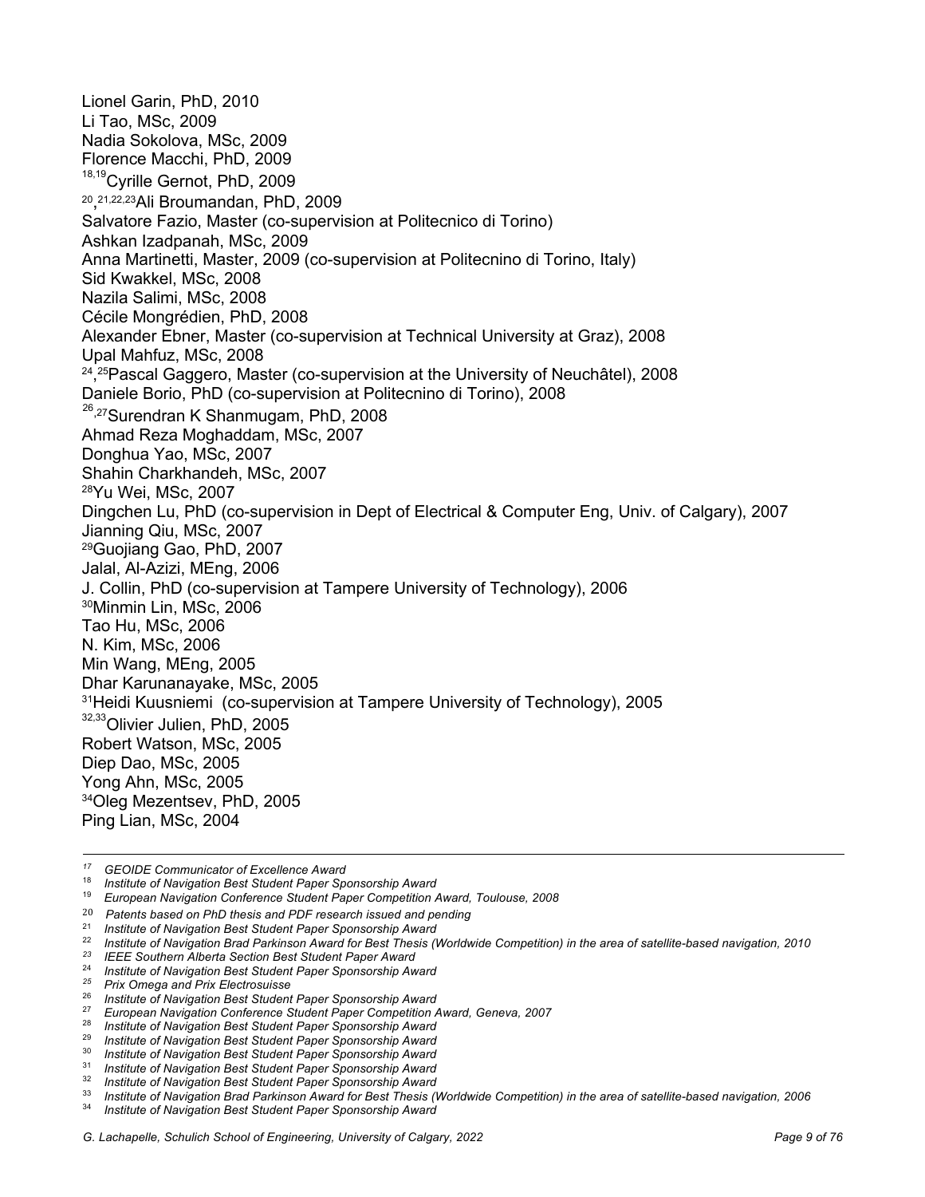Lionel Garin, PhD, 2010
Li Tao, MSc, 2009
Nadia Sokolova, MSc, 2009
Florence Macchi, PhD, 2009
[18,19]Cyrille Gernot, PhD, 2009
[20,21,22,23]Ali Broumandan, PhD, 2009
Salvatore Fazio, Master (co-supervision at Politecnico di Torino)
Ashkan Izadpanah, MSc, 2009
Anna Martinetti, Master, 2009 (co-supervision at Politecnino di Torino, Italy)
Sid Kwakkel, MSc, 2008
Nazila Salimi, MSc, 2008
Cécile Mongrédien, PhD, 2008
Alexander Ebner, Master (co-supervision at Technical University at Graz), 2008
Upal Mahfuz, MSc, 2008
[24,25]Pascal Gaggero, Master (co-supervision at the University of Neuchâtel), 2008
Daniele Borio, PhD (co-supervision at Politecnino di Torino), 2008
[26,27]Surendran K Shanmugam, PhD, 2008
Ahmad Reza Moghaddam, MSc, 2007
Donghua Yao, MSc, 2007
Shahin Charkhandeh, MSc, 2007
[28]Yu Wei, MSc, 2007
Dingchen Lu, PhD (co-supervision in Dept of Electrical & Computer Eng, Univ. of Calgary), 2007
Jianning Qiu, MSc, 2007
[29]Guojiang Gao, PhD, 2007
Jalal, Al-Azizi, MEng, 2006
J. Collin, PhD (co-supervision at Tampere University of Technology), 2006
[30]Minmin Lin, MSc, 2006
Tao Hu, MSc, 2006
N. Kim, MSc, 2006
Min Wang, MEng, 2005
Dhar Karunanayake, MSc, 2005
[31]Heidi Kuusniemi (co-supervision at Tampere University of Technology), 2005
[32,33]Olivier Julien, PhD, 2005
Robert Watson, MSc, 2005
Diep Dao, MSc, 2005
Yong Ahn, MSc, 2005
[34]Oleg Mezentsev, PhD, 2005
Ping Lian, MSc, 2004

---

[17] *GEOIDE Communicator of Excellence Award*
[18] *Institute of Navigation Best Student Paper Sponsorship Award*
[19] *European Navigation Conference Student Paper Competition Award, Toulouse, 2008*
[20] *Patents based on PhD thesis and PDF research issued and pending*
[21] *Institute of Navigation Best Student Paper Sponsorship Award*
[22] *Institute of Navigation Brad Parkinson Award for Best Thesis (Worldwide Competition) in the area of satellite-based navigation, 2010*
[23] *IEEE Southern Alberta Section Best Student Paper Award*
[24] *Institute of Navigation Best Student Paper Sponsorship Award*
[25] *Prix Omega and Prix Electrosuisse*
[26] *Institute of Navigation Best Student Paper Sponsorship Award*
[27] *European Navigation Conference Student Paper Competition Award, Geneva, 2007*
[28] *Institute of Navigation Best Student Paper Sponsorship Award*
[29] *Institute of Navigation Best Student Paper Sponsorship Award*
[30] *Institute of Navigation Best Student Paper Sponsorship Award*
[31] *Institute of Navigation Best Student Paper Sponsorship Award*
[32] *Institute of Navigation Best Student Paper Sponsorship Award*
[33] *Institute of Navigation Brad Parkinson Award for Best Thesis (Worldwide Competition) in the area of satellite-based navigation, 2006*
[34] *Institute of Navigation Best Student Paper Sponsorship Award*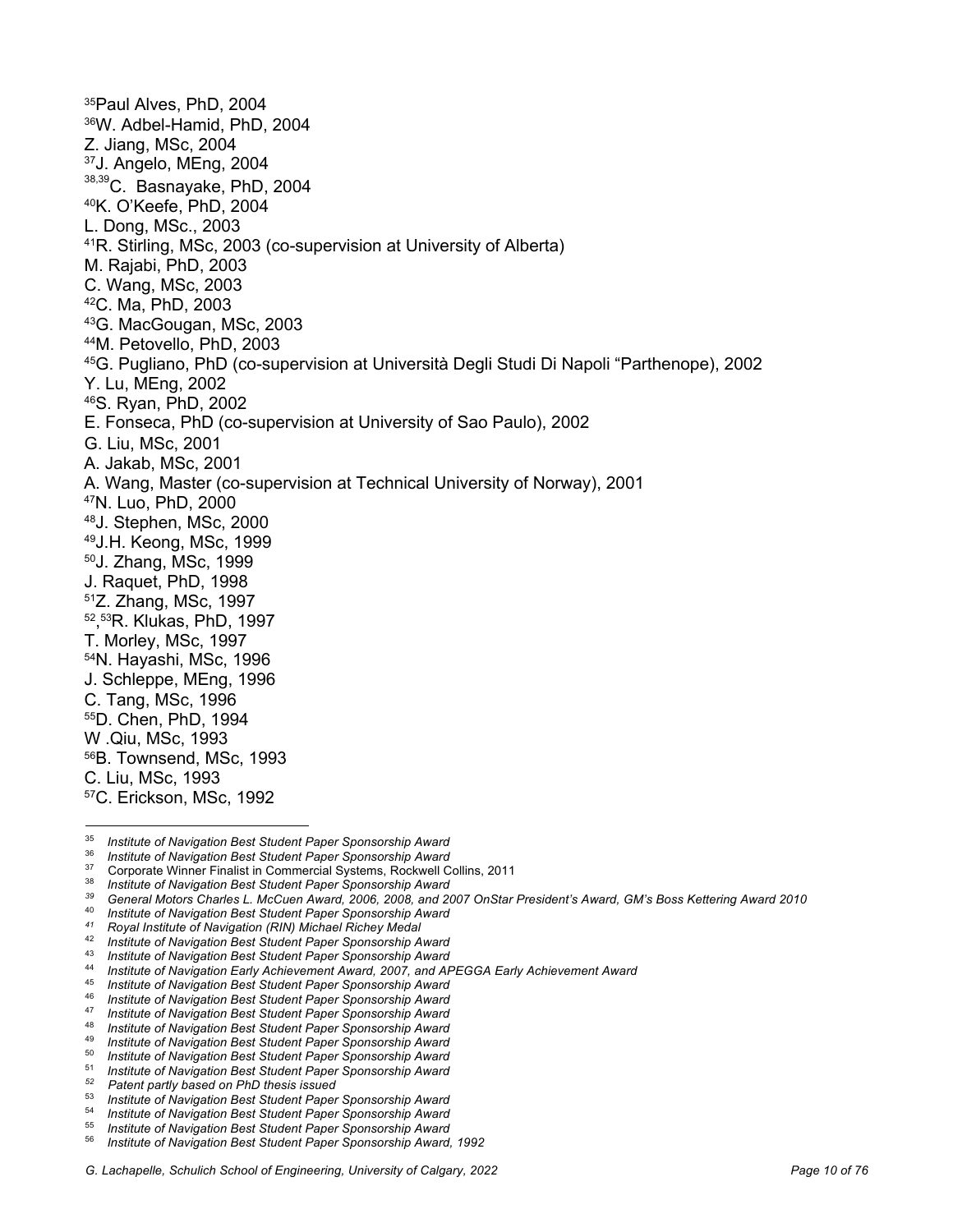[35]Paul Alves, PhD, 2004
[36]W. Adbel-Hamid, PhD, 2004
Z. Jiang, MSc, 2004
[37]J. Angelo, MEng, 2004
[38,39]C. Basnayake, PhD, 2004
[40]K. O'Keefe, PhD, 2004
L. Dong, MSc., 2003
[41]R. Stirling, MSc, 2003 (co-supervision at University of Alberta)
M. Rajabi, PhD, 2003
C. Wang, MSc, 2003
[42]C. Ma, PhD, 2003
[43]G. MacGougan, MSc, 2003
[44]M. Petovello, PhD, 2003
[45]G. Pugliano, PhD (co-supervision at Università Degli Studi Di Napoli "Parthenope), 2002
Y. Lu, MEng, 2002
[46]S. Ryan, PhD, 2002
E. Fonseca, PhD (co-supervision at University of Sao Paulo), 2002
G. Liu, MSc, 2001
A. Jakab, MSc, 2001
A. Wang, Master (co-supervision at Technical University of Norway), 2001
[47]N. Luo, PhD, 2000
[48]J. Stephen, MSc, 2000
[49]J.H. Keong, MSc, 1999
[50]J. Zhang, MSc, 1999
J. Raquet, PhD, 1998
[51]Z. Zhang, MSc, 1997
[52,53]R. Klukas, PhD, 1997
T. Morley, MSc, 1997
[54]N. Hayashi, MSc, 1996
J. Schleppe, MEng, 1996
C. Tang, MSc, 1996
[55]D. Chen, PhD, 1994
W .Qiu, MSc, 1993
[56]B. Townsend, MSc, 1993
C. Liu, MSc, 1993
[57]C. Erickson, MSc, 1992

---

[35] *Institute of Navigation Best Student Paper Sponsorship Award*
[36] *Institute of Navigation Best Student Paper Sponsorship Award*
[37] Corporate Winner Finalist in Commercial Systems, Rockwell Collins, 2011
[38] *Institute of Navigation Best Student Paper Sponsorship Award*
[39] *General Motors Charles L. McCuen Award, 2006, 2008, and 2007 OnStar President's Award, GM's Boss Kettering Award 2010*
[40] *Institute of Navigation Best Student Paper Sponsorship Award*
[41] *Royal Institute of Navigation (RIN) Michael Richey Medal*
[42] *Institute of Navigation Best Student Paper Sponsorship Award*
[43] *Institute of Navigation Best Student Paper Sponsorship Award*
[44] *Institute of Navigation Early Achievement Award, 2007, and APEGGA Early Achievement Award*
[45] *Institute of Navigation Best Student Paper Sponsorship Award*
[46] *Institute of Navigation Best Student Paper Sponsorship Award*
[47] *Institute of Navigation Best Student Paper Sponsorship Award*
[48] *Institute of Navigation Best Student Paper Sponsorship Award*
[49] *Institute of Navigation Best Student Paper Sponsorship Award*
[50] *Institute of Navigation Best Student Paper Sponsorship Award*
[51] *Institute of Navigation Best Student Paper Sponsorship Award*
[52] *Patent partly based on PhD thesis issued*
[53] *Institute of Navigation Best Student Paper Sponsorship Award*
[54] *Institute of Navigation Best Student Paper Sponsorship Award*
[55] *Institute of Navigation Best Student Paper Sponsorship Award*
[56] *Institute of Navigation Best Student Paper Sponsorship Award, 1992*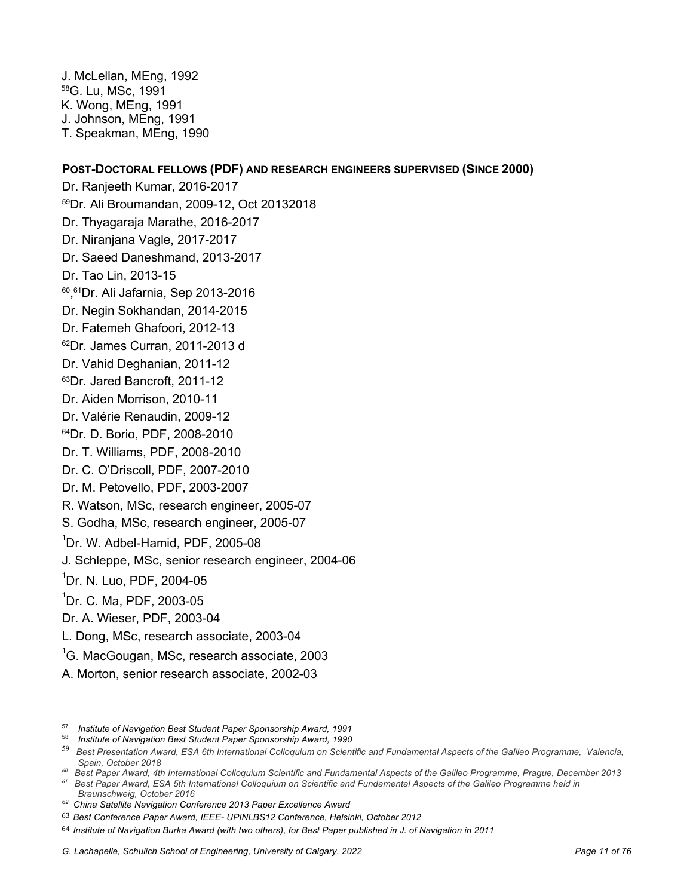J. McLellan, MEng, 1992
[58]G. Lu, MSc, 1991
K. Wong, MEng, 1991
J. Johnson, MEng, 1991
T. Speakman, MEng, 1990

**POST-DOCTORAL FELLOWS (PDF) AND RESEARCH ENGINEERS SUPERVISED (SINCE 2000)**

Dr. Ranjeeth Kumar, 2016-2017
[59]Dr. Ali Broumandan, 2009-12, Oct 20132018
Dr. Thyagaraja Marathe, 2016-2017
Dr. Niranjana Vagle, 2017-2017
Dr. Saeed Daneshmand, 2013-2017
Dr. Tao Lin, 2013-15
[60,61]Dr. Ali Jafarnia, Sep 2013-2016
Dr. Negin Sokhandan, 2014-2015
Dr. Fatemeh Ghafoori, 2012-13
[62]Dr. James Curran, 2011-2013 d
Dr. Vahid Deghanian, 2011-12
[63]Dr. Jared Bancroft, 2011-12
Dr. Aiden Morrison, 2010-11
Dr. Valérie Renaudin, 2009-12
[64]Dr. D. Borio, PDF, 2008-2010
Dr. T. Williams, PDF, 2008-2010
Dr. C. O'Driscoll, PDF, 2007-2010
Dr. M. Petovello, PDF, 2003-2007
R. Watson, MSc, research engineer, 2005-07
S. Godha, MSc, research engineer, 2005-07
[1]Dr. W. Adbel-Hamid, PDF, 2005-08
J. Schleppe, MSc, senior research engineer, 2004-06
[1]Dr. N. Luo, PDF, 2004-05
[1]Dr. C. Ma, PDF, 2003-05
Dr. A. Wieser, PDF, 2003-04
L. Dong, MSc, research associate, 2003-04
[1]G. MacGougan, MSc, research associate, 2003
A. Morton, senior research associate, 2002-03

---

[57] *Institute of Navigation Best Student Paper Sponsorship Award, 1991*
[58] *Institute of Navigation Best Student Paper Sponsorship Award, 1990*
[59] *Best Presentation Award, ESA 6th International Colloquium on Scientific and Fundamental Aspects of the Galileo Programme, Valencia, Spain, October 2018*
[60] *Best Paper Award, 4th International Colloquium Scientific and Fundamental Aspects of the Galileo Programme, Prague, December 2013*
[61] *Best Paper Award, ESA 5th International Colloquium on Scientific and Fundamental Aspects of the Galileo Programme held in Braunschweig, October 2016*
[62] *China Satellite Navigation Conference 2013 Paper Excellence Award*
[63] *Best Conference Paper Award, IEEE- UPINLBS12 Conference, Helsinki, October 2012*
[64] *Institute of Navigation Burka Award (with two others), for Best Paper published in J. of Navigation in 2011*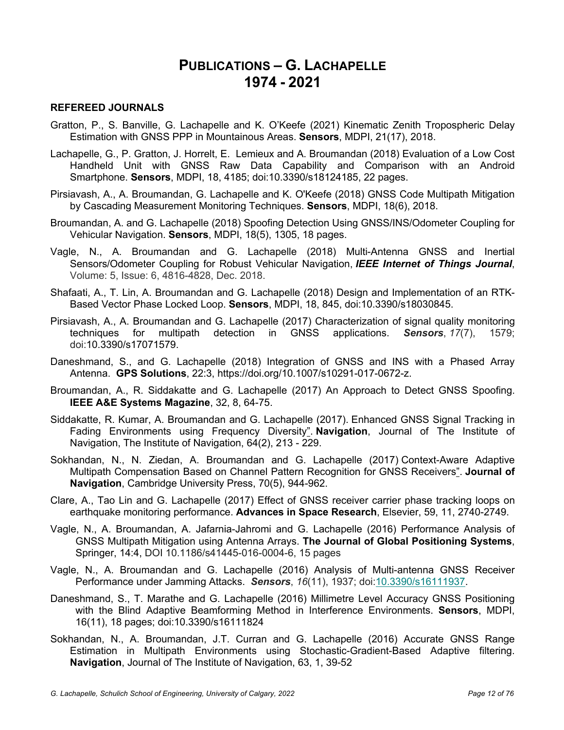# PUBLICATIONS – G. LACHAPELLE
# 1974 - 2021

## REFEREED JOURNALS

Gratton, P., S. Banville, G. Lachapelle and K. O'Keefe (2021) Kinematic Zenith Tropospheric Delay Estimation with GNSS PPP in Mountainous Areas. **Sensors**, MDPI, 21(17), 2018.

Lachapelle, G., P. Gratton, J. Horrelt, E. Lemieux and A. Broumandan (2018) Evaluation of a Low Cost Handheld Unit with GNSS Raw Data Capability and Comparison with an Android Smartphone. **Sensors**, MDPI, 18, 4185; doi:10.3390/s18124185, 22 pages.

Pirsiavash, A., A. Broumandan, G. Lachapelle and K. O'Keefe (2018) GNSS Code Multipath Mitigation by Cascading Measurement Monitoring Techniques. **Sensors**, MDPI, 18(6), 2018.

Broumandan, A. and G. Lachapelle (2018) Spoofing Detection Using GNSS/INS/Odometer Coupling for Vehicular Navigation. **Sensors**, MDPI, 18(5), 1305, 18 pages.

Vagle, N., A. Broumandan and G. Lachapelle (2018) Multi-Antenna GNSS and Inertial Sensors/Odometer Coupling for Robust Vehicular Navigation, ***IEEE Internet of Things Journal***, Volume: 5, Issue: 6, 4816-4828, Dec. 2018.

Shafaati, A., T. Lin, A. Broumandan and G. Lachapelle (2018) Design and Implementation of an RTK-Based Vector Phase Locked Loop. **Sensors**, MDPI, 18, 845, doi:10.3390/s18030845.

Pirsiavash, A., A. Broumandan and G. Lachapelle (2017) Characterization of signal quality monitoring techniques for multipath detection in GNSS applications. ***Sensors***, *17*(7), 1579; doi:10.3390/s17071579.

Daneshmand, S., and G. Lachapelle (2018) Integration of GNSS and INS with a Phased Array Antenna. **GPS Solutions**, 22:3, https://doi.org/10.1007/s10291-017-0672-z.

Broumandan, A., R. Siddakatte and G. Lachapelle (2017) An Approach to Detect GNSS Spoofing. **IEEE A&E Systems Magazine**, 32, 8, 64-75.

Siddakatte, R. Kumar, A. Broumandan and G. Lachapelle (2017). Enhanced GNSS Signal Tracking in Fading Environments using Frequency Diversity". **Navigation**, Journal of The Institute of Navigation, The Institute of Navigation, 64(2), 213 - 229.

Sokhandan, N., N. Ziedan, A. Broumandan and G. Lachapelle (2017) Context-Aware Adaptive Multipath Compensation Based on Channel Pattern Recognition for GNSS Receivers". **Journal of Navigation**, Cambridge University Press, 70(5), 944-962.

Clare, A., Tao Lin and G. Lachapelle (2017) Effect of GNSS receiver carrier phase tracking loops on earthquake monitoring performance. **Advances in Space Research**, Elsevier, 59, 11, 2740-2749.

Vagle, N., A. Broumandan, A. Jafarnia-Jahromi and G. Lachapelle (2016) Performance Analysis of GNSS Multipath Mitigation using Antenna Arrays. **The Journal of Global Positioning Systems**, Springer, 14:4, DOI 10.1186/s41445-016-0004-6, 15 pages

Vagle, N., A. Broumandan and G. Lachapelle (2016) Analysis of Multi-antenna GNSS Receiver Performance under Jamming Attacks. ***Sensors***, *16*(11), 1937; doi:10.3390/s16111937.

Daneshmand, S., T. Marathe and G. Lachapelle (2016) Millimetre Level Accuracy GNSS Positioning with the Blind Adaptive Beamforming Method in Interference Environments. **Sensors**, MDPI, 16(11), 18 pages; doi:10.3390/s16111824

Sokhandan, N., A. Broumandan, J.T. Curran and G. Lachapelle (2016) Accurate GNSS Range Estimation in Multipath Environments using Stochastic-Gradient-Based Adaptive filtering. **Navigation**, Journal of The Institute of Navigation, 63, 1, 39-52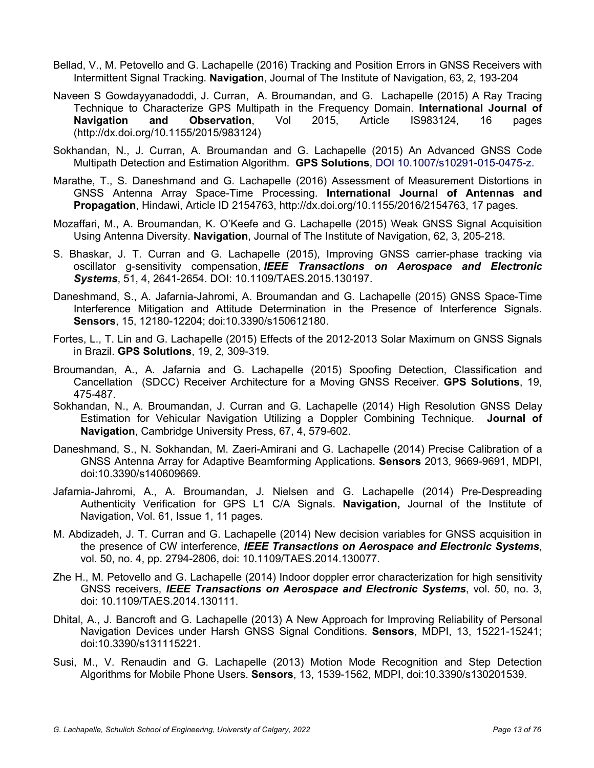Bellad, V., M. Petovello and G. Lachapelle (2016) Tracking and Position Errors in GNSS Receivers with Intermittent Signal Tracking. **Navigation**, Journal of The Institute of Navigation, 63, 2, 193-204

Naveen S Gowdayyanadoddi, J. Curran, A. Broumandan, and G. Lachapelle (2015) A Ray Tracing Technique to Characterize GPS Multipath in the Frequency Domain. **International Journal of Navigation and Observation**, Vol 2015, Article IS983124, 16 pages (http://dx.doi.org/10.1155/2015/983124)

Sokhandan, N., J. Curran, A. Broumandan and G. Lachapelle (2015) An Advanced GNSS Code Multipath Detection and Estimation Algorithm. **GPS Solutions**, DOI 10.1007/s10291-015-0475-z.

Marathe, T., S. Daneshmand and G. Lachapelle (2016) Assessment of Measurement Distortions in GNSS Antenna Array Space-Time Processing. **International Journal of Antennas and Propagation**, Hindawi, Article ID 2154763, http://dx.doi.org/10.1155/2016/2154763, 17 pages.

Mozaffari, M., A. Broumandan, K. O'Keefe and G. Lachapelle (2015) Weak GNSS Signal Acquisition Using Antenna Diversity. **Navigation**, Journal of The Institute of Navigation, 62, 3, 205-218.

S. Bhaskar, J. T. Curran and G. Lachapelle (2015), Improving GNSS carrier-phase tracking via oscillator g-sensitivity compensation, ***IEEE Transactions on Aerospace and Electronic Systems***, 51, 4, 2641-2654. DOI: 10.1109/TAES.2015.130197.

Daneshmand, S., A. Jafarnia-Jahromi, A. Broumandan and G. Lachapelle (2015) GNSS Space-Time Interference Mitigation and Attitude Determination in the Presence of Interference Signals. **Sensors**, 15, 12180-12204; doi:10.3390/s150612180.

Fortes, L., T. Lin and G. Lachapelle (2015) Effects of the 2012-2013 Solar Maximum on GNSS Signals in Brazil. **GPS Solutions**, 19, 2, 309-319.

Broumandan, A., A. Jafarnia and G. Lachapelle (2015) Spoofing Detection, Classification and Cancellation (SDCC) Receiver Architecture for a Moving GNSS Receiver. **GPS Solutions**, 19, 475-487.

Sokhandan, N., A. Broumandan, J. Curran and G. Lachapelle (2014) High Resolution GNSS Delay Estimation for Vehicular Navigation Utilizing a Doppler Combining Technique. **Journal of Navigation**, Cambridge University Press, 67, 4, 579-602.

Daneshmand, S., N. Sokhandan, M. Zaeri-Amirani and G. Lachapelle (2014) Precise Calibration of a GNSS Antenna Array for Adaptive Beamforming Applications. **Sensors** 2013, 9669-9691, MDPI, doi:10.3390/s140609669.

Jafarnia-Jahromi, A., A. Broumandan, J. Nielsen and G. Lachapelle (2014) Pre-Despreading Authenticity Verification for GPS L1 C/A Signals. **Navigation,** Journal of the Institute of Navigation, Vol. 61, Issue 1, 11 pages.

M. Abdizadeh, J. T. Curran and G. Lachapelle (2014) New decision variables for GNSS acquisition in the presence of CW interference, ***IEEE Transactions on Aerospace and Electronic Systems***, vol. 50, no. 4, pp. 2794-2806, doi: 10.1109/TAES.2014.130077.

Zhe H., M. Petovello and G. Lachapelle (2014) Indoor doppler error characterization for high sensitivity GNSS receivers, ***IEEE Transactions on Aerospace and Electronic Systems***, vol. 50, no. 3, doi: 10.1109/TAES.2014.130111.

Dhital, A., J. Bancroft and G. Lachapelle (2013) A New Approach for Improving Reliability of Personal Navigation Devices under Harsh GNSS Signal Conditions. **Sensors**, MDPI, 13, 15221-15241; doi:10.3390/s131115221.

Susi, M., V. Renaudin and G. Lachapelle (2013) Motion Mode Recognition and Step Detection Algorithms for Mobile Phone Users. **Sensors**, 13, 1539-1562, MDPI, doi:10.3390/s130201539.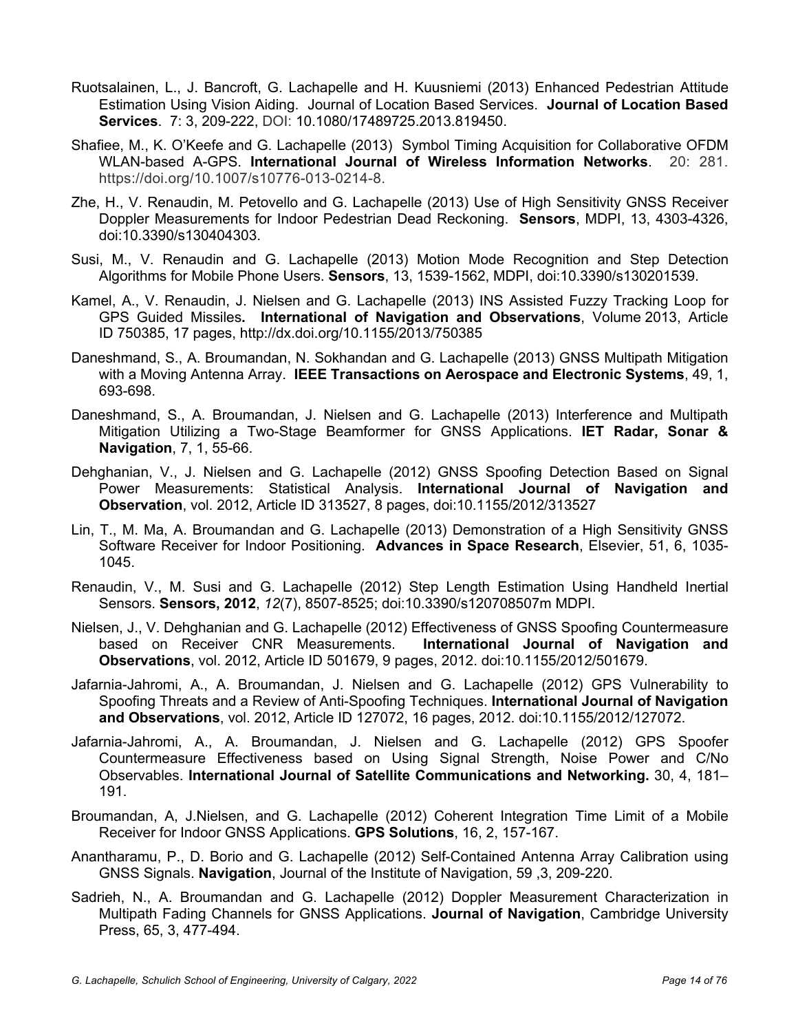Ruotsalainen, L., J. Bancroft, G. Lachapelle and H. Kuusniemi (2013) Enhanced Pedestrian Attitude Estimation Using Vision Aiding. Journal of Location Based Services. **Journal of Location Based Services**. 7: 3, 209-222, DOI: 10.1080/17489725.2013.819450.

Shafiee, M., K. O'Keefe and G. Lachapelle (2013) Symbol Timing Acquisition for Collaborative OFDM WLAN-based A-GPS. **International Journal of Wireless Information Networks**. 20: 281. https://doi.org/10.1007/s10776-013-0214-8.

Zhe, H., V. Renaudin, M. Petovello and G. Lachapelle (2013) Use of High Sensitivity GNSS Receiver Doppler Measurements for Indoor Pedestrian Dead Reckoning. **Sensors**, MDPI, 13, 4303-4326, doi:10.3390/s130404303.

Susi, M., V. Renaudin and G. Lachapelle (2013) Motion Mode Recognition and Step Detection Algorithms for Mobile Phone Users. **Sensors**, 13, 1539-1562, MDPI, doi:10.3390/s130201539.

Kamel, A., V. Renaudin, J. Nielsen and G. Lachapelle (2013) INS Assisted Fuzzy Tracking Loop for GPS Guided Missiles**. International of Navigation and Observations**, Volume 2013, Article ID 750385, 17 pages, http://dx.doi.org/10.1155/2013/750385

Daneshmand, S., A. Broumandan, N. Sokhandan and G. Lachapelle (2013) GNSS Multipath Mitigation with a Moving Antenna Array. **IEEE Transactions on Aerospace and Electronic Systems**, 49, 1, 693-698.

Daneshmand, S., A. Broumandan, J. Nielsen and G. Lachapelle (2013) Interference and Multipath Mitigation Utilizing a Two-Stage Beamformer for GNSS Applications. **IET Radar, Sonar & Navigation**, 7, 1, 55-66.

Dehghanian, V., J. Nielsen and G. Lachapelle (2012) GNSS Spoofing Detection Based on Signal Power Measurements: Statistical Analysis. **International Journal of Navigation and Observation**, vol. 2012, Article ID 313527, 8 pages, doi:10.1155/2012/313527

Lin, T., M. Ma, A. Broumandan and G. Lachapelle (2013) Demonstration of a High Sensitivity GNSS Software Receiver for Indoor Positioning. **Advances in Space Research**, Elsevier, 51, 6, 1035-1045.

Renaudin, V., M. Susi and G. Lachapelle (2012) Step Length Estimation Using Handheld Inertial Sensors. **Sensors, 2012**, *12*(7), 8507-8525; doi:10.3390/s120708507m MDPI.

Nielsen, J., V. Dehghanian and G. Lachapelle (2012) Effectiveness of GNSS Spoofing Countermeasure based on Receiver CNR Measurements. **International Journal of Navigation and Observations**, vol. 2012, Article ID 501679, 9 pages, 2012. doi:10.1155/2012/501679.

Jafarnia-Jahromi, A., A. Broumandan, J. Nielsen and G. Lachapelle (2012) GPS Vulnerability to Spoofing Threats and a Review of Anti-Spoofing Techniques. **International Journal of Navigation and Observations**, vol. 2012, Article ID 127072, 16 pages, 2012. doi:10.1155/2012/127072.

Jafarnia-Jahromi, A., A. Broumandan, J. Nielsen and G. Lachapelle (2012) GPS Spoofer Countermeasure Effectiveness based on Using Signal Strength, Noise Power and C/No Observables. **International Journal of Satellite Communications and Networking.** 30, 4, 181–191.

Broumandan, A, J.Nielsen, and G. Lachapelle (2012) Coherent Integration Time Limit of a Mobile Receiver for Indoor GNSS Applications. **GPS Solutions**, 16, 2, 157-167.

Anantharamu, P., D. Borio and G. Lachapelle (2012) Self-Contained Antenna Array Calibration using GNSS Signals. **Navigation**, Journal of the Institute of Navigation, 59 ,3, 209-220.

Sadrieh, N., A. Broumandan and G. Lachapelle (2012) Doppler Measurement Characterization in Multipath Fading Channels for GNSS Applications. **Journal of Navigation**, Cambridge University Press, 65, 3, 477-494.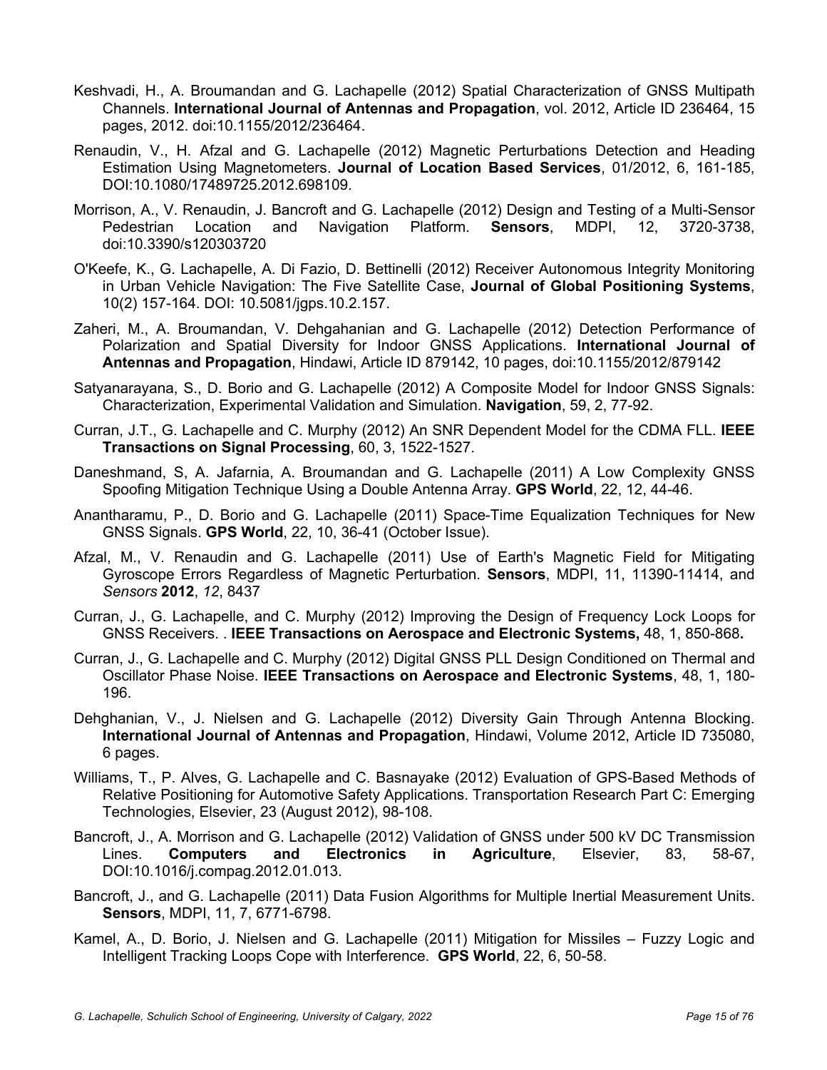Keshvadi, H., A. Broumandan and G. Lachapelle (2012) Spatial Characterization of GNSS Multipath Channels. **International Journal of Antennas and Propagation**, vol. 2012, Article ID 236464, 15 pages, 2012. doi:10.1155/2012/236464.

Renaudin, V., H. Afzal and G. Lachapelle (2012) Magnetic Perturbations Detection and Heading Estimation Using Magnetometers. **Journal of Location Based Services**, 01/2012, 6, 161-185, DOI:10.1080/17489725.2012.698109.

Morrison, A., V. Renaudin, J. Bancroft and G. Lachapelle (2012) Design and Testing of a Multi-Sensor Pedestrian Location and Navigation Platform. **Sensors**, MDPI, 12, 3720-3738, doi:10.3390/s120303720

O'Keefe, K., G. Lachapelle, A. Di Fazio, D. Bettinelli (2012) Receiver Autonomous Integrity Monitoring in Urban Vehicle Navigation: The Five Satellite Case, **Journal of Global Positioning Systems**, 10(2) 157-164. DOI: 10.5081/jgps.10.2.157.

Zaheri, M., A. Broumandan, V. Dehgahanian and G. Lachapelle (2012) Detection Performance of Polarization and Spatial Diversity for Indoor GNSS Applications. **International Journal of Antennas and Propagation**, Hindawi, Article ID 879142, 10 pages, doi:10.1155/2012/879142

Satyanarayana, S., D. Borio and G. Lachapelle (2012) A Composite Model for Indoor GNSS Signals: Characterization, Experimental Validation and Simulation. **Navigation**, 59, 2, 77-92.

Curran, J.T., G. Lachapelle and C. Murphy (2012) An SNR Dependent Model for the CDMA FLL. **IEEE Transactions on Signal Processing**, 60, 3, 1522-1527.

Daneshmand, S, A. Jafarnia, A. Broumandan and G. Lachapelle (2011) A Low Complexity GNSS Spoofing Mitigation Technique Using a Double Antenna Array. **GPS World**, 22, 12, 44-46.

Anantharamu, P., D. Borio and G. Lachapelle (2011) Space-Time Equalization Techniques for New GNSS Signals. **GPS World**, 22, 10, 36-41 (October Issue).

Afzal, M., V. Renaudin and G. Lachapelle (2011) Use of Earth's Magnetic Field for Mitigating Gyroscope Errors Regardless of Magnetic Perturbation. **Sensors**, MDPI, 11, 11390-11414, and *Sensors* **2012**, *12*, 8437

Curran, J., G. Lachapelle, and C. Murphy (2012) Improving the Design of Frequency Lock Loops for GNSS Receivers. . **IEEE Transactions on Aerospace and Electronic Systems,** 48, 1, 850-868**.**

Curran, J., G. Lachapelle and C. Murphy (2012) Digital GNSS PLL Design Conditioned on Thermal and Oscillator Phase Noise. **IEEE Transactions on Aerospace and Electronic Systems**, 48, 1, 180-196.

Dehghanian, V., J. Nielsen and G. Lachapelle (2012) Diversity Gain Through Antenna Blocking. **International Journal of Antennas and Propagation**, Hindawi, Volume 2012, Article ID 735080, 6 pages.

Williams, T., P. Alves, G. Lachapelle and C. Basnayake (2012) Evaluation of GPS-Based Methods of Relative Positioning for Automotive Safety Applications. Transportation Research Part C: Emerging Technologies, Elsevier, 23 (August 2012), 98-108.

Bancroft, J., A. Morrison and G. Lachapelle (2012) Validation of GNSS under 500 kV DC Transmission Lines. **Computers and Electronics in Agriculture**, Elsevier, 83, 58-67, DOI:10.1016/j.compag.2012.01.013.

Bancroft, J., and G. Lachapelle (2011) Data Fusion Algorithms for Multiple Inertial Measurement Units. **Sensors**, MDPI, 11, 7, 6771-6798.

Kamel, A., D. Borio, J. Nielsen and G. Lachapelle (2011) Mitigation for Missiles – Fuzzy Logic and Intelligent Tracking Loops Cope with Interference. **GPS World**, 22, 6, 50-58.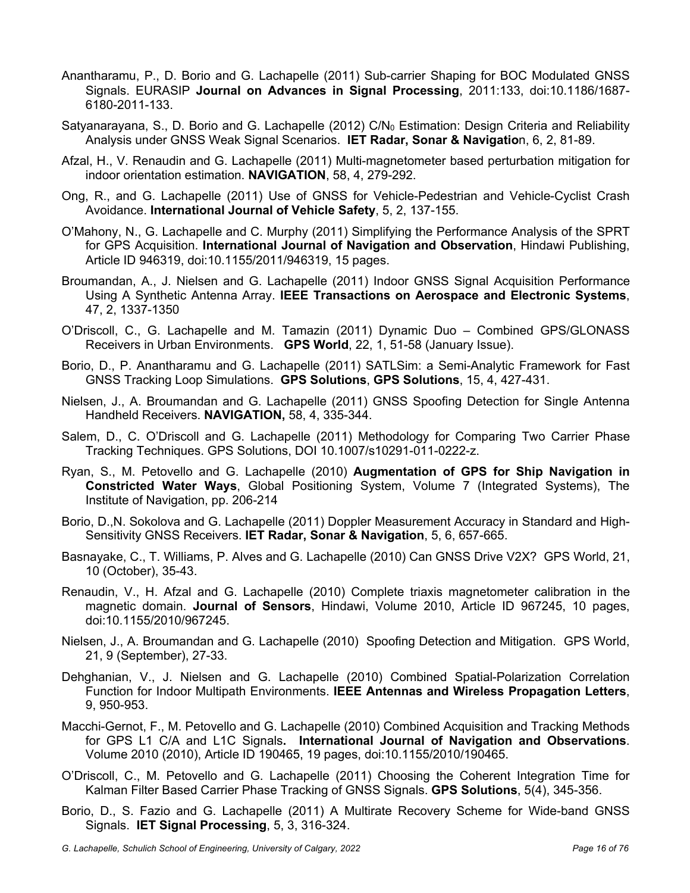Anantharamu, P., D. Borio and G. Lachapelle (2011) Sub-carrier Shaping for BOC Modulated GNSS Signals. EURASIP **Journal on Advances in Signal Processing**, 2011:133, doi:10.1186/1687-6180-2011-133.

Satyanarayana, S., D. Borio and G. Lachapelle (2012) C/$N_0$ Estimation: Design Criteria and Reliability Analysis under GNSS Weak Signal Scenarios. **IET Radar, Sonar & Navigatio**n, 6, 2, 81-89.

Afzal, H., V. Renaudin and G. Lachapelle (2011) Multi-magnetometer based perturbation mitigation for indoor orientation estimation. **NAVIGATION**, 58, 4, 279-292.

Ong, R., and G. Lachapelle (2011) Use of GNSS for Vehicle-Pedestrian and Vehicle-Cyclist Crash Avoidance. **International Journal of Vehicle Safety**, 5, 2, 137-155.

O'Mahony, N., G. Lachapelle and C. Murphy (2011) Simplifying the Performance Analysis of the SPRT for GPS Acquisition. **International Journal of Navigation and Observation**, Hindawi Publishing, Article ID 946319, doi:10.1155/2011/946319, 15 pages.

Broumandan, A., J. Nielsen and G. Lachapelle (2011) Indoor GNSS Signal Acquisition Performance Using A Synthetic Antenna Array. **IEEE Transactions on Aerospace and Electronic Systems**, 47, 2, 1337-1350

O'Driscoll, C., G. Lachapelle and M. Tamazin (2011) Dynamic Duo – Combined GPS/GLONASS Receivers in Urban Environments. **GPS World**, 22, 1, 51-58 (January Issue).

Borio, D., P. Anantharamu and G. Lachapelle (2011) SATLSim: a Semi-Analytic Framework for Fast GNSS Tracking Loop Simulations. **GPS Solutions**, **GPS Solutions**, 15, 4, 427-431.

Nielsen, J., A. Broumandan and G. Lachapelle (2011) GNSS Spoofing Detection for Single Antenna Handheld Receivers. **NAVIGATION,** 58, 4, 335-344.

Salem, D., C. O'Driscoll and G. Lachapelle (2011) Methodology for Comparing Two Carrier Phase Tracking Techniques. GPS Solutions, DOI 10.1007/s10291-011-0222-z.

Ryan, S., M. Petovello and G. Lachapelle (2010) **Augmentation of GPS for Ship Navigation in Constricted Water Ways**, Global Positioning System, Volume 7 (Integrated Systems), The Institute of Navigation, pp. 206-214

Borio, D.,N. Sokolova and G. Lachapelle (2011) Doppler Measurement Accuracy in Standard and High-Sensitivity GNSS Receivers. **IET Radar, Sonar & Navigation**, 5, 6, 657-665.

Basnayake, C., T. Williams, P. Alves and G. Lachapelle (2010) Can GNSS Drive V2X? GPS World, 21, 10 (October), 35-43.

Renaudin, V., H. Afzal and G. Lachapelle (2010) Complete triaxis magnetometer calibration in the magnetic domain. **Journal of Sensors**, Hindawi, Volume 2010, Article ID 967245, 10 pages, doi:10.1155/2010/967245.

Nielsen, J., A. Broumandan and G. Lachapelle (2010) Spoofing Detection and Mitigation. GPS World, 21, 9 (September), 27-33.

Dehghanian, V., J. Nielsen and G. Lachapelle (2010) Combined Spatial-Polarization Correlation Function for Indoor Multipath Environments. **IEEE Antennas and Wireless Propagation Letters**, 9, 950-953.

Macchi-Gernot, F., M. Petovello and G. Lachapelle (2010) Combined Acquisition and Tracking Methods for GPS L1 C/A and L1C Signals**. International Journal of Navigation and Observations**. Volume 2010 (2010), Article ID 190465, 19 pages, doi:10.1155/2010/190465.

O'Driscoll, C., M. Petovello and G. Lachapelle (2011) Choosing the Coherent Integration Time for Kalman Filter Based Carrier Phase Tracking of GNSS Signals. **GPS Solutions**, 5(4), 345-356.

Borio, D., S. Fazio and G. Lachapelle (2011) A Multirate Recovery Scheme for Wide-band GNSS Signals. **IET Signal Processing**, 5, 3, 316-324.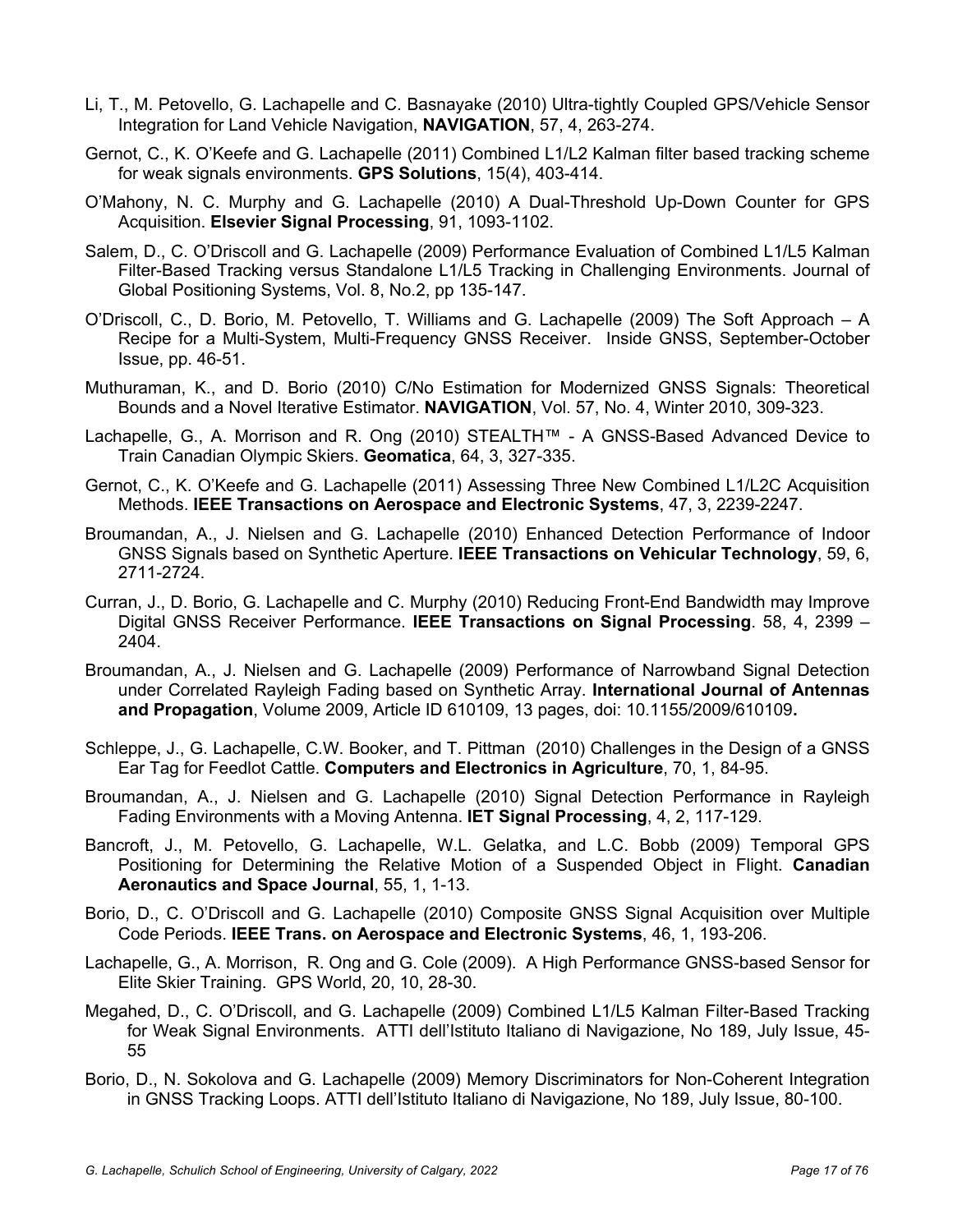Li, T., M. Petovello, G. Lachapelle and C. Basnayake (2010) Ultra-tightly Coupled GPS/Vehicle Sensor Integration for Land Vehicle Navigation, **NAVIGATION**, 57, 4, 263-274.

Gernot, C., K. O'Keefe and G. Lachapelle (2011) Combined L1/L2 Kalman filter based tracking scheme for weak signals environments. **GPS Solutions**, 15(4), 403-414.

O'Mahony, N. C. Murphy and G. Lachapelle (2010) A Dual-Threshold Up-Down Counter for GPS Acquisition. **Elsevier Signal Processing**, 91, 1093-1102.

Salem, D., C. O'Driscoll and G. Lachapelle (2009) Performance Evaluation of Combined L1/L5 Kalman Filter-Based Tracking versus Standalone L1/L5 Tracking in Challenging Environments. Journal of Global Positioning Systems, Vol. 8, No.2, pp 135-147.

O'Driscoll, C., D. Borio, M. Petovello, T. Williams and G. Lachapelle (2009) The Soft Approach – A Recipe for a Multi-System, Multi-Frequency GNSS Receiver. Inside GNSS, September-October Issue, pp. 46-51.

Muthuraman, K., and D. Borio (2010) C/No Estimation for Modernized GNSS Signals: Theoretical Bounds and a Novel Iterative Estimator. **NAVIGATION**, Vol. 57, No. 4, Winter 2010, 309-323.

Lachapelle, G., A. Morrison and R. Ong (2010) STEALTH™ - A GNSS-Based Advanced Device to Train Canadian Olympic Skiers. **Geomatica**, 64, 3, 327-335.

Gernot, C., K. O'Keefe and G. Lachapelle (2011) Assessing Three New Combined L1/L2C Acquisition Methods. **IEEE Transactions on Aerospace and Electronic Systems**, 47, 3, 2239-2247.

Broumandan, A., J. Nielsen and G. Lachapelle (2010) Enhanced Detection Performance of Indoor GNSS Signals based on Synthetic Aperture. **IEEE Transactions on Vehicular Technology**, 59, 6, 2711-2724.

Curran, J., D. Borio, G. Lachapelle and C. Murphy (2010) Reducing Front-End Bandwidth may Improve Digital GNSS Receiver Performance. **IEEE Transactions on Signal Processing**. 58, 4, 2399 – 2404.

Broumandan, A., J. Nielsen and G. Lachapelle (2009) Performance of Narrowband Signal Detection under Correlated Rayleigh Fading based on Synthetic Array. **International Journal of Antennas and Propagation**, Volume 2009, Article ID 610109, 13 pages, doi: 10.1155/2009/610109**.**

Schleppe, J., G. Lachapelle, C.W. Booker, and T. Pittman (2010) Challenges in the Design of a GNSS Ear Tag for Feedlot Cattle. **Computers and Electronics in Agriculture**, 70, 1, 84-95.

Broumandan, A., J. Nielsen and G. Lachapelle (2010) Signal Detection Performance in Rayleigh Fading Environments with a Moving Antenna. **IET Signal Processing**, 4, 2, 117-129.

Bancroft, J., M. Petovello, G. Lachapelle, W.L. Gelatka, and L.C. Bobb (2009) Temporal GPS Positioning for Determining the Relative Motion of a Suspended Object in Flight. **Canadian Aeronautics and Space Journal**, 55, 1, 1-13.

Borio, D., C. O'Driscoll and G. Lachapelle (2010) Composite GNSS Signal Acquisition over Multiple Code Periods. **IEEE Trans. on Aerospace and Electronic Systems**, 46, 1, 193-206.

Lachapelle, G., A. Morrison, R. Ong and G. Cole (2009). A High Performance GNSS-based Sensor for Elite Skier Training. GPS World, 20, 10, 28-30.

Megahed, D., C. O'Driscoll, and G. Lachapelle (2009) Combined L1/L5 Kalman Filter-Based Tracking for Weak Signal Environments. ATTI dell'Istituto Italiano di Navigazione, No 189, July Issue, 45-55

Borio, D., N. Sokolova and G. Lachapelle (2009) Memory Discriminators for Non-Coherent Integration in GNSS Tracking Loops. ATTI dell'Istituto Italiano di Navigazione, No 189, July Issue, 80-100.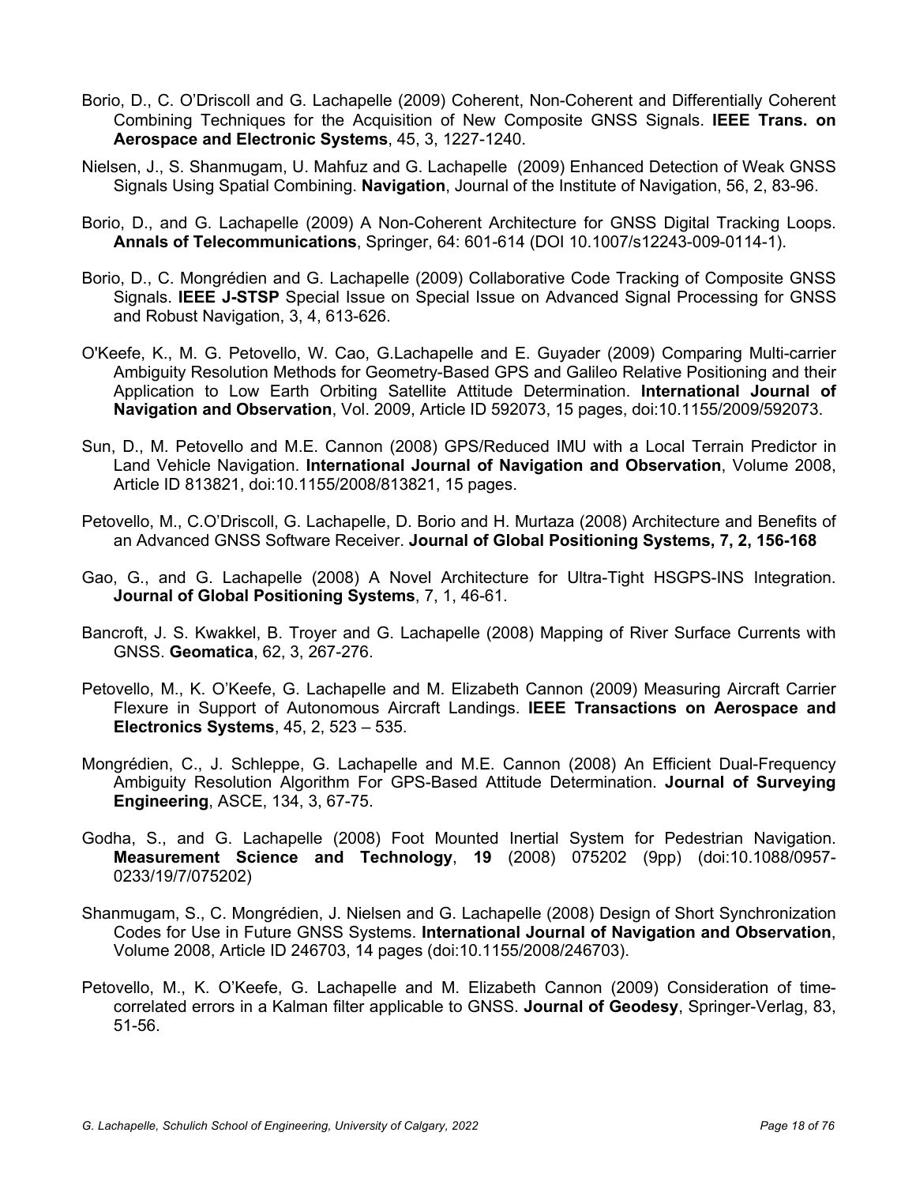Borio, D., C. O'Driscoll and G. Lachapelle (2009) Coherent, Non-Coherent and Differentially Coherent Combining Techniques for the Acquisition of New Composite GNSS Signals. **IEEE Trans. on Aerospace and Electronic Systems**, 45, 3, 1227-1240.

Nielsen, J., S. Shanmugam, U. Mahfuz and G. Lachapelle (2009) Enhanced Detection of Weak GNSS Signals Using Spatial Combining. **Navigation**, Journal of the Institute of Navigation, 56, 2, 83-96.

Borio, D., and G. Lachapelle (2009) A Non-Coherent Architecture for GNSS Digital Tracking Loops. **Annals of Telecommunications**, Springer, 64: 601-614 (DOI 10.1007/s12243-009-0114-1).

Borio, D., C. Mongrédien and G. Lachapelle (2009) Collaborative Code Tracking of Composite GNSS Signals. **IEEE J-STSP** Special Issue on Special Issue on Advanced Signal Processing for GNSS and Robust Navigation, 3, 4, 613-626.

O'Keefe, K., M. G. Petovello, W. Cao, G.Lachapelle and E. Guyader (2009) Comparing Multi-carrier Ambiguity Resolution Methods for Geometry-Based GPS and Galileo Relative Positioning and their Application to Low Earth Orbiting Satellite Attitude Determination. **International Journal of Navigation and Observation**, Vol. 2009, Article ID 592073, 15 pages, doi:10.1155/2009/592073.

Sun, D., M. Petovello and M.E. Cannon (2008) GPS/Reduced IMU with a Local Terrain Predictor in Land Vehicle Navigation. **International Journal of Navigation and Observation**, Volume 2008, Article ID 813821, doi:10.1155/2008/813821, 15 pages.

Petovello, M., C.O'Driscoll, G. Lachapelle, D. Borio and H. Murtaza (2008) Architecture and Benefits of an Advanced GNSS Software Receiver. **Journal of Global Positioning Systems, 7, 2, 156-168**

Gao, G., and G. Lachapelle (2008) A Novel Architecture for Ultra-Tight HSGPS-INS Integration. **Journal of Global Positioning Systems**, 7, 1, 46-61.

Bancroft, J. S. Kwakkel, B. Troyer and G. Lachapelle (2008) Mapping of River Surface Currents with GNSS. **Geomatica**, 62, 3, 267-276.

Petovello, M., K. O'Keefe, G. Lachapelle and M. Elizabeth Cannon (2009) Measuring Aircraft Carrier Flexure in Support of Autonomous Aircraft Landings. **IEEE Transactions on Aerospace and Electronics Systems**, 45, 2, 523 – 535.

Mongrédien, C., J. Schleppe, G. Lachapelle and M.E. Cannon (2008) An Efficient Dual-Frequency Ambiguity Resolution Algorithm For GPS-Based Attitude Determination. **Journal of Surveying Engineering**, ASCE, 134, 3, 67-75.

Godha, S., and G. Lachapelle (2008) Foot Mounted Inertial System for Pedestrian Navigation. **Measurement Science and Technology**, **19** (2008) 075202 (9pp) (doi:10.1088/0957-0233/19/7/075202)

Shanmugam, S., C. Mongrédien, J. Nielsen and G. Lachapelle (2008) Design of Short Synchronization Codes for Use in Future GNSS Systems. **International Journal of Navigation and Observation**, Volume 2008, Article ID 246703, 14 pages (doi:10.1155/2008/246703).

Petovello, M., K. O'Keefe, G. Lachapelle and M. Elizabeth Cannon (2009) Consideration of time-correlated errors in a Kalman filter applicable to GNSS. **Journal of Geodesy**, Springer-Verlag, 83, 51-56.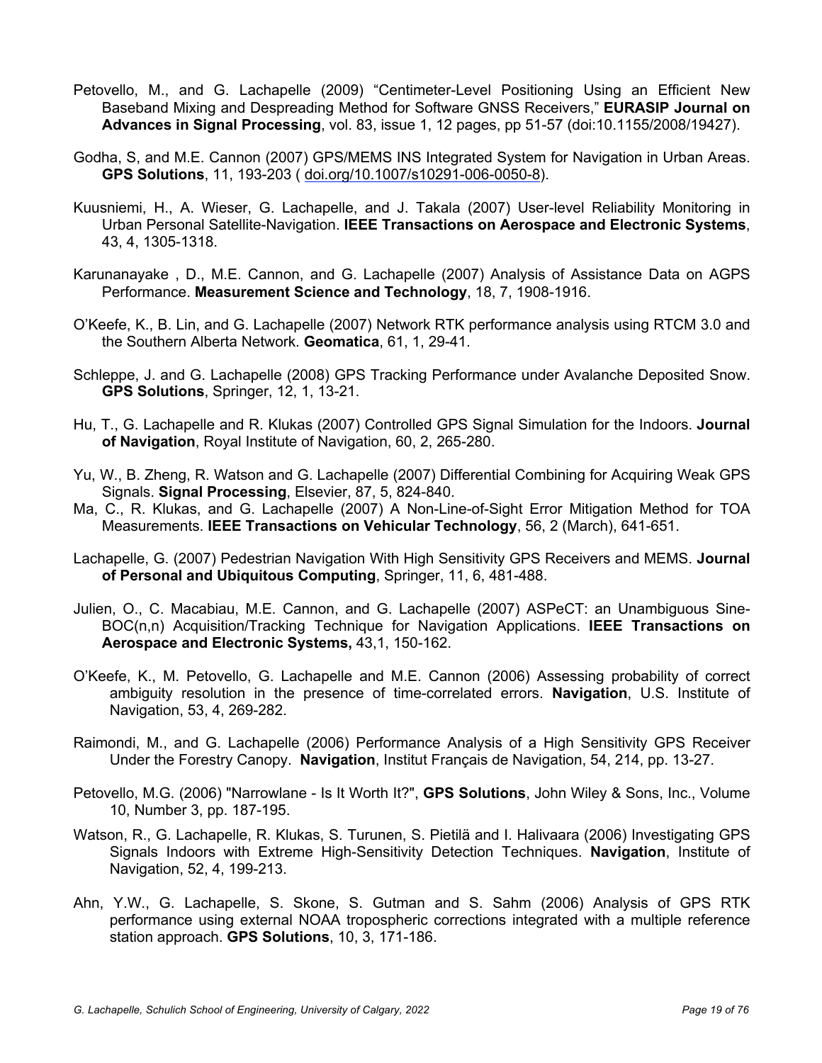Petovello, M., and G. Lachapelle (2009) "Centimeter-Level Positioning Using an Efficient New Baseband Mixing and Despreading Method for Software GNSS Receivers," **EURASIP Journal on Advances in Signal Processing**, vol. 83, issue 1, 12 pages, pp 51-57 (doi:10.1155/2008/19427).

Godha, S, and M.E. Cannon (2007) GPS/MEMS INS Integrated System for Navigation in Urban Areas. **GPS Solutions**, 11, 193-203 ( doi.org/10.1007/s10291-006-0050-8).

Kuusniemi, H., A. Wieser, G. Lachapelle, and J. Takala (2007) User-level Reliability Monitoring in Urban Personal Satellite-Navigation. **IEEE Transactions on Aerospace and Electronic Systems**, 43, 4, 1305-1318.

Karunanayake , D., M.E. Cannon, and G. Lachapelle (2007) Analysis of Assistance Data on AGPS Performance. **Measurement Science and Technology**, 18, 7, 1908-1916.

O'Keefe, K., B. Lin, and G. Lachapelle (2007) Network RTK performance analysis using RTCM 3.0 and the Southern Alberta Network. **Geomatica**, 61, 1, 29-41.

Schleppe, J. and G. Lachapelle (2008) GPS Tracking Performance under Avalanche Deposited Snow. **GPS Solutions**, Springer, 12, 1, 13-21.

Hu, T., G. Lachapelle and R. Klukas (2007) Controlled GPS Signal Simulation for the Indoors. **Journal of Navigation**, Royal Institute of Navigation, 60, 2, 265-280.

Yu, W., B. Zheng, R. Watson and G. Lachapelle (2007) Differential Combining for Acquiring Weak GPS Signals. **Signal Processing**, Elsevier, 87, 5, 824-840.

Ma, C., R. Klukas, and G. Lachapelle (2007) A Non-Line-of-Sight Error Mitigation Method for TOA Measurements. **IEEE Transactions on Vehicular Technology**, 56, 2 (March), 641-651.

Lachapelle, G. (2007) Pedestrian Navigation With High Sensitivity GPS Receivers and MEMS. **Journal of Personal and Ubiquitous Computing**, Springer, 11, 6, 481-488.

Julien, O., C. Macabiau, M.E. Cannon, and G. Lachapelle (2007) ASPeCT: an Unambiguous Sine-BOC(n,n) Acquisition/Tracking Technique for Navigation Applications. **IEEE Transactions on Aerospace and Electronic Systems,** 43,1, 150-162.

O'Keefe, K., M. Petovello, G. Lachapelle and M.E. Cannon (2006) Assessing probability of correct ambiguity resolution in the presence of time-correlated errors. **Navigation**, U.S. Institute of Navigation, 53, 4, 269-282.

Raimondi, M., and G. Lachapelle (2006) Performance Analysis of a High Sensitivity GPS Receiver Under the Forestry Canopy. **Navigation**, Institut Français de Navigation, 54, 214, pp. 13-27.

Petovello, M.G. (2006) "Narrowlane - Is It Worth It?", **GPS Solutions**, John Wiley & Sons, Inc., Volume 10, Number 3, pp. 187-195.

Watson, R., G. Lachapelle, R. Klukas, S. Turunen, S. Pietilä and I. Halivaara (2006) Investigating GPS Signals Indoors with Extreme High-Sensitivity Detection Techniques. **Navigation**, Institute of Navigation, 52, 4, 199-213.

Ahn, Y.W., G. Lachapelle, S. Skone, S. Gutman and S. Sahm (2006) Analysis of GPS RTK performance using external NOAA tropospheric corrections integrated with a multiple reference station approach. **GPS Solutions**, 10, 3, 171-186.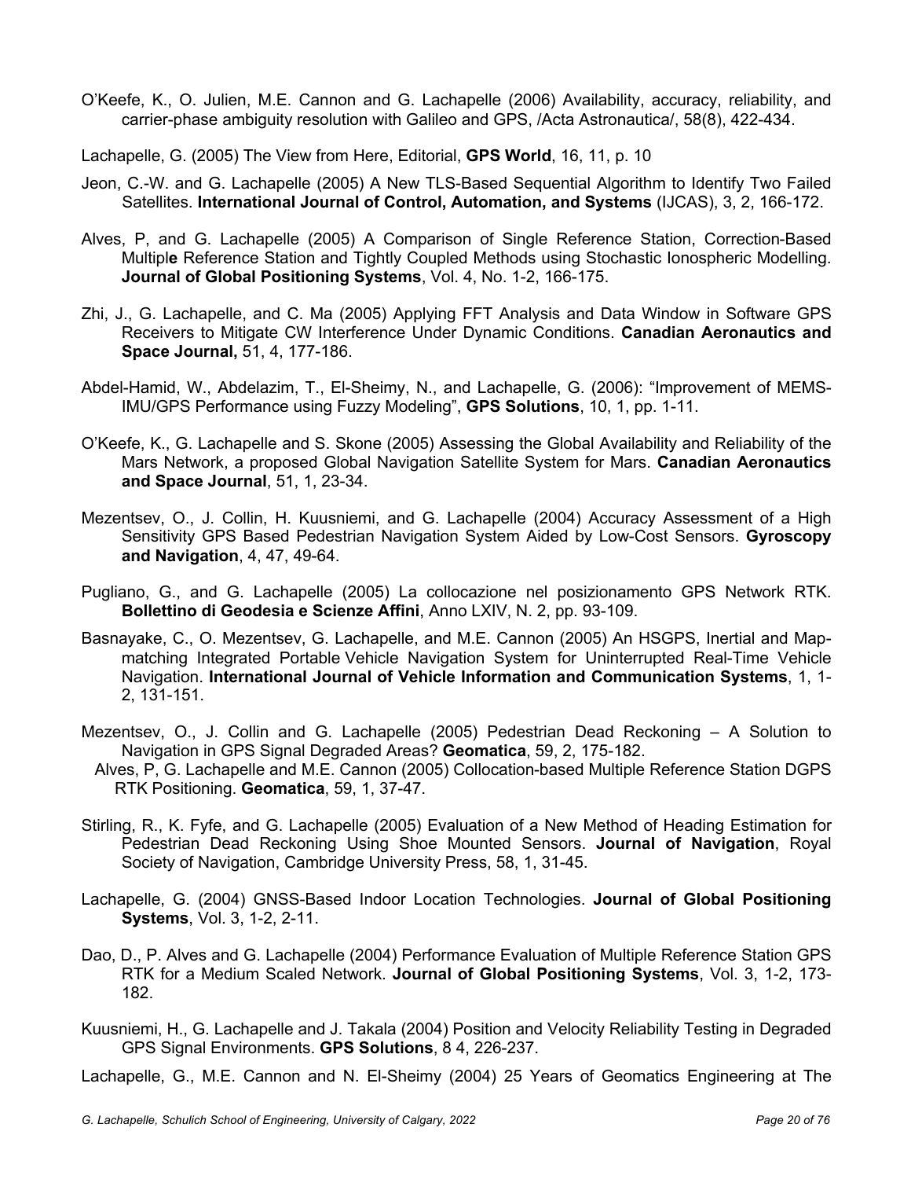O'Keefe, K., O. Julien, M.E. Cannon and G. Lachapelle (2006) Availability, accuracy, reliability, and carrier-phase ambiguity resolution with Galileo and GPS, /Acta Astronautica/, 58(8), 422-434.

Lachapelle, G. (2005) The View from Here, Editorial, **GPS World**, 16, 11, p. 10

Jeon, C.-W. and G. Lachapelle (2005) A New TLS-Based Sequential Algorithm to Identify Two Failed Satellites. **International Journal of Control, Automation, and Systems** (IJCAS), 3, 2, 166-172.

Alves, P, and G. Lachapelle (2005) A Comparison of Single Reference Station, Correction-Based Multipl**e** Reference Station and Tightly Coupled Methods using Stochastic Ionospheric Modelling. **Journal of Global Positioning Systems**, Vol. 4, No. 1-2, 166-175.

Zhi, J., G. Lachapelle, and C. Ma (2005) Applying FFT Analysis and Data Window in Software GPS Receivers to Mitigate CW Interference Under Dynamic Conditions. **Canadian Aeronautics and Space Journal,** 51, 4, 177-186.

Abdel-Hamid, W., Abdelazim, T., El-Sheimy, N., and Lachapelle, G. (2006): "Improvement of MEMS-IMU/GPS Performance using Fuzzy Modeling", **GPS Solutions**, 10, 1, pp. 1-11.

O'Keefe, K., G. Lachapelle and S. Skone (2005) Assessing the Global Availability and Reliability of the Mars Network, a proposed Global Navigation Satellite System for Mars. **Canadian Aeronautics and Space Journal**, 51, 1, 23-34.

Mezentsev, O., J. Collin, H. Kuusniemi, and G. Lachapelle (2004) Accuracy Assessment of a High Sensitivity GPS Based Pedestrian Navigation System Aided by Low-Cost Sensors. **Gyroscopy and Navigation**, 4, 47, 49-64.

Pugliano, G., and G. Lachapelle (2005) La collocazione nel posizionamento GPS Network RTK. **Bollettino di Geodesia e Scienze Affini**, Anno LXIV, N. 2, pp. 93-109.

Basnayake, C., O. Mezentsev, G. Lachapelle, and M.E. Cannon (2005) An HSGPS, Inertial and Map-matching Integrated Portable Vehicle Navigation System for Uninterrupted Real-Time Vehicle Navigation. **International Journal of Vehicle Information and Communication Systems**, 1, 1-2, 131-151.

Mezentsev, O., J. Collin and G. Lachapelle (2005) Pedestrian Dead Reckoning – A Solution to Navigation in GPS Signal Degraded Areas? **Geomatica**, 59, 2, 175-182.

Alves, P, G. Lachapelle and M.E. Cannon (2005) Collocation-based Multiple Reference Station DGPS RTK Positioning. **Geomatica**, 59, 1, 37-47.

Stirling, R., K. Fyfe, and G. Lachapelle (2005) Evaluation of a New Method of Heading Estimation for Pedestrian Dead Reckoning Using Shoe Mounted Sensors. **Journal of Navigation**, Royal Society of Navigation, Cambridge University Press, 58, 1, 31-45.

Lachapelle, G. (2004) GNSS-Based Indoor Location Technologies. **Journal of Global Positioning Systems**, Vol. 3, 1-2, 2-11.

Dao, D., P. Alves and G. Lachapelle (2004) Performance Evaluation of Multiple Reference Station GPS RTK for a Medium Scaled Network. **Journal of Global Positioning Systems**, Vol. 3, 1-2, 173-182.

Kuusniemi, H., G. Lachapelle and J. Takala (2004) Position and Velocity Reliability Testing in Degraded GPS Signal Environments. **GPS Solutions**, 8 4, 226-237.

Lachapelle, G., M.E. Cannon and N. El-Sheimy (2004) 25 Years of Geomatics Engineering at The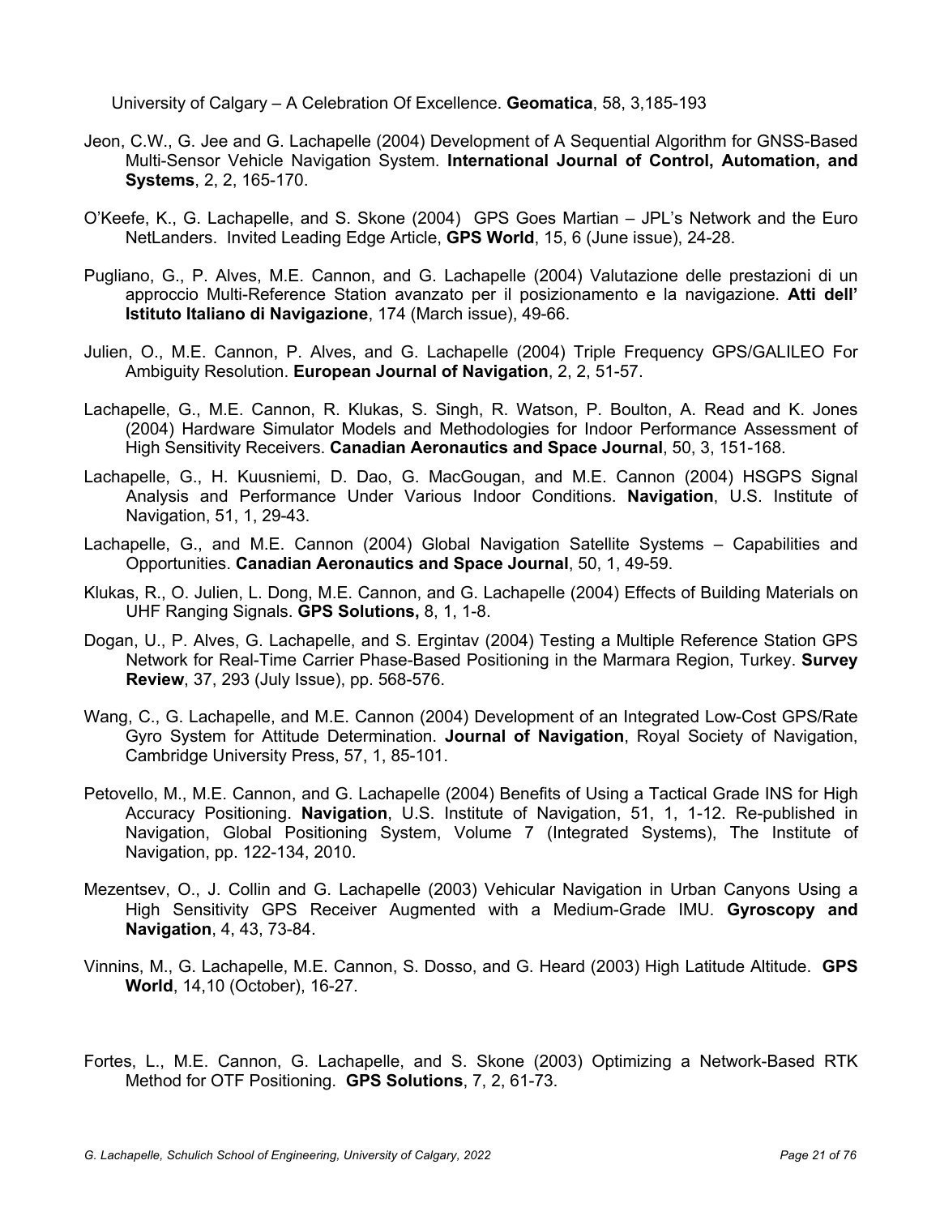University of Calgary – A Celebration Of Excellence. **Geomatica**, 58, 3,185-193

Jeon, C.W., G. Jee and G. Lachapelle (2004) Development of A Sequential Algorithm for GNSS-Based Multi-Sensor Vehicle Navigation System. **International Journal of Control, Automation, and Systems**, 2, 2, 165-170.

O'Keefe, K., G. Lachapelle, and S. Skone (2004) GPS Goes Martian – JPL's Network and the Euro NetLanders. Invited Leading Edge Article, **GPS World**, 15, 6 (June issue), 24-28.

Pugliano, G., P. Alves, M.E. Cannon, and G. Lachapelle (2004) Valutazione delle prestazioni di un approccio Multi-Reference Station avanzato per il posizionamento e la navigazione. **Atti dell' Istituto Italiano di Navigazione**, 174 (March issue), 49-66.

Julien, O., M.E. Cannon, P. Alves, and G. Lachapelle (2004) Triple Frequency GPS/GALILEO For Ambiguity Resolution. **European Journal of Navigation**, 2, 2, 51-57.

Lachapelle, G., M.E. Cannon, R. Klukas, S. Singh, R. Watson, P. Boulton, A. Read and K. Jones (2004) Hardware Simulator Models and Methodologies for Indoor Performance Assessment of High Sensitivity Receivers. **Canadian Aeronautics and Space Journal**, 50, 3, 151-168.

Lachapelle, G., H. Kuusniemi, D. Dao, G. MacGougan, and M.E. Cannon (2004) HSGPS Signal Analysis and Performance Under Various Indoor Conditions. **Navigation**, U.S. Institute of Navigation, 51, 1, 29-43.

Lachapelle, G., and M.E. Cannon (2004) Global Navigation Satellite Systems – Capabilities and Opportunities. **Canadian Aeronautics and Space Journal**, 50, 1, 49-59.

Klukas, R., O. Julien, L. Dong, M.E. Cannon, and G. Lachapelle (2004) Effects of Building Materials on UHF Ranging Signals. **GPS Solutions,** 8, 1, 1-8.

Dogan, U., P. Alves, G. Lachapelle, and S. Ergintav (2004) Testing a Multiple Reference Station GPS Network for Real-Time Carrier Phase-Based Positioning in the Marmara Region, Turkey. **Survey Review**, 37, 293 (July Issue), pp. 568-576.

Wang, C., G. Lachapelle, and M.E. Cannon (2004) Development of an Integrated Low-Cost GPS/Rate Gyro System for Attitude Determination. **Journal of Navigation**, Royal Society of Navigation, Cambridge University Press, 57, 1, 85-101.

Petovello, M., M.E. Cannon, and G. Lachapelle (2004) Benefits of Using a Tactical Grade INS for High Accuracy Positioning. **Navigation**, U.S. Institute of Navigation, 51, 1, 1-12. Re-published in Navigation, Global Positioning System, Volume 7 (Integrated Systems), The Institute of Navigation, pp. 122-134, 2010.

Mezentsev, O., J. Collin and G. Lachapelle (2003) Vehicular Navigation in Urban Canyons Using a High Sensitivity GPS Receiver Augmented with a Medium-Grade IMU. **Gyroscopy and Navigation**, 4, 43, 73-84.

Vinnins, M., G. Lachapelle, M.E. Cannon, S. Dosso, and G. Heard (2003) High Latitude Altitude. **GPS World**, 14,10 (October), 16-27.

Fortes, L., M.E. Cannon, G. Lachapelle, and S. Skone (2003) Optimizing a Network-Based RTK Method for OTF Positioning. **GPS Solutions**, 7, 2, 61-73.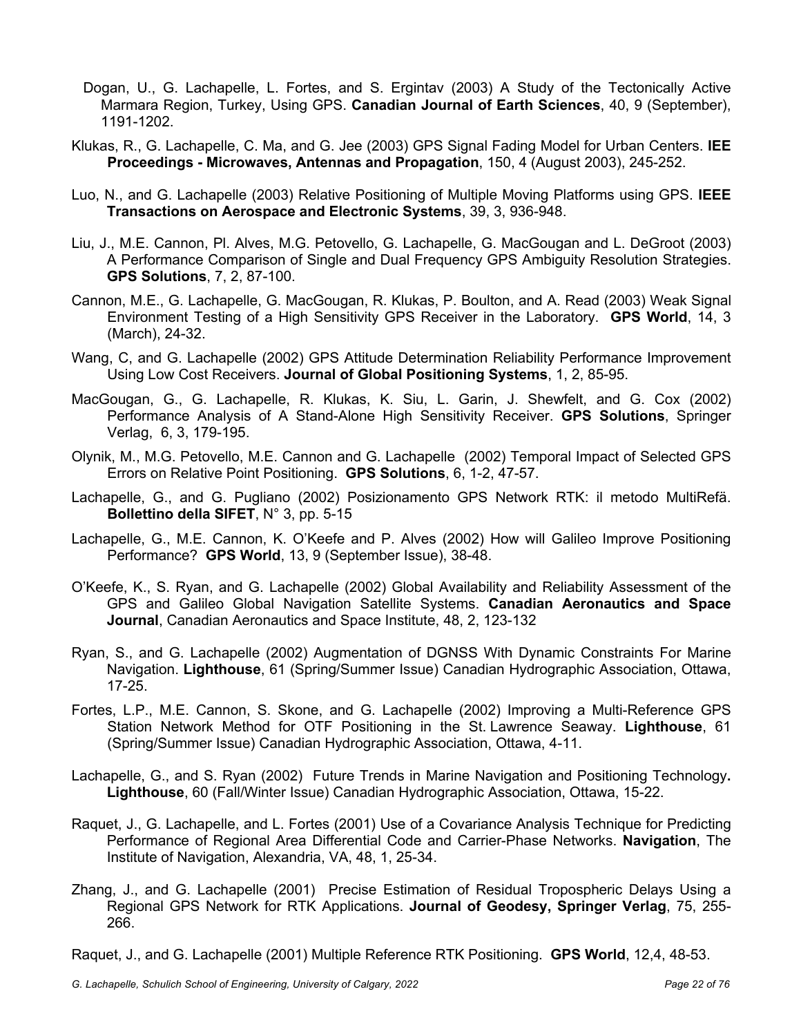Dogan, U., G. Lachapelle, L. Fortes, and S. Ergintav (2003) A Study of the Tectonically Active Marmara Region, Turkey, Using GPS. **Canadian Journal of Earth Sciences**, 40, 9 (September), 1191-1202.

Klukas, R., G. Lachapelle, C. Ma, and G. Jee (2003) GPS Signal Fading Model for Urban Centers. **IEE Proceedings - Microwaves, Antennas and Propagation**, 150, 4 (August 2003), 245-252.

Luo, N., and G. Lachapelle (2003) Relative Positioning of Multiple Moving Platforms using GPS. **IEEE Transactions on Aerospace and Electronic Systems**, 39, 3, 936-948.

Liu, J., M.E. Cannon, Pl. Alves, M.G. Petovello, G. Lachapelle, G. MacGougan and L. DeGroot (2003) A Performance Comparison of Single and Dual Frequency GPS Ambiguity Resolution Strategies. **GPS Solutions**, 7, 2, 87-100.

Cannon, M.E., G. Lachapelle, G. MacGougan, R. Klukas, P. Boulton, and A. Read (2003) Weak Signal Environment Testing of a High Sensitivity GPS Receiver in the Laboratory. **GPS World**, 14, 3 (March), 24-32.

Wang, C, and G. Lachapelle (2002) GPS Attitude Determination Reliability Performance Improvement Using Low Cost Receivers. **Journal of Global Positioning Systems**, 1, 2, 85-95.

MacGougan, G., G. Lachapelle, R. Klukas, K. Siu, L. Garin, J. Shewfelt, and G. Cox (2002) Performance Analysis of A Stand-Alone High Sensitivity Receiver. **GPS Solutions**, Springer Verlag, 6, 3, 179-195.

Olynik, M., M.G. Petovello, M.E. Cannon and G. Lachapelle (2002) Temporal Impact of Selected GPS Errors on Relative Point Positioning. **GPS Solutions**, 6, 1-2, 47-57.

Lachapelle, G., and G. Pugliano (2002) Posizionamento GPS Network RTK: il metodo MultiRefä. **Bollettino della SIFET**, N° 3, pp. 5-15

Lachapelle, G., M.E. Cannon, K. O'Keefe and P. Alves (2002) How will Galileo Improve Positioning Performance? **GPS World**, 13, 9 (September Issue), 38-48.

O'Keefe, K., S. Ryan, and G. Lachapelle (2002) Global Availability and Reliability Assessment of the GPS and Galileo Global Navigation Satellite Systems. **Canadian Aeronautics and Space Journal**, Canadian Aeronautics and Space Institute, 48, 2, 123-132

Ryan, S., and G. Lachapelle (2002) Augmentation of DGNSS With Dynamic Constraints For Marine Navigation. **Lighthouse**, 61 (Spring/Summer Issue) Canadian Hydrographic Association, Ottawa, 17-25.

Fortes, L.P., M.E. Cannon, S. Skone, and G. Lachapelle (2002) Improving a Multi-Reference GPS Station Network Method for OTF Positioning in the St. Lawrence Seaway. **Lighthouse**, 61 (Spring/Summer Issue) Canadian Hydrographic Association, Ottawa, 4-11.

Lachapelle, G., and S. Ryan (2002) Future Trends in Marine Navigation and Positioning Technology**.** **Lighthouse**, 60 (Fall/Winter Issue) Canadian Hydrographic Association, Ottawa, 15-22.

Raquet, J., G. Lachapelle, and L. Fortes (2001) Use of a Covariance Analysis Technique for Predicting Performance of Regional Area Differential Code and Carrier-Phase Networks. **Navigation**, The Institute of Navigation, Alexandria, VA, 48, 1, 25-34.

Zhang, J., and G. Lachapelle (2001) Precise Estimation of Residual Tropospheric Delays Using a Regional GPS Network for RTK Applications. **Journal of Geodesy, Springer Verlag**, 75, 255-266.

Raquet, J., and G. Lachapelle (2001) Multiple Reference RTK Positioning. **GPS World**, 12,4, 48-53.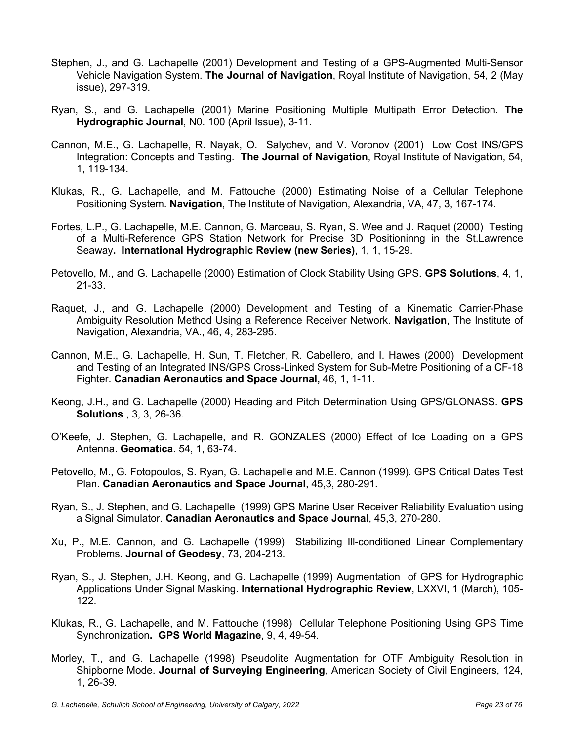Stephen, J., and G. Lachapelle (2001) Development and Testing of a GPS-Augmented Multi-Sensor Vehicle Navigation System. **The Journal of Navigation**, Royal Institute of Navigation, 54, 2 (May issue), 297-319.

Ryan, S., and G. Lachapelle (2001) Marine Positioning Multiple Multipath Error Detection. **The Hydrographic Journal**, N0. 100 (April Issue), 3-11.

Cannon, M.E., G. Lachapelle, R. Nayak, O. Salychev, and V. Voronov (2001) Low Cost INS/GPS Integration: Concepts and Testing. **The Journal of Navigation**, Royal Institute of Navigation, 54, 1, 119-134.

Klukas, R., G. Lachapelle, and M. Fattouche (2000) Estimating Noise of a Cellular Telephone Positioning System. **Navigation**, The Institute of Navigation, Alexandria, VA, 47, 3, 167-174.

Fortes, L.P., G. Lachapelle, M.E. Cannon, G. Marceau, S. Ryan, S. Wee and J. Raquet (2000) Testing of a Multi-Reference GPS Station Network for Precise 3D Positioninng in the St.Lawrence Seaway**. International Hydrographic Review (new Series)**, 1, 1, 15-29.

Petovello, M., and G. Lachapelle (2000) Estimation of Clock Stability Using GPS. **GPS Solutions**, 4, 1, 21-33.

Raquet, J., and G. Lachapelle (2000) Development and Testing of a Kinematic Carrier-Phase Ambiguity Resolution Method Using a Reference Receiver Network. **Navigation**, The Institute of Navigation, Alexandria, VA., 46, 4, 283-295.

Cannon, M.E., G. Lachapelle, H. Sun, T. Fletcher, R. Cabellero, and I. Hawes (2000) Development and Testing of an Integrated INS/GPS Cross-Linked System for Sub-Metre Positioning of a CF-18 Fighter. **Canadian Aeronautics and Space Journal,** 46, 1, 1-11.

Keong, J.H., and G. Lachapelle (2000) Heading and Pitch Determination Using GPS/GLONASS. **GPS Solutions** , 3, 3, 26-36.

O'Keefe, J. Stephen, G. Lachapelle, and R. GONZALES (2000) Effect of Ice Loading on a GPS Antenna. **Geomatica**. 54, 1, 63-74.

Petovello, M., G. Fotopoulos, S. Ryan, G. Lachapelle and M.E. Cannon (1999). GPS Critical Dates Test Plan. **Canadian Aeronautics and Space Journal**, 45,3, 280-291.

Ryan, S., J. Stephen, and G. Lachapelle (1999) GPS Marine User Receiver Reliability Evaluation using a Signal Simulator. **Canadian Aeronautics and Space Journal**, 45,3, 270-280.

Xu, P., M.E. Cannon, and G. Lachapelle (1999) Stabilizing Ill-conditioned Linear Complementary Problems. **Journal of Geodesy**, 73, 204-213.

Ryan, S., J. Stephen, J.H. Keong, and G. Lachapelle (1999) Augmentation of GPS for Hydrographic Applications Under Signal Masking. **International Hydrographic Review**, LXXVI, 1 (March), 105-122.

Klukas, R., G. Lachapelle, and M. Fattouche (1998) Cellular Telephone Positioning Using GPS Time Synchronization**. GPS World Magazine**, 9, 4, 49-54.

Morley, T., and G. Lachapelle (1998) Pseudolite Augmentation for OTF Ambiguity Resolution in Shipborne Mode. **Journal of Surveying Engineering**, American Society of Civil Engineers, 124, 1, 26-39.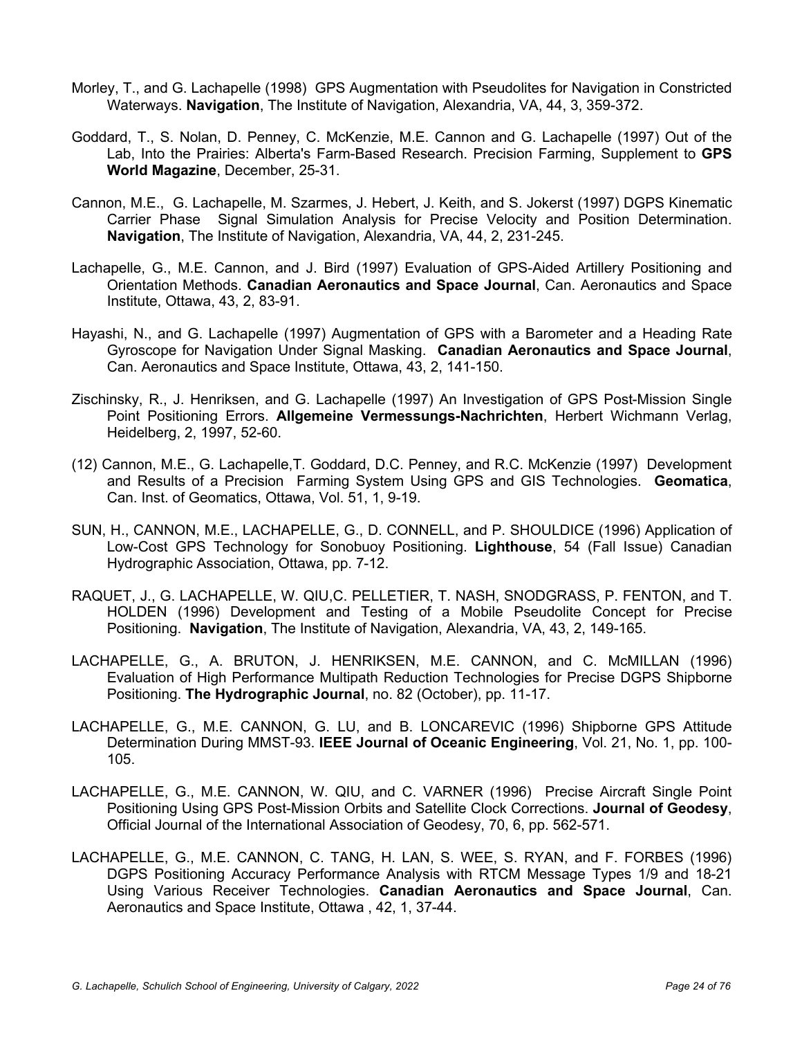Morley, T., and G. Lachapelle (1998) GPS Augmentation with Pseudolites for Navigation in Constricted Waterways. **Navigation**, The Institute of Navigation, Alexandria, VA, 44, 3, 359-372.

Goddard, T., S. Nolan, D. Penney, C. McKenzie, M.E. Cannon and G. Lachapelle (1997) Out of the Lab, Into the Prairies: Alberta's Farm-Based Research. Precision Farming, Supplement to **GPS World Magazine**, December, 25-31.

Cannon, M.E., G. Lachapelle, M. Szarmes, J. Hebert, J. Keith, and S. Jokerst (1997) DGPS Kinematic Carrier Phase Signal Simulation Analysis for Precise Velocity and Position Determination. **Navigation**, The Institute of Navigation, Alexandria, VA, 44, 2, 231-245.

Lachapelle, G., M.E. Cannon, and J. Bird (1997) Evaluation of GPS-Aided Artillery Positioning and Orientation Methods. **Canadian Aeronautics and Space Journal**, Can. Aeronautics and Space Institute, Ottawa, 43, 2, 83-91.

Hayashi, N., and G. Lachapelle (1997) Augmentation of GPS with a Barometer and a Heading Rate Gyroscope for Navigation Under Signal Masking. **Canadian Aeronautics and Space Journal**, Can. Aeronautics and Space Institute, Ottawa, 43, 2, 141-150.

Zischinsky, R., J. Henriksen, and G. Lachapelle (1997) An Investigation of GPS Post-Mission Single Point Positioning Errors. **Allgemeine Vermessungs-Nachrichten**, Herbert Wichmann Verlag, Heidelberg, 2, 1997, 52-60.

(12) Cannon, M.E., G. Lachapelle,T. Goddard, D.C. Penney, and R.C. McKenzie (1997) Development and Results of a Precision Farming System Using GPS and GIS Technologies. **Geomatica**, Can. Inst. of Geomatics, Ottawa, Vol. 51, 1, 9-19.

SUN, H., CANNON, M.E., LACHAPELLE, G., D. CONNELL, and P. SHOULDICE (1996) Application of Low-Cost GPS Technology for Sonobuoy Positioning. **Lighthouse**, 54 (Fall Issue) Canadian Hydrographic Association, Ottawa, pp. 7-12.

RAQUET, J., G. LACHAPELLE, W. QIU,C. PELLETIER, T. NASH, SNODGRASS, P. FENTON, and T. HOLDEN (1996) Development and Testing of a Mobile Pseudolite Concept for Precise Positioning. **Navigation**, The Institute of Navigation, Alexandria, VA, 43, 2, 149-165.

LACHAPELLE, G., A. BRUTON, J. HENRIKSEN, M.E. CANNON, and C. McMILLAN (1996) Evaluation of High Performance Multipath Reduction Technologies for Precise DGPS Shipborne Positioning. **The Hydrographic Journal**, no. 82 (October), pp. 11-17.

LACHAPELLE, G., M.E. CANNON, G. LU, and B. LONCAREVIC (1996) Shipborne GPS Attitude Determination During MMST-93. **IEEE Journal of Oceanic Engineering**, Vol. 21, No. 1, pp. 100-105.

LACHAPELLE, G., M.E. CANNON, W. QIU, and C. VARNER (1996) Precise Aircraft Single Point Positioning Using GPS Post-Mission Orbits and Satellite Clock Corrections. **Journal of Geodesy**, Official Journal of the International Association of Geodesy, 70, 6, pp. 562-571.

LACHAPELLE, G., M.E. CANNON, C. TANG, H. LAN, S. WEE, S. RYAN, and F. FORBES (1996) DGPS Positioning Accuracy Performance Analysis with RTCM Message Types 1/9 and 18-21 Using Various Receiver Technologies. **Canadian Aeronautics and Space Journal**, Can. Aeronautics and Space Institute, Ottawa , 42, 1, 37-44.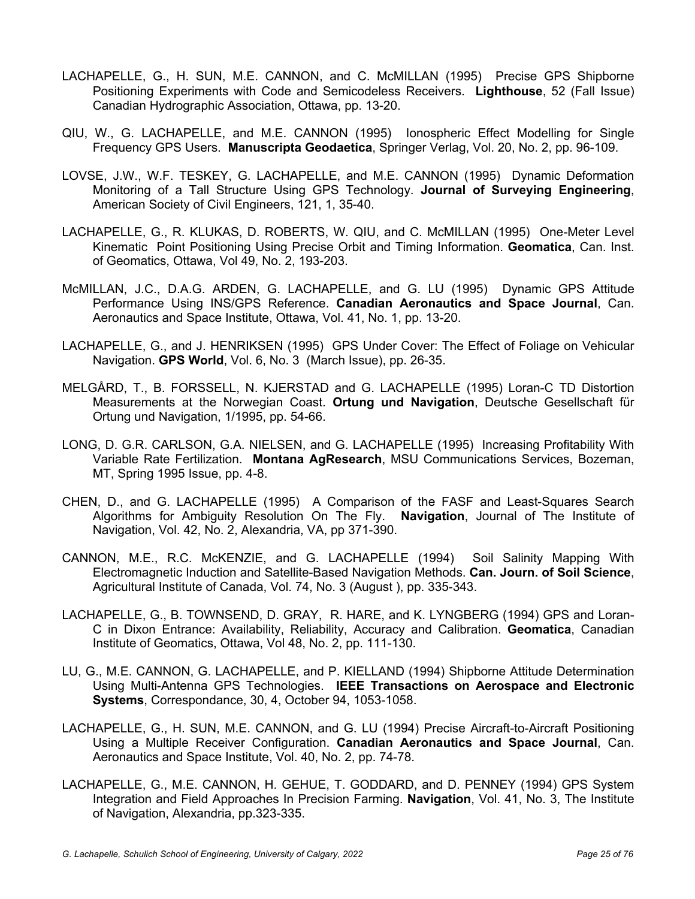LACHAPELLE, G., H. SUN, M.E. CANNON, and C. McMILLAN (1995) Precise GPS Shipborne Positioning Experiments with Code and Semicodeless Receivers. **Lighthouse**, 52 (Fall Issue) Canadian Hydrographic Association, Ottawa, pp. 13-20.

QIU, W., G. LACHAPELLE, and M.E. CANNON (1995) Ionospheric Effect Modelling for Single Frequency GPS Users. **Manuscripta Geodaetica**, Springer Verlag, Vol. 20, No. 2, pp. 96-109.

LOVSE, J.W., W.F. TESKEY, G. LACHAPELLE, and M.E. CANNON (1995) Dynamic Deformation Monitoring of a Tall Structure Using GPS Technology. **Journal of Surveying Engineering**, American Society of Civil Engineers, 121, 1, 35-40.

LACHAPELLE, G., R. KLUKAS, D. ROBERTS, W. QIU, and C. McMILLAN (1995) One-Meter Level Kinematic Point Positioning Using Precise Orbit and Timing Information. **Geomatica**, Can. Inst. of Geomatics, Ottawa, Vol 49, No. 2, 193-203.

McMILLAN, J.C., D.A.G. ARDEN, G. LACHAPELLE, and G. LU (1995) Dynamic GPS Attitude Performance Using INS/GPS Reference. **Canadian Aeronautics and Space Journal**, Can. Aeronautics and Space Institute, Ottawa, Vol. 41, No. 1, pp. 13-20.

LACHAPELLE, G., and J. HENRIKSEN (1995) GPS Under Cover: The Effect of Foliage on Vehicular Navigation. **GPS World**, Vol. 6, No. 3 (March Issue), pp. 26-35.

MELGÅRD, T., B. FORSSELL, N. KJERSTAD and G. LACHAPELLE (1995) Loran-C TD Distortion Measurements at the Norwegian Coast. **Ortung und Navigation**, Deutsche Gesellschaft für Ortung und Navigation, 1/1995, pp. 54-66.

LONG, D. G.R. CARLSON, G.A. NIELSEN, and G. LACHAPELLE (1995) Increasing Profitability With Variable Rate Fertilization. **Montana AgResearch**, MSU Communications Services, Bozeman, MT, Spring 1995 Issue, pp. 4-8.

CHEN, D., and G. LACHAPELLE (1995) A Comparison of the FASF and Least-Squares Search Algorithms for Ambiguity Resolution On The Fly. **Navigation**, Journal of The Institute of Navigation, Vol. 42, No. 2, Alexandria, VA, pp 371-390.

CANNON, M.E., R.C. McKENZIE, and G. LACHAPELLE (1994) Soil Salinity Mapping With Electromagnetic Induction and Satellite-Based Navigation Methods. **Can. Journ. of Soil Science**, Agricultural Institute of Canada, Vol. 74, No. 3 (August ), pp. 335-343.

LACHAPELLE, G., B. TOWNSEND, D. GRAY, R. HARE, and K. LYNGBERG (1994) GPS and Loran-C in Dixon Entrance: Availability, Reliability, Accuracy and Calibration. **Geomatica**, Canadian Institute of Geomatics, Ottawa, Vol 48, No. 2, pp. 111-130.

LU, G., M.E. CANNON, G. LACHAPELLE, and P. KIELLAND (1994) Shipborne Attitude Determination Using Multi-Antenna GPS Technologies. **IEEE Transactions on Aerospace and Electronic Systems**, Correspondance, 30, 4, October 94, 1053-1058.

LACHAPELLE, G., H. SUN, M.E. CANNON, and G. LU (1994) Precise Aircraft-to-Aircraft Positioning Using a Multiple Receiver Configuration. **Canadian Aeronautics and Space Journal**, Can. Aeronautics and Space Institute, Vol. 40, No. 2, pp. 74-78.

LACHAPELLE, G., M.E. CANNON, H. GEHUE, T. GODDARD, and D. PENNEY (1994) GPS System Integration and Field Approaches In Precision Farming. **Navigation**, Vol. 41, No. 3, The Institute of Navigation, Alexandria, pp.323-335.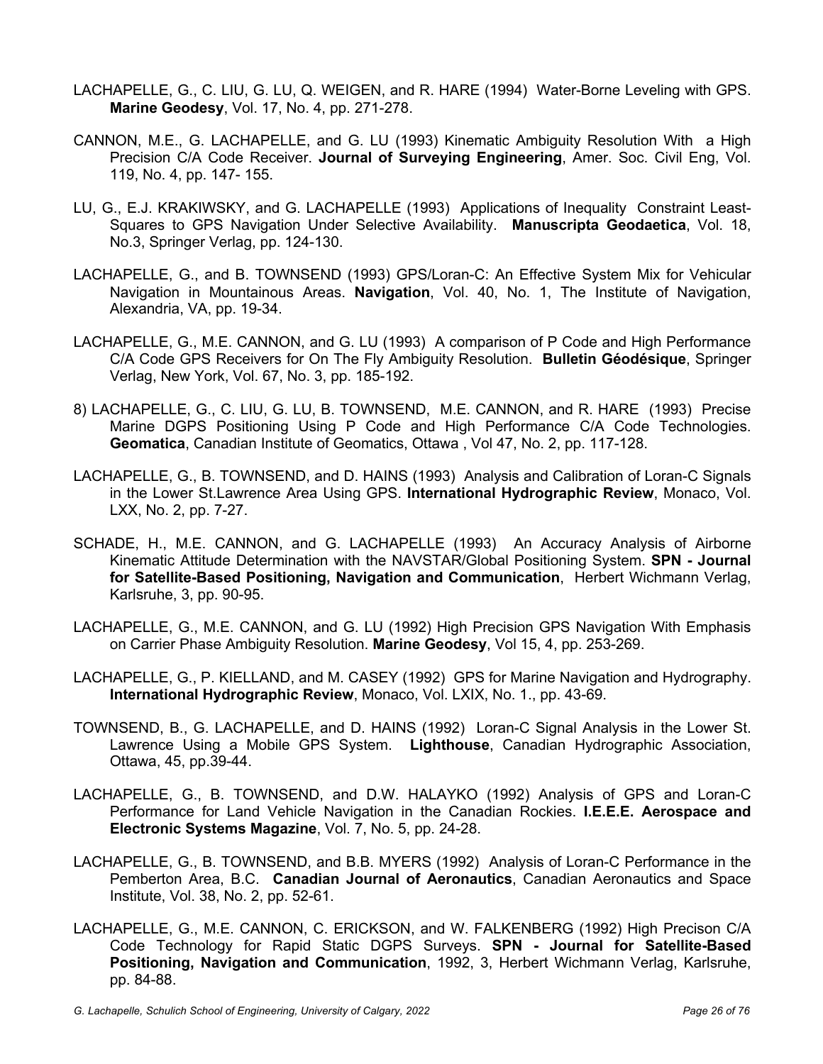LACHAPELLE, G., C. LIU, G. LU, Q. WEIGEN, and R. HARE (1994) Water-Borne Leveling with GPS. **Marine Geodesy**, Vol. 17, No. 4, pp. 271-278.

CANNON, M.E., G. LACHAPELLE, and G. LU (1993) Kinematic Ambiguity Resolution With a High Precision C/A Code Receiver. **Journal of Surveying Engineering**, Amer. Soc. Civil Eng, Vol. 119, No. 4, pp. 147- 155.

LU, G., E.J. KRAKIWSKY, and G. LACHAPELLE (1993) Applications of Inequality Constraint Least-Squares to GPS Navigation Under Selective Availability. **Manuscripta Geodaetica**, Vol. 18, No.3, Springer Verlag, pp. 124-130.

LACHAPELLE, G., and B. TOWNSEND (1993) GPS/Loran-C: An Effective System Mix for Vehicular Navigation in Mountainous Areas. **Navigation**, Vol. 40, No. 1, The Institute of Navigation, Alexandria, VA, pp. 19-34.

LACHAPELLE, G., M.E. CANNON, and G. LU (1993) A comparison of P Code and High Performance C/A Code GPS Receivers for On The Fly Ambiguity Resolution. **Bulletin Géodésique**, Springer Verlag, New York, Vol. 67, No. 3, pp. 185-192.

8) LACHAPELLE, G., C. LIU, G. LU, B. TOWNSEND, M.E. CANNON, and R. HARE (1993) Precise Marine DGPS Positioning Using P Code and High Performance C/A Code Technologies. **Geomatica**, Canadian Institute of Geomatics, Ottawa , Vol 47, No. 2, pp. 117-128.

LACHAPELLE, G., B. TOWNSEND, and D. HAINS (1993) Analysis and Calibration of Loran-C Signals in the Lower St.Lawrence Area Using GPS. **International Hydrographic Review**, Monaco, Vol. LXX, No. 2, pp. 7-27.

SCHADE, H., M.E. CANNON, and G. LACHAPELLE (1993) An Accuracy Analysis of Airborne Kinematic Attitude Determination with the NAVSTAR/Global Positioning System. **SPN - Journal for Satellite-Based Positioning, Navigation and Communication**, Herbert Wichmann Verlag, Karlsruhe, 3, pp. 90-95.

LACHAPELLE, G., M.E. CANNON, and G. LU (1992) High Precision GPS Navigation With Emphasis on Carrier Phase Ambiguity Resolution. **Marine Geodesy**, Vol 15, 4, pp. 253-269.

LACHAPELLE, G., P. KIELLAND, and M. CASEY (1992) GPS for Marine Navigation and Hydrography. **International Hydrographic Review**, Monaco, Vol. LXIX, No. 1., pp. 43-69.

TOWNSEND, B., G. LACHAPELLE, and D. HAINS (1992) Loran-C Signal Analysis in the Lower St. Lawrence Using a Mobile GPS System. **Lighthouse**, Canadian Hydrographic Association, Ottawa, 45, pp.39-44.

LACHAPELLE, G., B. TOWNSEND, and D.W. HALAYKO (1992) Analysis of GPS and Loran-C Performance for Land Vehicle Navigation in the Canadian Rockies. **I.E.E.E. Aerospace and Electronic Systems Magazine**, Vol. 7, No. 5, pp. 24-28.

LACHAPELLE, G., B. TOWNSEND, and B.B. MYERS (1992) Analysis of Loran-C Performance in the Pemberton Area, B.C. **Canadian Journal of Aeronautics**, Canadian Aeronautics and Space Institute, Vol. 38, No. 2, pp. 52-61.

LACHAPELLE, G., M.E. CANNON, C. ERICKSON, and W. FALKENBERG (1992) High Precison C/A Code Technology for Rapid Static DGPS Surveys. **SPN - Journal for Satellite-Based Positioning, Navigation and Communication**, 1992, 3, Herbert Wichmann Verlag, Karlsruhe, pp. 84-88.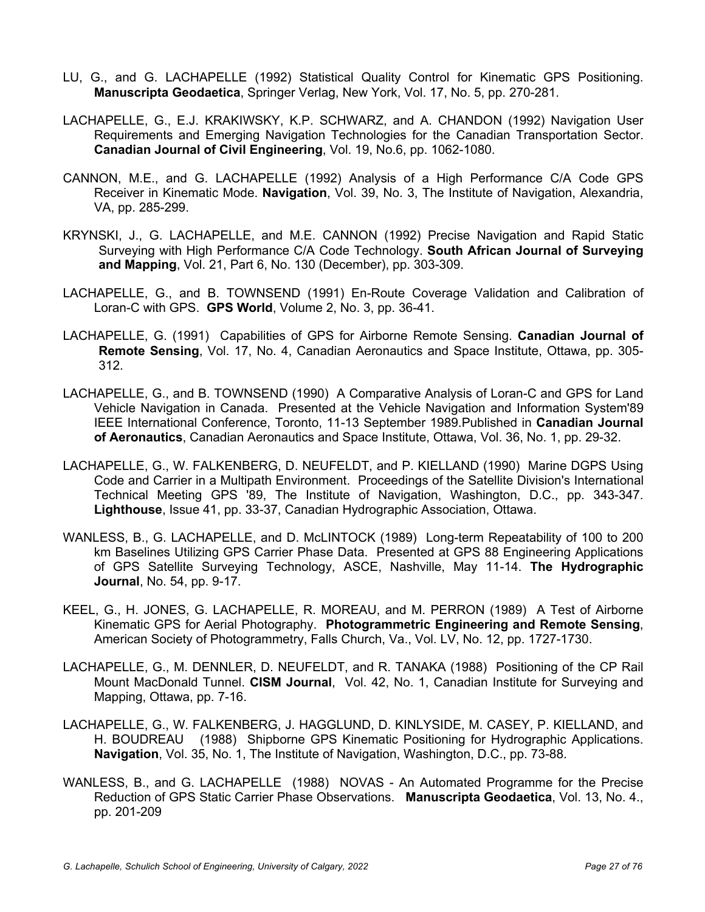LU, G., and G. LACHAPELLE (1992) Statistical Quality Control for Kinematic GPS Positioning. **Manuscripta Geodaetica**, Springer Verlag, New York, Vol. 17, No. 5, pp. 270-281.

LACHAPELLE, G., E.J. KRAKIWSKY, K.P. SCHWARZ, and A. CHANDON (1992) Navigation User Requirements and Emerging Navigation Technologies for the Canadian Transportation Sector. **Canadian Journal of Civil Engineering**, Vol. 19, No.6, pp. 1062-1080.

CANNON, M.E., and G. LACHAPELLE (1992) Analysis of a High Performance C/A Code GPS Receiver in Kinematic Mode. **Navigation**, Vol. 39, No. 3, The Institute of Navigation, Alexandria, VA, pp. 285-299.

KRYNSKI, J., G. LACHAPELLE, and M.E. CANNON (1992) Precise Navigation and Rapid Static Surveying with High Performance C/A Code Technology. **South African Journal of Surveying and Mapping**, Vol. 21, Part 6, No. 130 (December), pp. 303-309.

LACHAPELLE, G., and B. TOWNSEND (1991) En-Route Coverage Validation and Calibration of Loran-C with GPS. **GPS World**, Volume 2, No. 3, pp. 36-41.

LACHAPELLE, G. (1991) Capabilities of GPS for Airborne Remote Sensing. **Canadian Journal of Remote Sensing**, Vol. 17, No. 4, Canadian Aeronautics and Space Institute, Ottawa, pp. 305-312.

LACHAPELLE, G., and B. TOWNSEND (1990) A Comparative Analysis of Loran-C and GPS for Land Vehicle Navigation in Canada. Presented at the Vehicle Navigation and Information System'89 IEEE International Conference, Toronto, 11-13 September 1989.Published in **Canadian Journal of Aeronautics**, Canadian Aeronautics and Space Institute, Ottawa, Vol. 36, No. 1, pp. 29-32.

LACHAPELLE, G., W. FALKENBERG, D. NEUFELDT, and P. KIELLAND (1990) Marine DGPS Using Code and Carrier in a Multipath Environment. Proceedings of the Satellite Division's International Technical Meeting GPS '89, The Institute of Navigation, Washington, D.C., pp. 343-347. **Lighthouse**, Issue 41, pp. 33-37, Canadian Hydrographic Association, Ottawa.

WANLESS, B., G. LACHAPELLE, and D. McLINTOCK (1989) Long-term Repeatability of 100 to 200 km Baselines Utilizing GPS Carrier Phase Data. Presented at GPS 88 Engineering Applications of GPS Satellite Surveying Technology, ASCE, Nashville, May 11-14. **The Hydrographic Journal**, No. 54, pp. 9-17.

KEEL, G., H. JONES, G. LACHAPELLE, R. MOREAU, and M. PERRON (1989) A Test of Airborne Kinematic GPS for Aerial Photography. **Photogrammetric Engineering and Remote Sensing**, American Society of Photogrammetry, Falls Church, Va., Vol. LV, No. 12, pp. 1727-1730.

LACHAPELLE, G., M. DENNLER, D. NEUFELDT, and R. TANAKA (1988) Positioning of the CP Rail Mount MacDonald Tunnel. **CISM Journal**, Vol. 42, No. 1, Canadian Institute for Surveying and Mapping, Ottawa, pp. 7-16.

LACHAPELLE, G., W. FALKENBERG, J. HAGGLUND, D. KINLYSIDE, M. CASEY, P. KIELLAND, and H. BOUDREAU (1988) Shipborne GPS Kinematic Positioning for Hydrographic Applications. **Navigation**, Vol. 35, No. 1, The Institute of Navigation, Washington, D.C., pp. 73-88.

WANLESS, B., and G. LACHAPELLE (1988) NOVAS - An Automated Programme for the Precise Reduction of GPS Static Carrier Phase Observations. **Manuscripta Geodaetica**, Vol. 13, No. 4., pp. 201-209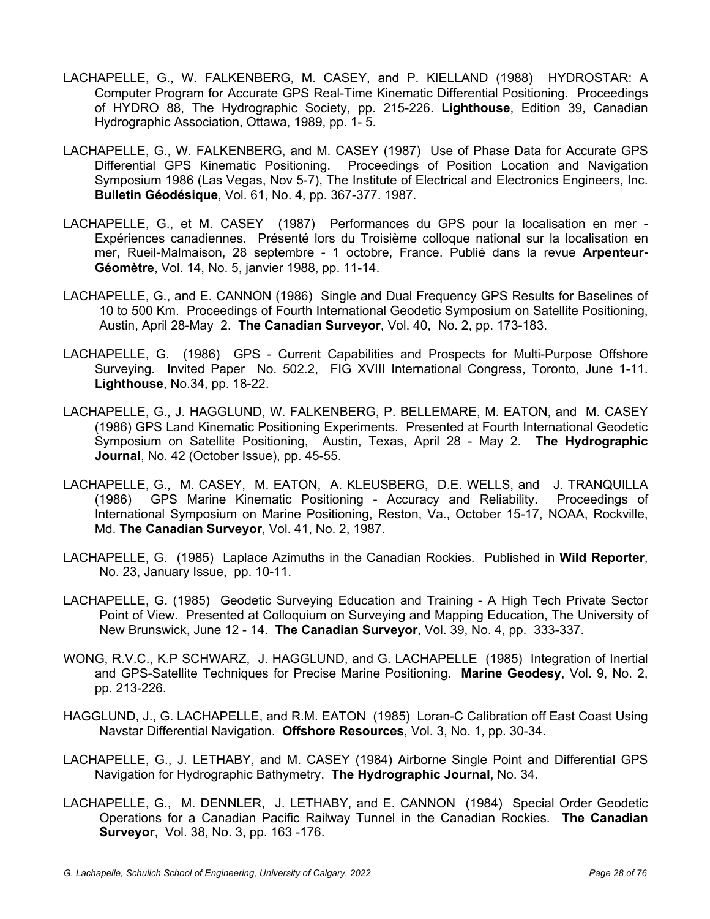LACHAPELLE, G., W. FALKENBERG, M. CASEY, and P. KIELLAND (1988) HYDROSTAR: A Computer Program for Accurate GPS Real-Time Kinematic Differential Positioning. Proceedings of HYDRO 88, The Hydrographic Society, pp. 215-226. **Lighthouse**, Edition 39, Canadian Hydrographic Association, Ottawa, 1989, pp. 1- 5.

LACHAPELLE, G., W. FALKENBERG, and M. CASEY (1987) Use of Phase Data for Accurate GPS Differential GPS Kinematic Positioning. Proceedings of Position Location and Navigation Symposium 1986 (Las Vegas, Nov 5-7), The Institute of Electrical and Electronics Engineers, Inc. **Bulletin Géodésique**, Vol. 61, No. 4, pp. 367-377. 1987.

LACHAPELLE, G., et M. CASEY (1987) Performances du GPS pour la localisation en mer - Expériences canadiennes. Présenté lors du Troisième colloque national sur la localisation en mer, Rueil-Malmaison, 28 septembre - 1 octobre, France. Publié dans la revue **Arpenteur-Géomètre**, Vol. 14, No. 5, janvier 1988, pp. 11-14.

LACHAPELLE, G., and E. CANNON (1986) Single and Dual Frequency GPS Results for Baselines of 10 to 500 Km. Proceedings of Fourth International Geodetic Symposium on Satellite Positioning, Austin, April 28-May 2. **The Canadian Surveyor**, Vol. 40, No. 2, pp. 173-183.

LACHAPELLE, G. (1986) GPS - Current Capabilities and Prospects for Multi-Purpose Offshore Surveying. Invited Paper No. 502.2, FIG XVIII International Congress, Toronto, June 1-11. **Lighthouse**, No.34, pp. 18-22.

LACHAPELLE, G., J. HAGGLUND, W. FALKENBERG, P. BELLEMARE, M. EATON, and M. CASEY (1986) GPS Land Kinematic Positioning Experiments. Presented at Fourth International Geodetic Symposium on Satellite Positioning, Austin, Texas, April 28 - May 2. **The Hydrographic Journal**, No. 42 (October Issue), pp. 45-55.

LACHAPELLE, G., M. CASEY, M. EATON, A. KLEUSBERG, D.E. WELLS, and J. TRANQUILLA (1986) GPS Marine Kinematic Positioning - Accuracy and Reliability. Proceedings of International Symposium on Marine Positioning, Reston, Va., October 15-17, NOAA, Rockville, Md. **The Canadian Surveyor**, Vol. 41, No. 2, 1987.

LACHAPELLE, G. (1985) Laplace Azimuths in the Canadian Rockies. Published in **Wild Reporter**, No. 23, January Issue, pp. 10-11.

LACHAPELLE, G. (1985) Geodetic Surveying Education and Training - A High Tech Private Sector Point of View. Presented at Colloquium on Surveying and Mapping Education, The University of New Brunswick, June 12 - 14. **The Canadian Surveyor**, Vol. 39, No. 4, pp. 333-337.

WONG, R.V.C., K.P SCHWARZ, J. HAGGLUND, and G. LACHAPELLE (1985) Integration of Inertial and GPS-Satellite Techniques for Precise Marine Positioning. **Marine Geodesy**, Vol. 9, No. 2, pp. 213-226.

HAGGLUND, J., G. LACHAPELLE, and R.M. EATON (1985) Loran-C Calibration off East Coast Using Navstar Differential Navigation. **Offshore Resources**, Vol. 3, No. 1, pp. 30-34.

LACHAPELLE, G., J. LETHABY, and M. CASEY (1984) Airborne Single Point and Differential GPS Navigation for Hydrographic Bathymetry. **The Hydrographic Journal**, No. 34.

LACHAPELLE, G., M. DENNLER, J. LETHABY, and E. CANNON (1984) Special Order Geodetic Operations for a Canadian Pacific Railway Tunnel in the Canadian Rockies. **The Canadian Surveyor**, Vol. 38, No. 3, pp. 163 -176.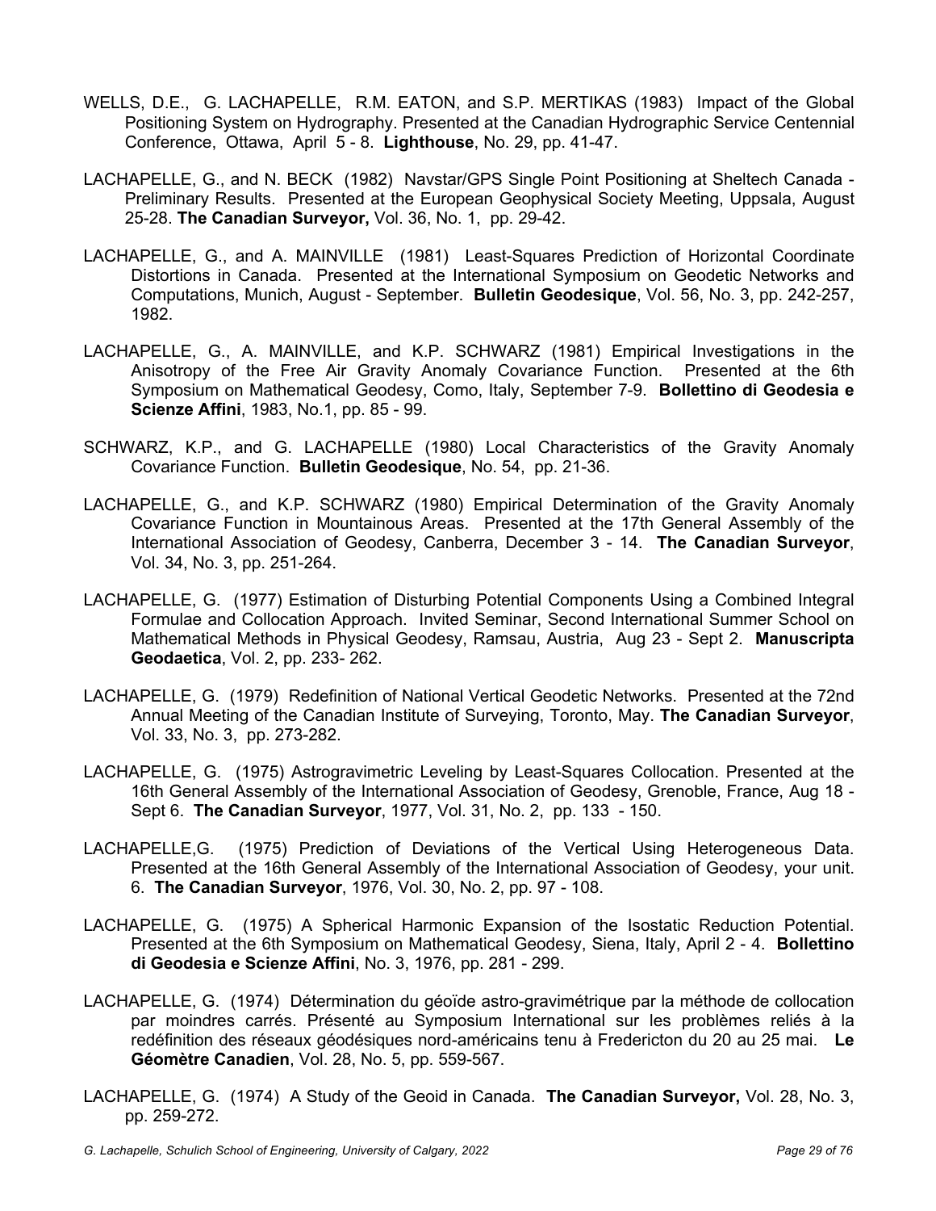WELLS, D.E., G. LACHAPELLE, R.M. EATON, and S.P. MERTIKAS (1983) Impact of the Global Positioning System on Hydrography. Presented at the Canadian Hydrographic Service Centennial Conference, Ottawa, April 5 - 8. **Lighthouse**, No. 29, pp. 41-47.

LACHAPELLE, G., and N. BECK (1982) Navstar/GPS Single Point Positioning at Sheltech Canada - Preliminary Results. Presented at the European Geophysical Society Meeting, Uppsala, August 25-28. **The Canadian Surveyor,** Vol. 36, No. 1, pp. 29-42.

LACHAPELLE, G., and A. MAINVILLE (1981) Least-Squares Prediction of Horizontal Coordinate Distortions in Canada. Presented at the International Symposium on Geodetic Networks and Computations, Munich, August - September. **Bulletin Geodesique**, Vol. 56, No. 3, pp. 242-257, 1982.

LACHAPELLE, G., A. MAINVILLE, and K.P. SCHWARZ (1981) Empirical Investigations in the Anisotropy of the Free Air Gravity Anomaly Covariance Function. Presented at the 6th Symposium on Mathematical Geodesy, Como, Italy, September 7-9. **Bollettino di Geodesia e Scienze Affini**, 1983, No.1, pp. 85 - 99.

SCHWARZ, K.P., and G. LACHAPELLE (1980) Local Characteristics of the Gravity Anomaly Covariance Function. **Bulletin Geodesique**, No. 54, pp. 21-36.

LACHAPELLE, G., and K.P. SCHWARZ (1980) Empirical Determination of the Gravity Anomaly Covariance Function in Mountainous Areas. Presented at the 17th General Assembly of the International Association of Geodesy, Canberra, December 3 - 14. **The Canadian Surveyor**, Vol. 34, No. 3, pp. 251-264.

LACHAPELLE, G. (1977) Estimation of Disturbing Potential Components Using a Combined Integral Formulae and Collocation Approach. Invited Seminar, Second International Summer School on Mathematical Methods in Physical Geodesy, Ramsau, Austria, Aug 23 - Sept 2. **Manuscripta Geodaetica**, Vol. 2, pp. 233- 262.

LACHAPELLE, G. (1979) Redefinition of National Vertical Geodetic Networks. Presented at the 72nd Annual Meeting of the Canadian Institute of Surveying, Toronto, May. **The Canadian Surveyor**, Vol. 33, No. 3, pp. 273-282.

LACHAPELLE, G. (1975) Astrogravimetric Leveling by Least-Squares Collocation. Presented at the 16th General Assembly of the International Association of Geodesy, Grenoble, France, Aug 18 - Sept 6. **The Canadian Surveyor**, 1977, Vol. 31, No. 2, pp. 133 - 150.

LACHAPELLE,G. (1975) Prediction of Deviations of the Vertical Using Heterogeneous Data. Presented at the 16th General Assembly of the International Association of Geodesy, your unit. 6. **The Canadian Surveyor**, 1976, Vol. 30, No. 2, pp. 97 - 108.

LACHAPELLE, G. (1975) A Spherical Harmonic Expansion of the Isostatic Reduction Potential. Presented at the 6th Symposium on Mathematical Geodesy, Siena, Italy, April 2 - 4. **Bollettino di Geodesia e Scienze Affini**, No. 3, 1976, pp. 281 - 299.

LACHAPELLE, G. (1974) Détermination du géoïde astro-gravimétrique par la méthode de collocation par moindres carrés. Présenté au Symposium International sur les problèmes reliés à la redéfinition des réseaux géodésiques nord-américains tenu à Fredericton du 20 au 25 mai. **Le Géomètre Canadien**, Vol. 28, No. 5, pp. 559-567.

LACHAPELLE, G. (1974) A Study of the Geoid in Canada. **The Canadian Surveyor,** Vol. 28, No. 3, pp. 259-272.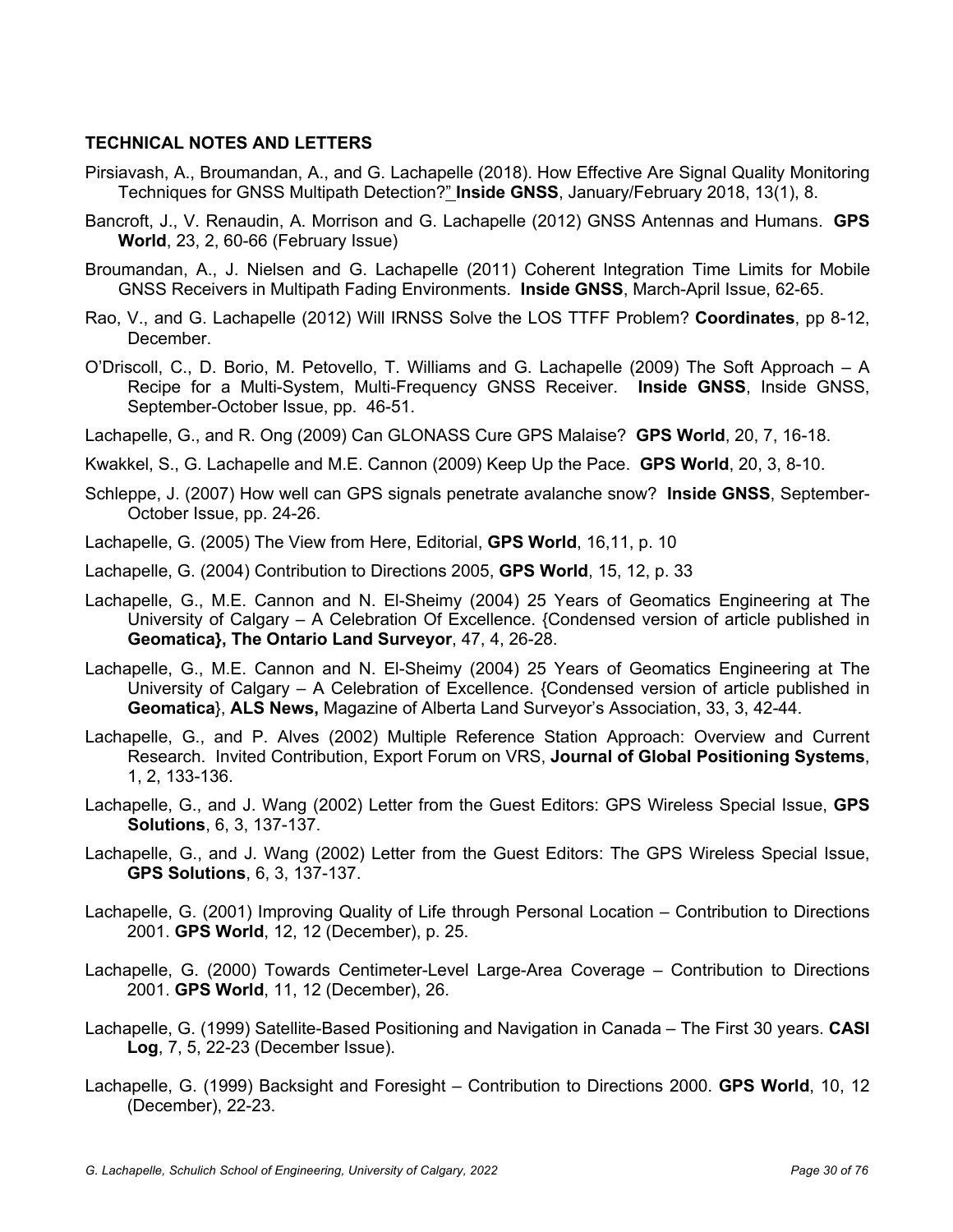**TECHNICAL NOTES AND LETTERS**

Pirsiavash, A., Broumandan, A., and G. Lachapelle (2018). How Effective Are Signal Quality Monitoring Techniques for GNSS Multipath Detection?" **Inside GNSS**, January/February 2018, 13(1), 8.

Bancroft, J., V. Renaudin, A. Morrison and G. Lachapelle (2012) GNSS Antennas and Humans. **GPS World**, 23, 2, 60-66 (February Issue)

Broumandan, A., J. Nielsen and G. Lachapelle (2011) Coherent Integration Time Limits for Mobile GNSS Receivers in Multipath Fading Environments. **Inside GNSS**, March-April Issue, 62-65.

Rao, V., and G. Lachapelle (2012) Will IRNSS Solve the LOS TTFF Problem? **Coordinates**, pp 8-12, December.

O'Driscoll, C., D. Borio, M. Petovello, T. Williams and G. Lachapelle (2009) The Soft Approach – A Recipe for a Multi-System, Multi-Frequency GNSS Receiver. **Inside GNSS**, Inside GNSS, September-October Issue, pp. 46-51.

Lachapelle, G., and R. Ong (2009) Can GLONASS Cure GPS Malaise? **GPS World**, 20, 7, 16-18.

Kwakkel, S., G. Lachapelle and M.E. Cannon (2009) Keep Up the Pace. **GPS World**, 20, 3, 8-10.

Schleppe, J. (2007) How well can GPS signals penetrate avalanche snow? **Inside GNSS**, September-October Issue, pp. 24-26.

Lachapelle, G. (2005) The View from Here, Editorial, **GPS World**, 16,11, p. 10

Lachapelle, G. (2004) Contribution to Directions 2005, **GPS World**, 15, 12, p. 33

Lachapelle, G., M.E. Cannon and N. El-Sheimy (2004) 25 Years of Geomatics Engineering at The University of Calgary – A Celebration Of Excellence. {Condensed version of article published in **Geomatica}, The Ontario Land Surveyor**, 47, 4, 26-28.

Lachapelle, G., M.E. Cannon and N. El-Sheimy (2004) 25 Years of Geomatics Engineering at The University of Calgary – A Celebration of Excellence. {Condensed version of article published in **Geomatica**}, **ALS News,** Magazine of Alberta Land Surveyor's Association, 33, 3, 42-44.

Lachapelle, G., and P. Alves (2002) Multiple Reference Station Approach: Overview and Current Research. Invited Contribution, Export Forum on VRS, **Journal of Global Positioning Systems**, 1, 2, 133-136.

Lachapelle, G., and J. Wang (2002) Letter from the Guest Editors: GPS Wireless Special Issue, **GPS Solutions**, 6, 3, 137-137.

Lachapelle, G., and J. Wang (2002) Letter from the Guest Editors: The GPS Wireless Special Issue, **GPS Solutions**, 6, 3, 137-137.

Lachapelle, G. (2001) Improving Quality of Life through Personal Location – Contribution to Directions 2001. **GPS World**, 12, 12 (December), p. 25.

Lachapelle, G. (2000) Towards Centimeter-Level Large-Area Coverage – Contribution to Directions 2001. **GPS World**, 11, 12 (December), 26.

Lachapelle, G. (1999) Satellite-Based Positioning and Navigation in Canada – The First 30 years. **CASI Log**, 7, 5, 22-23 (December Issue).

Lachapelle, G. (1999) Backsight and Foresight – Contribution to Directions 2000. **GPS World**, 10, 12 (December), 22-23.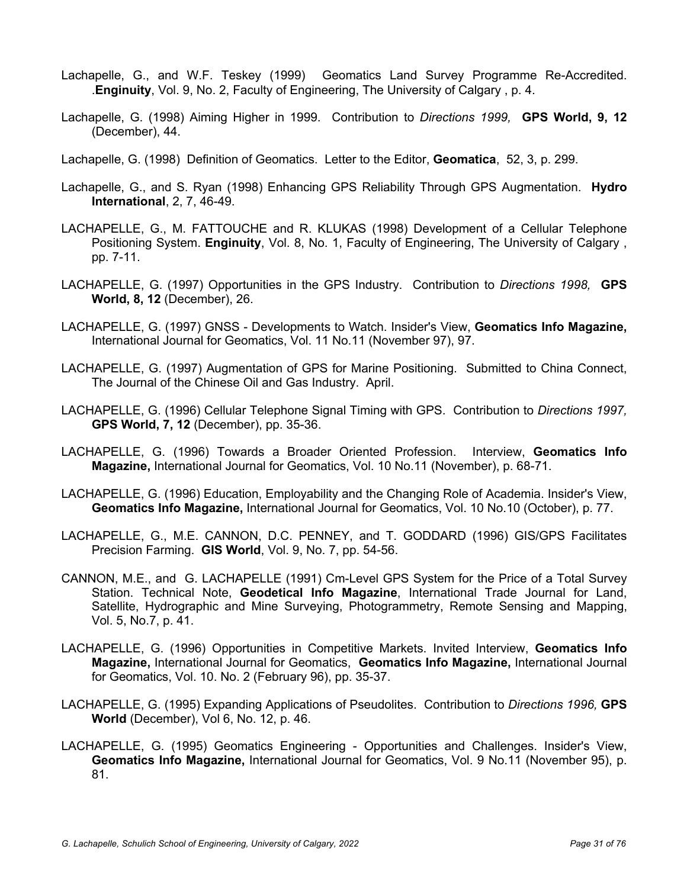Lachapelle, G., and W.F. Teskey (1999) Geomatics Land Survey Programme Re-Accredited. .**Enginuity**, Vol. 9, No. 2, Faculty of Engineering, The University of Calgary , p. 4.

Lachapelle, G. (1998) Aiming Higher in 1999. Contribution to *Directions 1999,* **GPS World, 9, 12** (December), 44.

Lachapelle, G. (1998) Definition of Geomatics. Letter to the Editor, **Geomatica**, 52, 3, p. 299.

Lachapelle, G., and S. Ryan (1998) Enhancing GPS Reliability Through GPS Augmentation. **Hydro International**, 2, 7, 46-49.

LACHAPELLE, G., M. FATTOUCHE and R. KLUKAS (1998) Development of a Cellular Telephone Positioning System. **Enginuity**, Vol. 8, No. 1, Faculty of Engineering, The University of Calgary , pp. 7-11.

LACHAPELLE, G. (1997) Opportunities in the GPS Industry. Contribution to *Directions 1998,* **GPS World, 8, 12** (December), 26.

LACHAPELLE, G. (1997) GNSS - Developments to Watch. Insider's View, **Geomatics Info Magazine,** International Journal for Geomatics, Vol. 11 No.11 (November 97), 97.

LACHAPELLE, G. (1997) Augmentation of GPS for Marine Positioning. Submitted to China Connect, The Journal of the Chinese Oil and Gas Industry. April.

LACHAPELLE, G. (1996) Cellular Telephone Signal Timing with GPS. Contribution to *Directions 1997,* **GPS World, 7, 12** (December), pp. 35-36.

LACHAPELLE, G. (1996) Towards a Broader Oriented Profession. Interview, **Geomatics Info Magazine,** International Journal for Geomatics, Vol. 10 No.11 (November), p. 68-71.

LACHAPELLE, G. (1996) Education, Employability and the Changing Role of Academia. Insider's View, **Geomatics Info Magazine,** International Journal for Geomatics, Vol. 10 No.10 (October), p. 77.

LACHAPELLE, G., M.E. CANNON, D.C. PENNEY, and T. GODDARD (1996) GIS/GPS Facilitates Precision Farming. **GIS World**, Vol. 9, No. 7, pp. 54-56.

CANNON, M.E., and G. LACHAPELLE (1991) Cm-Level GPS System for the Price of a Total Survey Station. Technical Note, **Geodetical Info Magazine**, International Trade Journal for Land, Satellite, Hydrographic and Mine Surveying, Photogrammetry, Remote Sensing and Mapping, Vol. 5, No.7, p. 41.

LACHAPELLE, G. (1996) Opportunities in Competitive Markets. Invited Interview, **Geomatics Info Magazine,** International Journal for Geomatics, **Geomatics Info Magazine,** International Journal for Geomatics, Vol. 10. No. 2 (February 96), pp. 35-37.

LACHAPELLE, G. (1995) Expanding Applications of Pseudolites. Contribution to *Directions 1996,* **GPS World** (December), Vol 6, No. 12, p. 46.

LACHAPELLE, G. (1995) Geomatics Engineering - Opportunities and Challenges. Insider's View, **Geomatics Info Magazine,** International Journal for Geomatics, Vol. 9 No.11 (November 95), p. 81.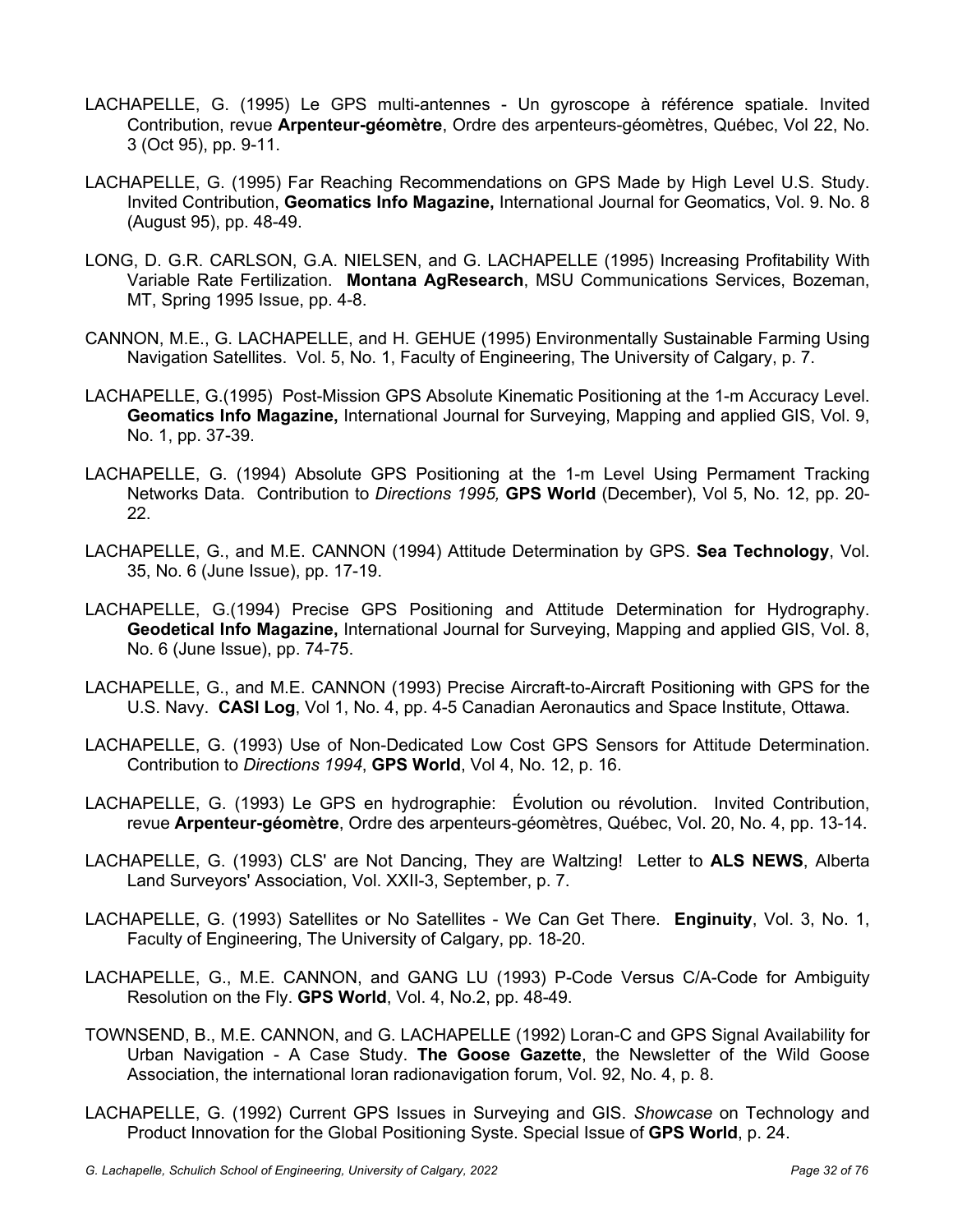LACHAPELLE, G. (1995) Le GPS multi-antennes - Un gyroscope à référence spatiale. Invited Contribution, revue **Arpenteur-géomètre**, Ordre des arpenteurs-géomètres, Québec, Vol 22, No. 3 (Oct 95), pp. 9-11.

LACHAPELLE, G. (1995) Far Reaching Recommendations on GPS Made by High Level U.S. Study. Invited Contribution, **Geomatics Info Magazine,** International Journal for Geomatics, Vol. 9. No. 8 (August 95), pp. 48-49.

LONG, D. G.R. CARLSON, G.A. NIELSEN, and G. LACHAPELLE (1995) Increasing Profitability With Variable Rate Fertilization. **Montana AgResearch**, MSU Communications Services, Bozeman, MT, Spring 1995 Issue, pp. 4-8.

CANNON, M.E., G. LACHAPELLE, and H. GEHUE (1995) Environmentally Sustainable Farming Using Navigation Satellites. Vol. 5, No. 1, Faculty of Engineering, The University of Calgary, p. 7.

LACHAPELLE, G.(1995) Post-Mission GPS Absolute Kinematic Positioning at the 1-m Accuracy Level. **Geomatics Info Magazine,** International Journal for Surveying, Mapping and applied GIS, Vol. 9, No. 1, pp. 37-39.

LACHAPELLE, G. (1994) Absolute GPS Positioning at the 1-m Level Using Permament Tracking Networks Data. Contribution to *Directions 1995,* **GPS World** (December), Vol 5, No. 12, pp. 20-22.

LACHAPELLE, G., and M.E. CANNON (1994) Attitude Determination by GPS. **Sea Technology**, Vol. 35, No. 6 (June Issue), pp. 17-19.

LACHAPELLE, G.(1994) Precise GPS Positioning and Attitude Determination for Hydrography. **Geodetical Info Magazine,** International Journal for Surveying, Mapping and applied GIS, Vol. 8, No. 6 (June Issue), pp. 74-75.

LACHAPELLE, G., and M.E. CANNON (1993) Precise Aircraft-to-Aircraft Positioning with GPS for the U.S. Navy. **CASI Log**, Vol 1, No. 4, pp. 4-5 Canadian Aeronautics and Space Institute, Ottawa.

LACHAPELLE, G. (1993) Use of Non-Dedicated Low Cost GPS Sensors for Attitude Determination. Contribution to *Directions 1994*, **GPS World**, Vol 4, No. 12, p. 16.

LACHAPELLE, G. (1993) Le GPS en hydrographie: Évolution ou révolution. Invited Contribution, revue **Arpenteur-géomètre**, Ordre des arpenteurs-géomètres, Québec, Vol. 20, No. 4, pp. 13-14.

LACHAPELLE, G. (1993) CLS' are Not Dancing, They are Waltzing! Letter to **ALS NEWS**, Alberta Land Surveyors' Association, Vol. XXII-3, September, p. 7.

LACHAPELLE, G. (1993) Satellites or No Satellites - We Can Get There. **Enginuity**, Vol. 3, No. 1, Faculty of Engineering, The University of Calgary, pp. 18-20.

LACHAPELLE, G., M.E. CANNON, and GANG LU (1993) P-Code Versus C/A-Code for Ambiguity Resolution on the Fly. **GPS World**, Vol. 4, No.2, pp. 48-49.

TOWNSEND, B., M.E. CANNON, and G. LACHAPELLE (1992) Loran-C and GPS Signal Availability for Urban Navigation - A Case Study. **The Goose Gazette**, the Newsletter of the Wild Goose Association, the international loran radionavigation forum, Vol. 92, No. 4, p. 8.

LACHAPELLE, G. (1992) Current GPS Issues in Surveying and GIS. *Showcase* on Technology and Product Innovation for the Global Positioning Syste. Special Issue of **GPS World**, p. 24.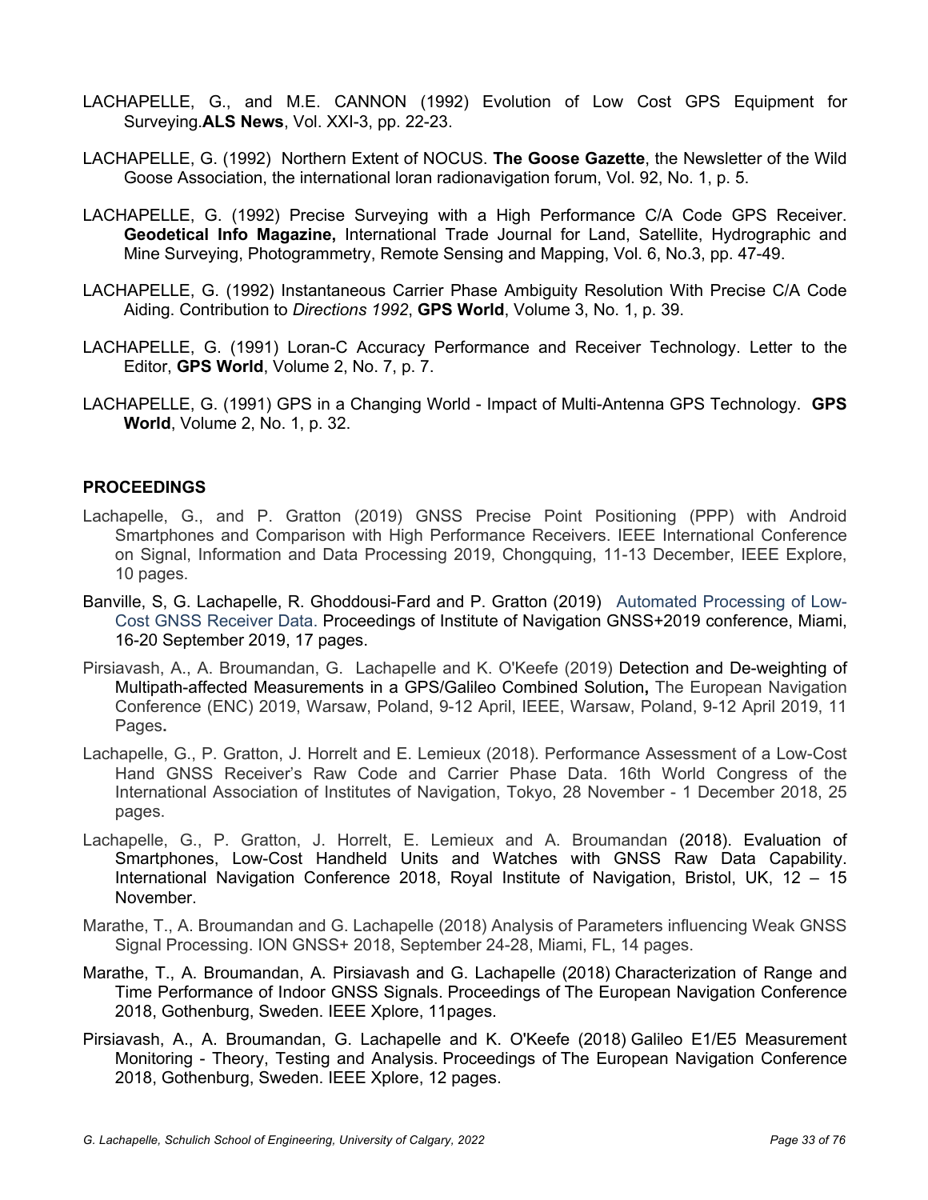LACHAPELLE, G., and M.E. CANNON (1992) Evolution of Low Cost GPS Equipment for Surveying.**ALS News**, Vol. XXI-3, pp. 22-23.

LACHAPELLE, G. (1992) Northern Extent of NOCUS. **The Goose Gazette**, the Newsletter of the Wild Goose Association, the international loran radionavigation forum, Vol. 92, No. 1, p. 5.

LACHAPELLE, G. (1992) Precise Surveying with a High Performance C/A Code GPS Receiver. **Geodetical Info Magazine,** International Trade Journal for Land, Satellite, Hydrographic and Mine Surveying, Photogrammetry, Remote Sensing and Mapping, Vol. 6, No.3, pp. 47-49.

LACHAPELLE, G. (1992) Instantaneous Carrier Phase Ambiguity Resolution With Precise C/A Code Aiding. Contribution to *Directions 1992*, **GPS World**, Volume 3, No. 1, p. 39.

LACHAPELLE, G. (1991) Loran-C Accuracy Performance and Receiver Technology. Letter to the Editor, **GPS World**, Volume 2, No. 7, p. 7.

LACHAPELLE, G. (1991) GPS in a Changing World - Impact of Multi-Antenna GPS Technology. **GPS World**, Volume 2, No. 1, p. 32.

**PROCEEDINGS**

Lachapelle, G., and P. Gratton (2019) GNSS Precise Point Positioning (PPP) with Android Smartphones and Comparison with High Performance Receivers. IEEE International Conference on Signal, Information and Data Processing 2019, Chongquing, 11-13 December, IEEE Explore, 10 pages.

Banville, S, G. Lachapelle, R. Ghoddousi-Fard and P. Gratton (2019) Automated Processing of Low-Cost GNSS Receiver Data. Proceedings of Institute of Navigation GNSS+2019 conference, Miami, 16-20 September 2019, 17 pages.

Pirsiavash, A., A. Broumandan, G. Lachapelle and K. O'Keefe (2019) Detection and De-weighting of Multipath-affected Measurements in a GPS/Galileo Combined Solution**,** The European Navigation Conference (ENC) 2019, Warsaw, Poland, 9-12 April, IEEE, Warsaw, Poland, 9-12 April 2019, 11 Pages**.**

Lachapelle, G., P. Gratton, J. Horrelt and E. Lemieux (2018). Performance Assessment of a Low-Cost Hand GNSS Receiver's Raw Code and Carrier Phase Data. 16th World Congress of the International Association of Institutes of Navigation, Tokyo, 28 November - 1 December 2018, 25 pages.

Lachapelle, G., P. Gratton, J. Horrelt, E. Lemieux and A. Broumandan (2018). Evaluation of Smartphones, Low-Cost Handheld Units and Watches with GNSS Raw Data Capability. International Navigation Conference 2018, Royal Institute of Navigation, Bristol, UK, 12 – 15 November.

Marathe, T., A. Broumandan and G. Lachapelle (2018) Analysis of Parameters influencing Weak GNSS Signal Processing. ION GNSS+ 2018, September 24-28, Miami, FL, 14 pages.

Marathe, T., A. Broumandan, A. Pirsiavash and G. Lachapelle (2018) Characterization of Range and Time Performance of Indoor GNSS Signals. Proceedings of The European Navigation Conference 2018, Gothenburg, Sweden. IEEE Xplore, 11pages.

Pirsiavash, A., A. Broumandan, G. Lachapelle and K. O'Keefe (2018) Galileo E1/E5 Measurement Monitoring - Theory, Testing and Analysis. Proceedings of The European Navigation Conference 2018, Gothenburg, Sweden. IEEE Xplore, 12 pages.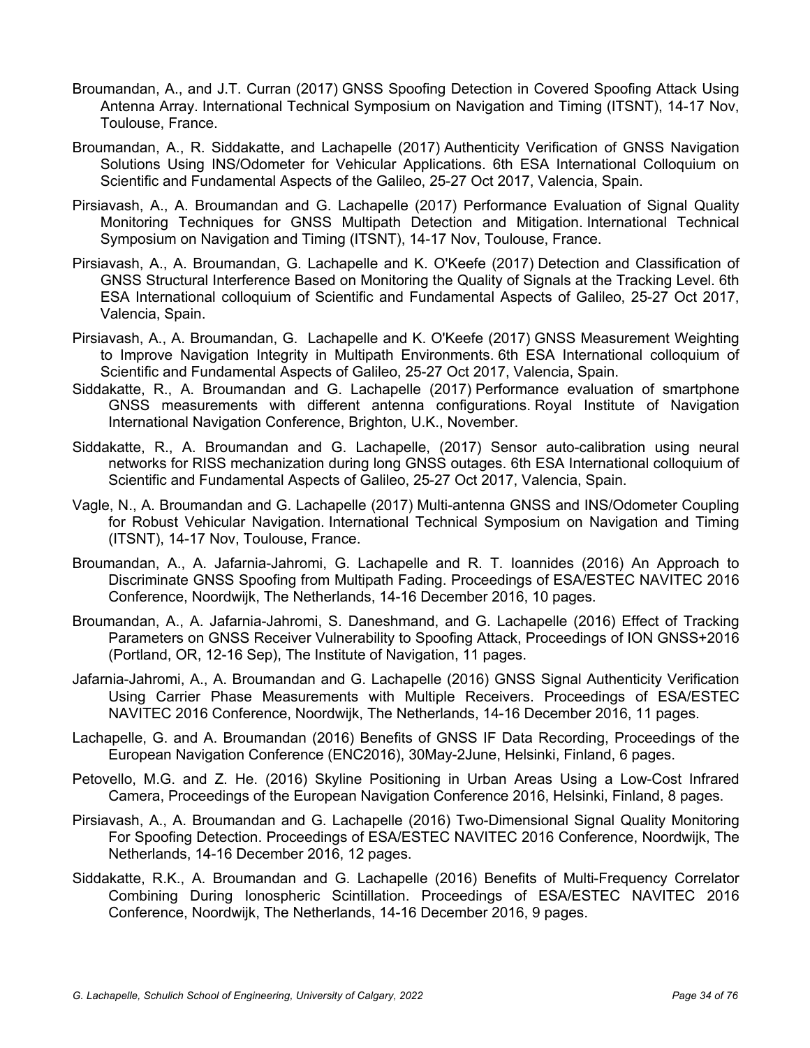Broumandan, A., and J.T. Curran (2017) GNSS Spoofing Detection in Covered Spoofing Attack Using Antenna Array. International Technical Symposium on Navigation and Timing (ITSNT), 14-17 Nov, Toulouse, France.

Broumandan, A., R. Siddakatte, and Lachapelle (2017) Authenticity Verification of GNSS Navigation Solutions Using INS/Odometer for Vehicular Applications. 6th ESA International Colloquium on Scientific and Fundamental Aspects of the Galileo, 25-27 Oct 2017, Valencia, Spain.

Pirsiavash, A., A. Broumandan and G. Lachapelle (2017) Performance Evaluation of Signal Quality Monitoring Techniques for GNSS Multipath Detection and Mitigation. International Technical Symposium on Navigation and Timing (ITSNT), 14-17 Nov, Toulouse, France.

Pirsiavash, A., A. Broumandan, G. Lachapelle and K. O'Keefe (2017) Detection and Classification of GNSS Structural Interference Based on Monitoring the Quality of Signals at the Tracking Level. 6th ESA International colloquium of Scientific and Fundamental Aspects of Galileo, 25-27 Oct 2017, Valencia, Spain.

Pirsiavash, A., A. Broumandan, G. Lachapelle and K. O'Keefe (2017) GNSS Measurement Weighting to Improve Navigation Integrity in Multipath Environments. 6th ESA International colloquium of Scientific and Fundamental Aspects of Galileo, 25-27 Oct 2017, Valencia, Spain.

Siddakatte, R., A. Broumandan and G. Lachapelle (2017) Performance evaluation of smartphone GNSS measurements with different antenna configurations. Royal Institute of Navigation International Navigation Conference, Brighton, U.K., November.

Siddakatte, R., A. Broumandan and G. Lachapelle, (2017) Sensor auto-calibration using neural networks for RISS mechanization during long GNSS outages. 6th ESA International colloquium of Scientific and Fundamental Aspects of Galileo, 25-27 Oct 2017, Valencia, Spain.

Vagle, N., A. Broumandan and G. Lachapelle (2017) Multi-antenna GNSS and INS/Odometer Coupling for Robust Vehicular Navigation. International Technical Symposium on Navigation and Timing (ITSNT), 14-17 Nov, Toulouse, France.

Broumandan, A., A. Jafarnia-Jahromi, G. Lachapelle and R. T. Ioannides (2016) An Approach to Discriminate GNSS Spoofing from Multipath Fading. Proceedings of ESA/ESTEC NAVITEC 2016 Conference, Noordwijk, The Netherlands, 14-16 December 2016, 10 pages.

Broumandan, A., A. Jafarnia-Jahromi, S. Daneshmand, and G. Lachapelle (2016) Effect of Tracking Parameters on GNSS Receiver Vulnerability to Spoofing Attack, Proceedings of ION GNSS+2016 (Portland, OR, 12-16 Sep), The Institute of Navigation, 11 pages.

Jafarnia-Jahromi, A., A. Broumandan and G. Lachapelle (2016) GNSS Signal Authenticity Verification Using Carrier Phase Measurements with Multiple Receivers. Proceedings of ESA/ESTEC NAVITEC 2016 Conference, Noordwijk, The Netherlands, 14-16 December 2016, 11 pages.

Lachapelle, G. and A. Broumandan (2016) Benefits of GNSS IF Data Recording, Proceedings of the European Navigation Conference (ENC2016), 30May-2June, Helsinki, Finland, 6 pages.

Petovello, M.G. and Z. He. (2016) Skyline Positioning in Urban Areas Using a Low-Cost Infrared Camera, Proceedings of the European Navigation Conference 2016, Helsinki, Finland, 8 pages.

Pirsiavash, A., A. Broumandan and G. Lachapelle (2016) Two-Dimensional Signal Quality Monitoring For Spoofing Detection. Proceedings of ESA/ESTEC NAVITEC 2016 Conference, Noordwijk, The Netherlands, 14-16 December 2016, 12 pages.

Siddakatte, R.K., A. Broumandan and G. Lachapelle (2016) Benefits of Multi-Frequency Correlator Combining During Ionospheric Scintillation. Proceedings of ESA/ESTEC NAVITEC 2016 Conference, Noordwijk, The Netherlands, 14-16 December 2016, 9 pages.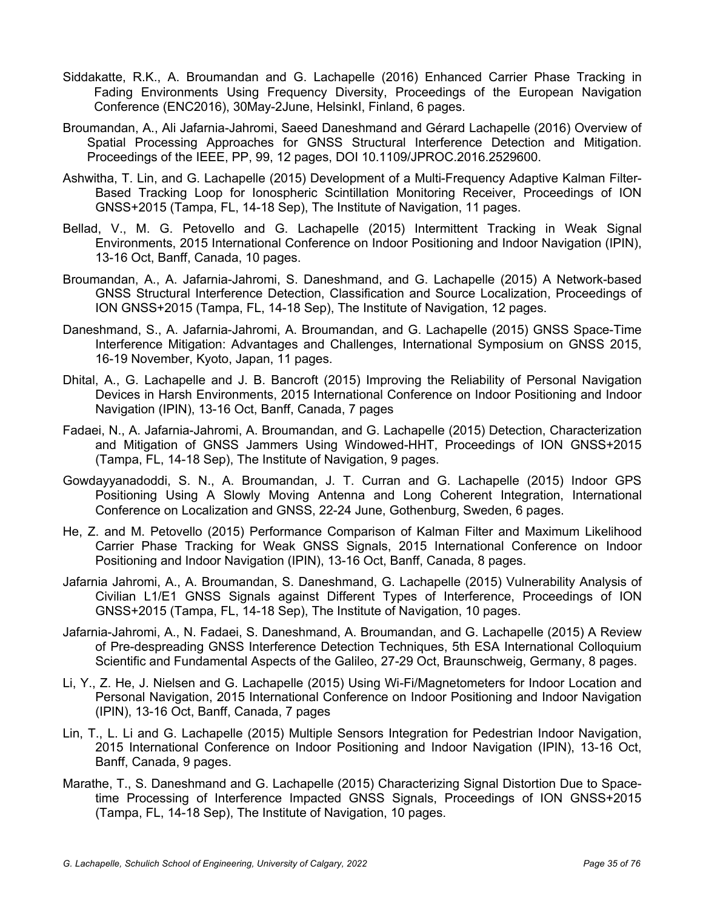Siddakatte, R.K., A. Broumandan and G. Lachapelle (2016) Enhanced Carrier Phase Tracking in Fading Environments Using Frequency Diversity, Proceedings of the European Navigation Conference (ENC2016), 30May-2June, HelsinkI, Finland, 6 pages.

Broumandan, A., Ali Jafarnia-Jahromi, Saeed Daneshmand and Gérard Lachapelle (2016) Overview of Spatial Processing Approaches for GNSS Structural Interference Detection and Mitigation. Proceedings of the IEEE, PP, 99, 12 pages, DOI 10.1109/JPROC.2016.2529600.

Ashwitha, T. Lin, and G. Lachapelle (2015) Development of a Multi-Frequency Adaptive Kalman Filter-Based Tracking Loop for Ionospheric Scintillation Monitoring Receiver, Proceedings of ION GNSS+2015 (Tampa, FL, 14-18 Sep), The Institute of Navigation, 11 pages.

Bellad, V., M. G. Petovello and G. Lachapelle (2015) Intermittent Tracking in Weak Signal Environments, 2015 International Conference on Indoor Positioning and Indoor Navigation (IPIN), 13-16 Oct, Banff, Canada, 10 pages.

Broumandan, A., A. Jafarnia-Jahromi, S. Daneshmand, and G. Lachapelle (2015) A Network-based GNSS Structural Interference Detection, Classification and Source Localization, Proceedings of ION GNSS+2015 (Tampa, FL, 14-18 Sep), The Institute of Navigation, 12 pages.

Daneshmand, S., A. Jafarnia-Jahromi, A. Broumandan, and G. Lachapelle (2015) GNSS Space-Time Interference Mitigation: Advantages and Challenges, International Symposium on GNSS 2015, 16-19 November, Kyoto, Japan, 11 pages.

Dhital, A., G. Lachapelle and J. B. Bancroft (2015) Improving the Reliability of Personal Navigation Devices in Harsh Environments, 2015 International Conference on Indoor Positioning and Indoor Navigation (IPIN), 13-16 Oct, Banff, Canada, 7 pages

Fadaei, N., A. Jafarnia-Jahromi, A. Broumandan, and G. Lachapelle (2015) Detection, Characterization and Mitigation of GNSS Jammers Using Windowed-HHT, Proceedings of ION GNSS+2015 (Tampa, FL, 14-18 Sep), The Institute of Navigation, 9 pages.

Gowdayyanadoddi, S. N., A. Broumandan, J. T. Curran and G. Lachapelle (2015) Indoor GPS Positioning Using A Slowly Moving Antenna and Long Coherent Integration, International Conference on Localization and GNSS, 22-24 June, Gothenburg, Sweden, 6 pages.

He, Z. and M. Petovello (2015) Performance Comparison of Kalman Filter and Maximum Likelihood Carrier Phase Tracking for Weak GNSS Signals, 2015 International Conference on Indoor Positioning and Indoor Navigation (IPIN), 13-16 Oct, Banff, Canada, 8 pages.

Jafarnia Jahromi, A., A. Broumandan, S. Daneshmand, G. Lachapelle (2015) Vulnerability Analysis of Civilian L1/E1 GNSS Signals against Different Types of Interference, Proceedings of ION GNSS+2015 (Tampa, FL, 14-18 Sep), The Institute of Navigation, 10 pages.

Jafarnia-Jahromi, A., N. Fadaei, S. Daneshmand, A. Broumandan, and G. Lachapelle (2015) A Review of Pre-despreading GNSS Interference Detection Techniques, 5th ESA International Colloquium Scientific and Fundamental Aspects of the Galileo, 27-29 Oct, Braunschweig, Germany, 8 pages.

Li, Y., Z. He, J. Nielsen and G. Lachapelle (2015) Using Wi-Fi/Magnetometers for Indoor Location and Personal Navigation, 2015 International Conference on Indoor Positioning and Indoor Navigation (IPIN), 13-16 Oct, Banff, Canada, 7 pages

Lin, T., L. Li and G. Lachapelle (2015) Multiple Sensors Integration for Pedestrian Indoor Navigation, 2015 International Conference on Indoor Positioning and Indoor Navigation (IPIN), 13-16 Oct, Banff, Canada, 9 pages.

Marathe, T., S. Daneshmand and G. Lachapelle (2015) Characterizing Signal Distortion Due to Space-time Processing of Interference Impacted GNSS Signals, Proceedings of ION GNSS+2015 (Tampa, FL, 14-18 Sep), The Institute of Navigation, 10 pages.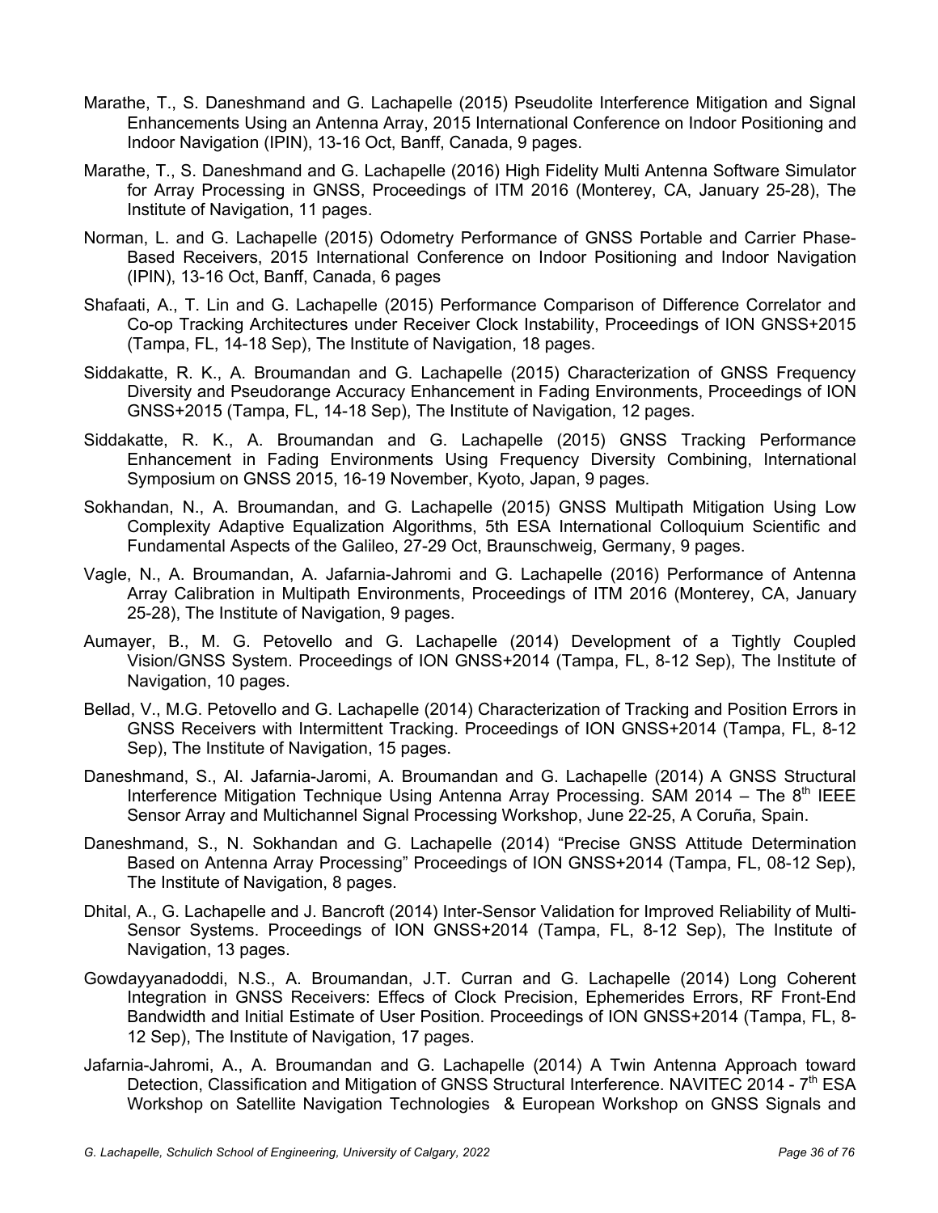Marathe, T., S. Daneshmand and G. Lachapelle (2015) Pseudolite Interference Mitigation and Signal Enhancements Using an Antenna Array, 2015 International Conference on Indoor Positioning and Indoor Navigation (IPIN), 13-16 Oct, Banff, Canada, 9 pages.

Marathe, T., S. Daneshmand and G. Lachapelle (2016) High Fidelity Multi Antenna Software Simulator for Array Processing in GNSS, Proceedings of ITM 2016 (Monterey, CA, January 25-28), The Institute of Navigation, 11 pages.

Norman, L. and G. Lachapelle (2015) Odometry Performance of GNSS Portable and Carrier Phase-Based Receivers, 2015 International Conference on Indoor Positioning and Indoor Navigation (IPIN), 13-16 Oct, Banff, Canada, 6 pages

Shafaati, A., T. Lin and G. Lachapelle (2015) Performance Comparison of Difference Correlator and Co-op Tracking Architectures under Receiver Clock Instability, Proceedings of ION GNSS+2015 (Tampa, FL, 14-18 Sep), The Institute of Navigation, 18 pages.

Siddakatte, R. K., A. Broumandan and G. Lachapelle (2015) Characterization of GNSS Frequency Diversity and Pseudorange Accuracy Enhancement in Fading Environments, Proceedings of ION GNSS+2015 (Tampa, FL, 14-18 Sep), The Institute of Navigation, 12 pages.

Siddakatte, R. K., A. Broumandan and G. Lachapelle (2015) GNSS Tracking Performance Enhancement in Fading Environments Using Frequency Diversity Combining, International Symposium on GNSS 2015, 16-19 November, Kyoto, Japan, 9 pages.

Sokhandan, N., A. Broumandan, and G. Lachapelle (2015) GNSS Multipath Mitigation Using Low Complexity Adaptive Equalization Algorithms, 5th ESA International Colloquium Scientific and Fundamental Aspects of the Galileo, 27-29 Oct, Braunschweig, Germany, 9 pages.

Vagle, N., A. Broumandan, A. Jafarnia-Jahromi and G. Lachapelle (2016) Performance of Antenna Array Calibration in Multipath Environments, Proceedings of ITM 2016 (Monterey, CA, January 25-28), The Institute of Navigation, 9 pages.

Aumayer, B., M. G. Petovello and G. Lachapelle (2014) Development of a Tightly Coupled Vision/GNSS System. Proceedings of ION GNSS+2014 (Tampa, FL, 8-12 Sep), The Institute of Navigation, 10 pages.

Bellad, V., M.G. Petovello and G. Lachapelle (2014) Characterization of Tracking and Position Errors in GNSS Receivers with Intermittent Tracking. Proceedings of ION GNSS+2014 (Tampa, FL, 8-12 Sep), The Institute of Navigation, 15 pages.

Daneshmand, S., Al. Jafarnia-Jaromi, A. Broumandan and G. Lachapelle (2014) A GNSS Structural Interference Mitigation Technique Using Antenna Array Processing. SAM 2014 – The 8th IEEE Sensor Array and Multichannel Signal Processing Workshop, June 22-25, A Coruña, Spain.

Daneshmand, S., N. Sokhandan and G. Lachapelle (2014) "Precise GNSS Attitude Determination Based on Antenna Array Processing" Proceedings of ION GNSS+2014 (Tampa, FL, 08-12 Sep), The Institute of Navigation, 8 pages.

Dhital, A., G. Lachapelle and J. Bancroft (2014) Inter-Sensor Validation for Improved Reliability of Multi-Sensor Systems. Proceedings of ION GNSS+2014 (Tampa, FL, 8-12 Sep), The Institute of Navigation, 13 pages.

Gowdayyanadoddi, N.S., A. Broumandan, J.T. Curran and G. Lachapelle (2014) Long Coherent Integration in GNSS Receivers: Effecs of Clock Precision, Ephemerides Errors, RF Front-End Bandwidth and Initial Estimate of User Position. Proceedings of ION GNSS+2014 (Tampa, FL, 8-12 Sep), The Institute of Navigation, 17 pages.

Jafarnia-Jahromi, A., A. Broumandan and G. Lachapelle (2014) A Twin Antenna Approach toward Detection, Classification and Mitigation of GNSS Structural Interference. NAVITEC 2014 - 7th ESA Workshop on Satellite Navigation Technologies & European Workshop on GNSS Signals and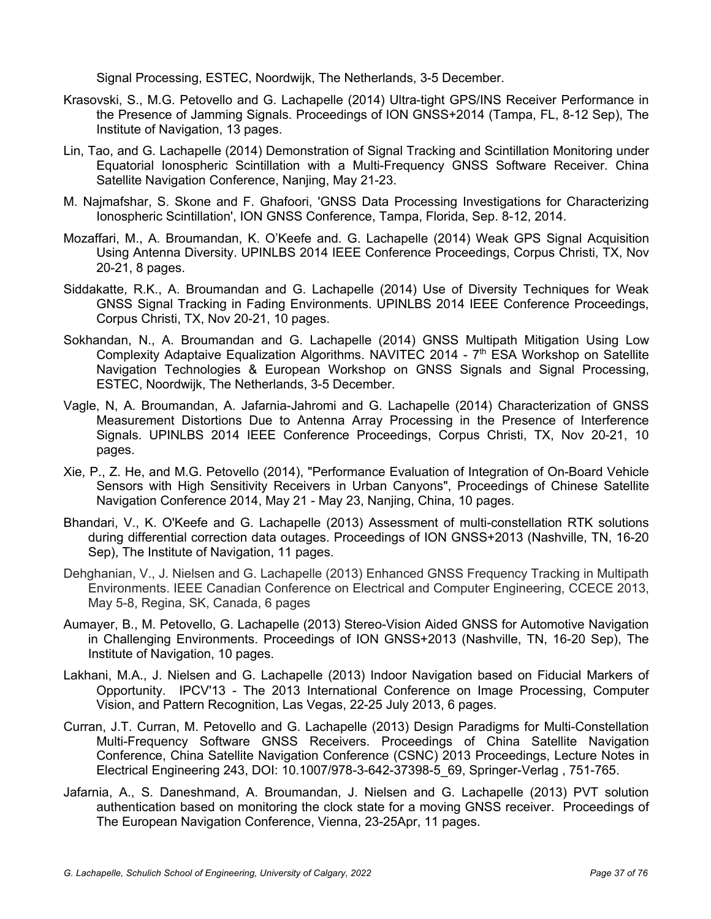Signal Processing, ESTEC, Noordwijk, The Netherlands, 3-5 December.

Krasovski, S., M.G. Petovello and G. Lachapelle (2014) Ultra-tight GPS/INS Receiver Performance in the Presence of Jamming Signals. Proceedings of ION GNSS+2014 (Tampa, FL, 8-12 Sep), The Institute of Navigation, 13 pages.

Lin, Tao, and G. Lachapelle (2014) Demonstration of Signal Tracking and Scintillation Monitoring under Equatorial Ionospheric Scintillation with a Multi-Frequency GNSS Software Receiver. China Satellite Navigation Conference, Nanjing, May 21-23.

M. Najmafshar, S. Skone and F. Ghafoori, 'GNSS Data Processing Investigations for Characterizing Ionospheric Scintillation', ION GNSS Conference, Tampa, Florida, Sep. 8-12, 2014.

Mozaffari, M., A. Broumandan, K. O'Keefe and. G. Lachapelle (2014) Weak GPS Signal Acquisition Using Antenna Diversity. UPINLBS 2014 IEEE Conference Proceedings, Corpus Christi, TX, Nov 20-21, 8 pages.

Siddakatte, R.K., A. Broumandan and G. Lachapelle (2014) Use of Diversity Techniques for Weak GNSS Signal Tracking in Fading Environments. UPINLBS 2014 IEEE Conference Proceedings, Corpus Christi, TX, Nov 20-21, 10 pages.

Sokhandan, N., A. Broumandan and G. Lachapelle (2014) GNSS Multipath Mitigation Using Low Complexity Adaptaive Equalization Algorithms. NAVITEC 2014 - 7th ESA Workshop on Satellite Navigation Technologies & European Workshop on GNSS Signals and Signal Processing, ESTEC, Noordwijk, The Netherlands, 3-5 December.

Vagle, N, A. Broumandan, A. Jafarnia-Jahromi and G. Lachapelle (2014) Characterization of GNSS Measurement Distortions Due to Antenna Array Processing in the Presence of Interference Signals. UPINLBS 2014 IEEE Conference Proceedings, Corpus Christi, TX, Nov 20-21, 10 pages.

Xie, P., Z. He, and M.G. Petovello (2014), "Performance Evaluation of Integration of On-Board Vehicle Sensors with High Sensitivity Receivers in Urban Canyons", Proceedings of Chinese Satellite Navigation Conference 2014, May 21 - May 23, Nanjing, China, 10 pages.

Bhandari, V., K. O'Keefe and G. Lachapelle (2013) Assessment of multi-constellation RTK solutions during differential correction data outages. Proceedings of ION GNSS+2013 (Nashville, TN, 16-20 Sep), The Institute of Navigation, 11 pages.

Dehghanian, V., J. Nielsen and G. Lachapelle (2013) Enhanced GNSS Frequency Tracking in Multipath Environments. IEEE Canadian Conference on Electrical and Computer Engineering, CCECE 2013, May 5-8, Regina, SK, Canada, 6 pages

Aumayer, B., M. Petovello, G. Lachapelle (2013) Stereo-Vision Aided GNSS for Automotive Navigation in Challenging Environments. Proceedings of ION GNSS+2013 (Nashville, TN, 16-20 Sep), The Institute of Navigation, 10 pages.

Lakhani, M.A., J. Nielsen and G. Lachapelle (2013) Indoor Navigation based on Fiducial Markers of Opportunity. IPCV'13 - The 2013 International Conference on Image Processing, Computer Vision, and Pattern Recognition, Las Vegas, 22-25 July 2013, 6 pages.

Curran, J.T. Curran, M. Petovello and G. Lachapelle (2013) Design Paradigms for Multi-Constellation Multi-Frequency Software GNSS Receivers. Proceedings of China Satellite Navigation Conference, China Satellite Navigation Conference (CSNC) 2013 Proceedings, Lecture Notes in Electrical Engineering 243, DOI: 10.1007/978-3-642-37398-5_69, Springer-Verlag , 751-765.

Jafarnia, A., S. Daneshmand, A. Broumandan, J. Nielsen and G. Lachapelle (2013) PVT solution authentication based on monitoring the clock state for a moving GNSS receiver. Proceedings of The European Navigation Conference, Vienna, 23-25Apr, 11 pages.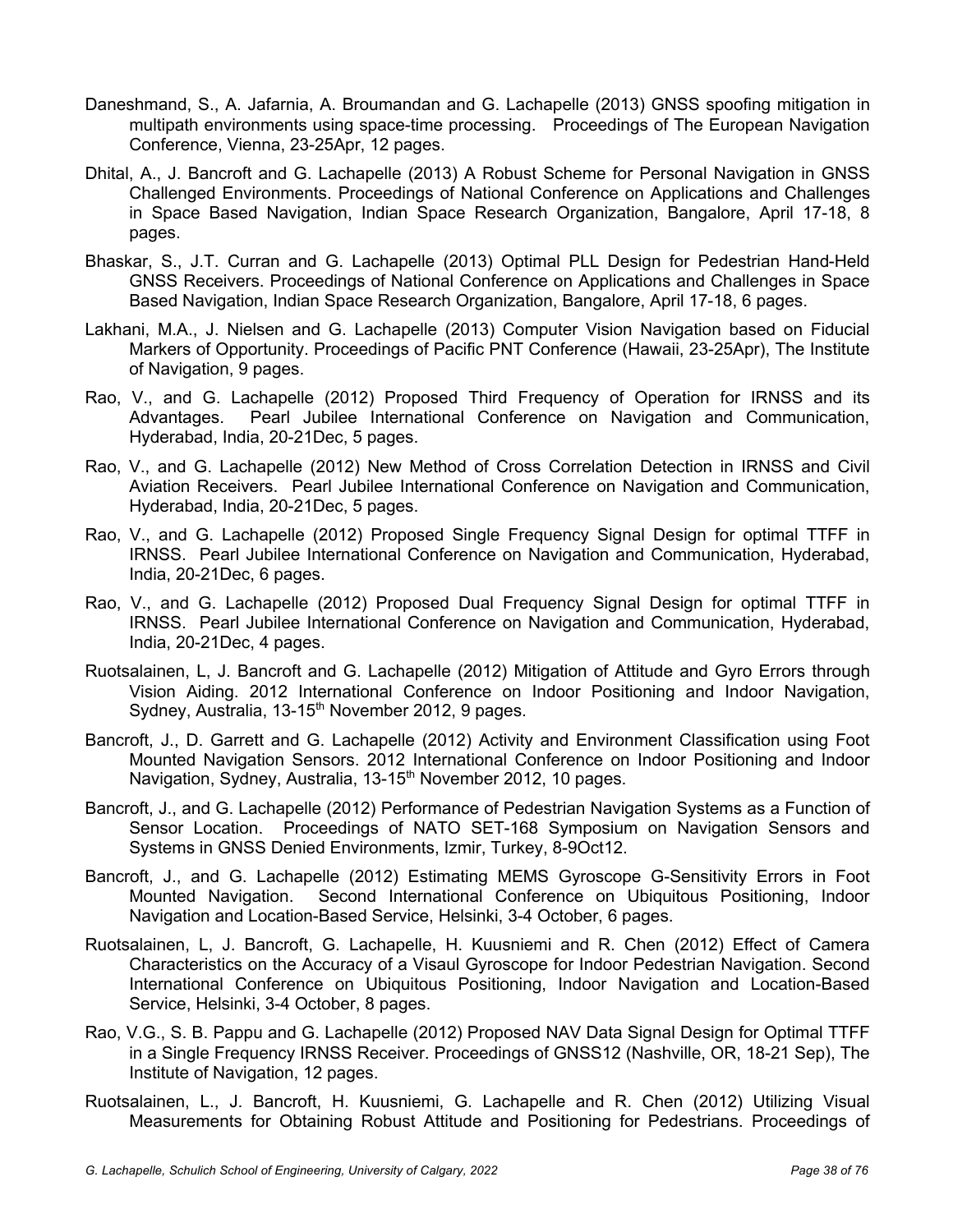Daneshmand, S., A. Jafarnia, A. Broumandan and G. Lachapelle (2013) GNSS spoofing mitigation in multipath environments using space-time processing. Proceedings of The European Navigation Conference, Vienna, 23-25Apr, 12 pages.

Dhital, A., J. Bancroft and G. Lachapelle (2013) A Robust Scheme for Personal Navigation in GNSS Challenged Environments. Proceedings of National Conference on Applications and Challenges in Space Based Navigation, Indian Space Research Organization, Bangalore, April 17-18, 8 pages.

Bhaskar, S., J.T. Curran and G. Lachapelle (2013) Optimal PLL Design for Pedestrian Hand-Held GNSS Receivers. Proceedings of National Conference on Applications and Challenges in Space Based Navigation, Indian Space Research Organization, Bangalore, April 17-18, 6 pages.

Lakhani, M.A., J. Nielsen and G. Lachapelle (2013) Computer Vision Navigation based on Fiducial Markers of Opportunity. Proceedings of Pacific PNT Conference (Hawaii, 23-25Apr), The Institute of Navigation, 9 pages.

Rao, V., and G. Lachapelle (2012) Proposed Third Frequency of Operation for IRNSS and its Advantages. Pearl Jubilee International Conference on Navigation and Communication, Hyderabad, India, 20-21Dec, 5 pages.

Rao, V., and G. Lachapelle (2012) New Method of Cross Correlation Detection in IRNSS and Civil Aviation Receivers. Pearl Jubilee International Conference on Navigation and Communication, Hyderabad, India, 20-21Dec, 5 pages.

Rao, V., and G. Lachapelle (2012) Proposed Single Frequency Signal Design for optimal TTFF in IRNSS. Pearl Jubilee International Conference on Navigation and Communication, Hyderabad, India, 20-21Dec, 6 pages.

Rao, V., and G. Lachapelle (2012) Proposed Dual Frequency Signal Design for optimal TTFF in IRNSS. Pearl Jubilee International Conference on Navigation and Communication, Hyderabad, India, 20-21Dec, 4 pages.

Ruotsalainen, L, J. Bancroft and G. Lachapelle (2012) Mitigation of Attitude and Gyro Errors through Vision Aiding. 2012 International Conference on Indoor Positioning and Indoor Navigation, Sydney, Australia, 13-15th November 2012, 9 pages.

Bancroft, J., D. Garrett and G. Lachapelle (2012) Activity and Environment Classification using Foot Mounted Navigation Sensors. 2012 International Conference on Indoor Positioning and Indoor Navigation, Sydney, Australia, 13-15th November 2012, 10 pages.

Bancroft, J., and G. Lachapelle (2012) Performance of Pedestrian Navigation Systems as a Function of Sensor Location. Proceedings of NATO SET-168 Symposium on Navigation Sensors and Systems in GNSS Denied Environments, Izmir, Turkey, 8-9Oct12.

Bancroft, J., and G. Lachapelle (2012) Estimating MEMS Gyroscope G-Sensitivity Errors in Foot Mounted Navigation. Second International Conference on Ubiquitous Positioning, Indoor Navigation and Location-Based Service, Helsinki, 3-4 October, 6 pages.

Ruotsalainen, L, J. Bancroft, G. Lachapelle, H. Kuusniemi and R. Chen (2012) Effect of Camera Characteristics on the Accuracy of a Visaul Gyroscope for Indoor Pedestrian Navigation. Second International Conference on Ubiquitous Positioning, Indoor Navigation and Location-Based Service, Helsinki, 3-4 October, 8 pages.

Rao, V.G., S. B. Pappu and G. Lachapelle (2012) Proposed NAV Data Signal Design for Optimal TTFF in a Single Frequency IRNSS Receiver. Proceedings of GNSS12 (Nashville, OR, 18-21 Sep), The Institute of Navigation, 12 pages.

Ruotsalainen, L., J. Bancroft, H. Kuusniemi, G. Lachapelle and R. Chen (2012) Utilizing Visual Measurements for Obtaining Robust Attitude and Positioning for Pedestrians. Proceedings of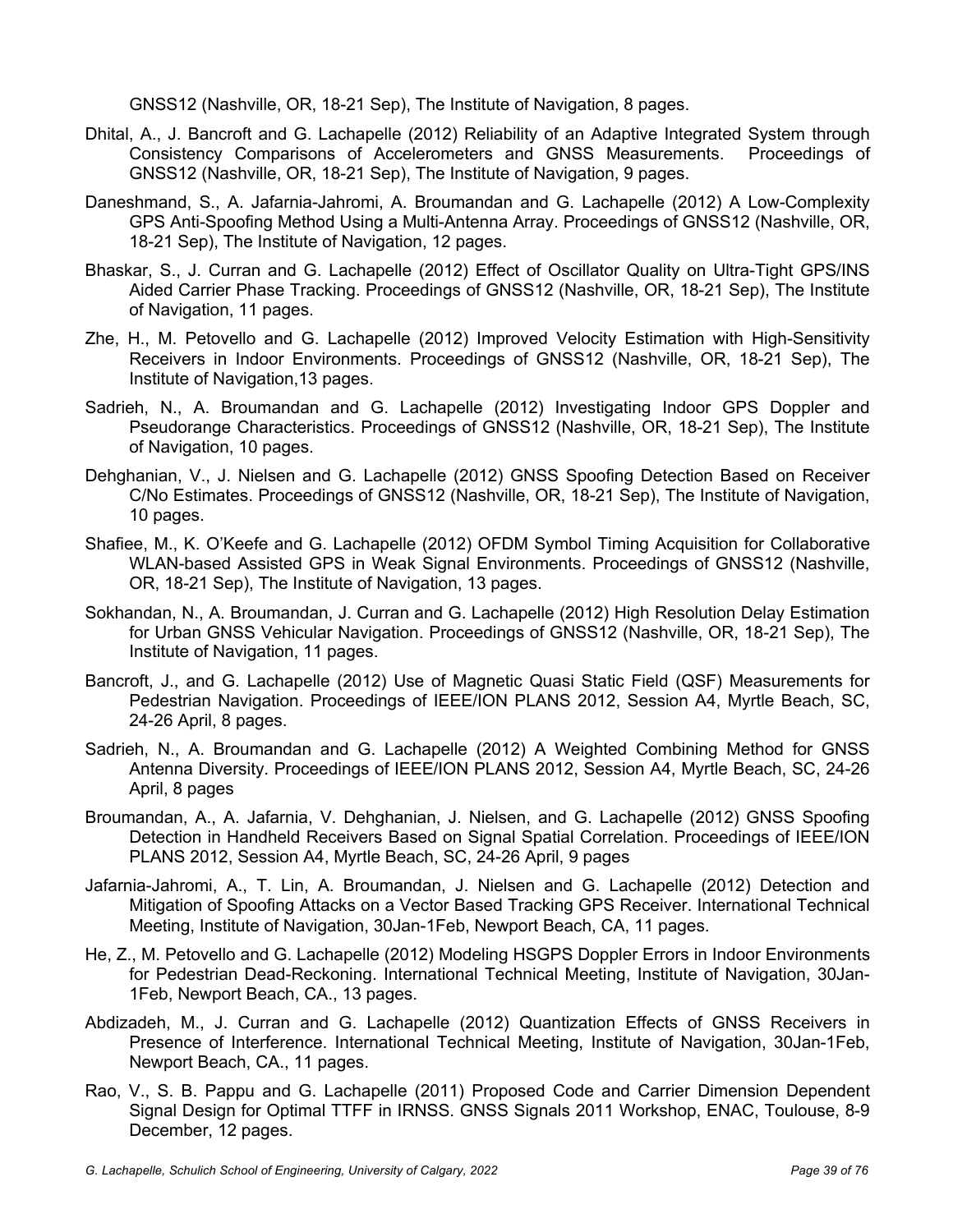GNSS12 (Nashville, OR, 18-21 Sep), The Institute of Navigation, 8 pages.

Dhital, A., J. Bancroft and G. Lachapelle (2012) Reliability of an Adaptive Integrated System through Consistency Comparisons of Accelerometers and GNSS Measurements. Proceedings of GNSS12 (Nashville, OR, 18-21 Sep), The Institute of Navigation, 9 pages.

Daneshmand, S., A. Jafarnia-Jahromi, A. Broumandan and G. Lachapelle (2012) A Low-Complexity GPS Anti-Spoofing Method Using a Multi-Antenna Array. Proceedings of GNSS12 (Nashville, OR, 18-21 Sep), The Institute of Navigation, 12 pages.

Bhaskar, S., J. Curran and G. Lachapelle (2012) Effect of Oscillator Quality on Ultra-Tight GPS/INS Aided Carrier Phase Tracking. Proceedings of GNSS12 (Nashville, OR, 18-21 Sep), The Institute of Navigation, 11 pages.

Zhe, H., M. Petovello and G. Lachapelle (2012) Improved Velocity Estimation with High-Sensitivity Receivers in Indoor Environments. Proceedings of GNSS12 (Nashville, OR, 18-21 Sep), The Institute of Navigation,13 pages.

Sadrieh, N., A. Broumandan and G. Lachapelle (2012) Investigating Indoor GPS Doppler and Pseudorange Characteristics. Proceedings of GNSS12 (Nashville, OR, 18-21 Sep), The Institute of Navigation, 10 pages.

Dehghanian, V., J. Nielsen and G. Lachapelle (2012) GNSS Spoofing Detection Based on Receiver C/No Estimates. Proceedings of GNSS12 (Nashville, OR, 18-21 Sep), The Institute of Navigation, 10 pages.

Shafiee, M., K. O'Keefe and G. Lachapelle (2012) OFDM Symbol Timing Acquisition for Collaborative WLAN-based Assisted GPS in Weak Signal Environments. Proceedings of GNSS12 (Nashville, OR, 18-21 Sep), The Institute of Navigation, 13 pages.

Sokhandan, N., A. Broumandan, J. Curran and G. Lachapelle (2012) High Resolution Delay Estimation for Urban GNSS Vehicular Navigation. Proceedings of GNSS12 (Nashville, OR, 18-21 Sep), The Institute of Navigation, 11 pages.

Bancroft, J., and G. Lachapelle (2012) Use of Magnetic Quasi Static Field (QSF) Measurements for Pedestrian Navigation. Proceedings of IEEE/ION PLANS 2012, Session A4, Myrtle Beach, SC, 24-26 April, 8 pages.

Sadrieh, N., A. Broumandan and G. Lachapelle (2012) A Weighted Combining Method for GNSS Antenna Diversity. Proceedings of IEEE/ION PLANS 2012, Session A4, Myrtle Beach, SC, 24-26 April, 8 pages

Broumandan, A., A. Jafarnia, V. Dehghanian, J. Nielsen, and G. Lachapelle (2012) GNSS Spoofing Detection in Handheld Receivers Based on Signal Spatial Correlation. Proceedings of IEEE/ION PLANS 2012, Session A4, Myrtle Beach, SC, 24-26 April, 9 pages

Jafarnia-Jahromi, A., T. Lin, A. Broumandan, J. Nielsen and G. Lachapelle (2012) Detection and Mitigation of Spoofing Attacks on a Vector Based Tracking GPS Receiver. International Technical Meeting, Institute of Navigation, 30Jan-1Feb, Newport Beach, CA, 11 pages.

He, Z., M. Petovello and G. Lachapelle (2012) Modeling HSGPS Doppler Errors in Indoor Environments for Pedestrian Dead-Reckoning. International Technical Meeting, Institute of Navigation, 30Jan-1Feb, Newport Beach, CA., 13 pages.

Abdizadeh, M., J. Curran and G. Lachapelle (2012) Quantization Effects of GNSS Receivers in Presence of Interference. International Technical Meeting, Institute of Navigation, 30Jan-1Feb, Newport Beach, CA., 11 pages.

Rao, V., S. B. Pappu and G. Lachapelle (2011) Proposed Code and Carrier Dimension Dependent Signal Design for Optimal TTFF in IRNSS. GNSS Signals 2011 Workshop, ENAC, Toulouse, 8-9 December, 12 pages.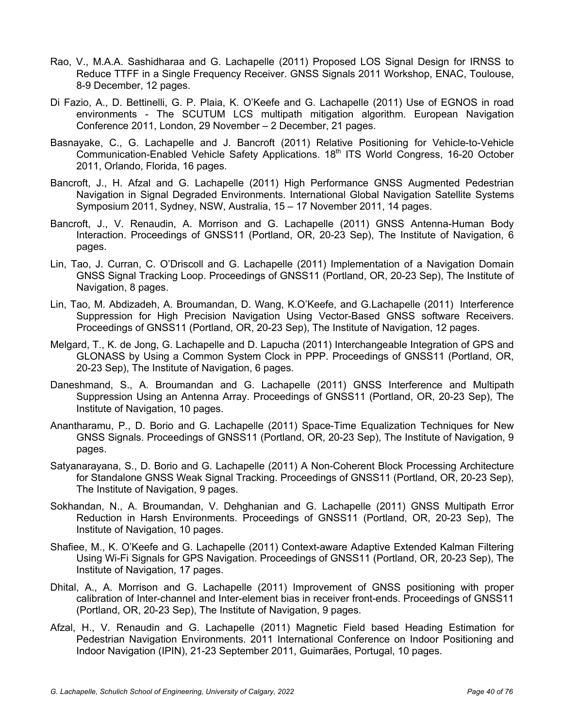Rao, V., M.A.A. Sashidharaa and G. Lachapelle (2011) Proposed LOS Signal Design for IRNSS to Reduce TTFF in a Single Frequency Receiver. GNSS Signals 2011 Workshop, ENAC, Toulouse, 8-9 December, 12 pages.

Di Fazio, A., D. Bettinelli, G. P. Plaia, K. O'Keefe and G. Lachapelle (2011) Use of EGNOS in road environments - The SCUTUM LCS multipath mitigation algorithm. European Navigation Conference 2011, London, 29 November – 2 December, 21 pages.

Basnayake, C., G. Lachapelle and J. Bancroft (2011) Relative Positioning for Vehicle-to-Vehicle Communication-Enabled Vehicle Safety Applications. 18th ITS World Congress, 16-20 October 2011, Orlando, Florida, 16 pages.

Bancroft, J., H. Afzal and G. Lachapelle (2011) High Performance GNSS Augmented Pedestrian Navigation in Signal Degraded Environments. International Global Navigation Satellite Systems Symposium 2011, Sydney, NSW, Australia, 15 – 17 November 2011, 14 pages.

Bancroft, J., V. Renaudin, A. Morrison and G. Lachapelle (2011) GNSS Antenna-Human Body Interaction. Proceedings of GNSS11 (Portland, OR, 20-23 Sep), The Institute of Navigation, 6 pages.

Lin, Tao, J. Curran, C. O'Driscoll and G. Lachapelle (2011) Implementation of a Navigation Domain GNSS Signal Tracking Loop. Proceedings of GNSS11 (Portland, OR, 20-23 Sep), The Institute of Navigation, 8 pages.

Lin, Tao, M. Abdizadeh, A. Broumandan, D. Wang, K.O'Keefe, and G.Lachapelle (2011) Interference Suppression for High Precision Navigation Using Vector-Based GNSS software Receivers. Proceedings of GNSS11 (Portland, OR, 20-23 Sep), The Institute of Navigation, 12 pages.

Melgard, T., K. de Jong, G. Lachapelle and D. Lapucha (2011) Interchangeable Integration of GPS and GLONASS by Using a Common System Clock in PPP. Proceedings of GNSS11 (Portland, OR, 20-23 Sep), The Institute of Navigation, 6 pages.

Daneshmand, S., A. Broumandan and G. Lachapelle (2011) GNSS Interference and Multipath Suppression Using an Antenna Array. Proceedings of GNSS11 (Portland, OR, 20-23 Sep), The Institute of Navigation, 10 pages.

Anantharamu, P., D. Borio and G. Lachapelle (2011) Space-Time Equalization Techniques for New GNSS Signals. Proceedings of GNSS11 (Portland, OR, 20-23 Sep), The Institute of Navigation, 9 pages.

Satyanarayana, S., D. Borio and G. Lachapelle (2011) A Non-Coherent Block Processing Architecture for Standalone GNSS Weak Signal Tracking. Proceedings of GNSS11 (Portland, OR, 20-23 Sep), The Institute of Navigation, 9 pages.

Sokhandan, N., A. Broumandan, V. Dehghanian and G. Lachapelle (2011) GNSS Multipath Error Reduction in Harsh Environments. Proceedings of GNSS11 (Portland, OR, 20-23 Sep), The Institute of Navigation, 10 pages.

Shafiee, M., K. O'Keefe and G. Lachapelle (2011) Context-aware Adaptive Extended Kalman Filtering Using Wi-Fi Signals for GPS Navigation. Proceedings of GNSS11 (Portland, OR, 20-23 Sep), The Institute of Navigation, 17 pages.

Dhital, A., A. Morrison and G. Lachapelle (2011) Improvement of GNSS positioning with proper calibration of Inter-channel and Inter-element bias in receiver front-ends. Proceedings of GNSS11 (Portland, OR, 20-23 Sep), The Institute of Navigation, 9 pages.

Afzal, H., V. Renaudin and G. Lachapelle (2011) Magnetic Field based Heading Estimation for Pedestrian Navigation Environments. 2011 International Conference on Indoor Positioning and Indoor Navigation (IPIN), 21-23 September 2011, Guimarães, Portugal, 10 pages.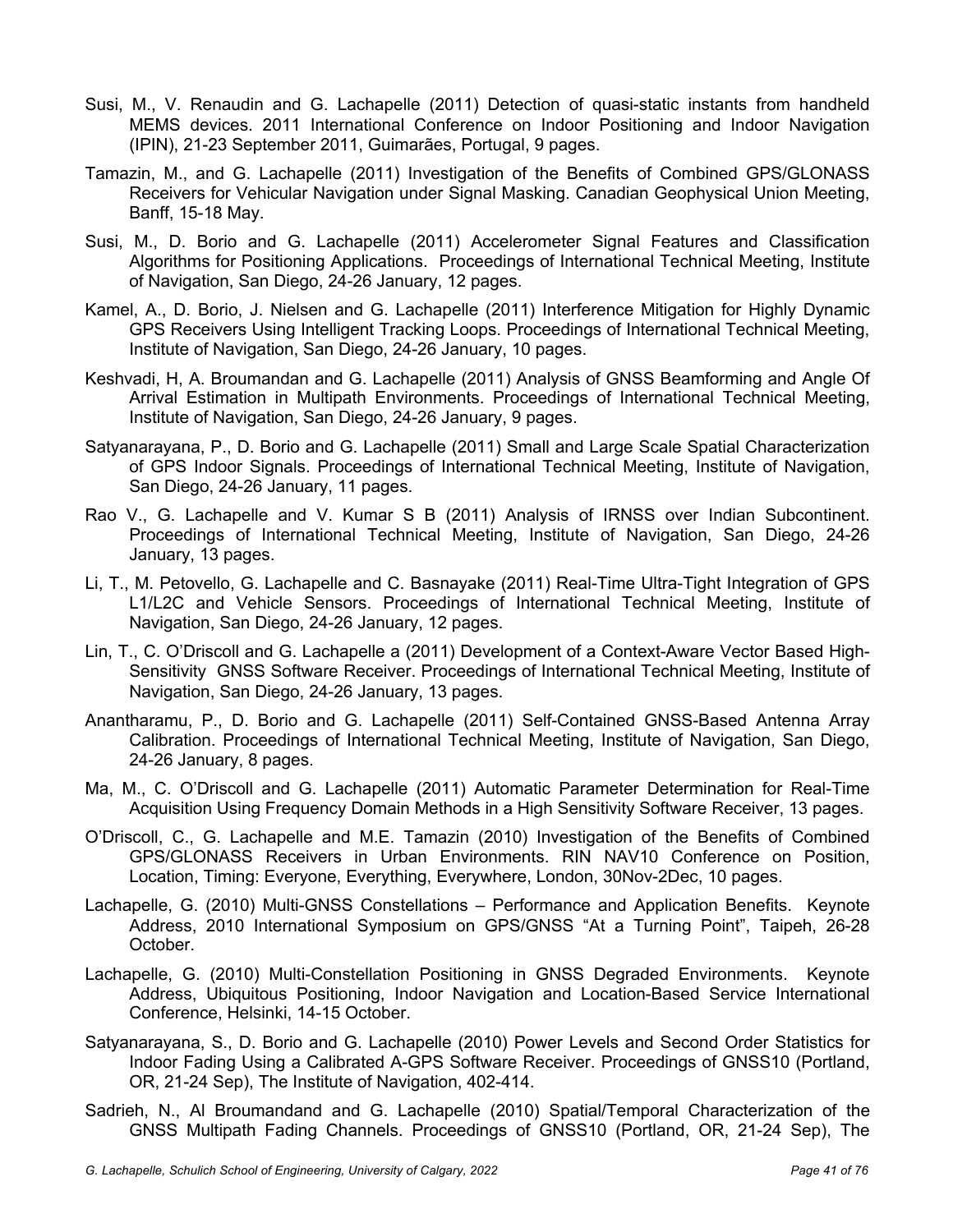Susi, M., V. Renaudin and G. Lachapelle (2011) Detection of quasi-static instants from handheld MEMS devices. 2011 International Conference on Indoor Positioning and Indoor Navigation (IPIN), 21-23 September 2011, Guimarães, Portugal, 9 pages.

Tamazin, M., and G. Lachapelle (2011) Investigation of the Benefits of Combined GPS/GLONASS Receivers for Vehicular Navigation under Signal Masking. Canadian Geophysical Union Meeting, Banff, 15-18 May.

Susi, M., D. Borio and G. Lachapelle (2011) Accelerometer Signal Features and Classification Algorithms for Positioning Applications. Proceedings of International Technical Meeting, Institute of Navigation, San Diego, 24-26 January, 12 pages.

Kamel, A., D. Borio, J. Nielsen and G. Lachapelle (2011) Interference Mitigation for Highly Dynamic GPS Receivers Using Intelligent Tracking Loops. Proceedings of International Technical Meeting, Institute of Navigation, San Diego, 24-26 January, 10 pages.

Keshvadi, H, A. Broumandan and G. Lachapelle (2011) Analysis of GNSS Beamforming and Angle Of Arrival Estimation in Multipath Environments. Proceedings of International Technical Meeting, Institute of Navigation, San Diego, 24-26 January, 9 pages.

Satyanarayana, P., D. Borio and G. Lachapelle (2011) Small and Large Scale Spatial Characterization of GPS Indoor Signals. Proceedings of International Technical Meeting, Institute of Navigation, San Diego, 24-26 January, 11 pages.

Rao V., G. Lachapelle and V. Kumar S B (2011) Analysis of IRNSS over Indian Subcontinent. Proceedings of International Technical Meeting, Institute of Navigation, San Diego, 24-26 January, 13 pages.

Li, T., M. Petovello, G. Lachapelle and C. Basnayake (2011) Real-Time Ultra-Tight Integration of GPS L1/L2C and Vehicle Sensors. Proceedings of International Technical Meeting, Institute of Navigation, San Diego, 24-26 January, 12 pages.

Lin, T., C. O'Driscoll and G. Lachapelle a (2011) Development of a Context-Aware Vector Based High-Sensitivity GNSS Software Receiver. Proceedings of International Technical Meeting, Institute of Navigation, San Diego, 24-26 January, 13 pages.

Anantharamu, P., D. Borio and G. Lachapelle (2011) Self-Contained GNSS-Based Antenna Array Calibration. Proceedings of International Technical Meeting, Institute of Navigation, San Diego, 24-26 January, 8 pages.

Ma, M., C. O'Driscoll and G. Lachapelle (2011) Automatic Parameter Determination for Real-Time Acquisition Using Frequency Domain Methods in a High Sensitivity Software Receiver, 13 pages.

O'Driscoll, C., G. Lachapelle and M.E. Tamazin (2010) Investigation of the Benefits of Combined GPS/GLONASS Receivers in Urban Environments. RIN NAV10 Conference on Position, Location, Timing: Everyone, Everything, Everywhere, London, 30Nov-2Dec, 10 pages.

Lachapelle, G. (2010) Multi-GNSS Constellations – Performance and Application Benefits. Keynote Address, 2010 International Symposium on GPS/GNSS "At a Turning Point", Taipeh, 26-28 October.

Lachapelle, G. (2010) Multi-Constellation Positioning in GNSS Degraded Environments. Keynote Address, Ubiquitous Positioning, Indoor Navigation and Location-Based Service International Conference, Helsinki, 14-15 October.

Satyanarayana, S., D. Borio and G. Lachapelle (2010) Power Levels and Second Order Statistics for Indoor Fading Using a Calibrated A-GPS Software Receiver. Proceedings of GNSS10 (Portland, OR, 21-24 Sep), The Institute of Navigation, 402-414.

Sadrieh, N., Al Broumandand and G. Lachapelle (2010) Spatial/Temporal Characterization of the GNSS Multipath Fading Channels. Proceedings of GNSS10 (Portland, OR, 21-24 Sep), The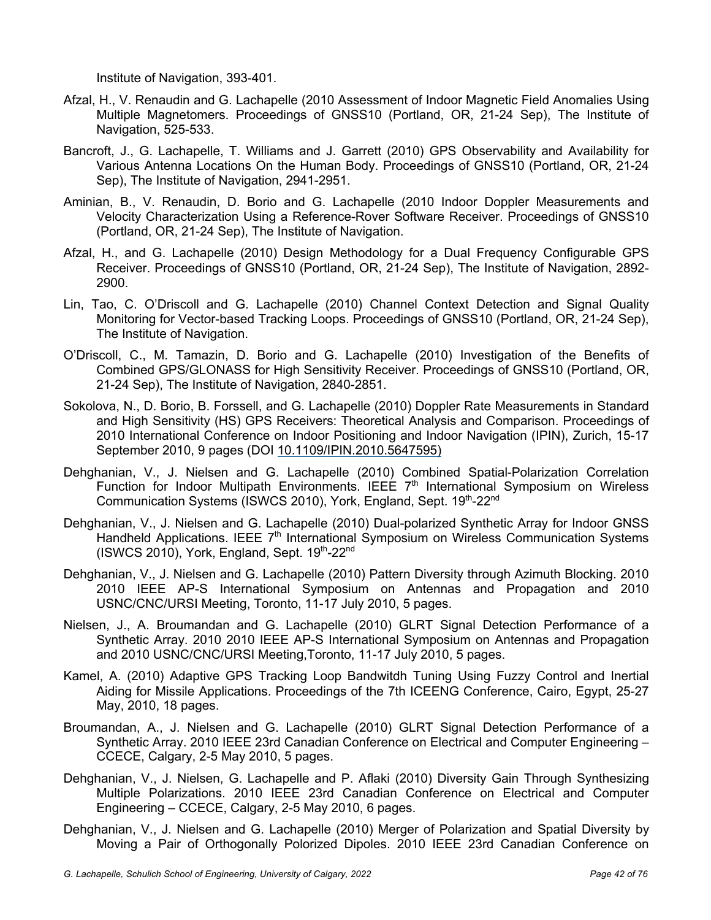Institute of Navigation, 393-401.

Afzal, H., V. Renaudin and G. Lachapelle (2010 Assessment of Indoor Magnetic Field Anomalies Using Multiple Magnetomers. Proceedings of GNSS10 (Portland, OR, 21-24 Sep), The Institute of Navigation, 525-533.

Bancroft, J., G. Lachapelle, T. Williams and J. Garrett (2010) GPS Observability and Availability for Various Antenna Locations On the Human Body. Proceedings of GNSS10 (Portland, OR, 21-24 Sep), The Institute of Navigation, 2941-2951.

Aminian, B., V. Renaudin, D. Borio and G. Lachapelle (2010 Indoor Doppler Measurements and Velocity Characterization Using a Reference-Rover Software Receiver. Proceedings of GNSS10 (Portland, OR, 21-24 Sep), The Institute of Navigation.

Afzal, H., and G. Lachapelle (2010) Design Methodology for a Dual Frequency Configurable GPS Receiver. Proceedings of GNSS10 (Portland, OR, 21-24 Sep), The Institute of Navigation, 2892-2900.

Lin, Tao, C. O'Driscoll and G. Lachapelle (2010) Channel Context Detection and Signal Quality Monitoring for Vector-based Tracking Loops. Proceedings of GNSS10 (Portland, OR, 21-24 Sep), The Institute of Navigation.

O'Driscoll, C., M. Tamazin, D. Borio and G. Lachapelle (2010) Investigation of the Benefits of Combined GPS/GLONASS for High Sensitivity Receiver. Proceedings of GNSS10 (Portland, OR, 21-24 Sep), The Institute of Navigation, 2840-2851.

Sokolova, N., D. Borio, B. Forssell, and G. Lachapelle (2010) Doppler Rate Measurements in Standard and High Sensitivity (HS) GPS Receivers: Theoretical Analysis and Comparison. Proceedings of 2010 International Conference on Indoor Positioning and Indoor Navigation (IPIN), Zurich, 15-17 September 2010, 9 pages (DOI 10.1109/IPIN.2010.5647595)

Dehghanian, V., J. Nielsen and G. Lachapelle (2010) Combined Spatial-Polarization Correlation Function for Indoor Multipath Environments. IEEE 7th International Symposium on Wireless Communication Systems (ISWCS 2010), York, England, Sept. 19th-22nd

Dehghanian, V., J. Nielsen and G. Lachapelle (2010) Dual-polarized Synthetic Array for Indoor GNSS Handheld Applications. IEEE 7th International Symposium on Wireless Communication Systems (ISWCS 2010), York, England, Sept. 19th-22nd

Dehghanian, V., J. Nielsen and G. Lachapelle (2010) Pattern Diversity through Azimuth Blocking. 2010 2010 IEEE AP-S International Symposium on Antennas and Propagation and 2010 USNC/CNC/URSI Meeting, Toronto, 11-17 July 2010, 5 pages.

Nielsen, J., A. Broumandan and G. Lachapelle (2010) GLRT Signal Detection Performance of a Synthetic Array. 2010 2010 IEEE AP-S International Symposium on Antennas and Propagation and 2010 USNC/CNC/URSI Meeting,Toronto, 11-17 July 2010, 5 pages.

Kamel, A. (2010) Adaptive GPS Tracking Loop Bandwitdh Tuning Using Fuzzy Control and Inertial Aiding for Missile Applications. Proceedings of the 7th ICEENG Conference, Cairo, Egypt, 25-27 May, 2010, 18 pages.

Broumandan, A., J. Nielsen and G. Lachapelle (2010) GLRT Signal Detection Performance of a Synthetic Array. 2010 IEEE 23rd Canadian Conference on Electrical and Computer Engineering – CCECE, Calgary, 2-5 May 2010, 5 pages.

Dehghanian, V., J. Nielsen, G. Lachapelle and P. Aflaki (2010) Diversity Gain Through Synthesizing Multiple Polarizations. 2010 IEEE 23rd Canadian Conference on Electrical and Computer Engineering – CCECE, Calgary, 2-5 May 2010, 6 pages.

Dehghanian, V., J. Nielsen and G. Lachapelle (2010) Merger of Polarization and Spatial Diversity by Moving a Pair of Orthogonally Polorized Dipoles. 2010 IEEE 23rd Canadian Conference on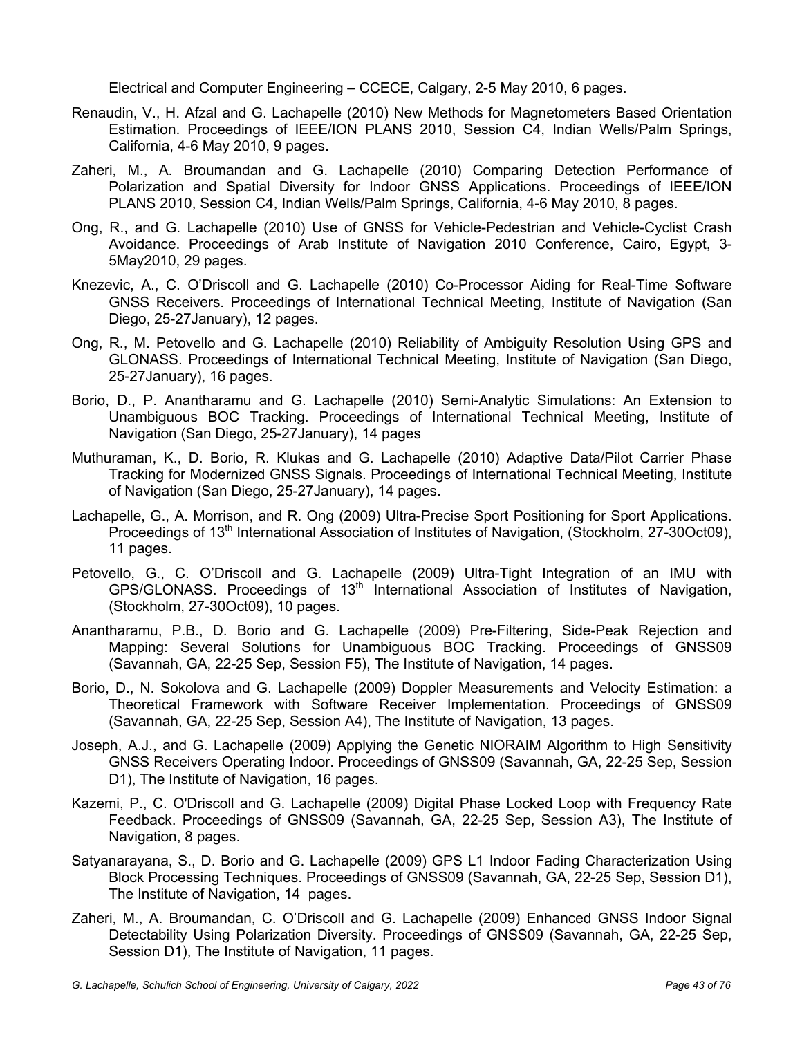Electrical and Computer Engineering – CCECE, Calgary, 2-5 May 2010, 6 pages.

Renaudin, V., H. Afzal and G. Lachapelle (2010) New Methods for Magnetometers Based Orientation Estimation. Proceedings of IEEE/ION PLANS 2010, Session C4, Indian Wells/Palm Springs, California, 4-6 May 2010, 9 pages.

Zaheri, M., A. Broumandan and G. Lachapelle (2010) Comparing Detection Performance of Polarization and Spatial Diversity for Indoor GNSS Applications. Proceedings of IEEE/ION PLANS 2010, Session C4, Indian Wells/Palm Springs, California, 4-6 May 2010, 8 pages.

Ong, R., and G. Lachapelle (2010) Use of GNSS for Vehicle-Pedestrian and Vehicle-Cyclist Crash Avoidance. Proceedings of Arab Institute of Navigation 2010 Conference, Cairo, Egypt, 3-5May2010, 29 pages.

Knezevic, A., C. O'Driscoll and G. Lachapelle (2010) Co-Processor Aiding for Real-Time Software GNSS Receivers. Proceedings of International Technical Meeting, Institute of Navigation (San Diego, 25-27January), 12 pages.

Ong, R., M. Petovello and G. Lachapelle (2010) Reliability of Ambiguity Resolution Using GPS and GLONASS. Proceedings of International Technical Meeting, Institute of Navigation (San Diego, 25-27January), 16 pages.

Borio, D., P. Anantharamu and G. Lachapelle (2010) Semi-Analytic Simulations: An Extension to Unambiguous BOC Tracking. Proceedings of International Technical Meeting, Institute of Navigation (San Diego, 25-27January), 14 pages

Muthuraman, K., D. Borio, R. Klukas and G. Lachapelle (2010) Adaptive Data/Pilot Carrier Phase Tracking for Modernized GNSS Signals. Proceedings of International Technical Meeting, Institute of Navigation (San Diego, 25-27January), 14 pages.

Lachapelle, G., A. Morrison, and R. Ong (2009) Ultra-Precise Sport Positioning for Sport Applications. Proceedings of 13th International Association of Institutes of Navigation, (Stockholm, 27-30Oct09), 11 pages.

Petovello, G., C. O'Driscoll and G. Lachapelle (2009) Ultra-Tight Integration of an IMU with GPS/GLONASS. Proceedings of 13th International Association of Institutes of Navigation, (Stockholm, 27-30Oct09), 10 pages.

Anantharamu, P.B., D. Borio and G. Lachapelle (2009) Pre-Filtering, Side-Peak Rejection and Mapping: Several Solutions for Unambiguous BOC Tracking. Proceedings of GNSS09 (Savannah, GA, 22-25 Sep, Session F5), The Institute of Navigation, 14 pages.

Borio, D., N. Sokolova and G. Lachapelle (2009) Doppler Measurements and Velocity Estimation: a Theoretical Framework with Software Receiver Implementation. Proceedings of GNSS09 (Savannah, GA, 22-25 Sep, Session A4), The Institute of Navigation, 13 pages.

Joseph, A.J., and G. Lachapelle (2009) Applying the Genetic NIORAIM Algorithm to High Sensitivity GNSS Receivers Operating Indoor. Proceedings of GNSS09 (Savannah, GA, 22-25 Sep, Session D1), The Institute of Navigation, 16 pages.

Kazemi, P., C. O'Driscoll and G. Lachapelle (2009) Digital Phase Locked Loop with Frequency Rate Feedback. Proceedings of GNSS09 (Savannah, GA, 22-25 Sep, Session A3), The Institute of Navigation, 8 pages.

Satyanarayana, S., D. Borio and G. Lachapelle (2009) GPS L1 Indoor Fading Characterization Using Block Processing Techniques. Proceedings of GNSS09 (Savannah, GA, 22-25 Sep, Session D1), The Institute of Navigation, 14 pages.

Zaheri, M., A. Broumandan, C. O'Driscoll and G. Lachapelle (2009) Enhanced GNSS Indoor Signal Detectability Using Polarization Diversity. Proceedings of GNSS09 (Savannah, GA, 22-25 Sep, Session D1), The Institute of Navigation, 11 pages.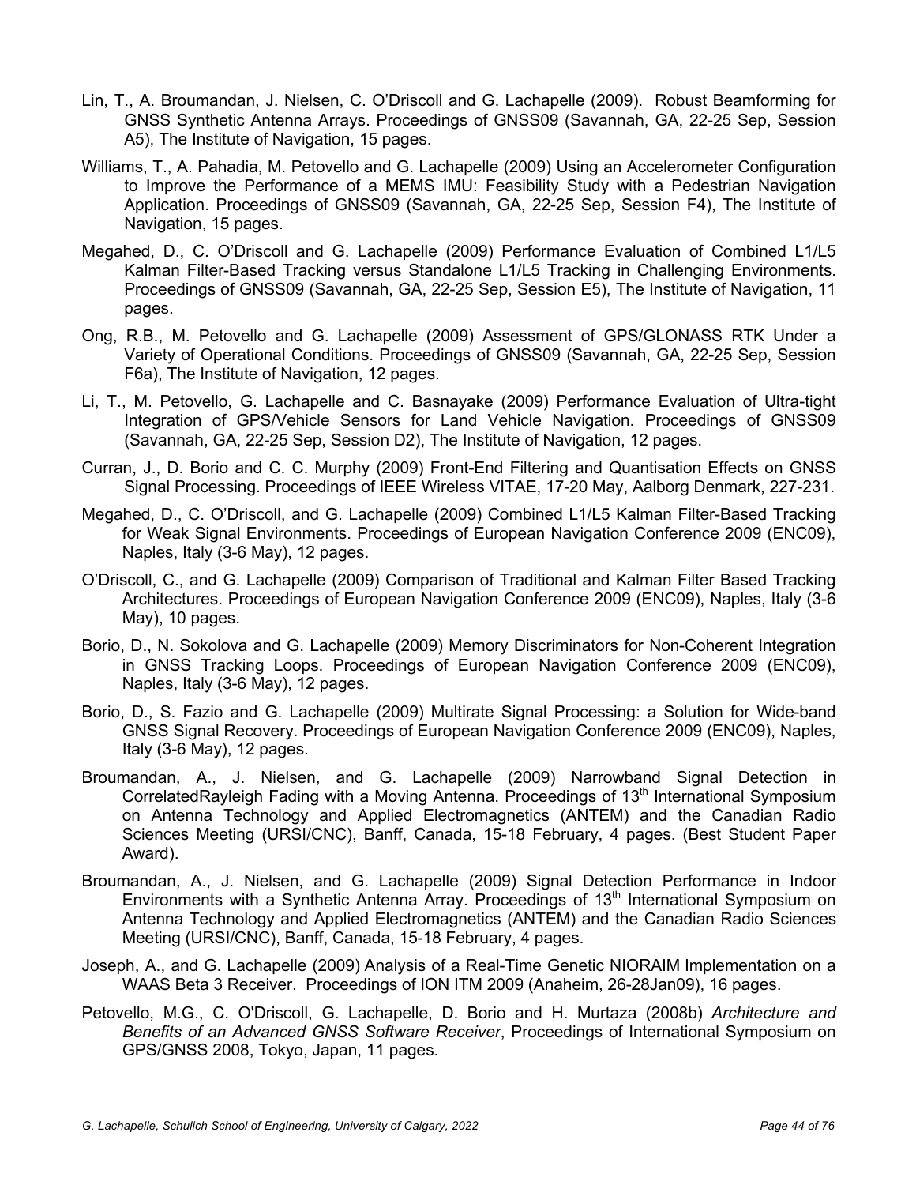Lin, T., A. Broumandan, J. Nielsen, C. O'Driscoll and G. Lachapelle (2009). Robust Beamforming for GNSS Synthetic Antenna Arrays. Proceedings of GNSS09 (Savannah, GA, 22-25 Sep, Session A5), The Institute of Navigation, 15 pages.

Williams, T., A. Pahadia, M. Petovello and G. Lachapelle (2009) Using an Accelerometer Configuration to Improve the Performance of a MEMS IMU: Feasibility Study with a Pedestrian Navigation Application. Proceedings of GNSS09 (Savannah, GA, 22-25 Sep, Session F4), The Institute of Navigation, 15 pages.

Megahed, D., C. O'Driscoll and G. Lachapelle (2009) Performance Evaluation of Combined L1/L5 Kalman Filter-Based Tracking versus Standalone L1/L5 Tracking in Challenging Environments. Proceedings of GNSS09 (Savannah, GA, 22-25 Sep, Session E5), The Institute of Navigation, 11 pages.

Ong, R.B., M. Petovello and G. Lachapelle (2009) Assessment of GPS/GLONASS RTK Under a Variety of Operational Conditions. Proceedings of GNSS09 (Savannah, GA, 22-25 Sep, Session F6a), The Institute of Navigation, 12 pages.

Li, T., M. Petovello, G. Lachapelle and C. Basnayake (2009) Performance Evaluation of Ultra-tight Integration of GPS/Vehicle Sensors for Land Vehicle Navigation. Proceedings of GNSS09 (Savannah, GA, 22-25 Sep, Session D2), The Institute of Navigation, 12 pages.

Curran, J., D. Borio and C. C. Murphy (2009) Front-End Filtering and Quantisation Effects on GNSS Signal Processing. Proceedings of IEEE Wireless VITAE, 17-20 May, Aalborg Denmark, 227-231.

Megahed, D., C. O'Driscoll, and G. Lachapelle (2009) Combined L1/L5 Kalman Filter-Based Tracking for Weak Signal Environments. Proceedings of European Navigation Conference 2009 (ENC09), Naples, Italy (3-6 May), 12 pages.

O'Driscoll, C., and G. Lachapelle (2009) Comparison of Traditional and Kalman Filter Based Tracking Architectures. Proceedings of European Navigation Conference 2009 (ENC09), Naples, Italy (3-6 May), 10 pages.

Borio, D., N. Sokolova and G. Lachapelle (2009) Memory Discriminators for Non-Coherent Integration in GNSS Tracking Loops. Proceedings of European Navigation Conference 2009 (ENC09), Naples, Italy (3-6 May), 12 pages.

Borio, D., S. Fazio and G. Lachapelle (2009) Multirate Signal Processing: a Solution for Wide-band GNSS Signal Recovery. Proceedings of European Navigation Conference 2009 (ENC09), Naples, Italy (3-6 May), 12 pages.

Broumandan, A., J. Nielsen, and G. Lachapelle (2009) Narrowband Signal Detection in CorrelatedRayleigh Fading with a Moving Antenna. Proceedings of 13th International Symposium on Antenna Technology and Applied Electromagnetics (ANTEM) and the Canadian Radio Sciences Meeting (URSI/CNC), Banff, Canada, 15-18 February, 4 pages. (Best Student Paper Award).

Broumandan, A., J. Nielsen, and G. Lachapelle (2009) Signal Detection Performance in Indoor Environments with a Synthetic Antenna Array. Proceedings of 13th International Symposium on Antenna Technology and Applied Electromagnetics (ANTEM) and the Canadian Radio Sciences Meeting (URSI/CNC), Banff, Canada, 15-18 February, 4 pages.

Joseph, A., and G. Lachapelle (2009) Analysis of a Real-Time Genetic NIORAIM Implementation on a WAAS Beta 3 Receiver. Proceedings of ION ITM 2009 (Anaheim, 26-28Jan09), 16 pages.

Petovello, M.G., C. O'Driscoll, G. Lachapelle, D. Borio and H. Murtaza (2008b) *Architecture and Benefits of an Advanced GNSS Software Receiver*, Proceedings of International Symposium on GPS/GNSS 2008, Tokyo, Japan, 11 pages.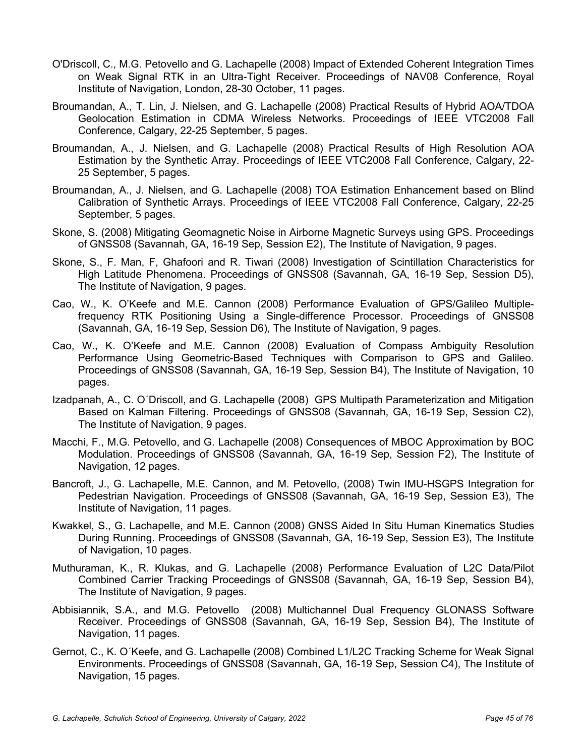O'Driscoll, C., M.G. Petovello and G. Lachapelle (2008) Impact of Extended Coherent Integration Times on Weak Signal RTK in an Ultra-Tight Receiver. Proceedings of NAV08 Conference, Royal Institute of Navigation, London, 28-30 October, 11 pages.

Broumandan, A., T. Lin, J. Nielsen, and G. Lachapelle (2008) Practical Results of Hybrid AOA/TDOA Geolocation Estimation in CDMA Wireless Networks. Proceedings of IEEE VTC2008 Fall Conference, Calgary, 22-25 September, 5 pages.

Broumandan, A., J. Nielsen, and G. Lachapelle (2008) Practical Results of High Resolution AOA Estimation by the Synthetic Array. Proceedings of IEEE VTC2008 Fall Conference, Calgary, 22-25 September, 5 pages.

Broumandan, A., J. Nielsen, and G. Lachapelle (2008) TOA Estimation Enhancement based on Blind Calibration of Synthetic Arrays. Proceedings of IEEE VTC2008 Fall Conference, Calgary, 22-25 September, 5 pages.

Skone, S. (2008) Mitigating Geomagnetic Noise in Airborne Magnetic Surveys using GPS. Proceedings of GNSS08 (Savannah, GA, 16-19 Sep, Session E2), The Institute of Navigation, 9 pages.

Skone, S., F. Man, F, Ghafoori and R. Tiwari (2008) Investigation of Scintillation Characteristics for High Latitude Phenomena. Proceedings of GNSS08 (Savannah, GA, 16-19 Sep, Session D5), The Institute of Navigation, 9 pages.

Cao, W., K. O'Keefe and M.E. Cannon (2008) Performance Evaluation of GPS/Galileo Multiple-frequency RTK Positioning Using a Single-difference Processor. Proceedings of GNSS08 (Savannah, GA, 16-19 Sep, Session D6), The Institute of Navigation, 9 pages.

Cao, W., K. O'Keefe and M.E. Cannon (2008) Evaluation of Compass Ambiguity Resolution Performance Using Geometric-Based Techniques with Comparison to GPS and Galileo. Proceedings of GNSS08 (Savannah, GA, 16-19 Sep, Session B4), The Institute of Navigation, 10 pages.

Izadpanah, A., C. O´Driscoll, and G. Lachapelle (2008) GPS Multipath Parameterization and Mitigation Based on Kalman Filtering. Proceedings of GNSS08 (Savannah, GA, 16-19 Sep, Session C2), The Institute of Navigation, 9 pages.

Macchi, F., M.G. Petovello, and G. Lachapelle (2008) Consequences of MBOC Approximation by BOC Modulation. Proceedings of GNSS08 (Savannah, GA, 16-19 Sep, Session F2), The Institute of Navigation, 12 pages.

Bancroft, J., G. Lachapelle, M.E. Cannon, and M. Petovello, (2008) Twin IMU-HSGPS Integration for Pedestrian Navigation. Proceedings of GNSS08 (Savannah, GA, 16-19 Sep, Session E3), The Institute of Navigation, 11 pages.

Kwakkel, S., G. Lachapelle, and M.E. Cannon (2008) GNSS Aided In Situ Human Kinematics Studies During Running. Proceedings of GNSS08 (Savannah, GA, 16-19 Sep, Session E3), The Institute of Navigation, 10 pages.

Muthuraman, K., R. Klukas, and G. Lachapelle (2008) Performance Evaluation of L2C Data/Pilot Combined Carrier Tracking Proceedings of GNSS08 (Savannah, GA, 16-19 Sep, Session B4), The Institute of Navigation, 9 pages.

Abbisiannik, S.A., and M.G. Petovello (2008) Multichannel Dual Frequency GLONASS Software Receiver. Proceedings of GNSS08 (Savannah, GA, 16-19 Sep, Session B4), The Institute of Navigation, 11 pages.

Gernot, C., K. O´Keefe, and G. Lachapelle (2008) Combined L1/L2C Tracking Scheme for Weak Signal Environments. Proceedings of GNSS08 (Savannah, GA, 16-19 Sep, Session C4), The Institute of Navigation, 15 pages.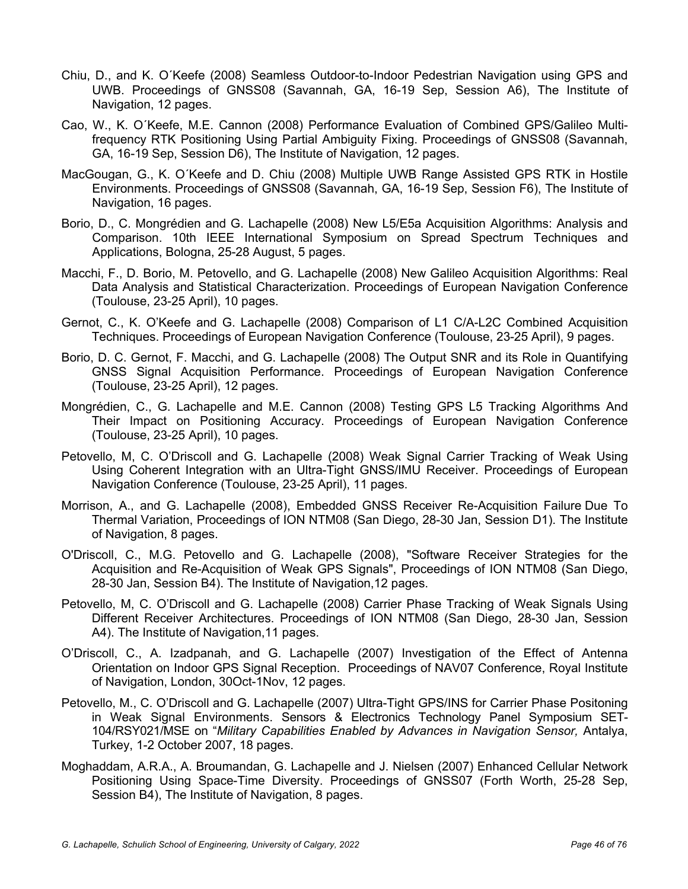Chiu, D., and K. O´Keefe (2008) Seamless Outdoor-to-Indoor Pedestrian Navigation using GPS and UWB. Proceedings of GNSS08 (Savannah, GA, 16-19 Sep, Session A6), The Institute of Navigation, 12 pages.

Cao, W., K. O´Keefe, M.E. Cannon (2008) Performance Evaluation of Combined GPS/Galileo Multi-frequency RTK Positioning Using Partial Ambiguity Fixing. Proceedings of GNSS08 (Savannah, GA, 16-19 Sep, Session D6), The Institute of Navigation, 12 pages.

MacGougan, G., K. O´Keefe and D. Chiu (2008) Multiple UWB Range Assisted GPS RTK in Hostile Environments. Proceedings of GNSS08 (Savannah, GA, 16-19 Sep, Session F6), The Institute of Navigation, 16 pages.

Borio, D., C. Mongrédien and G. Lachapelle (2008) New L5/E5a Acquisition Algorithms: Analysis and Comparison. 10th IEEE International Symposium on Spread Spectrum Techniques and Applications, Bologna, 25-28 August, 5 pages.

Macchi, F., D. Borio, M. Petovello, and G. Lachapelle (2008) New Galileo Acquisition Algorithms: Real Data Analysis and Statistical Characterization. Proceedings of European Navigation Conference (Toulouse, 23-25 April), 10 pages.

Gernot, C., K. O'Keefe and G. Lachapelle (2008) Comparison of L1 C/A-L2C Combined Acquisition Techniques. Proceedings of European Navigation Conference (Toulouse, 23-25 April), 9 pages.

Borio, D. C. Gernot, F. Macchi, and G. Lachapelle (2008) The Output SNR and its Role in Quantifying GNSS Signal Acquisition Performance. Proceedings of European Navigation Conference (Toulouse, 23-25 April), 12 pages.

Mongrédien, C., G. Lachapelle and M.E. Cannon (2008) Testing GPS L5 Tracking Algorithms And Their Impact on Positioning Accuracy. Proceedings of European Navigation Conference (Toulouse, 23-25 April), 10 pages.

Petovello, M, C. O'Driscoll and G. Lachapelle (2008) Weak Signal Carrier Tracking of Weak Using Using Coherent Integration with an Ultra-Tight GNSS/IMU Receiver. Proceedings of European Navigation Conference (Toulouse, 23-25 April), 11 pages.

Morrison, A., and G. Lachapelle (2008), Embedded GNSS Receiver Re-Acquisition Failure Due To Thermal Variation, Proceedings of ION NTM08 (San Diego, 28-30 Jan, Session D1). The Institute of Navigation, 8 pages.

O'Driscoll, C., M.G. Petovello and G. Lachapelle (2008), "Software Receiver Strategies for the Acquisition and Re-Acquisition of Weak GPS Signals", Proceedings of ION NTM08 (San Diego, 28-30 Jan, Session B4). The Institute of Navigation,12 pages.

Petovello, M, C. O'Driscoll and G. Lachapelle (2008) Carrier Phase Tracking of Weak Signals Using Different Receiver Architectures. Proceedings of ION NTM08 (San Diego, 28-30 Jan, Session A4). The Institute of Navigation,11 pages.

O'Driscoll, C., A. Izadpanah, and G. Lachapelle (2007) Investigation of the Effect of Antenna Orientation on Indoor GPS Signal Reception. Proceedings of NAV07 Conference, Royal Institute of Navigation, London, 30Oct-1Nov, 12 pages.

Petovello, M., C. O'Driscoll and G. Lachapelle (2007) Ultra-Tight GPS/INS for Carrier Phase Positoning in Weak Signal Environments. Sensors & Electronics Technology Panel Symposium SET-104/RSY021/MSE on "*Military Capabilities Enabled by Advances in Navigation Sensor,* Antalya, Turkey, 1-2 October 2007, 18 pages.

Moghaddam, A.R.A., A. Broumandan, G. Lachapelle and J. Nielsen (2007) Enhanced Cellular Network Positioning Using Space-Time Diversity. Proceedings of GNSS07 (Forth Worth, 25-28 Sep, Session B4), The Institute of Navigation, 8 pages.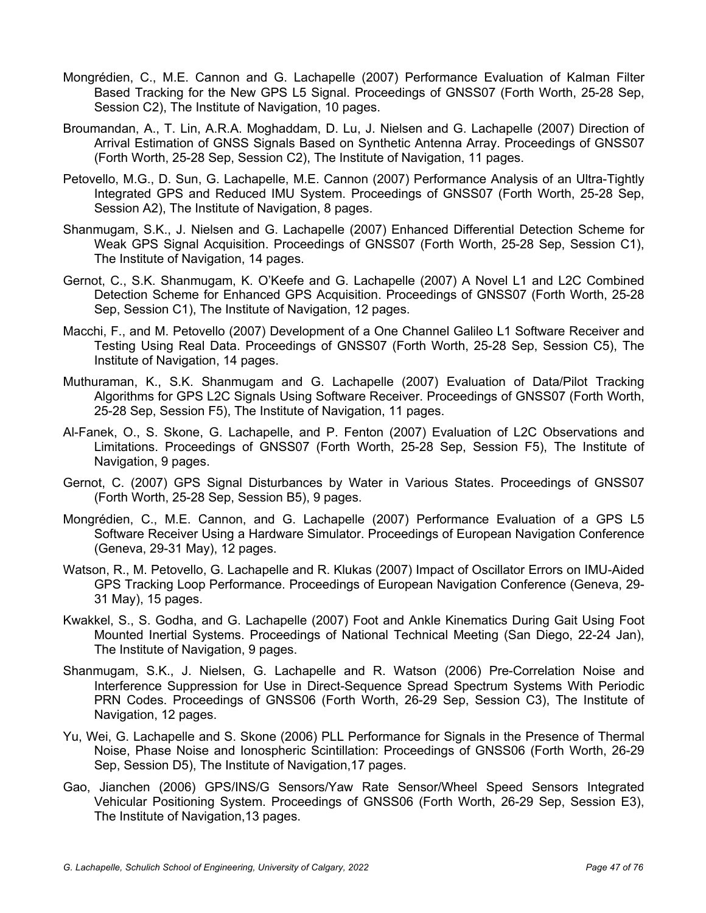Mongrédien, C., M.E. Cannon and G. Lachapelle (2007) Performance Evaluation of Kalman Filter Based Tracking for the New GPS L5 Signal. Proceedings of GNSS07 (Forth Worth, 25-28 Sep, Session C2), The Institute of Navigation, 10 pages.

Broumandan, A., T. Lin, A.R.A. Moghaddam, D. Lu, J. Nielsen and G. Lachapelle (2007) Direction of Arrival Estimation of GNSS Signals Based on Synthetic Antenna Array. Proceedings of GNSS07 (Forth Worth, 25-28 Sep, Session C2), The Institute of Navigation, 11 pages.

Petovello, M.G., D. Sun, G. Lachapelle, M.E. Cannon (2007) Performance Analysis of an Ultra-Tightly Integrated GPS and Reduced IMU System. Proceedings of GNSS07 (Forth Worth, 25-28 Sep, Session A2), The Institute of Navigation, 8 pages.

Shanmugam, S.K., J. Nielsen and G. Lachapelle (2007) Enhanced Differential Detection Scheme for Weak GPS Signal Acquisition. Proceedings of GNSS07 (Forth Worth, 25-28 Sep, Session C1), The Institute of Navigation, 14 pages.

Gernot, C., S.K. Shanmugam, K. O'Keefe and G. Lachapelle (2007) A Novel L1 and L2C Combined Detection Scheme for Enhanced GPS Acquisition. Proceedings of GNSS07 (Forth Worth, 25-28 Sep, Session C1), The Institute of Navigation, 12 pages.

Macchi, F., and M. Petovello (2007) Development of a One Channel Galileo L1 Software Receiver and Testing Using Real Data. Proceedings of GNSS07 (Forth Worth, 25-28 Sep, Session C5), The Institute of Navigation, 14 pages.

Muthuraman, K., S.K. Shanmugam and G. Lachapelle (2007) Evaluation of Data/Pilot Tracking Algorithms for GPS L2C Signals Using Software Receiver. Proceedings of GNSS07 (Forth Worth, 25-28 Sep, Session F5), The Institute of Navigation, 11 pages.

Al-Fanek, O., S. Skone, G. Lachapelle, and P. Fenton (2007) Evaluation of L2C Observations and Limitations. Proceedings of GNSS07 (Forth Worth, 25-28 Sep, Session F5), The Institute of Navigation, 9 pages.

Gernot, C. (2007) GPS Signal Disturbances by Water in Various States. Proceedings of GNSS07 (Forth Worth, 25-28 Sep, Session B5), 9 pages.

Mongrédien, C., M.E. Cannon, and G. Lachapelle (2007) Performance Evaluation of a GPS L5 Software Receiver Using a Hardware Simulator. Proceedings of European Navigation Conference (Geneva, 29-31 May), 12 pages.

Watson, R., M. Petovello, G. Lachapelle and R. Klukas (2007) Impact of Oscillator Errors on IMU-Aided GPS Tracking Loop Performance. Proceedings of European Navigation Conference (Geneva, 29-31 May), 15 pages.

Kwakkel, S., S. Godha, and G. Lachapelle (2007) Foot and Ankle Kinematics During Gait Using Foot Mounted Inertial Systems. Proceedings of National Technical Meeting (San Diego, 22-24 Jan), The Institute of Navigation, 9 pages.

Shanmugam, S.K., J. Nielsen, G. Lachapelle and R. Watson (2006) Pre-Correlation Noise and Interference Suppression for Use in Direct-Sequence Spread Spectrum Systems With Periodic PRN Codes. Proceedings of GNSS06 (Forth Worth, 26-29 Sep, Session C3), The Institute of Navigation, 12 pages.

Yu, Wei, G. Lachapelle and S. Skone (2006) PLL Performance for Signals in the Presence of Thermal Noise, Phase Noise and Ionospheric Scintillation: Proceedings of GNSS06 (Forth Worth, 26-29 Sep, Session D5), The Institute of Navigation,17 pages.

Gao, Jianchen (2006) GPS/INS/G Sensors/Yaw Rate Sensor/Wheel Speed Sensors Integrated Vehicular Positioning System. Proceedings of GNSS06 (Forth Worth, 26-29 Sep, Session E3), The Institute of Navigation,13 pages.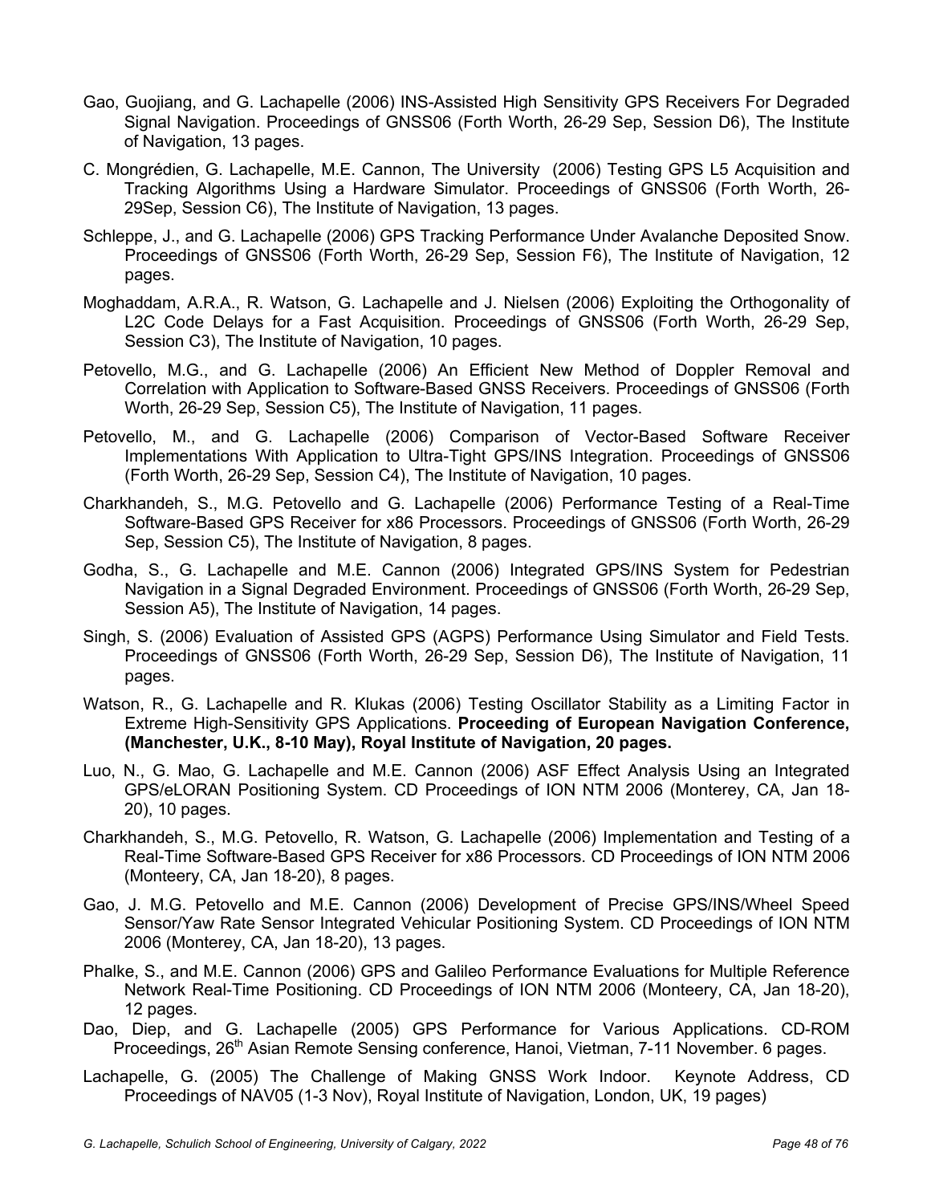Gao, Guojiang, and G. Lachapelle (2006) INS-Assisted High Sensitivity GPS Receivers For Degraded Signal Navigation. Proceedings of GNSS06 (Forth Worth, 26-29 Sep, Session D6), The Institute of Navigation, 13 pages.

C. Mongrédien, G. Lachapelle, M.E. Cannon, The University (2006) Testing GPS L5 Acquisition and Tracking Algorithms Using a Hardware Simulator. Proceedings of GNSS06 (Forth Worth, 26-29Sep, Session C6), The Institute of Navigation, 13 pages.

Schleppe, J., and G. Lachapelle (2006) GPS Tracking Performance Under Avalanche Deposited Snow. Proceedings of GNSS06 (Forth Worth, 26-29 Sep, Session F6), The Institute of Navigation, 12 pages.

Moghaddam, A.R.A., R. Watson, G. Lachapelle and J. Nielsen (2006) Exploiting the Orthogonality of L2C Code Delays for a Fast Acquisition. Proceedings of GNSS06 (Forth Worth, 26-29 Sep, Session C3), The Institute of Navigation, 10 pages.

Petovello, M.G., and G. Lachapelle (2006) An Efficient New Method of Doppler Removal and Correlation with Application to Software-Based GNSS Receivers. Proceedings of GNSS06 (Forth Worth, 26-29 Sep, Session C5), The Institute of Navigation, 11 pages.

Petovello, M., and G. Lachapelle (2006) Comparison of Vector-Based Software Receiver Implementations With Application to Ultra-Tight GPS/INS Integration. Proceedings of GNSS06 (Forth Worth, 26-29 Sep, Session C4), The Institute of Navigation, 10 pages.

Charkhandeh, S., M.G. Petovello and G. Lachapelle (2006) Performance Testing of a Real-Time Software-Based GPS Receiver for x86 Processors. Proceedings of GNSS06 (Forth Worth, 26-29 Sep, Session C5), The Institute of Navigation, 8 pages.

Godha, S., G. Lachapelle and M.E. Cannon (2006) Integrated GPS/INS System for Pedestrian Navigation in a Signal Degraded Environment. Proceedings of GNSS06 (Forth Worth, 26-29 Sep, Session A5), The Institute of Navigation, 14 pages.

Singh, S. (2006) Evaluation of Assisted GPS (AGPS) Performance Using Simulator and Field Tests. Proceedings of GNSS06 (Forth Worth, 26-29 Sep, Session D6), The Institute of Navigation, 11 pages.

Watson, R., G. Lachapelle and R. Klukas (2006) Testing Oscillator Stability as a Limiting Factor in Extreme High-Sensitivity GPS Applications. **Proceeding of European Navigation Conference, (Manchester, U.K., 8-10 May), Royal Institute of Navigation, 20 pages.**

Luo, N., G. Mao, G. Lachapelle and M.E. Cannon (2006) ASF Effect Analysis Using an Integrated GPS/eLORAN Positioning System. CD Proceedings of ION NTM 2006 (Monterey, CA, Jan 18-20), 10 pages.

Charkhandeh, S., M.G. Petovello, R. Watson, G. Lachapelle (2006) Implementation and Testing of a Real-Time Software-Based GPS Receiver for x86 Processors. CD Proceedings of ION NTM 2006 (Monteery, CA, Jan 18-20), 8 pages.

Gao, J. M.G. Petovello and M.E. Cannon (2006) Development of Precise GPS/INS/Wheel Speed Sensor/Yaw Rate Sensor Integrated Vehicular Positioning System. CD Proceedings of ION NTM 2006 (Monterey, CA, Jan 18-20), 13 pages.

Phalke, S., and M.E. Cannon (2006) GPS and Galileo Performance Evaluations for Multiple Reference Network Real-Time Positioning. CD Proceedings of ION NTM 2006 (Monteery, CA, Jan 18-20), 12 pages.

Dao, Diep, and G. Lachapelle (2005) GPS Performance for Various Applications. CD-ROM Proceedings, 26th Asian Remote Sensing conference, Hanoi, Vietman, 7-11 November. 6 pages.

Lachapelle, G. (2005) The Challenge of Making GNSS Work Indoor. Keynote Address, CD Proceedings of NAV05 (1-3 Nov), Royal Institute of Navigation, London, UK, 19 pages)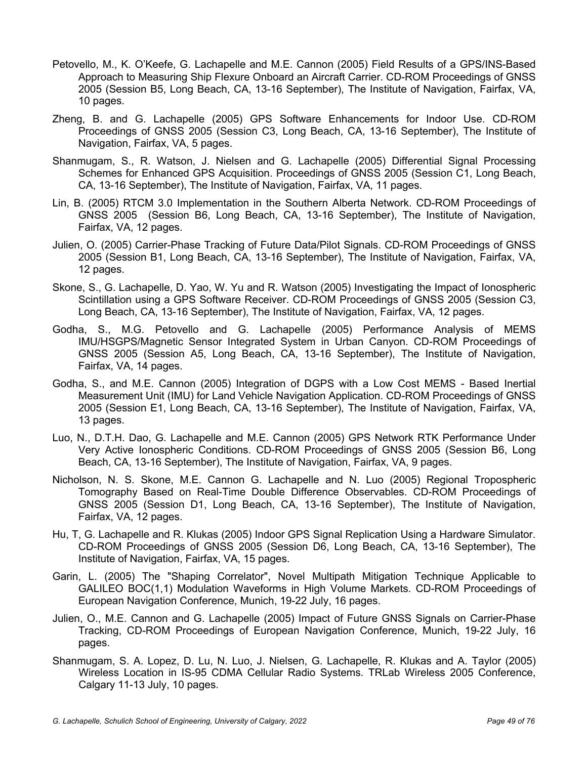Petovello, M., K. O'Keefe, G. Lachapelle and M.E. Cannon (2005) Field Results of a GPS/INS-Based Approach to Measuring Ship Flexure Onboard an Aircraft Carrier. CD-ROM Proceedings of GNSS 2005 (Session B5, Long Beach, CA, 13-16 September), The Institute of Navigation, Fairfax, VA, 10 pages.

Zheng, B. and G. Lachapelle (2005) GPS Software Enhancements for Indoor Use. CD-ROM Proceedings of GNSS 2005 (Session C3, Long Beach, CA, 13-16 September), The Institute of Navigation, Fairfax, VA, 5 pages.

Shanmugam, S., R. Watson, J. Nielsen and G. Lachapelle (2005) Differential Signal Processing Schemes for Enhanced GPS Acquisition. Proceedings of GNSS 2005 (Session C1, Long Beach, CA, 13-16 September), The Institute of Navigation, Fairfax, VA, 11 pages.

Lin, B. (2005) RTCM 3.0 Implementation in the Southern Alberta Network. CD-ROM Proceedings of GNSS 2005 (Session B6, Long Beach, CA, 13-16 September), The Institute of Navigation, Fairfax, VA, 12 pages.

Julien, O. (2005) Carrier-Phase Tracking of Future Data/Pilot Signals. CD-ROM Proceedings of GNSS 2005 (Session B1, Long Beach, CA, 13-16 September), The Institute of Navigation, Fairfax, VA, 12 pages.

Skone, S., G. Lachapelle, D. Yao, W. Yu and R. Watson (2005) Investigating the Impact of Ionospheric Scintillation using a GPS Software Receiver. CD-ROM Proceedings of GNSS 2005 (Session C3, Long Beach, CA, 13-16 September), The Institute of Navigation, Fairfax, VA, 12 pages.

Godha, S., M.G. Petovello and G. Lachapelle (2005) Performance Analysis of MEMS IMU/HSGPS/Magnetic Sensor Integrated System in Urban Canyon. CD-ROM Proceedings of GNSS 2005 (Session A5, Long Beach, CA, 13-16 September), The Institute of Navigation, Fairfax, VA, 14 pages.

Godha, S., and M.E. Cannon (2005) Integration of DGPS with a Low Cost MEMS - Based Inertial Measurement Unit (IMU) for Land Vehicle Navigation Application. CD-ROM Proceedings of GNSS 2005 (Session E1, Long Beach, CA, 13-16 September), The Institute of Navigation, Fairfax, VA, 13 pages.

Luo, N., D.T.H. Dao, G. Lachapelle and M.E. Cannon (2005) GPS Network RTK Performance Under Very Active Ionospheric Conditions. CD-ROM Proceedings of GNSS 2005 (Session B6, Long Beach, CA, 13-16 September), The Institute of Navigation, Fairfax, VA, 9 pages.

Nicholson, N. S. Skone, M.E. Cannon G. Lachapelle and N. Luo (2005) Regional Tropospheric Tomography Based on Real-Time Double Difference Observables. CD-ROM Proceedings of GNSS 2005 (Session D1, Long Beach, CA, 13-16 September), The Institute of Navigation, Fairfax, VA, 12 pages.

Hu, T, G. Lachapelle and R. Klukas (2005) Indoor GPS Signal Replication Using a Hardware Simulator. CD-ROM Proceedings of GNSS 2005 (Session D6, Long Beach, CA, 13-16 September), The Institute of Navigation, Fairfax, VA, 15 pages.

Garin, L. (2005) The "Shaping Correlator", Novel Multipath Mitigation Technique Applicable to GALILEO BOC(1,1) Modulation Waveforms in High Volume Markets. CD-ROM Proceedings of European Navigation Conference, Munich, 19-22 July, 16 pages.

Julien, O., M.E. Cannon and G. Lachapelle (2005) Impact of Future GNSS Signals on Carrier-Phase Tracking, CD-ROM Proceedings of European Navigation Conference, Munich, 19-22 July, 16 pages.

Shanmugam, S. A. Lopez, D. Lu, N. Luo, J. Nielsen, G. Lachapelle, R. Klukas and A. Taylor (2005) Wireless Location in IS-95 CDMA Cellular Radio Systems. TRLab Wireless 2005 Conference, Calgary 11-13 July, 10 pages.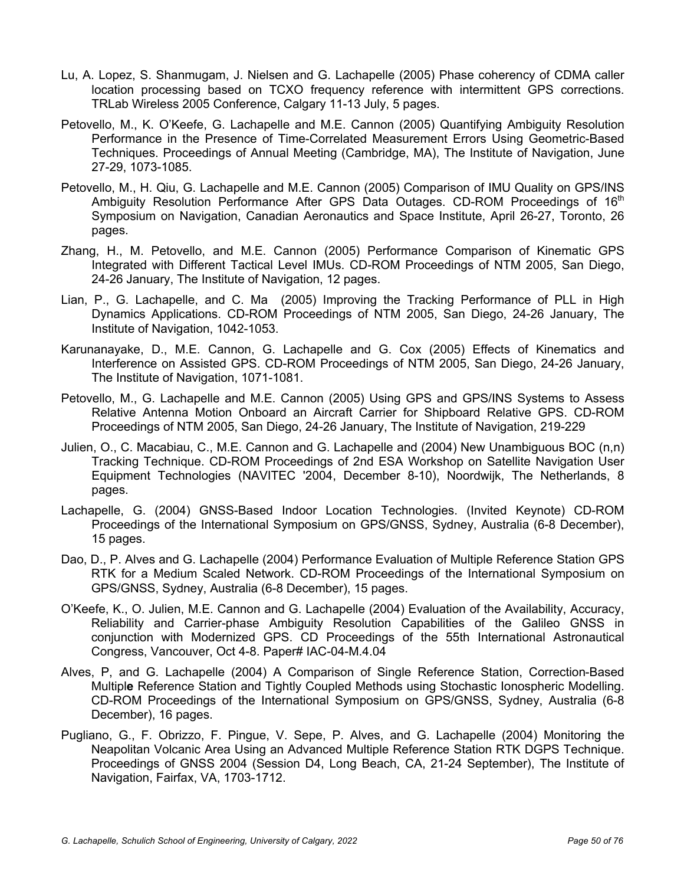Lu, A. Lopez, S. Shanmugam, J. Nielsen and G. Lachapelle (2005) Phase coherency of CDMA caller location processing based on TCXO frequency reference with intermittent GPS corrections. TRLab Wireless 2005 Conference, Calgary 11-13 July, 5 pages.

Petovello, M., K. O'Keefe, G. Lachapelle and M.E. Cannon (2005) Quantifying Ambiguity Resolution Performance in the Presence of Time-Correlated Measurement Errors Using Geometric-Based Techniques. Proceedings of Annual Meeting (Cambridge, MA), The Institute of Navigation, June 27-29, 1073-1085.

Petovello, M., H. Qiu, G. Lachapelle and M.E. Cannon (2005) Comparison of IMU Quality on GPS/INS Ambiguity Resolution Performance After GPS Data Outages. CD-ROM Proceedings of 16th Symposium on Navigation, Canadian Aeronautics and Space Institute, April 26-27, Toronto, 26 pages.

Zhang, H., M. Petovello, and M.E. Cannon (2005) Performance Comparison of Kinematic GPS Integrated with Different Tactical Level IMUs. CD-ROM Proceedings of NTM 2005, San Diego, 24-26 January, The Institute of Navigation, 12 pages.

Lian, P., G. Lachapelle, and C. Ma (2005) Improving the Tracking Performance of PLL in High Dynamics Applications. CD-ROM Proceedings of NTM 2005, San Diego, 24-26 January, The Institute of Navigation, 1042-1053.

Karunanayake, D., M.E. Cannon, G. Lachapelle and G. Cox (2005) Effects of Kinematics and Interference on Assisted GPS. CD-ROM Proceedings of NTM 2005, San Diego, 24-26 January, The Institute of Navigation, 1071-1081.

Petovello, M., G. Lachapelle and M.E. Cannon (2005) Using GPS and GPS/INS Systems to Assess Relative Antenna Motion Onboard an Aircraft Carrier for Shipboard Relative GPS. CD-ROM Proceedings of NTM 2005, San Diego, 24-26 January, The Institute of Navigation, 219-229

Julien, O., C. Macabiau, C., M.E. Cannon and G. Lachapelle and (2004) New Unambiguous BOC (n,n) Tracking Technique. CD-ROM Proceedings of 2nd ESA Workshop on Satellite Navigation User Equipment Technologies (NAVITEC '2004, December 8-10), Noordwijk, The Netherlands, 8 pages.

Lachapelle, G. (2004) GNSS-Based Indoor Location Technologies. (Invited Keynote) CD-ROM Proceedings of the International Symposium on GPS/GNSS, Sydney, Australia (6-8 December), 15 pages.

Dao, D., P. Alves and G. Lachapelle (2004) Performance Evaluation of Multiple Reference Station GPS RTK for a Medium Scaled Network. CD-ROM Proceedings of the International Symposium on GPS/GNSS, Sydney, Australia (6-8 December), 15 pages.

O'Keefe, K., O. Julien, M.E. Cannon and G. Lachapelle (2004) Evaluation of the Availability, Accuracy, Reliability and Carrier-phase Ambiguity Resolution Capabilities of the Galileo GNSS in conjunction with Modernized GPS. CD Proceedings of the 55th International Astronautical Congress, Vancouver, Oct 4-8. Paper# IAC-04-M.4.04

Alves, P, and G. Lachapelle (2004) A Comparison of Single Reference Station, Correction-Based Multiple Reference Station and Tightly Coupled Methods using Stochastic Ionospheric Modelling. CD-ROM Proceedings of the International Symposium on GPS/GNSS, Sydney, Australia (6-8 December), 16 pages.

Pugliano, G., F. Obrizzo, F. Pingue, V. Sepe, P. Alves, and G. Lachapelle (2004) Monitoring the Neapolitan Volcanic Area Using an Advanced Multiple Reference Station RTK DGPS Technique. Proceedings of GNSS 2004 (Session D4, Long Beach, CA, 21-24 September), The Institute of Navigation, Fairfax, VA, 1703-1712.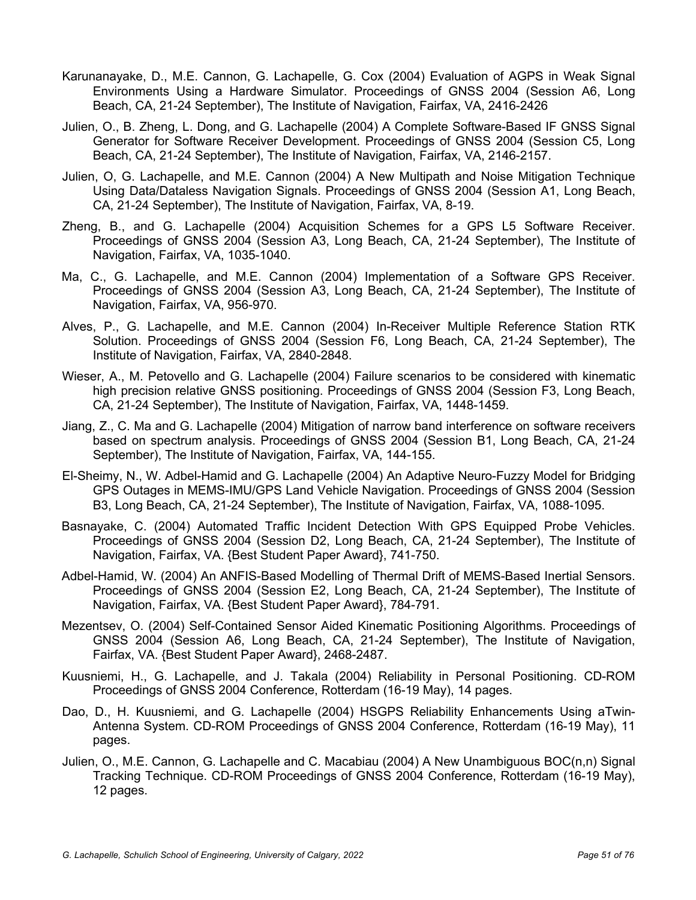Karunanayake, D., M.E. Cannon, G. Lachapelle, G. Cox (2004) Evaluation of AGPS in Weak Signal Environments Using a Hardware Simulator. Proceedings of GNSS 2004 (Session A6, Long Beach, CA, 21-24 September), The Institute of Navigation, Fairfax, VA, 2416-2426

Julien, O., B. Zheng, L. Dong, and G. Lachapelle (2004) A Complete Software-Based IF GNSS Signal Generator for Software Receiver Development. Proceedings of GNSS 2004 (Session C5, Long Beach, CA, 21-24 September), The Institute of Navigation, Fairfax, VA, 2146-2157.

Julien, O, G. Lachapelle, and M.E. Cannon (2004) A New Multipath and Noise Mitigation Technique Using Data/Dataless Navigation Signals. Proceedings of GNSS 2004 (Session A1, Long Beach, CA, 21-24 September), The Institute of Navigation, Fairfax, VA, 8-19.

Zheng, B., and G. Lachapelle (2004) Acquisition Schemes for a GPS L5 Software Receiver. Proceedings of GNSS 2004 (Session A3, Long Beach, CA, 21-24 September), The Institute of Navigation, Fairfax, VA, 1035-1040.

Ma, C., G. Lachapelle, and M.E. Cannon (2004) Implementation of a Software GPS Receiver. Proceedings of GNSS 2004 (Session A3, Long Beach, CA, 21-24 September), The Institute of Navigation, Fairfax, VA, 956-970.

Alves, P., G. Lachapelle, and M.E. Cannon (2004) In-Receiver Multiple Reference Station RTK Solution. Proceedings of GNSS 2004 (Session F6, Long Beach, CA, 21-24 September), The Institute of Navigation, Fairfax, VA, 2840-2848.

Wieser, A., M. Petovello and G. Lachapelle (2004) Failure scenarios to be considered with kinematic high precision relative GNSS positioning. Proceedings of GNSS 2004 (Session F3, Long Beach, CA, 21-24 September), The Institute of Navigation, Fairfax, VA, 1448-1459.

Jiang, Z., C. Ma and G. Lachapelle (2004) Mitigation of narrow band interference on software receivers based on spectrum analysis. Proceedings of GNSS 2004 (Session B1, Long Beach, CA, 21-24 September), The Institute of Navigation, Fairfax, VA, 144-155.

El-Sheimy, N., W. Adbel-Hamid and G. Lachapelle (2004) An Adaptive Neuro-Fuzzy Model for Bridging GPS Outages in MEMS-IMU/GPS Land Vehicle Navigation. Proceedings of GNSS 2004 (Session B3, Long Beach, CA, 21-24 September), The Institute of Navigation, Fairfax, VA, 1088-1095.

Basnayake, C. (2004) Automated Traffic Incident Detection With GPS Equipped Probe Vehicles. Proceedings of GNSS 2004 (Session D2, Long Beach, CA, 21-24 September), The Institute of Navigation, Fairfax, VA. {Best Student Paper Award}, 741-750.

Adbel-Hamid, W. (2004) An ANFIS-Based Modelling of Thermal Drift of MEMS-Based Inertial Sensors. Proceedings of GNSS 2004 (Session E2, Long Beach, CA, 21-24 September), The Institute of Navigation, Fairfax, VA. {Best Student Paper Award}, 784-791.

Mezentsev, O. (2004) Self-Contained Sensor Aided Kinematic Positioning Algorithms. Proceedings of GNSS 2004 (Session A6, Long Beach, CA, 21-24 September), The Institute of Navigation, Fairfax, VA. {Best Student Paper Award}, 2468-2487.

Kuusniemi, H., G. Lachapelle, and J. Takala (2004) Reliability in Personal Positioning. CD-ROM Proceedings of GNSS 2004 Conference, Rotterdam (16-19 May), 14 pages.

Dao, D., H. Kuusniemi, and G. Lachapelle (2004) HSGPS Reliability Enhancements Using aTwin-Antenna System. CD-ROM Proceedings of GNSS 2004 Conference, Rotterdam (16-19 May), 11 pages.

Julien, O., M.E. Cannon, G. Lachapelle and C. Macabiau (2004) A New Unambiguous BOC(n,n) Signal Tracking Technique. CD-ROM Proceedings of GNSS 2004 Conference, Rotterdam (16-19 May), 12 pages.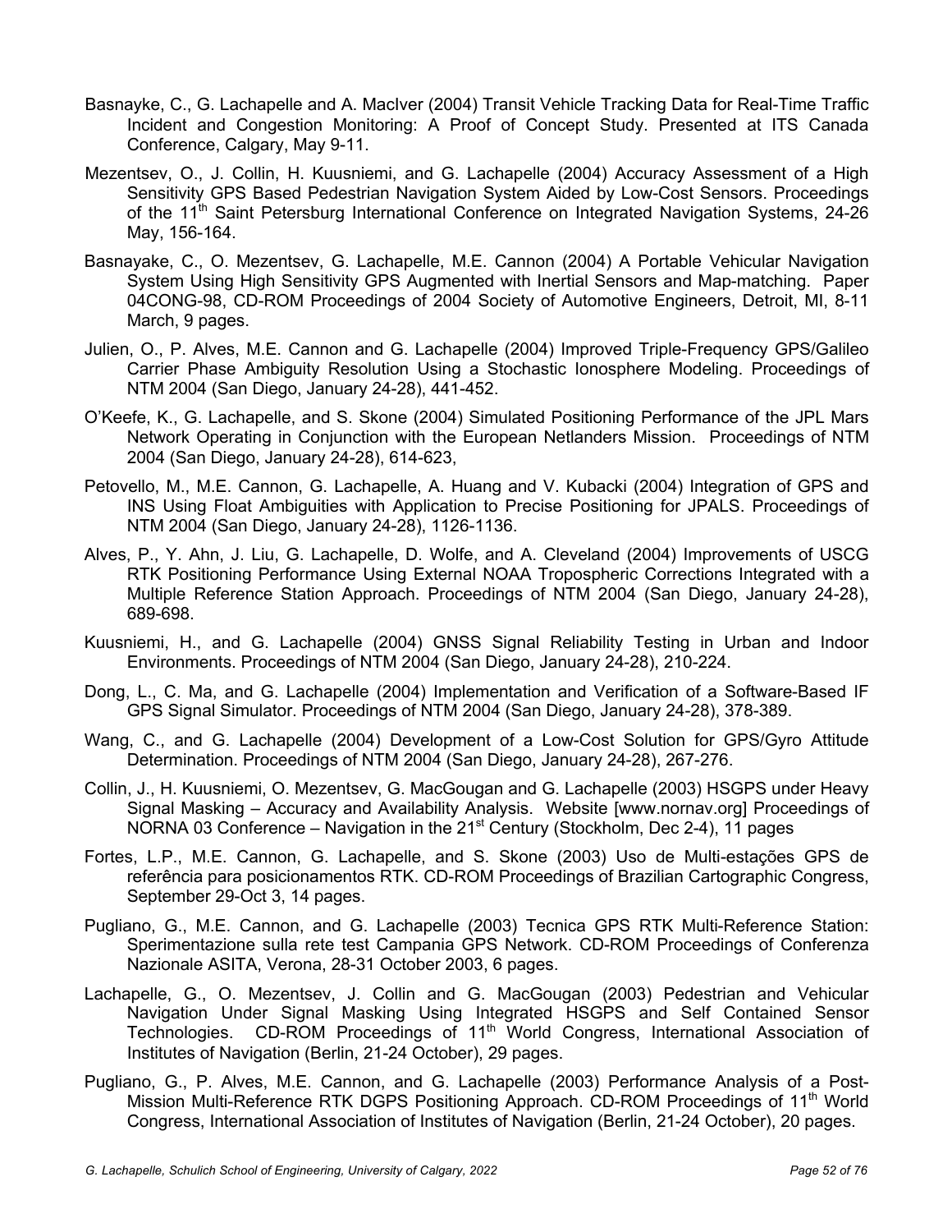Basnayke, C., G. Lachapelle and A. MacIver (2004) Transit Vehicle Tracking Data for Real-Time Traffic Incident and Congestion Monitoring: A Proof of Concept Study. Presented at ITS Canada Conference, Calgary, May 9-11.

Mezentsev, O., J. Collin, H. Kuusniemi, and G. Lachapelle (2004) Accuracy Assessment of a High Sensitivity GPS Based Pedestrian Navigation System Aided by Low-Cost Sensors. Proceedings of the 11th Saint Petersburg International Conference on Integrated Navigation Systems, 24-26 May, 156-164.

Basnayake, C., O. Mezentsev, G. Lachapelle, M.E. Cannon (2004) A Portable Vehicular Navigation System Using High Sensitivity GPS Augmented with Inertial Sensors and Map-matching. Paper 04CONG-98, CD-ROM Proceedings of 2004 Society of Automotive Engineers, Detroit, MI, 8-11 March, 9 pages.

Julien, O., P. Alves, M.E. Cannon and G. Lachapelle (2004) Improved Triple-Frequency GPS/Galileo Carrier Phase Ambiguity Resolution Using a Stochastic Ionosphere Modeling. Proceedings of NTM 2004 (San Diego, January 24-28), 441-452.

O'Keefe, K., G. Lachapelle, and S. Skone (2004) Simulated Positioning Performance of the JPL Mars Network Operating in Conjunction with the European Netlanders Mission. Proceedings of NTM 2004 (San Diego, January 24-28), 614-623,

Petovello, M., M.E. Cannon, G. Lachapelle, A. Huang and V. Kubacki (2004) Integration of GPS and INS Using Float Ambiguities with Application to Precise Positioning for JPALS. Proceedings of NTM 2004 (San Diego, January 24-28), 1126-1136.

Alves, P., Y. Ahn, J. Liu, G. Lachapelle, D. Wolfe, and A. Cleveland (2004) Improvements of USCG RTK Positioning Performance Using External NOAA Tropospheric Corrections Integrated with a Multiple Reference Station Approach. Proceedings of NTM 2004 (San Diego, January 24-28), 689-698.

Kuusniemi, H., and G. Lachapelle (2004) GNSS Signal Reliability Testing in Urban and Indoor Environments. Proceedings of NTM 2004 (San Diego, January 24-28), 210-224.

Dong, L., C. Ma, and G. Lachapelle (2004) Implementation and Verification of a Software-Based IF GPS Signal Simulator. Proceedings of NTM 2004 (San Diego, January 24-28), 378-389.

Wang, C., and G. Lachapelle (2004) Development of a Low-Cost Solution for GPS/Gyro Attitude Determination. Proceedings of NTM 2004 (San Diego, January 24-28), 267-276.

Collin, J., H. Kuusniemi, O. Mezentsev, G. MacGougan and G. Lachapelle (2003) HSGPS under Heavy Signal Masking – Accuracy and Availability Analysis. Website [www.nornav.org] Proceedings of NORNA 03 Conference – Navigation in the 21st Century (Stockholm, Dec 2-4), 11 pages

Fortes, L.P., M.E. Cannon, G. Lachapelle, and S. Skone (2003) Uso de Multi-estações GPS de referência para posicionamentos RTK. CD-ROM Proceedings of Brazilian Cartographic Congress, September 29-Oct 3, 14 pages.

Pugliano, G., M.E. Cannon, and G. Lachapelle (2003) Tecnica GPS RTK Multi-Reference Station: Sperimentazione sulla rete test Campania GPS Network. CD-ROM Proceedings of Conferenza Nazionale ASITA, Verona, 28-31 October 2003, 6 pages.

Lachapelle, G., O. Mezentsev, J. Collin and G. MacGougan (2003) Pedestrian and Vehicular Navigation Under Signal Masking Using Integrated HSGPS and Self Contained Sensor Technologies. CD-ROM Proceedings of 11th World Congress, International Association of Institutes of Navigation (Berlin, 21-24 October), 29 pages.

Pugliano, G., P. Alves, M.E. Cannon, and G. Lachapelle (2003) Performance Analysis of a Post-Mission Multi-Reference RTK DGPS Positioning Approach. CD-ROM Proceedings of 11th World Congress, International Association of Institutes of Navigation (Berlin, 21-24 October), 20 pages.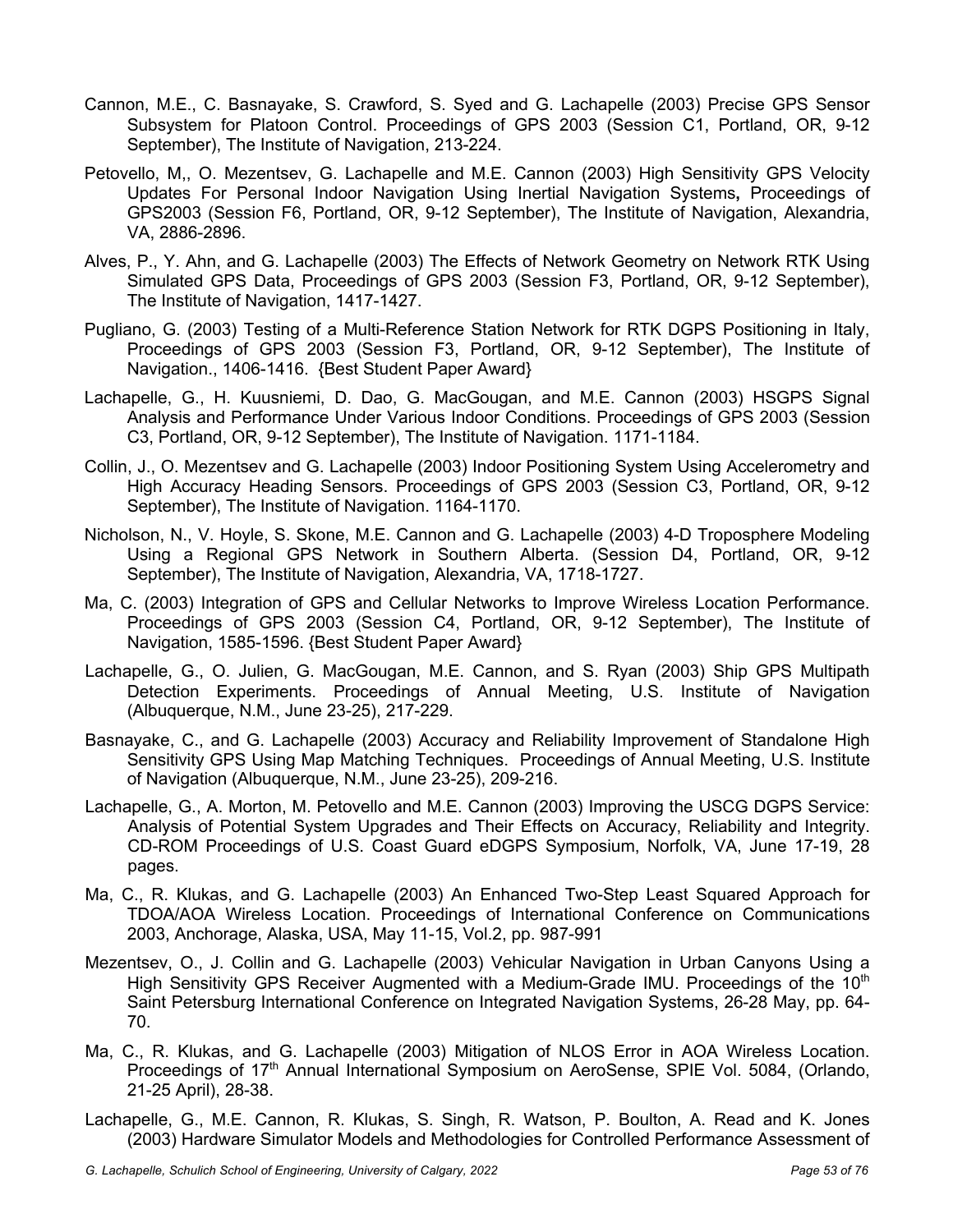Cannon, M.E., C. Basnayake, S. Crawford, S. Syed and G. Lachapelle (2003) Precise GPS Sensor Subsystem for Platoon Control. Proceedings of GPS 2003 (Session C1, Portland, OR, 9-12 September), The Institute of Navigation, 213-224.

Petovello, M,, O. Mezentsev, G. Lachapelle and M.E. Cannon (2003) High Sensitivity GPS Velocity Updates For Personal Indoor Navigation Using Inertial Navigation Systems**,** Proceedings of GPS2003 (Session F6, Portland, OR, 9-12 September), The Institute of Navigation, Alexandria, VA, 2886-2896.

Alves, P., Y. Ahn, and G. Lachapelle (2003) The Effects of Network Geometry on Network RTK Using Simulated GPS Data, Proceedings of GPS 2003 (Session F3, Portland, OR, 9-12 September), The Institute of Navigation, 1417-1427.

Pugliano, G. (2003) Testing of a Multi-Reference Station Network for RTK DGPS Positioning in Italy, Proceedings of GPS 2003 (Session F3, Portland, OR, 9-12 September), The Institute of Navigation., 1406-1416. {Best Student Paper Award}

Lachapelle, G., H. Kuusniemi, D. Dao, G. MacGougan, and M.E. Cannon (2003) HSGPS Signal Analysis and Performance Under Various Indoor Conditions. Proceedings of GPS 2003 (Session C3, Portland, OR, 9-12 September), The Institute of Navigation. 1171-1184.

Collin, J., O. Mezentsev and G. Lachapelle (2003) Indoor Positioning System Using Accelerometry and High Accuracy Heading Sensors. Proceedings of GPS 2003 (Session C3, Portland, OR, 9-12 September), The Institute of Navigation. 1164-1170.

Nicholson, N., V. Hoyle, S. Skone, M.E. Cannon and G. Lachapelle (2003) 4-D Troposphere Modeling Using a Regional GPS Network in Southern Alberta. (Session D4, Portland, OR, 9-12 September), The Institute of Navigation, Alexandria, VA, 1718-1727.

Ma, C. (2003) Integration of GPS and Cellular Networks to Improve Wireless Location Performance. Proceedings of GPS 2003 (Session C4, Portland, OR, 9-12 September), The Institute of Navigation, 1585-1596. {Best Student Paper Award}

Lachapelle, G., O. Julien, G. MacGougan, M.E. Cannon, and S. Ryan (2003) Ship GPS Multipath Detection Experiments. Proceedings of Annual Meeting, U.S. Institute of Navigation (Albuquerque, N.M., June 23-25), 217-229.

Basnayake, C., and G. Lachapelle (2003) Accuracy and Reliability Improvement of Standalone High Sensitivity GPS Using Map Matching Techniques. Proceedings of Annual Meeting, U.S. Institute of Navigation (Albuquerque, N.M., June 23-25), 209-216.

Lachapelle, G., A. Morton, M. Petovello and M.E. Cannon (2003) Improving the USCG DGPS Service: Analysis of Potential System Upgrades and Their Effects on Accuracy, Reliability and Integrity. CD-ROM Proceedings of U.S. Coast Guard eDGPS Symposium, Norfolk, VA, June 17-19, 28 pages.

Ma, C., R. Klukas, and G. Lachapelle (2003) An Enhanced Two-Step Least Squared Approach for TDOA/AOA Wireless Location. Proceedings of International Conference on Communications 2003, Anchorage, Alaska, USA, May 11-15, Vol.2, pp. 987-991

Mezentsev, O., J. Collin and G. Lachapelle (2003) Vehicular Navigation in Urban Canyons Using a High Sensitivity GPS Receiver Augmented with a Medium-Grade IMU. Proceedings of the 10th Saint Petersburg International Conference on Integrated Navigation Systems, 26-28 May, pp. 64-70.

Ma, C., R. Klukas, and G. Lachapelle (2003) Mitigation of NLOS Error in AOA Wireless Location. Proceedings of 17th Annual International Symposium on AeroSense, SPIE Vol. 5084, (Orlando, 21-25 April), 28-38.

Lachapelle, G., M.E. Cannon, R. Klukas, S. Singh, R. Watson, P. Boulton, A. Read and K. Jones (2003) Hardware Simulator Models and Methodologies for Controlled Performance Assessment of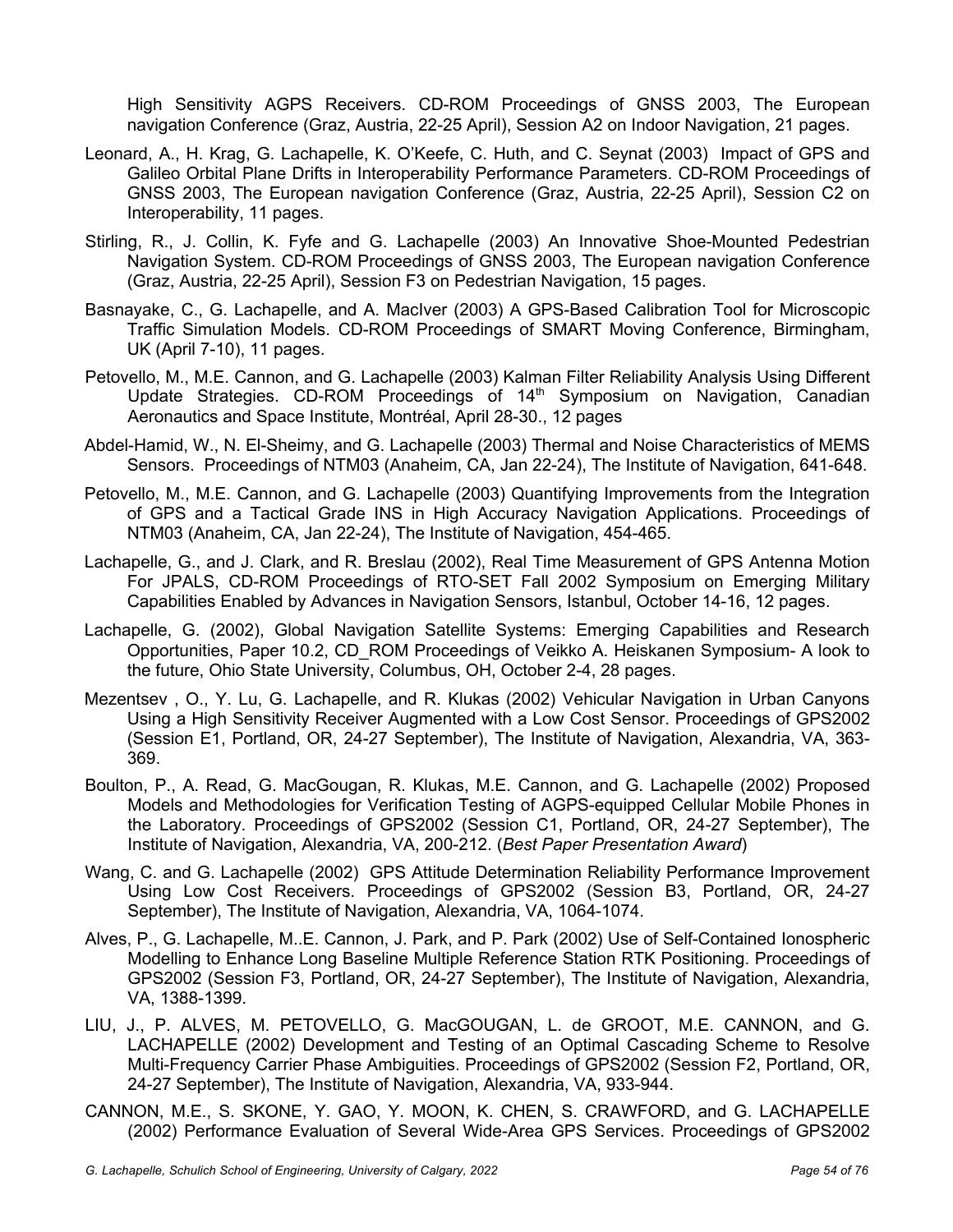High Sensitivity AGPS Receivers. CD-ROM Proceedings of GNSS 2003, The European navigation Conference (Graz, Austria, 22-25 April), Session A2 on Indoor Navigation, 21 pages.

Leonard, A., H. Krag, G. Lachapelle, K. O'Keefe, C. Huth, and C. Seynat (2003) Impact of GPS and Galileo Orbital Plane Drifts in Interoperability Performance Parameters. CD-ROM Proceedings of GNSS 2003, The European navigation Conference (Graz, Austria, 22-25 April), Session C2 on Interoperability, 11 pages.

Stirling, R., J. Collin, K. Fyfe and G. Lachapelle (2003) An Innovative Shoe-Mounted Pedestrian Navigation System. CD-ROM Proceedings of GNSS 2003, The European navigation Conference (Graz, Austria, 22-25 April), Session F3 on Pedestrian Navigation, 15 pages.

Basnayake, C., G. Lachapelle, and A. MacIver (2003) A GPS-Based Calibration Tool for Microscopic Traffic Simulation Models. CD-ROM Proceedings of SMART Moving Conference, Birmingham, UK (April 7-10), 11 pages.

Petovello, M., M.E. Cannon, and G. Lachapelle (2003) Kalman Filter Reliability Analysis Using Different Update Strategies. CD-ROM Proceedings of 14th Symposium on Navigation, Canadian Aeronautics and Space Institute, Montréal, April 28-30., 12 pages

Abdel-Hamid, W., N. El-Sheimy, and G. Lachapelle (2003) Thermal and Noise Characteristics of MEMS Sensors. Proceedings of NTM03 (Anaheim, CA, Jan 22-24), The Institute of Navigation, 641-648.

Petovello, M., M.E. Cannon, and G. Lachapelle (2003) Quantifying Improvements from the Integration of GPS and a Tactical Grade INS in High Accuracy Navigation Applications. Proceedings of NTM03 (Anaheim, CA, Jan 22-24), The Institute of Navigation, 454-465.

Lachapelle, G., and J. Clark, and R. Breslau (2002), Real Time Measurement of GPS Antenna Motion For JPALS, CD-ROM Proceedings of RTO-SET Fall 2002 Symposium on Emerging Military Capabilities Enabled by Advances in Navigation Sensors, Istanbul, October 14-16, 12 pages.

Lachapelle, G. (2002), Global Navigation Satellite Systems: Emerging Capabilities and Research Opportunities, Paper 10.2, CD_ROM Proceedings of Veikko A. Heiskanen Symposium- A look to the future, Ohio State University, Columbus, OH, October 2-4, 28 pages.

Mezentsev , O., Y. Lu, G. Lachapelle, and R. Klukas (2002) Vehicular Navigation in Urban Canyons Using a High Sensitivity Receiver Augmented with a Low Cost Sensor. Proceedings of GPS2002 (Session E1, Portland, OR, 24-27 September), The Institute of Navigation, Alexandria, VA, 363-369.

Boulton, P., A. Read, G. MacGougan, R. Klukas, M.E. Cannon, and G. Lachapelle (2002) Proposed Models and Methodologies for Verification Testing of AGPS-equipped Cellular Mobile Phones in the Laboratory. Proceedings of GPS2002 (Session C1, Portland, OR, 24-27 September), The Institute of Navigation, Alexandria, VA, 200-212. (*Best Paper Presentation Award*)

Wang, C. and G. Lachapelle (2002) GPS Attitude Determination Reliability Performance Improvement Using Low Cost Receivers. Proceedings of GPS2002 (Session B3, Portland, OR, 24-27 September), The Institute of Navigation, Alexandria, VA, 1064-1074.

Alves, P., G. Lachapelle, M..E. Cannon, J. Park, and P. Park (2002) Use of Self-Contained Ionospheric Modelling to Enhance Long Baseline Multiple Reference Station RTK Positioning. Proceedings of GPS2002 (Session F3, Portland, OR, 24-27 September), The Institute of Navigation, Alexandria, VA, 1388-1399.

LIU, J., P. ALVES, M. PETOVELLO, G. MacGOUGAN, L. de GROOT, M.E. CANNON, and G. LACHAPELLE (2002) Development and Testing of an Optimal Cascading Scheme to Resolve Multi-Frequency Carrier Phase Ambiguities. Proceedings of GPS2002 (Session F2, Portland, OR, 24-27 September), The Institute of Navigation, Alexandria, VA, 933-944.

CANNON, M.E., S. SKONE, Y. GAO, Y. MOON, K. CHEN, S. CRAWFORD, and G. LACHAPELLE (2002) Performance Evaluation of Several Wide-Area GPS Services. Proceedings of GPS2002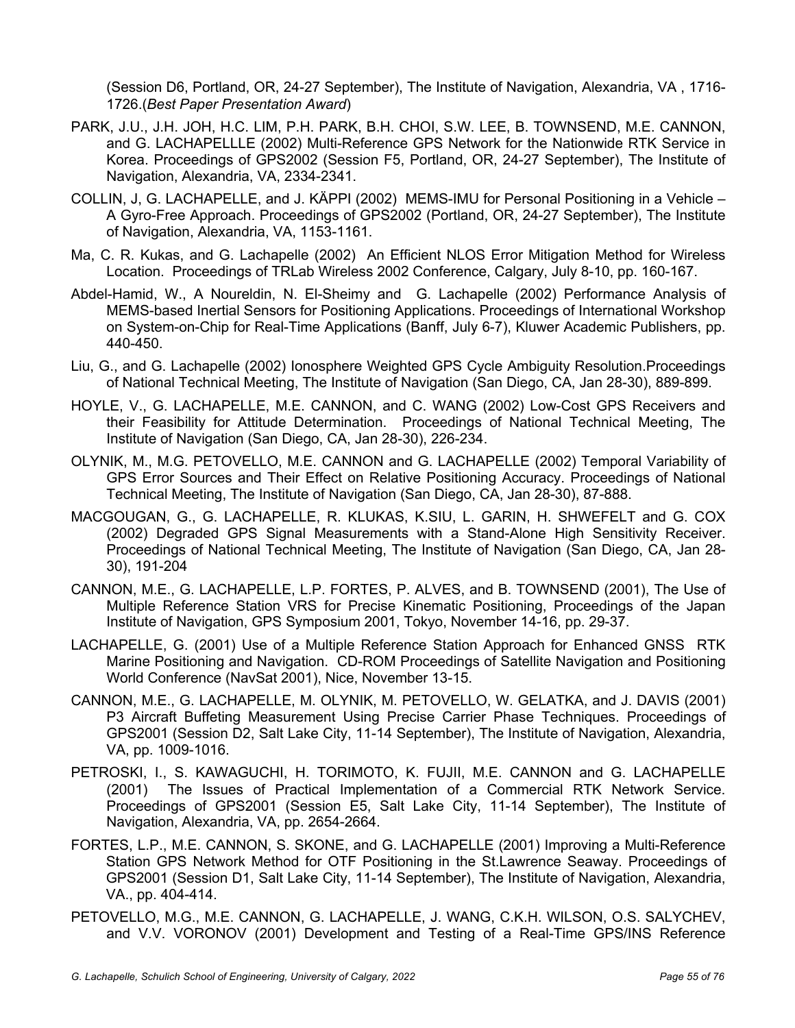(Session D6, Portland, OR, 24-27 September), The Institute of Navigation, Alexandria, VA , 1716-1726.(*Best Paper Presentation Award*)

PARK, J.U., J.H. JOH, H.C. LIM, P.H. PARK, B.H. CHOI, S.W. LEE, B. TOWNSEND, M.E. CANNON, and G. LACHAPELLLE (2002) Multi-Reference GPS Network for the Nationwide RTK Service in Korea. Proceedings of GPS2002 (Session F5, Portland, OR, 24-27 September), The Institute of Navigation, Alexandria, VA, 2334-2341.

COLLIN, J, G. LACHAPELLE, and J. KÄPPI (2002) MEMS-IMU for Personal Positioning in a Vehicle – A Gyro-Free Approach. Proceedings of GPS2002 (Portland, OR, 24-27 September), The Institute of Navigation, Alexandria, VA, 1153-1161.

Ma, C. R. Kukas, and G. Lachapelle (2002) An Efficient NLOS Error Mitigation Method for Wireless Location. Proceedings of TRLab Wireless 2002 Conference, Calgary, July 8-10, pp. 160-167.

Abdel-Hamid, W., A Noureldin, N. El-Sheimy and G. Lachapelle (2002) Performance Analysis of MEMS-based Inertial Sensors for Positioning Applications. Proceedings of International Workshop on System-on-Chip for Real-Time Applications (Banff, July 6-7), Kluwer Academic Publishers, pp. 440-450.

Liu, G., and G. Lachapelle (2002) Ionosphere Weighted GPS Cycle Ambiguity Resolution.Proceedings of National Technical Meeting, The Institute of Navigation (San Diego, CA, Jan 28-30), 889-899.

HOYLE, V., G. LACHAPELLE, M.E. CANNON, and C. WANG (2002) Low-Cost GPS Receivers and their Feasibility for Attitude Determination. Proceedings of National Technical Meeting, The Institute of Navigation (San Diego, CA, Jan 28-30), 226-234.

OLYNIK, M., M.G. PETOVELLO, M.E. CANNON and G. LACHAPELLE (2002) Temporal Variability of GPS Error Sources and Their Effect on Relative Positioning Accuracy. Proceedings of National Technical Meeting, The Institute of Navigation (San Diego, CA, Jan 28-30), 87-888.

MACGOUGAN, G., G. LACHAPELLE, R. KLUKAS, K.SIU, L. GARIN, H. SHWEFELT and G. COX (2002) Degraded GPS Signal Measurements with a Stand-Alone High Sensitivity Receiver. Proceedings of National Technical Meeting, The Institute of Navigation (San Diego, CA, Jan 28-30), 191-204

CANNON, M.E., G. LACHAPELLE, L.P. FORTES, P. ALVES, and B. TOWNSEND (2001), The Use of Multiple Reference Station VRS for Precise Kinematic Positioning, Proceedings of the Japan Institute of Navigation, GPS Symposium 2001, Tokyo, November 14-16, pp. 29-37.

LACHAPELLE, G. (2001) Use of a Multiple Reference Station Approach for Enhanced GNSS RTK Marine Positioning and Navigation. CD-ROM Proceedings of Satellite Navigation and Positioning World Conference (NavSat 2001), Nice, November 13-15.

CANNON, M.E., G. LACHAPELLE, M. OLYNIK, M. PETOVELLO, W. GELATKA, and J. DAVIS (2001) P3 Aircraft Buffeting Measurement Using Precise Carrier Phase Techniques. Proceedings of GPS2001 (Session D2, Salt Lake City, 11-14 September), The Institute of Navigation, Alexandria, VA, pp. 1009-1016.

PETROSKI, I., S. KAWAGUCHI, H. TORIMOTO, K. FUJII, M.E. CANNON and G. LACHAPELLE (2001) The Issues of Practical Implementation of a Commercial RTK Network Service. Proceedings of GPS2001 (Session E5, Salt Lake City, 11-14 September), The Institute of Navigation, Alexandria, VA, pp. 2654-2664.

FORTES, L.P., M.E. CANNON, S. SKONE, and G. LACHAPELLE (2001) Improving a Multi-Reference Station GPS Network Method for OTF Positioning in the St.Lawrence Seaway. Proceedings of GPS2001 (Session D1, Salt Lake City, 11-14 September), The Institute of Navigation, Alexandria, VA., pp. 404-414.

PETOVELLO, M.G., M.E. CANNON, G. LACHAPELLE, J. WANG, C.K.H. WILSON, O.S. SALYCHEV, and V.V. VORONOV (2001) Development and Testing of a Real-Time GPS/INS Reference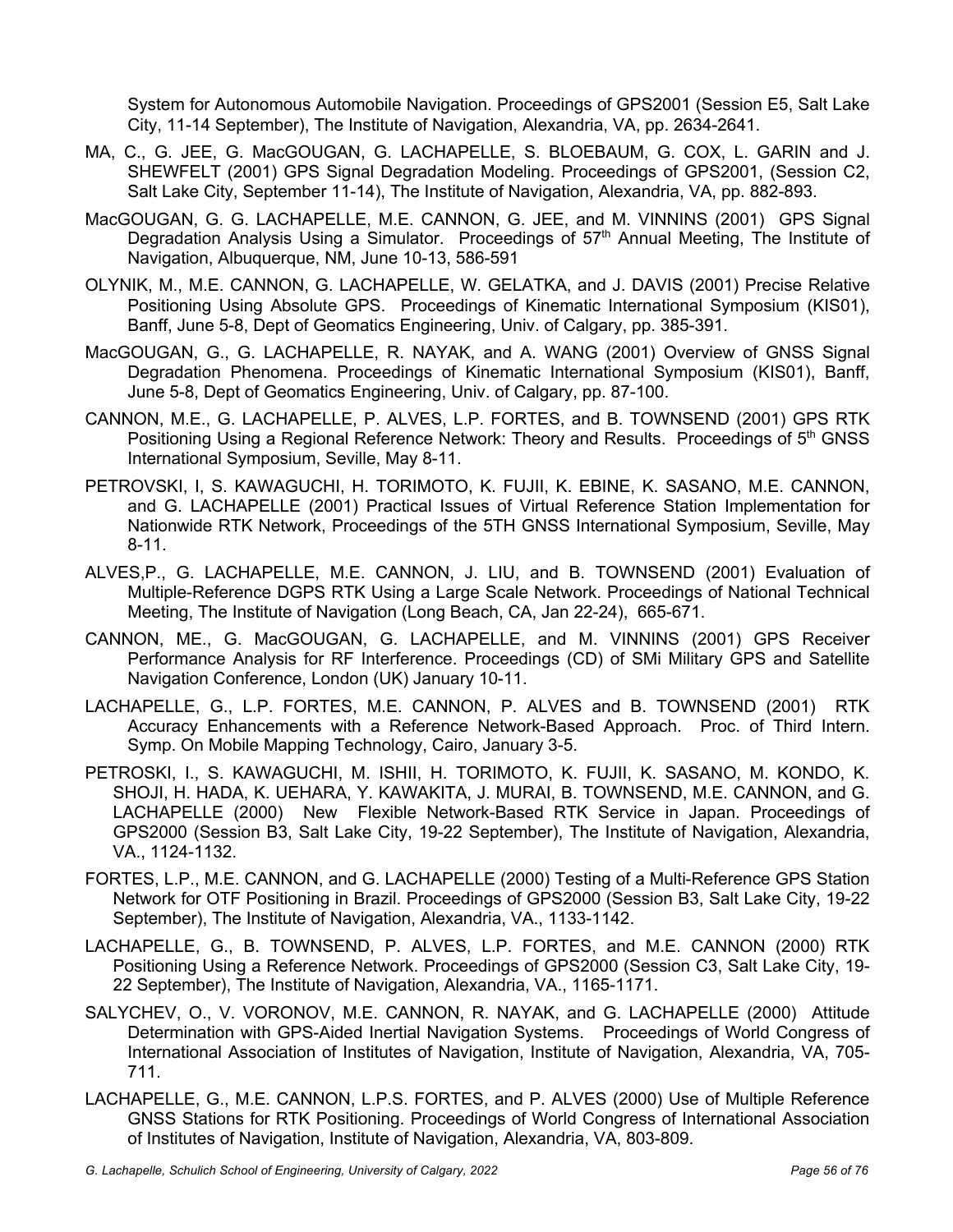System for Autonomous Automobile Navigation. Proceedings of GPS2001 (Session E5, Salt Lake City, 11-14 September), The Institute of Navigation, Alexandria, VA, pp. 2634-2641.

MA, C., G. JEE, G. MacGOUGAN, G. LACHAPELLE, S. BLOEBAUM, G. COX, L. GARIN and J. SHEWFELT (2001) GPS Signal Degradation Modeling. Proceedings of GPS2001, (Session C2, Salt Lake City, September 11-14), The Institute of Navigation, Alexandria, VA, pp. 882-893.

MacGOUGAN, G. G. LACHAPELLE, M.E. CANNON, G. JEE, and M. VINNINS (2001) GPS Signal Degradation Analysis Using a Simulator. Proceedings of 57th Annual Meeting, The Institute of Navigation, Albuquerque, NM, June 10-13, 586-591

OLYNIK, M., M.E. CANNON, G. LACHAPELLE, W. GELATKA, and J. DAVIS (2001) Precise Relative Positioning Using Absolute GPS. Proceedings of Kinematic International Symposium (KIS01), Banff, June 5-8, Dept of Geomatics Engineering, Univ. of Calgary, pp. 385-391.

MacGOUGAN, G., G. LACHAPELLE, R. NAYAK, and A. WANG (2001) Overview of GNSS Signal Degradation Phenomena. Proceedings of Kinematic International Symposium (KIS01), Banff, June 5-8, Dept of Geomatics Engineering, Univ. of Calgary, pp. 87-100.

CANNON, M.E., G. LACHAPELLE, P. ALVES, L.P. FORTES, and B. TOWNSEND (2001) GPS RTK Positioning Using a Regional Reference Network: Theory and Results. Proceedings of 5th GNSS International Symposium, Seville, May 8-11.

PETROVSKI, I, S. KAWAGUCHI, H. TORIMOTO, K. FUJII, K. EBINE, K. SASANO, M.E. CANNON, and G. LACHAPELLE (2001) Practical Issues of Virtual Reference Station Implementation for Nationwide RTK Network, Proceedings of the 5TH GNSS International Symposium, Seville, May 8-11.

ALVES,P., G. LACHAPELLE, M.E. CANNON, J. LIU, and B. TOWNSEND (2001) Evaluation of Multiple-Reference DGPS RTK Using a Large Scale Network. Proceedings of National Technical Meeting, The Institute of Navigation (Long Beach, CA, Jan 22-24), 665-671.

CANNON, ME., G. MacGOUGAN, G. LACHAPELLE, and M. VINNINS (2001) GPS Receiver Performance Analysis for RF Interference. Proceedings (CD) of SMi Military GPS and Satellite Navigation Conference, London (UK) January 10-11.

LACHAPELLE, G., L.P. FORTES, M.E. CANNON, P. ALVES and B. TOWNSEND (2001) RTK Accuracy Enhancements with a Reference Network-Based Approach. Proc. of Third Intern. Symp. On Mobile Mapping Technology, Cairo, January 3-5.

PETROSKI, I., S. KAWAGUCHI, M. ISHII, H. TORIMOTO, K. FUJII, K. SASANO, M. KONDO, K. SHOJI, H. HADA, K. UEHARA, Y. KAWAKITA, J. MURAI, B. TOWNSEND, M.E. CANNON, and G. LACHAPELLE (2000) New Flexible Network-Based RTK Service in Japan. Proceedings of GPS2000 (Session B3, Salt Lake City, 19-22 September), The Institute of Navigation, Alexandria, VA., 1124-1132.

FORTES, L.P., M.E. CANNON, and G. LACHAPELLE (2000) Testing of a Multi-Reference GPS Station Network for OTF Positioning in Brazil. Proceedings of GPS2000 (Session B3, Salt Lake City, 19-22 September), The Institute of Navigation, Alexandria, VA., 1133-1142.

LACHAPELLE, G., B. TOWNSEND, P. ALVES, L.P. FORTES, and M.E. CANNON (2000) RTK Positioning Using a Reference Network. Proceedings of GPS2000 (Session C3, Salt Lake City, 19-22 September), The Institute of Navigation, Alexandria, VA., 1165-1171.

SALYCHEV, O., V. VORONOV, M.E. CANNON, R. NAYAK, and G. LACHAPELLE (2000) Attitude Determination with GPS-Aided Inertial Navigation Systems. Proceedings of World Congress of International Association of Institutes of Navigation, Institute of Navigation, Alexandria, VA, 705-711.

LACHAPELLE, G., M.E. CANNON, L.P.S. FORTES, and P. ALVES (2000) Use of Multiple Reference GNSS Stations for RTK Positioning. Proceedings of World Congress of International Association of Institutes of Navigation, Institute of Navigation, Alexandria, VA, 803-809.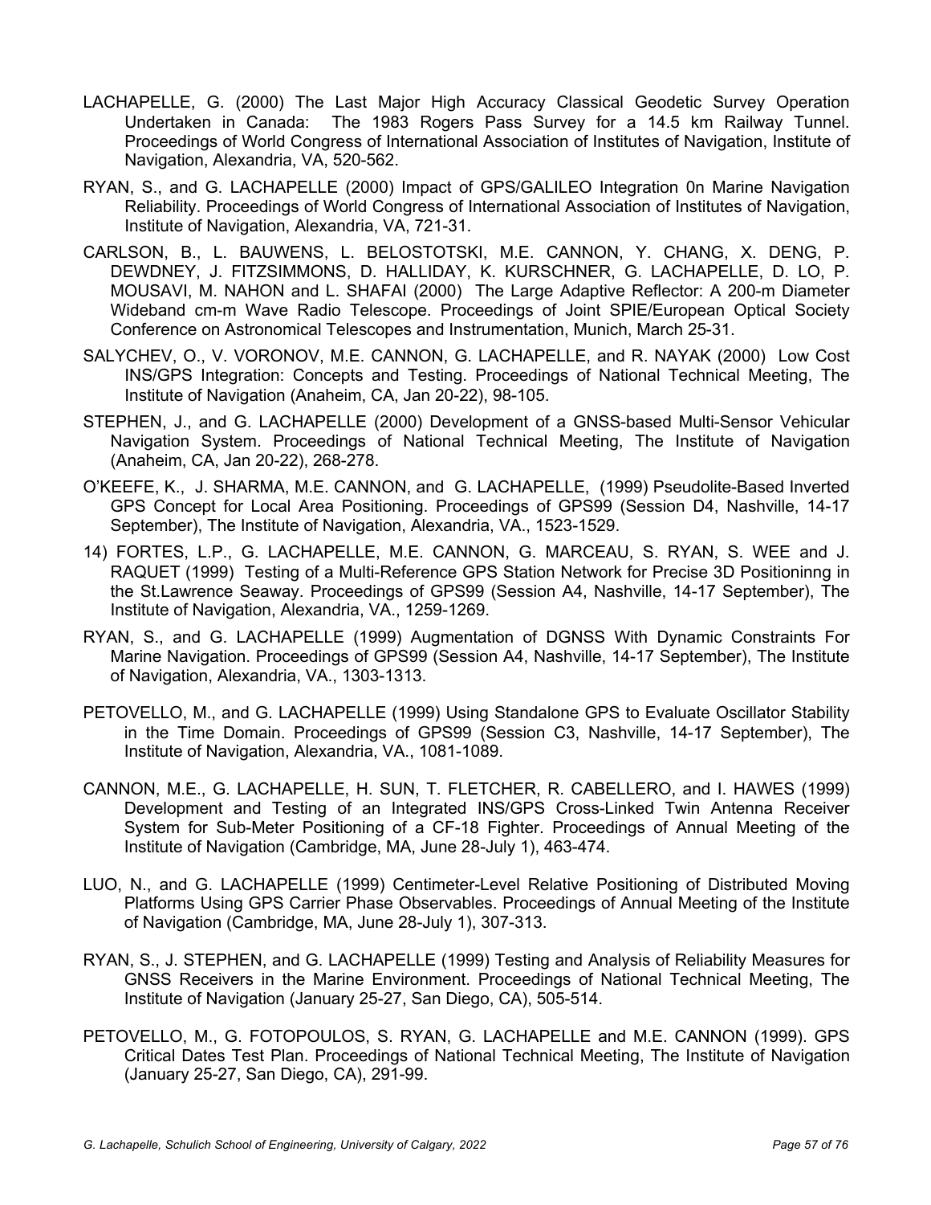LACHAPELLE, G. (2000) The Last Major High Accuracy Classical Geodetic Survey Operation Undertaken in Canada: The 1983 Rogers Pass Survey for a 14.5 km Railway Tunnel. Proceedings of World Congress of International Association of Institutes of Navigation, Institute of Navigation, Alexandria, VA, 520-562.

RYAN, S., and G. LACHAPELLE (2000) Impact of GPS/GALILEO Integration 0n Marine Navigation Reliability. Proceedings of World Congress of International Association of Institutes of Navigation, Institute of Navigation, Alexandria, VA, 721-31.

CARLSON, B., L. BAUWENS, L. BELOSTOTSKI, M.E. CANNON, Y. CHANG, X. DENG, P. DEWDNEY, J. FITZSIMMONS, D. HALLIDAY, K. KURSCHNER, G. LACHAPELLE, D. LO, P. MOUSAVI, M. NAHON and L. SHAFAI (2000) The Large Adaptive Reflector: A 200-m Diameter Wideband cm-m Wave Radio Telescope. Proceedings of Joint SPIE/European Optical Society Conference on Astronomical Telescopes and Instrumentation, Munich, March 25-31.

SALYCHEV, O., V. VORONOV, M.E. CANNON, G. LACHAPELLE, and R. NAYAK (2000) Low Cost INS/GPS Integration: Concepts and Testing. Proceedings of National Technical Meeting, The Institute of Navigation (Anaheim, CA, Jan 20-22), 98-105.

STEPHEN, J., and G. LACHAPELLE (2000) Development of a GNSS-based Multi-Sensor Vehicular Navigation System. Proceedings of National Technical Meeting, The Institute of Navigation (Anaheim, CA, Jan 20-22), 268-278.

O'KEEFE, K., J. SHARMA, M.E. CANNON, and G. LACHAPELLE, (1999) Pseudolite-Based Inverted GPS Concept for Local Area Positioning. Proceedings of GPS99 (Session D4, Nashville, 14-17 September), The Institute of Navigation, Alexandria, VA., 1523-1529.

14) FORTES, L.P., G. LACHAPELLE, M.E. CANNON, G. MARCEAU, S. RYAN, S. WEE and J. RAQUET (1999) Testing of a Multi-Reference GPS Station Network for Precise 3D Positioninng in the St.Lawrence Seaway. Proceedings of GPS99 (Session A4, Nashville, 14-17 September), The Institute of Navigation, Alexandria, VA., 1259-1269.

RYAN, S., and G. LACHAPELLE (1999) Augmentation of DGNSS With Dynamic Constraints For Marine Navigation. Proceedings of GPS99 (Session A4, Nashville, 14-17 September), The Institute of Navigation, Alexandria, VA., 1303-1313.

PETOVELLO, M., and G. LACHAPELLE (1999) Using Standalone GPS to Evaluate Oscillator Stability in the Time Domain. Proceedings of GPS99 (Session C3, Nashville, 14-17 September), The Institute of Navigation, Alexandria, VA., 1081-1089.

CANNON, M.E., G. LACHAPELLE, H. SUN, T. FLETCHER, R. CABELLERO, and I. HAWES (1999) Development and Testing of an Integrated INS/GPS Cross-Linked Twin Antenna Receiver System for Sub-Meter Positioning of a CF-18 Fighter. Proceedings of Annual Meeting of the Institute of Navigation (Cambridge, MA, June 28-July 1), 463-474.

LUO, N., and G. LACHAPELLE (1999) Centimeter-Level Relative Positioning of Distributed Moving Platforms Using GPS Carrier Phase Observables. Proceedings of Annual Meeting of the Institute of Navigation (Cambridge, MA, June 28-July 1), 307-313.

RYAN, S., J. STEPHEN, and G. LACHAPELLE (1999) Testing and Analysis of Reliability Measures for GNSS Receivers in the Marine Environment. Proceedings of National Technical Meeting, The Institute of Navigation (January 25-27, San Diego, CA), 505-514.

PETOVELLO, M., G. FOTOPOULOS, S. RYAN, G. LACHAPELLE and M.E. CANNON (1999). GPS Critical Dates Test Plan. Proceedings of National Technical Meeting, The Institute of Navigation (January 25-27, San Diego, CA), 291-99.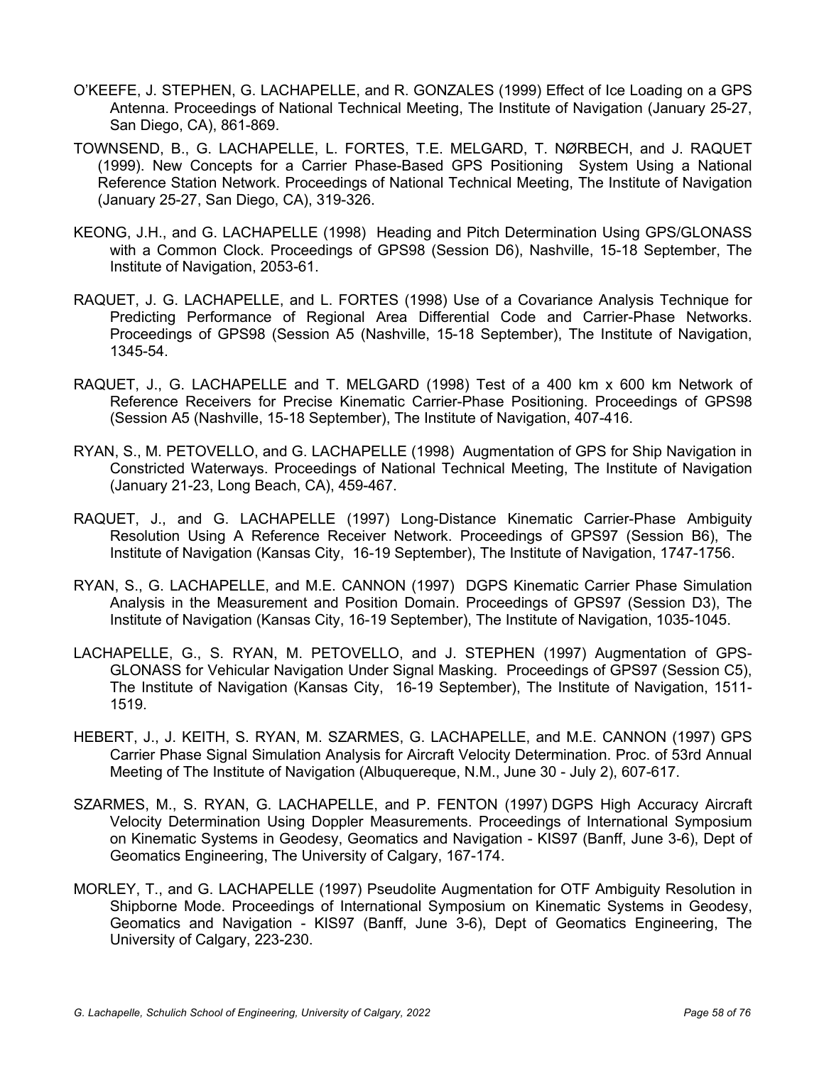O'KEEFE, J. STEPHEN, G. LACHAPELLE, and R. GONZALES (1999) Effect of Ice Loading on a GPS Antenna. Proceedings of National Technical Meeting, The Institute of Navigation (January 25-27, San Diego, CA), 861-869.

TOWNSEND, B., G. LACHAPELLE, L. FORTES, T.E. MELGARD, T. NØRBECH, and J. RAQUET (1999). New Concepts for a Carrier Phase-Based GPS Positioning System Using a National Reference Station Network. Proceedings of National Technical Meeting, The Institute of Navigation (January 25-27, San Diego, CA), 319-326.

KEONG, J.H., and G. LACHAPELLE (1998) Heading and Pitch Determination Using GPS/GLONASS with a Common Clock. Proceedings of GPS98 (Session D6), Nashville, 15-18 September, The Institute of Navigation, 2053-61.

RAQUET, J. G. LACHAPELLE, and L. FORTES (1998) Use of a Covariance Analysis Technique for Predicting Performance of Regional Area Differential Code and Carrier-Phase Networks. Proceedings of GPS98 (Session A5 (Nashville, 15-18 September), The Institute of Navigation, 1345-54.

RAQUET, J., G. LACHAPELLE and T. MELGARD (1998) Test of a 400 km x 600 km Network of Reference Receivers for Precise Kinematic Carrier-Phase Positioning. Proceedings of GPS98 (Session A5 (Nashville, 15-18 September), The Institute of Navigation, 407-416.

RYAN, S., M. PETOVELLO, and G. LACHAPELLE (1998) Augmentation of GPS for Ship Navigation in Constricted Waterways. Proceedings of National Technical Meeting, The Institute of Navigation (January 21-23, Long Beach, CA), 459-467.

RAQUET, J., and G. LACHAPELLE (1997) Long-Distance Kinematic Carrier-Phase Ambiguity Resolution Using A Reference Receiver Network. Proceedings of GPS97 (Session B6), The Institute of Navigation (Kansas City, 16-19 September), The Institute of Navigation, 1747-1756.

RYAN, S., G. LACHAPELLE, and M.E. CANNON (1997) DGPS Kinematic Carrier Phase Simulation Analysis in the Measurement and Position Domain. Proceedings of GPS97 (Session D3), The Institute of Navigation (Kansas City, 16-19 September), The Institute of Navigation, 1035-1045.

LACHAPELLE, G., S. RYAN, M. PETOVELLO, and J. STEPHEN (1997) Augmentation of GPS-GLONASS for Vehicular Navigation Under Signal Masking. Proceedings of GPS97 (Session C5), The Institute of Navigation (Kansas City, 16-19 September), The Institute of Navigation, 1511-1519.

HEBERT, J., J. KEITH, S. RYAN, M. SZARMES, G. LACHAPELLE, and M.E. CANNON (1997) GPS Carrier Phase Signal Simulation Analysis for Aircraft Velocity Determination. Proc. of 53rd Annual Meeting of The Institute of Navigation (Albuquereque, N.M., June 30 - July 2), 607-617.

SZARMES, M., S. RYAN, G. LACHAPELLE, and P. FENTON (1997) DGPS High Accuracy Aircraft Velocity Determination Using Doppler Measurements. Proceedings of International Symposium on Kinematic Systems in Geodesy, Geomatics and Navigation - KIS97 (Banff, June 3-6), Dept of Geomatics Engineering, The University of Calgary, 167-174.

MORLEY, T., and G. LACHAPELLE (1997) Pseudolite Augmentation for OTF Ambiguity Resolution in Shipborne Mode. Proceedings of International Symposium on Kinematic Systems in Geodesy, Geomatics and Navigation - KIS97 (Banff, June 3-6), Dept of Geomatics Engineering, The University of Calgary, 223-230.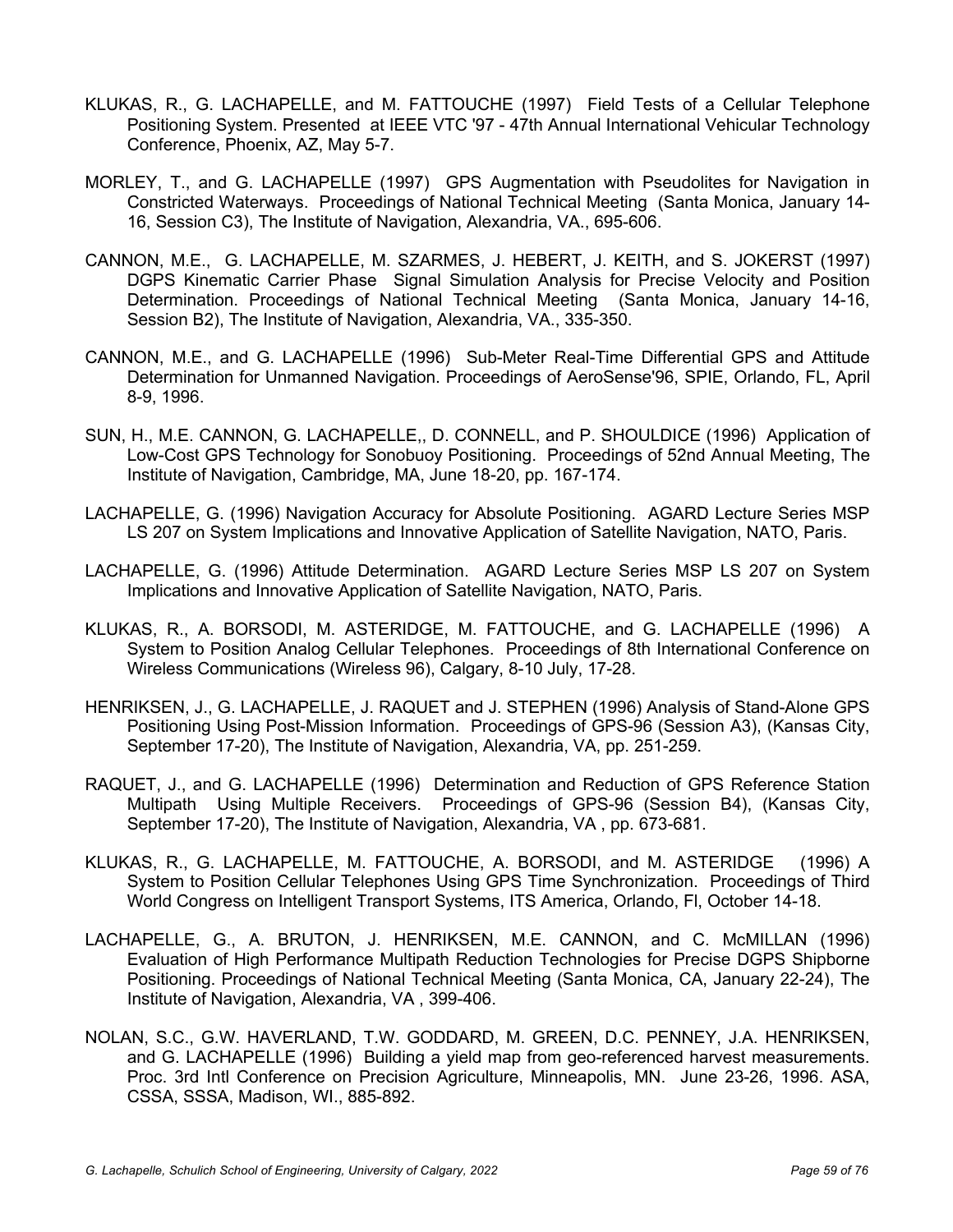KLUKAS, R., G. LACHAPELLE, and M. FATTOUCHE (1997) Field Tests of a Cellular Telephone Positioning System. Presented at IEEE VTC '97 - 47th Annual International Vehicular Technology Conference, Phoenix, AZ, May 5-7.

MORLEY, T., and G. LACHAPELLE (1997) GPS Augmentation with Pseudolites for Navigation in Constricted Waterways. Proceedings of National Technical Meeting (Santa Monica, January 14-16, Session C3), The Institute of Navigation, Alexandria, VA., 695-606.

CANNON, M.E., G. LACHAPELLE, M. SZARMES, J. HEBERT, J. KEITH, and S. JOKERST (1997) DGPS Kinematic Carrier Phase Signal Simulation Analysis for Precise Velocity and Position Determination. Proceedings of National Technical Meeting (Santa Monica, January 14-16, Session B2), The Institute of Navigation, Alexandria, VA., 335-350.

CANNON, M.E., and G. LACHAPELLE (1996) Sub-Meter Real-Time Differential GPS and Attitude Determination for Unmanned Navigation. Proceedings of AeroSense'96, SPIE, Orlando, FL, April 8-9, 1996.

SUN, H., M.E. CANNON, G. LACHAPELLE,, D. CONNELL, and P. SHOULDICE (1996) Application of Low-Cost GPS Technology for Sonobuoy Positioning. Proceedings of 52nd Annual Meeting, The Institute of Navigation, Cambridge, MA, June 18-20, pp. 167-174.

LACHAPELLE, G. (1996) Navigation Accuracy for Absolute Positioning. AGARD Lecture Series MSP LS 207 on System Implications and Innovative Application of Satellite Navigation, NATO, Paris.

LACHAPELLE, G. (1996) Attitude Determination. AGARD Lecture Series MSP LS 207 on System Implications and Innovative Application of Satellite Navigation, NATO, Paris.

KLUKAS, R., A. BORSODI, M. ASTERIDGE, M. FATTOUCHE, and G. LACHAPELLE (1996) A System to Position Analog Cellular Telephones. Proceedings of 8th International Conference on Wireless Communications (Wireless 96), Calgary, 8-10 July, 17-28.

HENRIKSEN, J., G. LACHAPELLE, J. RAQUET and J. STEPHEN (1996) Analysis of Stand-Alone GPS Positioning Using Post-Mission Information. Proceedings of GPS-96 (Session A3), (Kansas City, September 17-20), The Institute of Navigation, Alexandria, VA, pp. 251-259.

RAQUET, J., and G. LACHAPELLE (1996) Determination and Reduction of GPS Reference Station Multipath Using Multiple Receivers. Proceedings of GPS-96 (Session B4), (Kansas City, September 17-20), The Institute of Navigation, Alexandria, VA , pp. 673-681.

KLUKAS, R., G. LACHAPELLE, M. FATTOUCHE, A. BORSODI, and M. ASTERIDGE (1996) A System to Position Cellular Telephones Using GPS Time Synchronization. Proceedings of Third World Congress on Intelligent Transport Systems, ITS America, Orlando, Fl, October 14-18.

LACHAPELLE, G., A. BRUTON, J. HENRIKSEN, M.E. CANNON, and C. McMILLAN (1996) Evaluation of High Performance Multipath Reduction Technologies for Precise DGPS Shipborne Positioning. Proceedings of National Technical Meeting (Santa Monica, CA, January 22-24), The Institute of Navigation, Alexandria, VA , 399-406.

NOLAN, S.C., G.W. HAVERLAND, T.W. GODDARD, M. GREEN, D.C. PENNEY, J.A. HENRIKSEN, and G. LACHAPELLE (1996) Building a yield map from geo-referenced harvest measurements. Proc. 3rd Intl Conference on Precision Agriculture, Minneapolis, MN. June 23-26, 1996. ASA, CSSA, SSSA, Madison, WI., 885-892.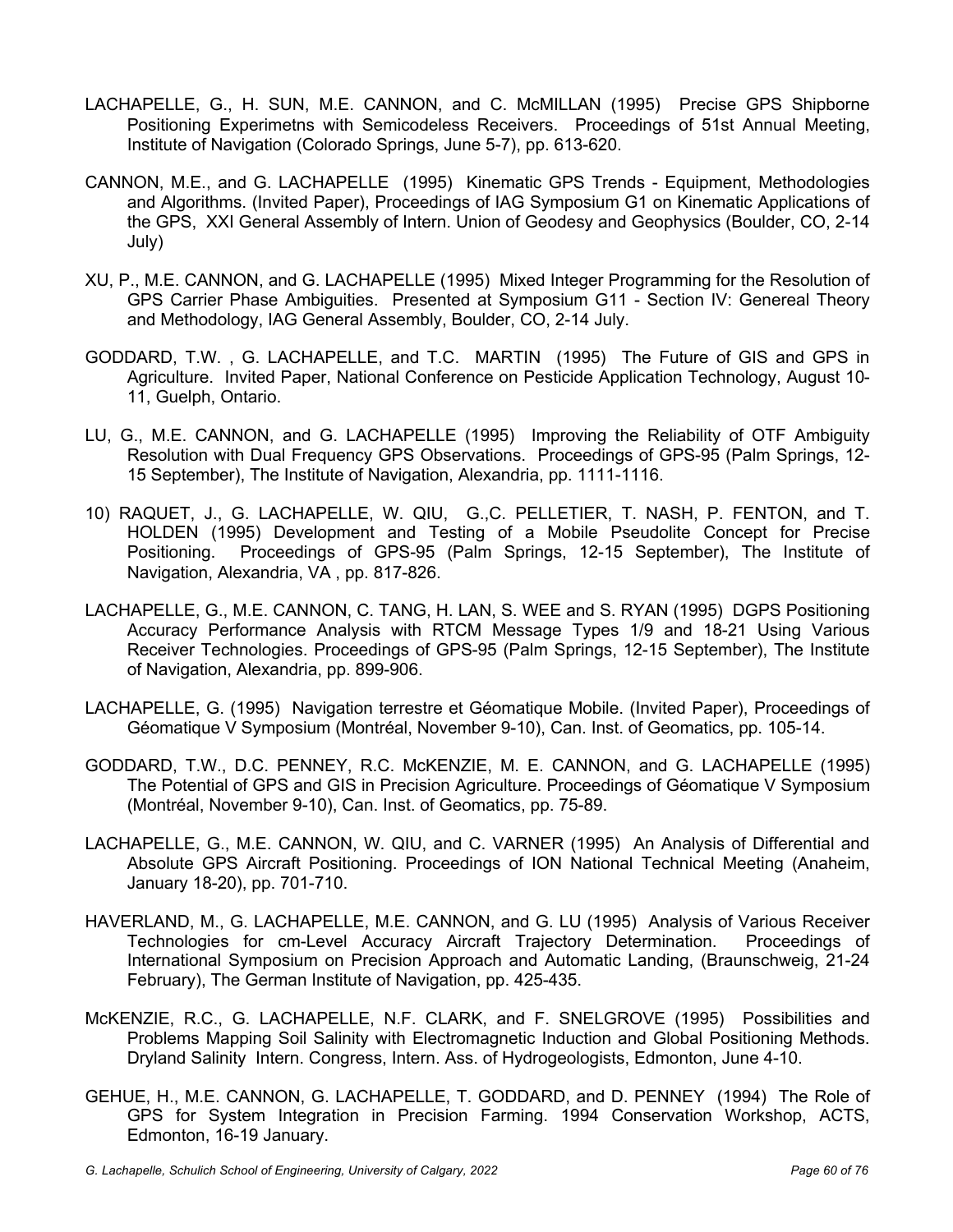LACHAPELLE, G., H. SUN, M.E. CANNON, and C. McMILLAN (1995) Precise GPS Shipborne Positioning Experimetns with Semicodeless Receivers. Proceedings of 51st Annual Meeting, Institute of Navigation (Colorado Springs, June 5-7), pp. 613-620.

CANNON, M.E., and G. LACHAPELLE (1995) Kinematic GPS Trends - Equipment, Methodologies and Algorithms. (Invited Paper), Proceedings of IAG Symposium G1 on Kinematic Applications of the GPS, XXI General Assembly of Intern. Union of Geodesy and Geophysics (Boulder, CO, 2-14 July)

XU, P., M.E. CANNON, and G. LACHAPELLE (1995) Mixed Integer Programming for the Resolution of GPS Carrier Phase Ambiguities. Presented at Symposium G11 - Section IV: Genereal Theory and Methodology, IAG General Assembly, Boulder, CO, 2-14 July.

GODDARD, T.W. , G. LACHAPELLE, and T.C. MARTIN (1995) The Future of GIS and GPS in Agriculture. Invited Paper, National Conference on Pesticide Application Technology, August 10-11, Guelph, Ontario.

LU, G., M.E. CANNON, and G. LACHAPELLE (1995) Improving the Reliability of OTF Ambiguity Resolution with Dual Frequency GPS Observations. Proceedings of GPS-95 (Palm Springs, 12-15 September), The Institute of Navigation, Alexandria, pp. 1111-1116.

10) RAQUET, J., G. LACHAPELLE, W. QIU, G.,C. PELLETIER, T. NASH, P. FENTON, and T. HOLDEN (1995) Development and Testing of a Mobile Pseudolite Concept for Precise Positioning. Proceedings of GPS-95 (Palm Springs, 12-15 September), The Institute of Navigation, Alexandria, VA , pp. 817-826.

LACHAPELLE, G., M.E. CANNON, C. TANG, H. LAN, S. WEE and S. RYAN (1995) DGPS Positioning Accuracy Performance Analysis with RTCM Message Types 1/9 and 18-21 Using Various Receiver Technologies. Proceedings of GPS-95 (Palm Springs, 12-15 September), The Institute of Navigation, Alexandria, pp. 899-906.

LACHAPELLE, G. (1995) Navigation terrestre et Géomatique Mobile. (Invited Paper), Proceedings of Géomatique V Symposium (Montréal, November 9-10), Can. Inst. of Geomatics, pp. 105-14.

GODDARD, T.W., D.C. PENNEY, R.C. McKENZIE, M. E. CANNON, and G. LACHAPELLE (1995) The Potential of GPS and GIS in Precision Agriculture. Proceedings of Géomatique V Symposium (Montréal, November 9-10), Can. Inst. of Geomatics, pp. 75-89.

LACHAPELLE, G., M.E. CANNON, W. QIU, and C. VARNER (1995) An Analysis of Differential and Absolute GPS Aircraft Positioning. Proceedings of ION National Technical Meeting (Anaheim, January 18-20), pp. 701-710.

HAVERLAND, M., G. LACHAPELLE, M.E. CANNON, and G. LU (1995) Analysis of Various Receiver Technologies for cm-Level Accuracy Aircraft Trajectory Determination. Proceedings of International Symposium on Precision Approach and Automatic Landing, (Braunschweig, 21-24 February), The German Institute of Navigation, pp. 425-435.

McKENZIE, R.C., G. LACHAPELLE, N.F. CLARK, and F. SNELGROVE (1995) Possibilities and Problems Mapping Soil Salinity with Electromagnetic Induction and Global Positioning Methods. Dryland Salinity Intern. Congress, Intern. Ass. of Hydrogeologists, Edmonton, June 4-10.

GEHUE, H., M.E. CANNON, G. LACHAPELLE, T. GODDARD, and D. PENNEY (1994) The Role of GPS for System Integration in Precision Farming. 1994 Conservation Workshop, ACTS, Edmonton, 16-19 January.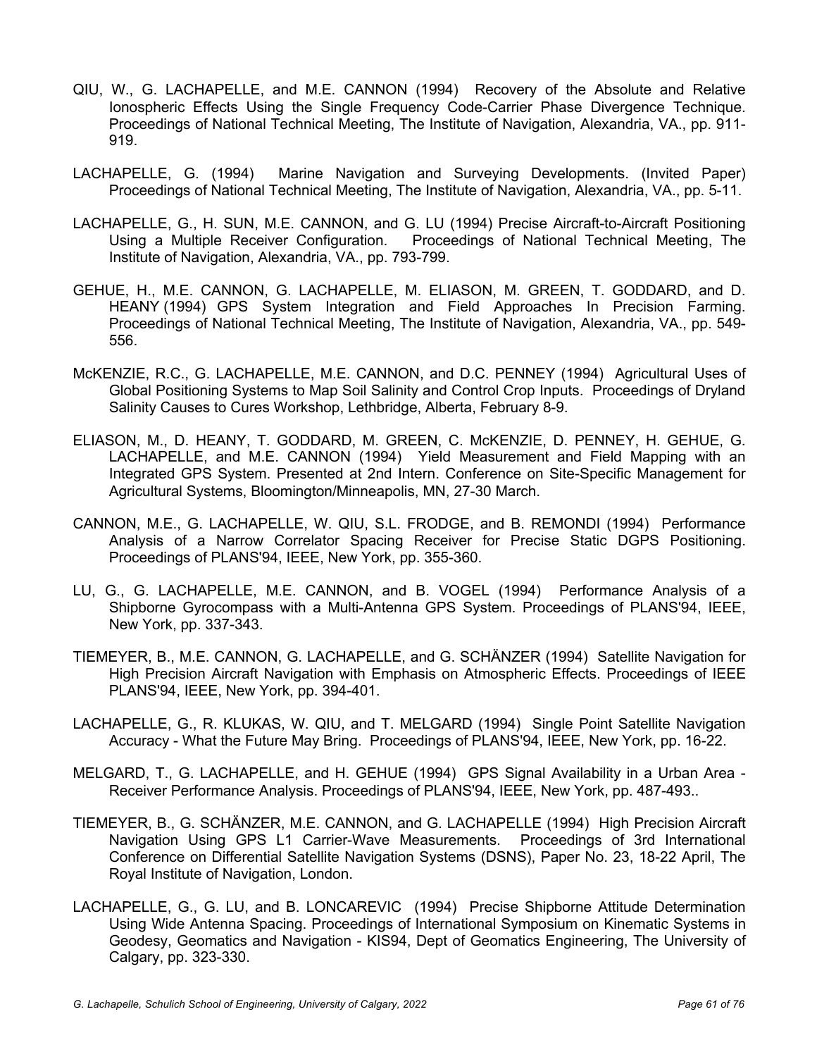QIU, W., G. LACHAPELLE, and M.E. CANNON (1994) Recovery of the Absolute and Relative Ionospheric Effects Using the Single Frequency Code-Carrier Phase Divergence Technique. Proceedings of National Technical Meeting, The Institute of Navigation, Alexandria, VA., pp. 911-919.

LACHAPELLE, G. (1994) Marine Navigation and Surveying Developments. (Invited Paper) Proceedings of National Technical Meeting, The Institute of Navigation, Alexandria, VA., pp. 5-11.

LACHAPELLE, G., H. SUN, M.E. CANNON, and G. LU (1994) Precise Aircraft-to-Aircraft Positioning Using a Multiple Receiver Configuration. Proceedings of National Technical Meeting, The Institute of Navigation, Alexandria, VA., pp. 793-799.

GEHUE, H., M.E. CANNON, G. LACHAPELLE, M. ELIASON, M. GREEN, T. GODDARD, and D. HEANY (1994) GPS System Integration and Field Approaches In Precision Farming. Proceedings of National Technical Meeting, The Institute of Navigation, Alexandria, VA., pp. 549-556.

McKENZIE, R.C., G. LACHAPELLE, M.E. CANNON, and D.C. PENNEY (1994) Agricultural Uses of Global Positioning Systems to Map Soil Salinity and Control Crop Inputs. Proceedings of Dryland Salinity Causes to Cures Workshop, Lethbridge, Alberta, February 8-9.

ELIASON, M., D. HEANY, T. GODDARD, M. GREEN, C. McKENZIE, D. PENNEY, H. GEHUE, G. LACHAPELLE, and M.E. CANNON (1994) Yield Measurement and Field Mapping with an Integrated GPS System. Presented at 2nd Intern. Conference on Site-Specific Management for Agricultural Systems, Bloomington/Minneapolis, MN, 27-30 March.

CANNON, M.E., G. LACHAPELLE, W. QIU, S.L. FRODGE, and B. REMONDI (1994) Performance Analysis of a Narrow Correlator Spacing Receiver for Precise Static DGPS Positioning. Proceedings of PLANS'94, IEEE, New York, pp. 355-360.

LU, G., G. LACHAPELLE, M.E. CANNON, and B. VOGEL (1994) Performance Analysis of a Shipborne Gyrocompass with a Multi-Antenna GPS System. Proceedings of PLANS'94, IEEE, New York, pp. 337-343.

TIEMEYER, B., M.E. CANNON, G. LACHAPELLE, and G. SCHÄNZER (1994) Satellite Navigation for High Precision Aircraft Navigation with Emphasis on Atmospheric Effects. Proceedings of IEEE PLANS'94, IEEE, New York, pp. 394-401.

LACHAPELLE, G., R. KLUKAS, W. QIU, and T. MELGARD (1994) Single Point Satellite Navigation Accuracy - What the Future May Bring. Proceedings of PLANS'94, IEEE, New York, pp. 16-22.

MELGARD, T., G. LACHAPELLE, and H. GEHUE (1994) GPS Signal Availability in a Urban Area - Receiver Performance Analysis. Proceedings of PLANS'94, IEEE, New York, pp. 487-493..

TIEMEYER, B., G. SCHÄNZER, M.E. CANNON, and G. LACHAPELLE (1994) High Precision Aircraft Navigation Using GPS L1 Carrier-Wave Measurements. Proceedings of 3rd International Conference on Differential Satellite Navigation Systems (DSNS), Paper No. 23, 18-22 April, The Royal Institute of Navigation, London.

LACHAPELLE, G., G. LU, and B. LONCAREVIC (1994) Precise Shipborne Attitude Determination Using Wide Antenna Spacing. Proceedings of International Symposium on Kinematic Systems in Geodesy, Geomatics and Navigation - KIS94, Dept of Geomatics Engineering, The University of Calgary, pp. 323-330.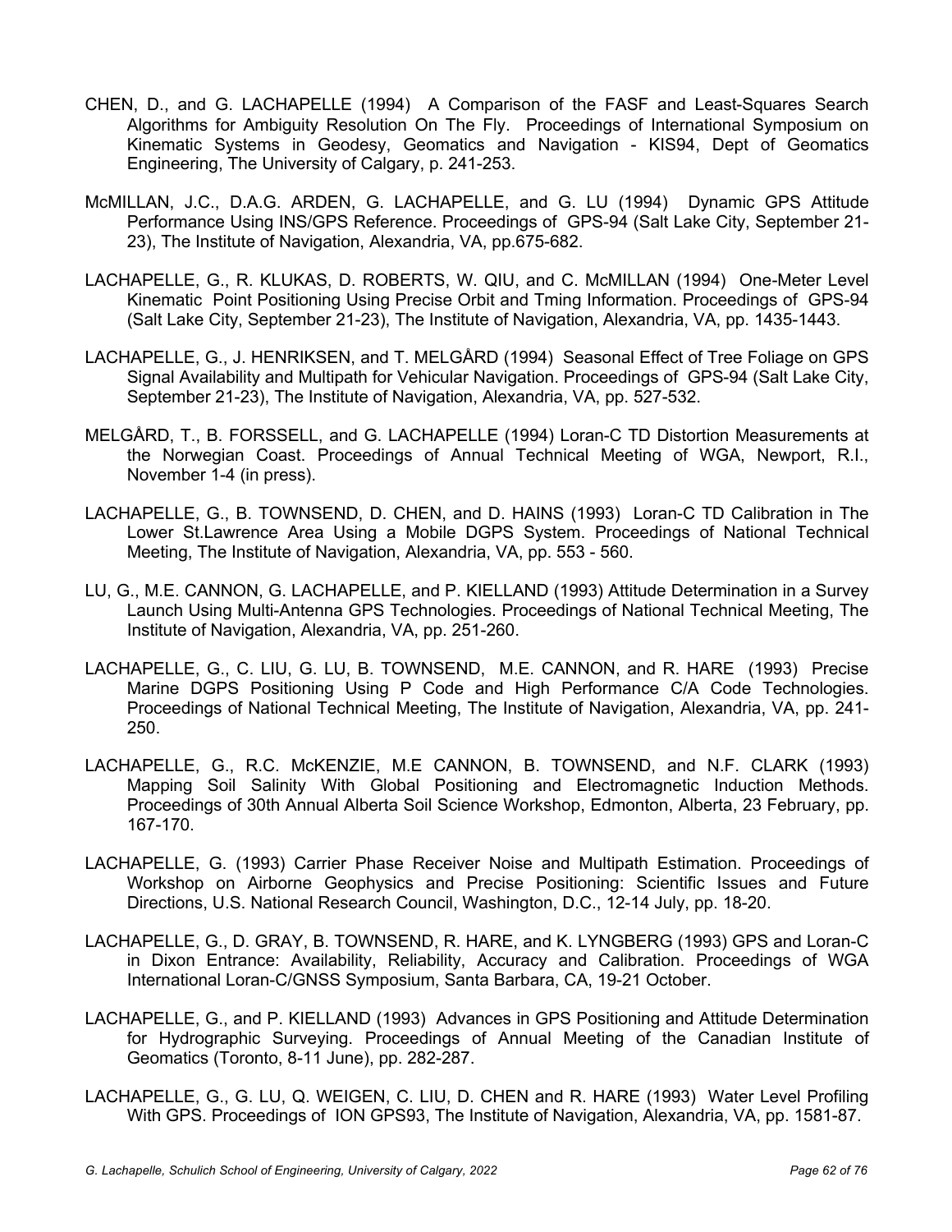CHEN, D., and G. LACHAPELLE (1994) A Comparison of the FASF and Least-Squares Search Algorithms for Ambiguity Resolution On The Fly. Proceedings of International Symposium on Kinematic Systems in Geodesy, Geomatics and Navigation - KIS94, Dept of Geomatics Engineering, The University of Calgary, p. 241-253.

McMILLAN, J.C., D.A.G. ARDEN, G. LACHAPELLE, and G. LU (1994) Dynamic GPS Attitude Performance Using INS/GPS Reference. Proceedings of GPS-94 (Salt Lake City, September 21-23), The Institute of Navigation, Alexandria, VA, pp.675-682.

LACHAPELLE, G., R. KLUKAS, D. ROBERTS, W. QIU, and C. McMILLAN (1994) One-Meter Level Kinematic Point Positioning Using Precise Orbit and Tming Information. Proceedings of GPS-94 (Salt Lake City, September 21-23), The Institute of Navigation, Alexandria, VA, pp. 1435-1443.

LACHAPELLE, G., J. HENRIKSEN, and T. MELGÅRD (1994) Seasonal Effect of Tree Foliage on GPS Signal Availability and Multipath for Vehicular Navigation. Proceedings of GPS-94 (Salt Lake City, September 21-23), The Institute of Navigation, Alexandria, VA, pp. 527-532.

MELGÅRD, T., B. FORSSELL, and G. LACHAPELLE (1994) Loran-C TD Distortion Measurements at the Norwegian Coast. Proceedings of Annual Technical Meeting of WGA, Newport, R.I., November 1-4 (in press).

LACHAPELLE, G., B. TOWNSEND, D. CHEN, and D. HAINS (1993) Loran-C TD Calibration in The Lower St.Lawrence Area Using a Mobile DGPS System. Proceedings of National Technical Meeting, The Institute of Navigation, Alexandria, VA, pp. 553 - 560.

LU, G., M.E. CANNON, G. LACHAPELLE, and P. KIELLAND (1993) Attitude Determination in a Survey Launch Using Multi-Antenna GPS Technologies. Proceedings of National Technical Meeting, The Institute of Navigation, Alexandria, VA, pp. 251-260.

LACHAPELLE, G., C. LIU, G. LU, B. TOWNSEND, M.E. CANNON, and R. HARE (1993) Precise Marine DGPS Positioning Using P Code and High Performance C/A Code Technologies. Proceedings of National Technical Meeting, The Institute of Navigation, Alexandria, VA, pp. 241-250.

LACHAPELLE, G., R.C. McKENZIE, M.E CANNON, B. TOWNSEND, and N.F. CLARK (1993) Mapping Soil Salinity With Global Positioning and Electromagnetic Induction Methods. Proceedings of 30th Annual Alberta Soil Science Workshop, Edmonton, Alberta, 23 February, pp. 167-170.

LACHAPELLE, G. (1993) Carrier Phase Receiver Noise and Multipath Estimation. Proceedings of Workshop on Airborne Geophysics and Precise Positioning: Scientific Issues and Future Directions, U.S. National Research Council, Washington, D.C., 12-14 July, pp. 18-20.

LACHAPELLE, G., D. GRAY, B. TOWNSEND, R. HARE, and K. LYNGBERG (1993) GPS and Loran-C in Dixon Entrance: Availability, Reliability, Accuracy and Calibration. Proceedings of WGA International Loran-C/GNSS Symposium, Santa Barbara, CA, 19-21 October.

LACHAPELLE, G., and P. KIELLAND (1993) Advances in GPS Positioning and Attitude Determination for Hydrographic Surveying. Proceedings of Annual Meeting of the Canadian Institute of Geomatics (Toronto, 8-11 June), pp. 282-287.

LACHAPELLE, G., G. LU, Q. WEIGEN, C. LIU, D. CHEN and R. HARE (1993) Water Level Profiling With GPS. Proceedings of ION GPS93, The Institute of Navigation, Alexandria, VA, pp. 1581-87.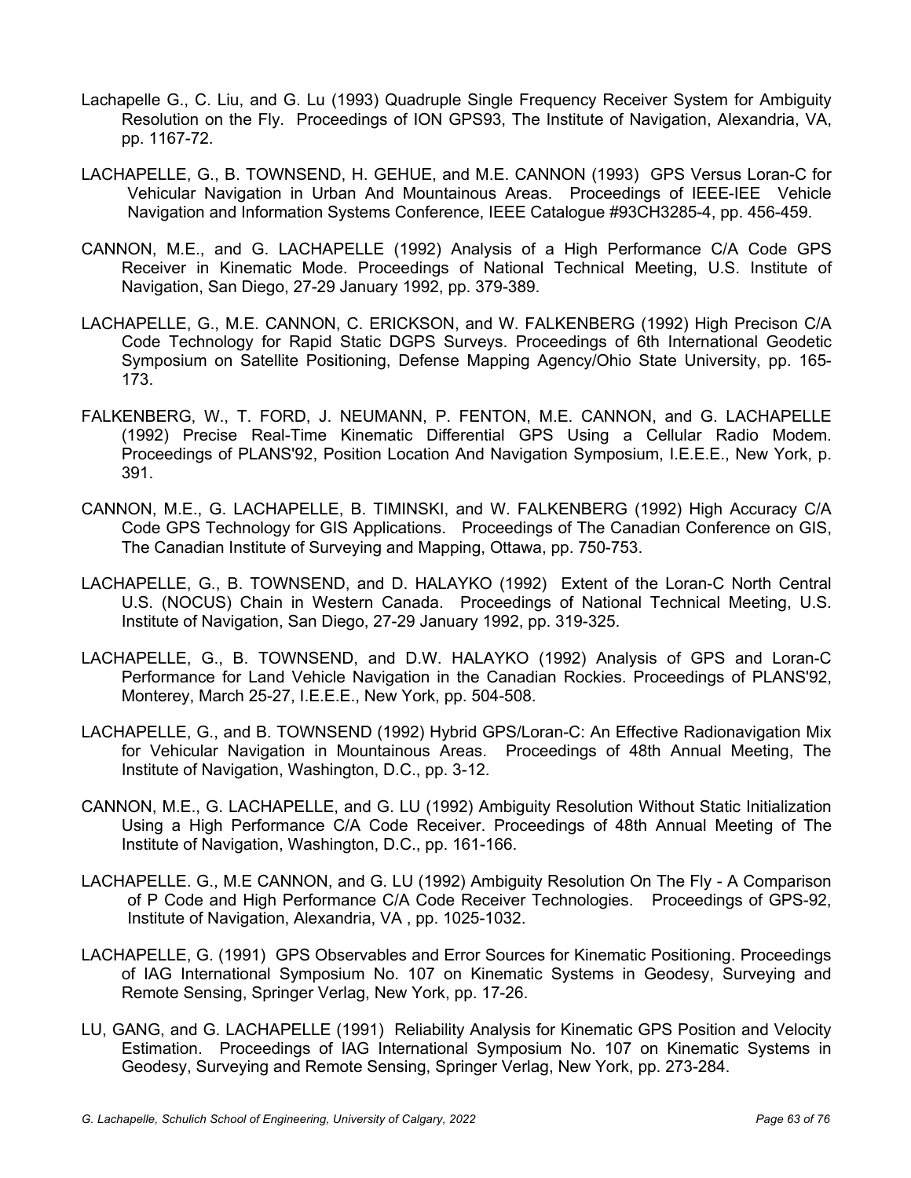Lachapelle G., C. Liu, and G. Lu (1993) Quadruple Single Frequency Receiver System for Ambiguity Resolution on the Fly. Proceedings of ION GPS93, The Institute of Navigation, Alexandria, VA, pp. 1167-72.

LACHAPELLE, G., B. TOWNSEND, H. GEHUE, and M.E. CANNON (1993) GPS Versus Loran-C for Vehicular Navigation in Urban And Mountainous Areas. Proceedings of IEEE-IEE Vehicle Navigation and Information Systems Conference, IEEE Catalogue #93CH3285-4, pp. 456-459.

CANNON, M.E., and G. LACHAPELLE (1992) Analysis of a High Performance C/A Code GPS Receiver in Kinematic Mode. Proceedings of National Technical Meeting, U.S. Institute of Navigation, San Diego, 27-29 January 1992, pp. 379-389.

LACHAPELLE, G., M.E. CANNON, C. ERICKSON, and W. FALKENBERG (1992) High Precison C/A Code Technology for Rapid Static DGPS Surveys. Proceedings of 6th International Geodetic Symposium on Satellite Positioning, Defense Mapping Agency/Ohio State University, pp. 165-173.

FALKENBERG, W., T. FORD, J. NEUMANN, P. FENTON, M.E. CANNON, and G. LACHAPELLE (1992) Precise Real-Time Kinematic Differential GPS Using a Cellular Radio Modem. Proceedings of PLANS'92, Position Location And Navigation Symposium, I.E.E.E., New York, p. 391.

CANNON, M.E., G. LACHAPELLE, B. TIMINSKI, and W. FALKENBERG (1992) High Accuracy C/A Code GPS Technology for GIS Applications. Proceedings of The Canadian Conference on GIS, The Canadian Institute of Surveying and Mapping, Ottawa, pp. 750-753.

LACHAPELLE, G., B. TOWNSEND, and D. HALAYKO (1992) Extent of the Loran-C North Central U.S. (NOCUS) Chain in Western Canada. Proceedings of National Technical Meeting, U.S. Institute of Navigation, San Diego, 27-29 January 1992, pp. 319-325.

LACHAPELLE, G., B. TOWNSEND, and D.W. HALAYKO (1992) Analysis of GPS and Loran-C Performance for Land Vehicle Navigation in the Canadian Rockies. Proceedings of PLANS'92, Monterey, March 25-27, I.E.E.E., New York, pp. 504-508.

LACHAPELLE, G., and B. TOWNSEND (1992) Hybrid GPS/Loran-C: An Effective Radionavigation Mix for Vehicular Navigation in Mountainous Areas. Proceedings of 48th Annual Meeting, The Institute of Navigation, Washington, D.C., pp. 3-12.

CANNON, M.E., G. LACHAPELLE, and G. LU (1992) Ambiguity Resolution Without Static Initialization Using a High Performance C/A Code Receiver. Proceedings of 48th Annual Meeting of The Institute of Navigation, Washington, D.C., pp. 161-166.

LACHAPELLE. G., M.E CANNON, and G. LU (1992) Ambiguity Resolution On The Fly - A Comparison of P Code and High Performance C/A Code Receiver Technologies. Proceedings of GPS-92, Institute of Navigation, Alexandria, VA , pp. 1025-1032.

LACHAPELLE, G. (1991) GPS Observables and Error Sources for Kinematic Positioning. Proceedings of IAG International Symposium No. 107 on Kinematic Systems in Geodesy, Surveying and Remote Sensing, Springer Verlag, New York, pp. 17-26.

LU, GANG, and G. LACHAPELLE (1991) Reliability Analysis for Kinematic GPS Position and Velocity Estimation. Proceedings of IAG International Symposium No. 107 on Kinematic Systems in Geodesy, Surveying and Remote Sensing, Springer Verlag, New York, pp. 273-284.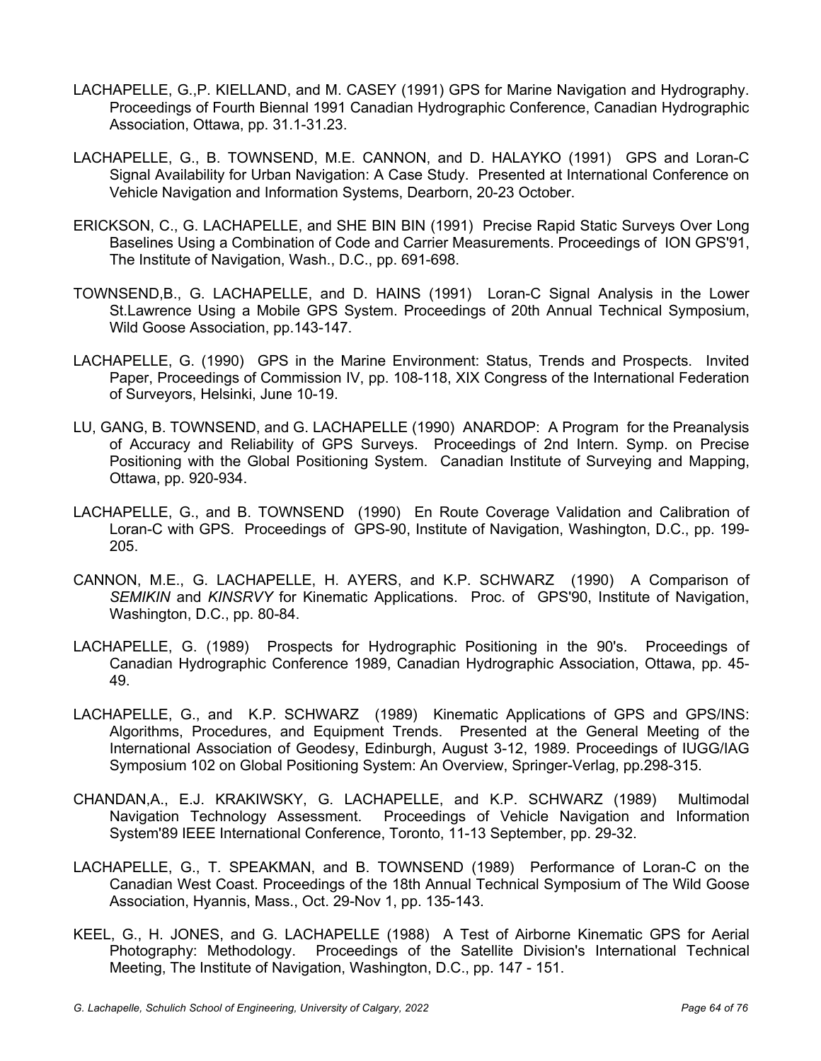LACHAPELLE, G.,P. KIELLAND, and M. CASEY (1991) GPS for Marine Navigation and Hydrography. Proceedings of Fourth Biennal 1991 Canadian Hydrographic Conference, Canadian Hydrographic Association, Ottawa, pp. 31.1-31.23.

LACHAPELLE, G., B. TOWNSEND, M.E. CANNON, and D. HALAYKO (1991) GPS and Loran-C Signal Availability for Urban Navigation: A Case Study. Presented at International Conference on Vehicle Navigation and Information Systems, Dearborn, 20-23 October.

ERICKSON, C., G. LACHAPELLE, and SHE BIN BIN (1991) Precise Rapid Static Surveys Over Long Baselines Using a Combination of Code and Carrier Measurements. Proceedings of ION GPS'91, The Institute of Navigation, Wash., D.C., pp. 691-698.

TOWNSEND,B., G. LACHAPELLE, and D. HAINS (1991) Loran-C Signal Analysis in the Lower St.Lawrence Using a Mobile GPS System. Proceedings of 20th Annual Technical Symposium, Wild Goose Association, pp.143-147.

LACHAPELLE, G. (1990) GPS in the Marine Environment: Status, Trends and Prospects. Invited Paper, Proceedings of Commission IV, pp. 108-118, XIX Congress of the International Federation of Surveyors, Helsinki, June 10-19.

LU, GANG, B. TOWNSEND, and G. LACHAPELLE (1990) ANARDOP: A Program for the Preanalysis of Accuracy and Reliability of GPS Surveys. Proceedings of 2nd Intern. Symp. on Precise Positioning with the Global Positioning System. Canadian Institute of Surveying and Mapping, Ottawa, pp. 920-934.

LACHAPELLE, G., and B. TOWNSEND (1990) En Route Coverage Validation and Calibration of Loran-C with GPS. Proceedings of GPS-90, Institute of Navigation, Washington, D.C., pp. 199-205.

CANNON, M.E., G. LACHAPELLE, H. AYERS, and K.P. SCHWARZ (1990) A Comparison of *SEMIKIN* and *KINSRVY* for Kinematic Applications. Proc. of GPS'90, Institute of Navigation, Washington, D.C., pp. 80-84.

LACHAPELLE, G. (1989) Prospects for Hydrographic Positioning in the 90's. Proceedings of Canadian Hydrographic Conference 1989, Canadian Hydrographic Association, Ottawa, pp. 45-49.

LACHAPELLE, G., and K.P. SCHWARZ (1989) Kinematic Applications of GPS and GPS/INS: Algorithms, Procedures, and Equipment Trends. Presented at the General Meeting of the International Association of Geodesy, Edinburgh, August 3-12, 1989. Proceedings of IUGG/IAG Symposium 102 on Global Positioning System: An Overview, Springer-Verlag, pp.298-315.

CHANDAN,A., E.J. KRAKIWSKY, G. LACHAPELLE, and K.P. SCHWARZ (1989) Multimodal Navigation Technology Assessment. Proceedings of Vehicle Navigation and Information System'89 IEEE International Conference, Toronto, 11-13 September, pp. 29-32.

LACHAPELLE, G., T. SPEAKMAN, and B. TOWNSEND (1989) Performance of Loran-C on the Canadian West Coast. Proceedings of the 18th Annual Technical Symposium of The Wild Goose Association, Hyannis, Mass., Oct. 29-Nov 1, pp. 135-143.

KEEL, G., H. JONES, and G. LACHAPELLE (1988) A Test of Airborne Kinematic GPS for Aerial Photography: Methodology. Proceedings of the Satellite Division's International Technical Meeting, The Institute of Navigation, Washington, D.C., pp. 147 - 151.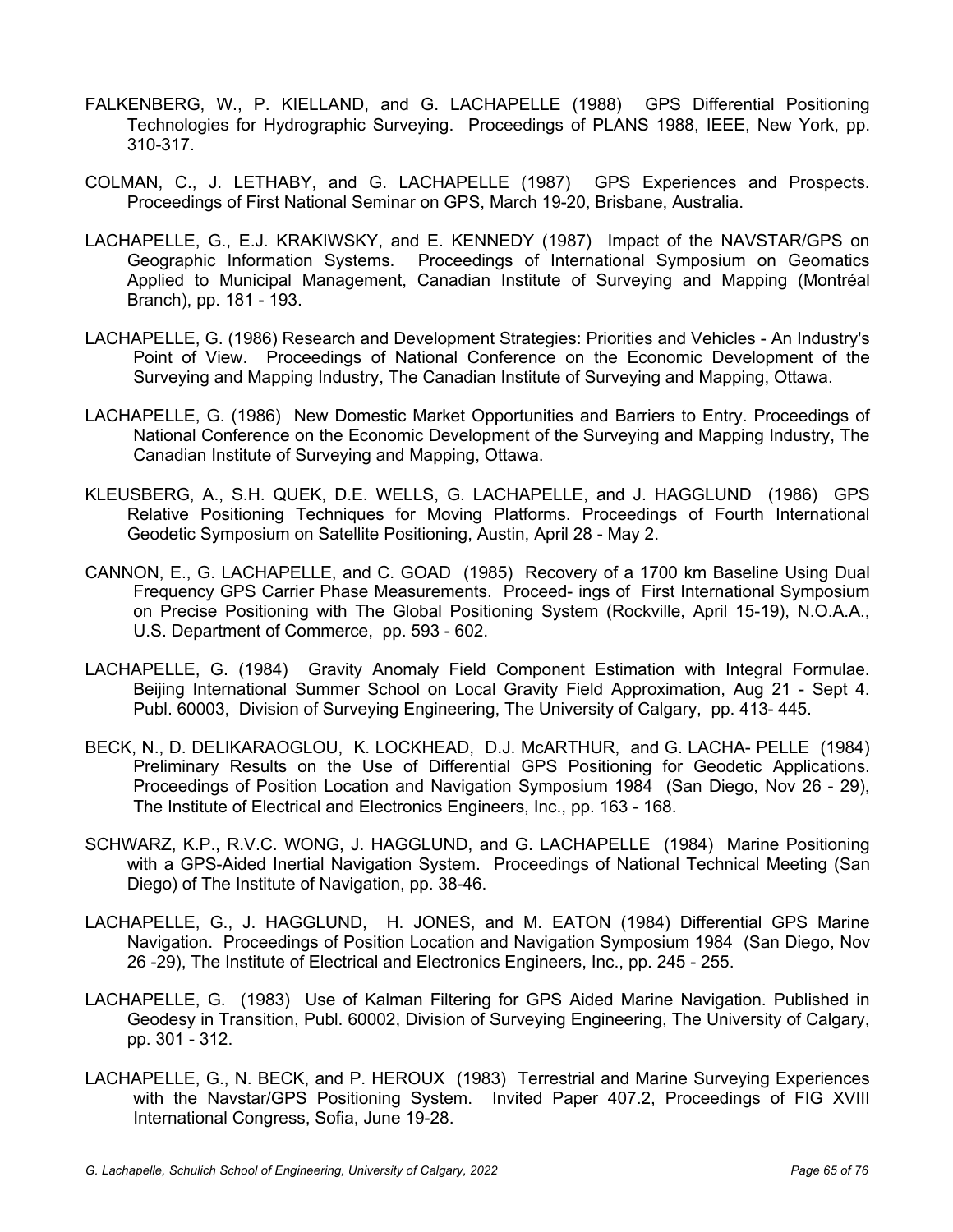FALKENBERG, W., P. KIELLAND, and G. LACHAPELLE (1988) GPS Differential Positioning Technologies for Hydrographic Surveying. Proceedings of PLANS 1988, IEEE, New York, pp. 310-317.

COLMAN, C., J. LETHABY, and G. LACHAPELLE (1987) GPS Experiences and Prospects. Proceedings of First National Seminar on GPS, March 19-20, Brisbane, Australia.

LACHAPELLE, G., E.J. KRAKIWSKY, and E. KENNEDY (1987) Impact of the NAVSTAR/GPS on Geographic Information Systems. Proceedings of International Symposium on Geomatics Applied to Municipal Management, Canadian Institute of Surveying and Mapping (Montréal Branch), pp. 181 - 193.

LACHAPELLE, G. (1986) Research and Development Strategies: Priorities and Vehicles - An Industry's Point of View. Proceedings of National Conference on the Economic Development of the Surveying and Mapping Industry, The Canadian Institute of Surveying and Mapping, Ottawa.

LACHAPELLE, G. (1986) New Domestic Market Opportunities and Barriers to Entry. Proceedings of National Conference on the Economic Development of the Surveying and Mapping Industry, The Canadian Institute of Surveying and Mapping, Ottawa.

KLEUSBERG, A., S.H. QUEK, D.E. WELLS, G. LACHAPELLE, and J. HAGGLUND (1986) GPS Relative Positioning Techniques for Moving Platforms. Proceedings of Fourth International Geodetic Symposium on Satellite Positioning, Austin, April 28 - May 2.

CANNON, E., G. LACHAPELLE, and C. GOAD (1985) Recovery of a 1700 km Baseline Using Dual Frequency GPS Carrier Phase Measurements. Proceed- ings of First International Symposium on Precise Positioning with The Global Positioning System (Rockville, April 15-19), N.O.A.A., U.S. Department of Commerce, pp. 593 - 602.

LACHAPELLE, G. (1984) Gravity Anomaly Field Component Estimation with Integral Formulae. Beijing International Summer School on Local Gravity Field Approximation, Aug 21 - Sept 4. Publ. 60003, Division of Surveying Engineering, The University of Calgary, pp. 413- 445.

BECK, N., D. DELIKARAOGLOU, K. LOCKHEAD, D.J. McARTHUR, and G. LACHA- PELLE (1984) Preliminary Results on the Use of Differential GPS Positioning for Geodetic Applications. Proceedings of Position Location and Navigation Symposium 1984 (San Diego, Nov 26 - 29), The Institute of Electrical and Electronics Engineers, Inc., pp. 163 - 168.

SCHWARZ, K.P., R.V.C. WONG, J. HAGGLUND, and G. LACHAPELLE (1984) Marine Positioning with a GPS-Aided Inertial Navigation System. Proceedings of National Technical Meeting (San Diego) of The Institute of Navigation, pp. 38-46.

LACHAPELLE, G., J. HAGGLUND, H. JONES, and M. EATON (1984) Differential GPS Marine Navigation. Proceedings of Position Location and Navigation Symposium 1984 (San Diego, Nov 26 -29), The Institute of Electrical and Electronics Engineers, Inc., pp. 245 - 255.

LACHAPELLE, G. (1983) Use of Kalman Filtering for GPS Aided Marine Navigation. Published in Geodesy in Transition, Publ. 60002, Division of Surveying Engineering, The University of Calgary, pp. 301 - 312.

LACHAPELLE, G., N. BECK, and P. HEROUX (1983) Terrestrial and Marine Surveying Experiences with the Navstar/GPS Positioning System. Invited Paper 407.2, Proceedings of FIG XVIII International Congress, Sofia, June 19-28.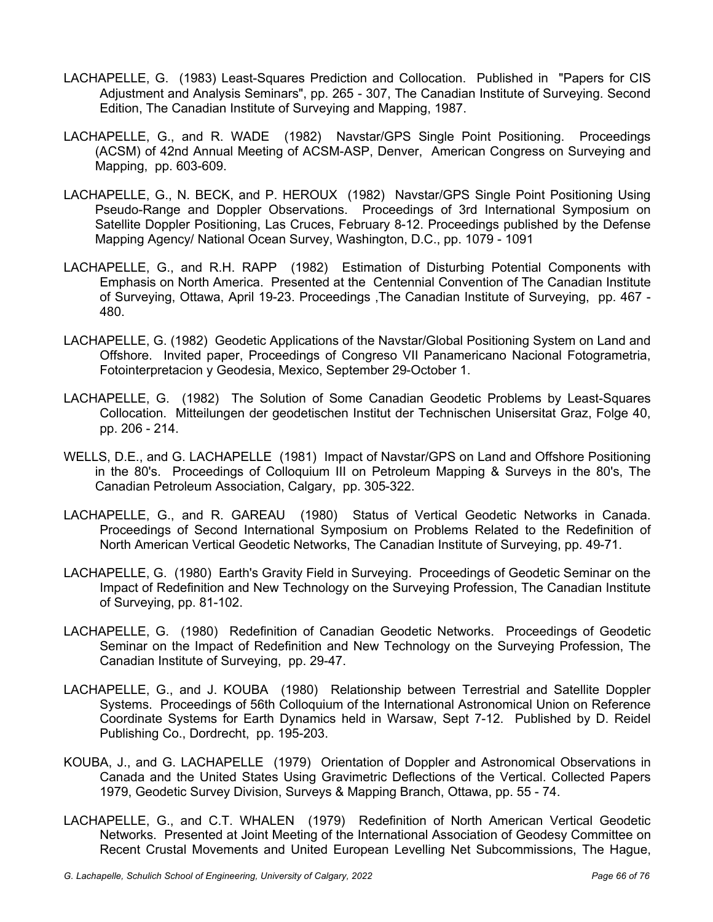LACHAPELLE, G. (1983) Least-Squares Prediction and Collocation. Published in "Papers for CIS Adjustment and Analysis Seminars", pp. 265 - 307, The Canadian Institute of Surveying. Second Edition, The Canadian Institute of Surveying and Mapping, 1987.

LACHAPELLE, G., and R. WADE (1982) Navstar/GPS Single Point Positioning. Proceedings (ACSM) of 42nd Annual Meeting of ACSM-ASP, Denver, American Congress on Surveying and Mapping, pp. 603-609.

LACHAPELLE, G., N. BECK, and P. HEROUX (1982) Navstar/GPS Single Point Positioning Using Pseudo-Range and Doppler Observations. Proceedings of 3rd International Symposium on Satellite Doppler Positioning, Las Cruces, February 8-12. Proceedings published by the Defense Mapping Agency/ National Ocean Survey, Washington, D.C., pp. 1079 - 1091

LACHAPELLE, G., and R.H. RAPP (1982) Estimation of Disturbing Potential Components with Emphasis on North America. Presented at the Centennial Convention of The Canadian Institute of Surveying, Ottawa, April 19-23. Proceedings ,The Canadian Institute of Surveying, pp. 467 - 480.

LACHAPELLE, G. (1982) Geodetic Applications of the Navstar/Global Positioning System on Land and Offshore. Invited paper, Proceedings of Congreso VII Panamericano Nacional Fotogrametria, Fotointerpretacion y Geodesia, Mexico, September 29-October 1.

LACHAPELLE, G. (1982) The Solution of Some Canadian Geodetic Problems by Least-Squares Collocation. Mitteilungen der geodetischen Institut der Technischen Unisersitat Graz, Folge 40, pp. 206 - 214.

WELLS, D.E., and G. LACHAPELLE (1981) Impact of Navstar/GPS on Land and Offshore Positioning in the 80's. Proceedings of Colloquium III on Petroleum Mapping & Surveys in the 80's, The Canadian Petroleum Association, Calgary, pp. 305-322.

LACHAPELLE, G., and R. GAREAU (1980) Status of Vertical Geodetic Networks in Canada. Proceedings of Second International Symposium on Problems Related to the Redefinition of North American Vertical Geodetic Networks, The Canadian Institute of Surveying, pp. 49-71.

LACHAPELLE, G. (1980) Earth's Gravity Field in Surveying. Proceedings of Geodetic Seminar on the Impact of Redefinition and New Technology on the Surveying Profession, The Canadian Institute of Surveying, pp. 81-102.

LACHAPELLE, G. (1980) Redefinition of Canadian Geodetic Networks. Proceedings of Geodetic Seminar on the Impact of Redefinition and New Technology on the Surveying Profession, The Canadian Institute of Surveying, pp. 29-47.

LACHAPELLE, G., and J. KOUBA (1980) Relationship between Terrestrial and Satellite Doppler Systems. Proceedings of 56th Colloquium of the International Astronomical Union on Reference Coordinate Systems for Earth Dynamics held in Warsaw, Sept 7-12. Published by D. Reidel Publishing Co., Dordrecht, pp. 195-203.

KOUBA, J., and G. LACHAPELLE (1979) Orientation of Doppler and Astronomical Observations in Canada and the United States Using Gravimetric Deflections of the Vertical. Collected Papers 1979, Geodetic Survey Division, Surveys & Mapping Branch, Ottawa, pp. 55 - 74.

LACHAPELLE, G., and C.T. WHALEN (1979) Redefinition of North American Vertical Geodetic Networks. Presented at Joint Meeting of the International Association of Geodesy Committee on Recent Crustal Movements and United European Levelling Net Subcommissions, The Hague,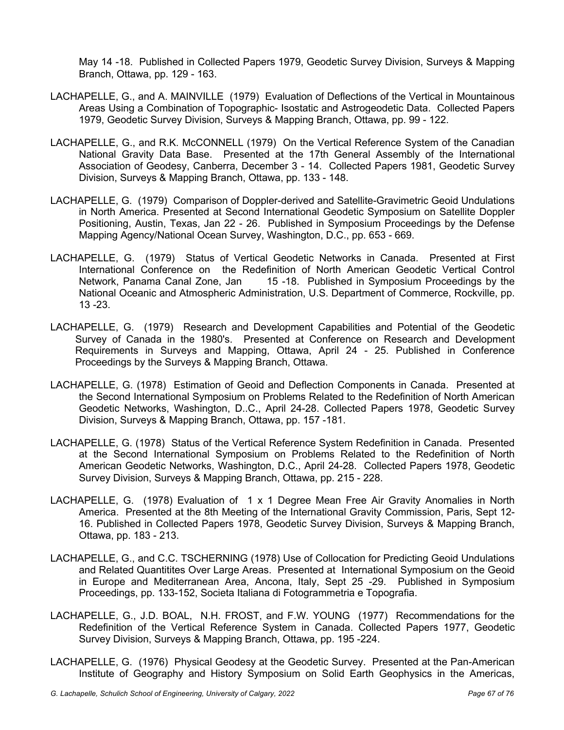May 14 -18. Published in Collected Papers 1979, Geodetic Survey Division, Surveys & Mapping Branch, Ottawa, pp. 129 - 163.

LACHAPELLE, G., and A. MAINVILLE (1979) Evaluation of Deflections of the Vertical in Mountainous Areas Using a Combination of Topographic- Isostatic and Astrogeodetic Data. Collected Papers 1979, Geodetic Survey Division, Surveys & Mapping Branch, Ottawa, pp. 99 - 122.

LACHAPELLE, G., and R.K. McCONNELL (1979) On the Vertical Reference System of the Canadian National Gravity Data Base. Presented at the 17th General Assembly of the International Association of Geodesy, Canberra, December 3 - 14. Collected Papers 1981, Geodetic Survey Division, Surveys & Mapping Branch, Ottawa, pp. 133 - 148.

LACHAPELLE, G. (1979) Comparison of Doppler-derived and Satellite-Gravimetric Geoid Undulations in North America. Presented at Second International Geodetic Symposium on Satellite Doppler Positioning, Austin, Texas, Jan 22 - 26. Published in Symposium Proceedings by the Defense Mapping Agency/National Ocean Survey, Washington, D.C., pp. 653 - 669.

LACHAPELLE, G. (1979) Status of Vertical Geodetic Networks in Canada. Presented at First International Conference on the Redefinition of North American Geodetic Vertical Control Network, Panama Canal Zone, Jan 15 -18. Published in Symposium Proceedings by the National Oceanic and Atmospheric Administration, U.S. Department of Commerce, Rockville, pp. 13 -23.

LACHAPELLE, G. (1979) Research and Development Capabilities and Potential of the Geodetic Survey of Canada in the 1980's. Presented at Conference on Research and Development Requirements in Surveys and Mapping, Ottawa, April 24 - 25. Published in Conference Proceedings by the Surveys & Mapping Branch, Ottawa.

LACHAPELLE, G. (1978) Estimation of Geoid and Deflection Components in Canada. Presented at the Second International Symposium on Problems Related to the Redefinition of North American Geodetic Networks, Washington, D..C., April 24-28. Collected Papers 1978, Geodetic Survey Division, Surveys & Mapping Branch, Ottawa, pp. 157 -181.

LACHAPELLE, G. (1978) Status of the Vertical Reference System Redefinition in Canada. Presented at the Second International Symposium on Problems Related to the Redefinition of North American Geodetic Networks, Washington, D.C., April 24-28. Collected Papers 1978, Geodetic Survey Division, Surveys & Mapping Branch, Ottawa, pp. 215 - 228.

LACHAPELLE, G. (1978) Evaluation of 1 x 1 Degree Mean Free Air Gravity Anomalies in North America. Presented at the 8th Meeting of the International Gravity Commission, Paris, Sept 12-16. Published in Collected Papers 1978, Geodetic Survey Division, Surveys & Mapping Branch, Ottawa, pp. 183 - 213.

LACHAPELLE, G., and C.C. TSCHERNING (1978) Use of Collocation for Predicting Geoid Undulations and Related Quantitites Over Large Areas. Presented at International Symposium on the Geoid in Europe and Mediterranean Area, Ancona, Italy, Sept 25 -29. Published in Symposium Proceedings, pp. 133-152, Societa Italiana di Fotogrammetria e Topografia.

LACHAPELLE, G., J.D. BOAL, N.H. FROST, and F.W. YOUNG (1977) Recommendations for the Redefinition of the Vertical Reference System in Canada. Collected Papers 1977, Geodetic Survey Division, Surveys & Mapping Branch, Ottawa, pp. 195 -224.

LACHAPELLE, G. (1976) Physical Geodesy at the Geodetic Survey. Presented at the Pan-American Institute of Geography and History Symposium on Solid Earth Geophysics in the Americas,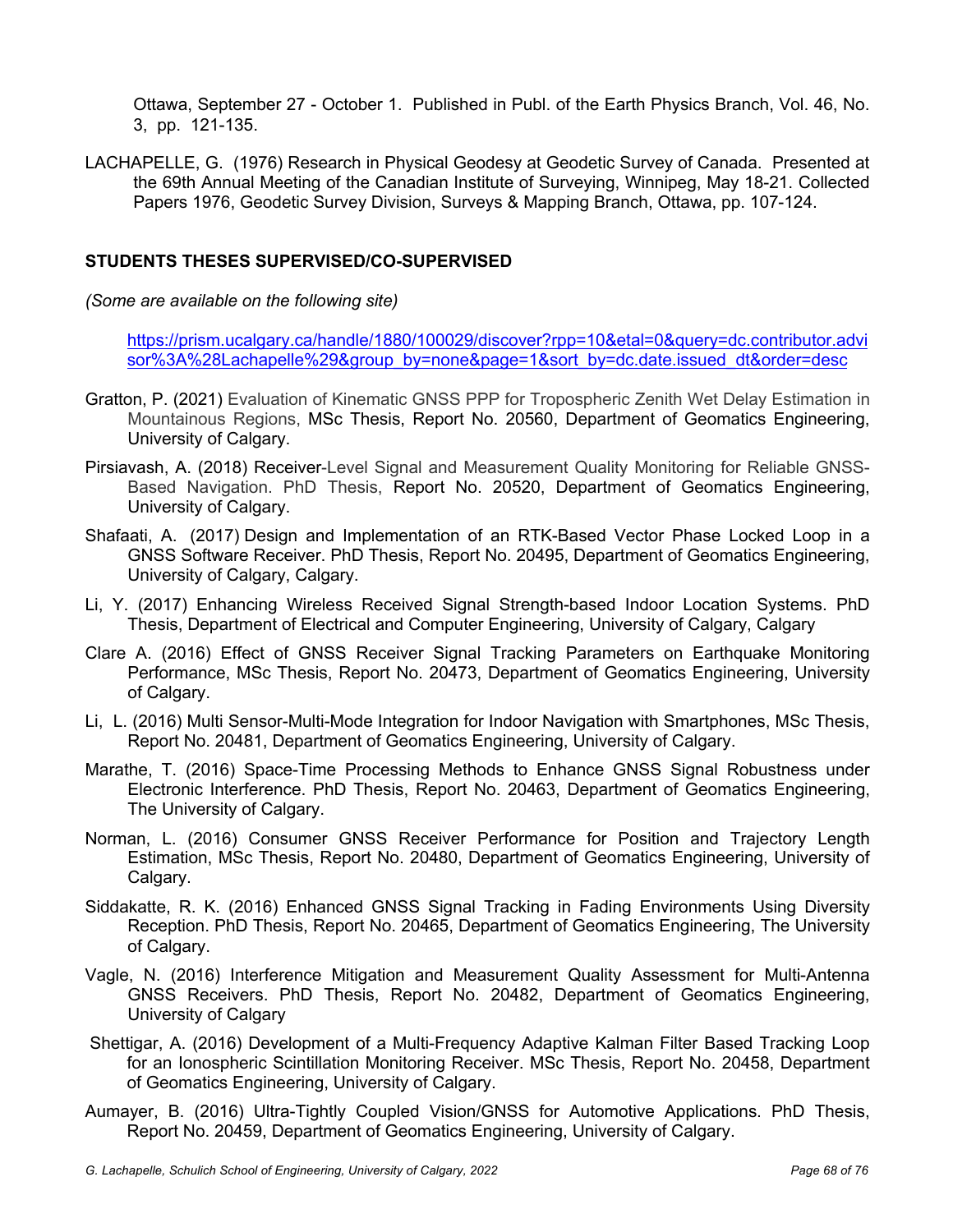Ottawa, September 27 - October 1. Published in Publ. of the Earth Physics Branch, Vol. 46, No. 3, pp. 121-135.

LACHAPELLE, G. (1976) Research in Physical Geodesy at Geodetic Survey of Canada. Presented at the 69th Annual Meeting of the Canadian Institute of Surveying, Winnipeg, May 18-21. Collected Papers 1976, Geodetic Survey Division, Surveys & Mapping Branch, Ottawa, pp. 107-124.

## STUDENTS THESES SUPERVISED/CO-SUPERVISED

*(Some are available on the following site)*

https://prism.ucalgary.ca/handle/1880/100029/discover?rpp=10&etal=0&query=dc.contributor.advisor%3A%28Lachapelle%29&group_by=none&page=1&sort_by=dc.date.issued_dt&order=desc

Gratton, P. (2021) Evaluation of Kinematic GNSS PPP for Tropospheric Zenith Wet Delay Estimation in Mountainous Regions, MSc Thesis, Report No. 20560, Department of Geomatics Engineering, University of Calgary.

Pirsiavash, A. (2018) Receiver-Level Signal and Measurement Quality Monitoring for Reliable GNSS-Based Navigation. PhD Thesis, Report No. 20520, Department of Geomatics Engineering, University of Calgary.

Shafaati, A. (2017) Design and Implementation of an RTK-Based Vector Phase Locked Loop in a GNSS Software Receiver. PhD Thesis, Report No. 20495, Department of Geomatics Engineering, University of Calgary, Calgary.

Li, Y. (2017) Enhancing Wireless Received Signal Strength-based Indoor Location Systems. PhD Thesis, Department of Electrical and Computer Engineering, University of Calgary, Calgary

Clare A. (2016) Effect of GNSS Receiver Signal Tracking Parameters on Earthquake Monitoring Performance, MSc Thesis, Report No. 20473, Department of Geomatics Engineering, University of Calgary.

Li, L. (2016) Multi Sensor-Multi-Mode Integration for Indoor Navigation with Smartphones, MSc Thesis, Report No. 20481, Department of Geomatics Engineering, University of Calgary.

Marathe, T. (2016) Space-Time Processing Methods to Enhance GNSS Signal Robustness under Electronic Interference. PhD Thesis, Report No. 20463, Department of Geomatics Engineering, The University of Calgary.

Norman, L. (2016) Consumer GNSS Receiver Performance for Position and Trajectory Length Estimation, MSc Thesis, Report No. 20480, Department of Geomatics Engineering, University of Calgary.

Siddakatte, R. K. (2016) Enhanced GNSS Signal Tracking in Fading Environments Using Diversity Reception. PhD Thesis, Report No. 20465, Department of Geomatics Engineering, The University of Calgary.

Vagle, N. (2016) Interference Mitigation and Measurement Quality Assessment for Multi-Antenna GNSS Receivers. PhD Thesis, Report No. 20482, Department of Geomatics Engineering, University of Calgary

Shettigar, A. (2016) Development of a Multi-Frequency Adaptive Kalman Filter Based Tracking Loop for an Ionospheric Scintillation Monitoring Receiver. MSc Thesis, Report No. 20458, Department of Geomatics Engineering, University of Calgary.

Aumayer, B. (2016) Ultra-Tightly Coupled Vision/GNSS for Automotive Applications. PhD Thesis, Report No. 20459, Department of Geomatics Engineering, University of Calgary.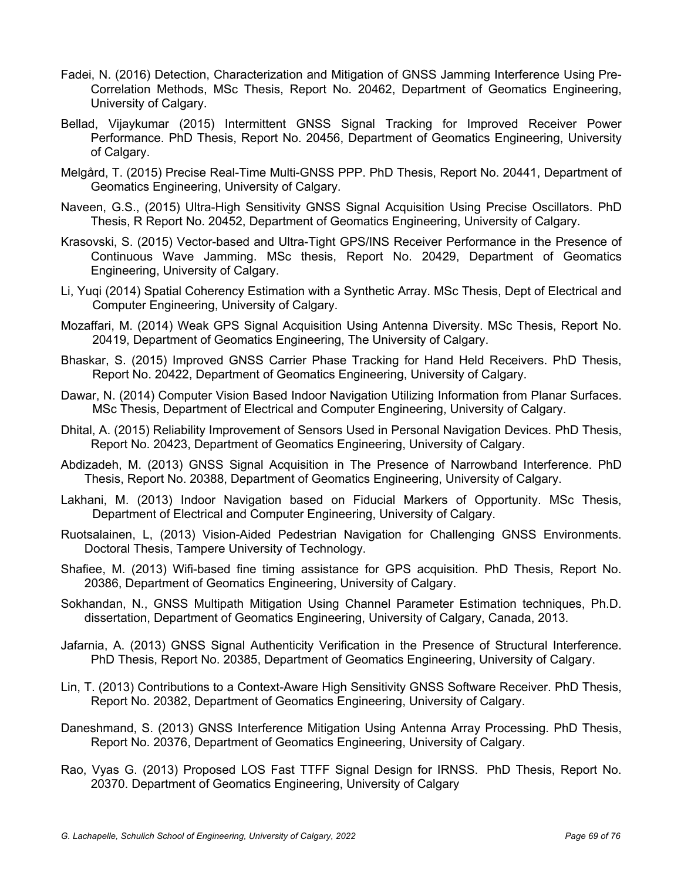Fadei, N. (2016) Detection, Characterization and Mitigation of GNSS Jamming Interference Using Pre-Correlation Methods, MSc Thesis, Report No. 20462, Department of Geomatics Engineering, University of Calgary.

Bellad, Vijaykumar (2015) Intermittent GNSS Signal Tracking for Improved Receiver Power Performance. PhD Thesis, Report No. 20456, Department of Geomatics Engineering, University of Calgary.

Melgård, T. (2015) Precise Real-Time Multi-GNSS PPP. PhD Thesis, Report No. 20441, Department of Geomatics Engineering, University of Calgary.

Naveen, G.S., (2015) Ultra-High Sensitivity GNSS Signal Acquisition Using Precise Oscillators. PhD Thesis, R Report No. 20452, Department of Geomatics Engineering, University of Calgary.

Krasovski, S. (2015) Vector-based and Ultra-Tight GPS/INS Receiver Performance in the Presence of Continuous Wave Jamming. MSc thesis, Report No. 20429, Department of Geomatics Engineering, University of Calgary.

Li, Yuqi (2014) Spatial Coherency Estimation with a Synthetic Array. MSc Thesis, Dept of Electrical and Computer Engineering, University of Calgary.

Mozaffari, M. (2014) Weak GPS Signal Acquisition Using Antenna Diversity. MSc Thesis, Report No. 20419, Department of Geomatics Engineering, The University of Calgary.

Bhaskar, S. (2015) Improved GNSS Carrier Phase Tracking for Hand Held Receivers. PhD Thesis, Report No. 20422, Department of Geomatics Engineering, University of Calgary.

Dawar, N. (2014) Computer Vision Based Indoor Navigation Utilizing Information from Planar Surfaces. MSc Thesis, Department of Electrical and Computer Engineering, University of Calgary.

Dhital, A. (2015) Reliability Improvement of Sensors Used in Personal Navigation Devices. PhD Thesis, Report No. 20423, Department of Geomatics Engineering, University of Calgary.

Abdizadeh, M. (2013) GNSS Signal Acquisition in The Presence of Narrowband Interference. PhD Thesis, Report No. 20388, Department of Geomatics Engineering, University of Calgary.

Lakhani, M. (2013) Indoor Navigation based on Fiducial Markers of Opportunity. MSc Thesis, Department of Electrical and Computer Engineering, University of Calgary.

Ruotsalainen, L, (2013) Vision-Aided Pedestrian Navigation for Challenging GNSS Environments. Doctoral Thesis, Tampere University of Technology.

Shafiee, M. (2013) Wifi-based fine timing assistance for GPS acquisition. PhD Thesis, Report No. 20386, Department of Geomatics Engineering, University of Calgary.

Sokhandan, N., GNSS Multipath Mitigation Using Channel Parameter Estimation techniques, Ph.D. dissertation, Department of Geomatics Engineering, University of Calgary, Canada, 2013.

Jafarnia, A. (2013) GNSS Signal Authenticity Verification in the Presence of Structural Interference. PhD Thesis, Report No. 20385, Department of Geomatics Engineering, University of Calgary.

Lin, T. (2013) Contributions to a Context-Aware High Sensitivity GNSS Software Receiver. PhD Thesis, Report No. 20382, Department of Geomatics Engineering, University of Calgary.

Daneshmand, S. (2013) GNSS Interference Mitigation Using Antenna Array Processing. PhD Thesis, Report No. 20376, Department of Geomatics Engineering, University of Calgary.

Rao, Vyas G. (2013) Proposed LOS Fast TTFF Signal Design for IRNSS. PhD Thesis, Report No. 20370. Department of Geomatics Engineering, University of Calgary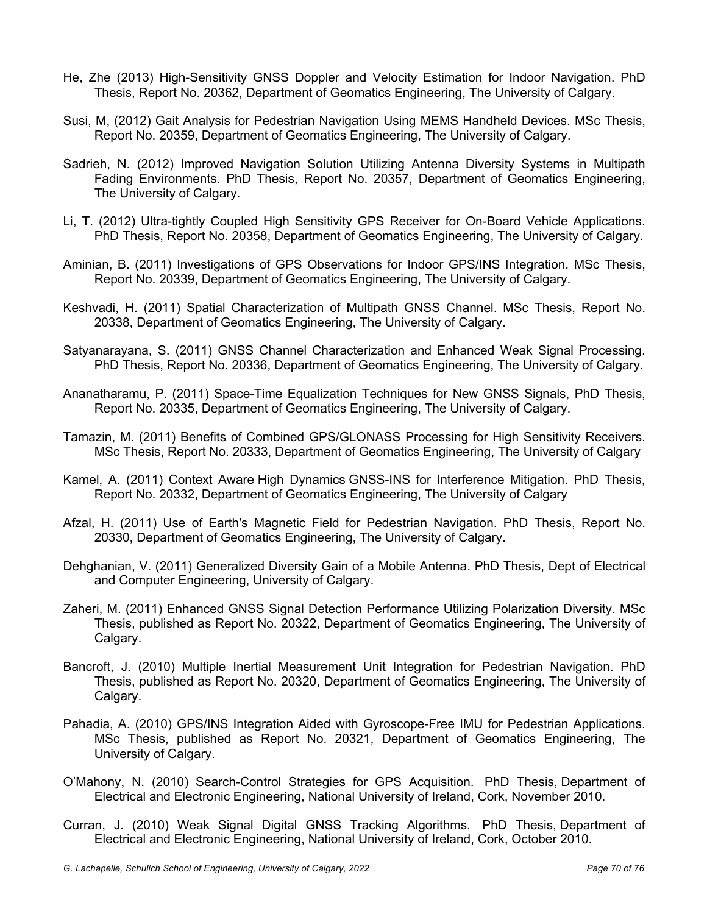He, Zhe (2013) High-Sensitivity GNSS Doppler and Velocity Estimation for Indoor Navigation. PhD Thesis, Report No. 20362, Department of Geomatics Engineering, The University of Calgary.

Susi, M, (2012) Gait Analysis for Pedestrian Navigation Using MEMS Handheld Devices. MSc Thesis, Report No. 20359, Department of Geomatics Engineering, The University of Calgary.

Sadrieh, N. (2012) Improved Navigation Solution Utilizing Antenna Diversity Systems in Multipath Fading Environments. PhD Thesis, Report No. 20357, Department of Geomatics Engineering, The University of Calgary.

Li, T. (2012) Ultra-tightly Coupled High Sensitivity GPS Receiver for On-Board Vehicle Applications. PhD Thesis, Report No. 20358, Department of Geomatics Engineering, The University of Calgary.

Aminian, B. (2011) Investigations of GPS Observations for Indoor GPS/INS Integration. MSc Thesis, Report No. 20339, Department of Geomatics Engineering, The University of Calgary.

Keshvadi, H. (2011) Spatial Characterization of Multipath GNSS Channel. MSc Thesis, Report No. 20338, Department of Geomatics Engineering, The University of Calgary.

Satyanarayana, S. (2011) GNSS Channel Characterization and Enhanced Weak Signal Processing. PhD Thesis, Report No. 20336, Department of Geomatics Engineering, The University of Calgary.

Ananatharamu, P. (2011) Space-Time Equalization Techniques for New GNSS Signals, PhD Thesis, Report No. 20335, Department of Geomatics Engineering, The University of Calgary.

Tamazin, M. (2011) Benefits of Combined GPS/GLONASS Processing for High Sensitivity Receivers. MSc Thesis, Report No. 20333, Department of Geomatics Engineering, The University of Calgary

Kamel, A. (2011) Context Aware High Dynamics GNSS-INS for Interference Mitigation. PhD Thesis, Report No. 20332, Department of Geomatics Engineering, The University of Calgary

Afzal, H. (2011) Use of Earth's Magnetic Field for Pedestrian Navigation. PhD Thesis, Report No. 20330, Department of Geomatics Engineering, The University of Calgary.

Dehghanian, V. (2011) Generalized Diversity Gain of a Mobile Antenna. PhD Thesis, Dept of Electrical and Computer Engineering, University of Calgary.

Zaheri, M. (2011) Enhanced GNSS Signal Detection Performance Utilizing Polarization Diversity. MSc Thesis, published as Report No. 20322, Department of Geomatics Engineering, The University of Calgary.

Bancroft, J. (2010) Multiple Inertial Measurement Unit Integration for Pedestrian Navigation. PhD Thesis, published as Report No. 20320, Department of Geomatics Engineering, The University of Calgary.

Pahadia, A. (2010) GPS/INS Integration Aided with Gyroscope-Free IMU for Pedestrian Applications. MSc Thesis, published as Report No. 20321, Department of Geomatics Engineering, The University of Calgary.

O'Mahony, N. (2010) Search-Control Strategies for GPS Acquisition. PhD Thesis, Department of Electrical and Electronic Engineering, National University of Ireland, Cork, November 2010.

Curran, J. (2010) Weak Signal Digital GNSS Tracking Algorithms. PhD Thesis, Department of Electrical and Electronic Engineering, National University of Ireland, Cork, October 2010.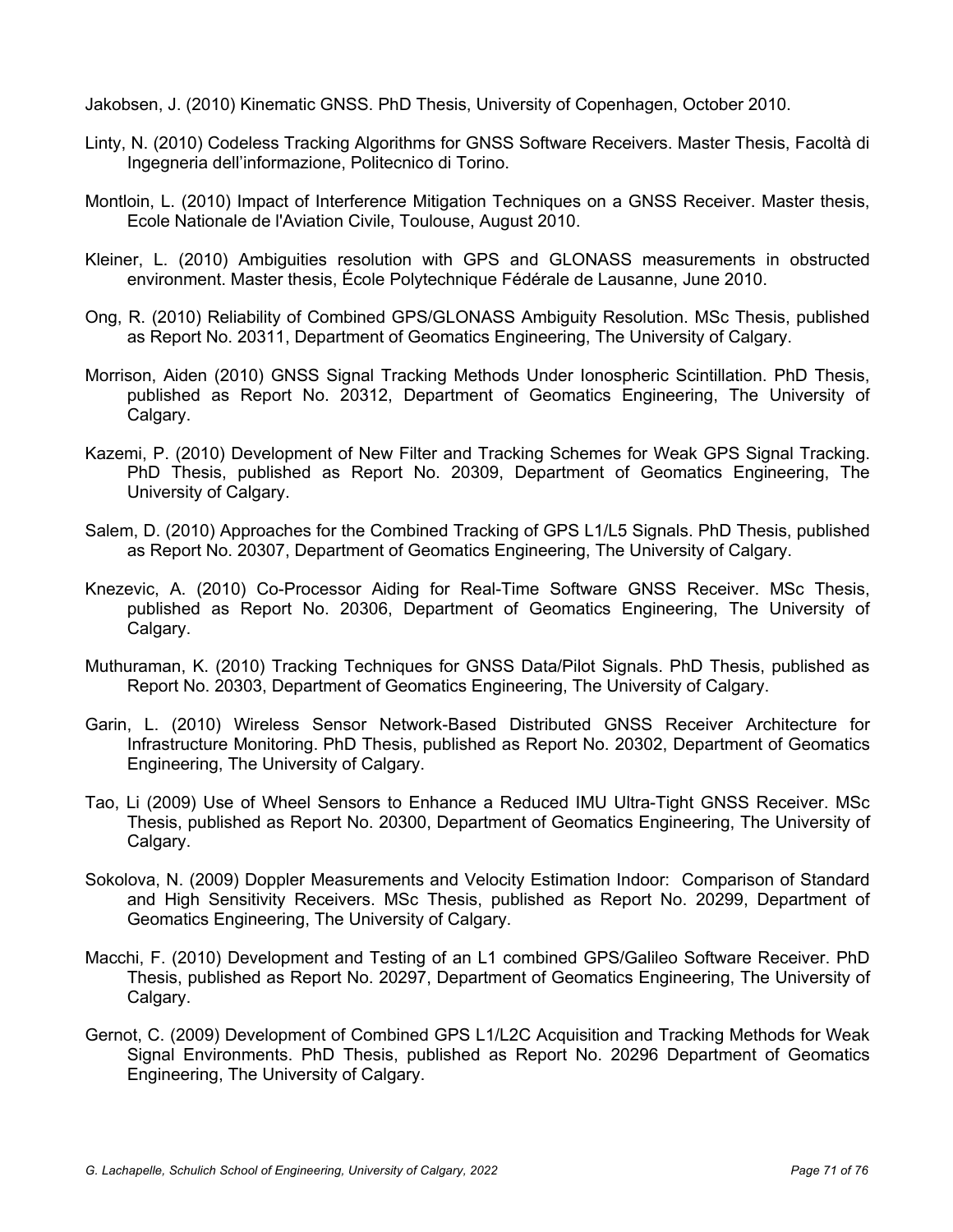Jakobsen, J. (2010) Kinematic GNSS. PhD Thesis, University of Copenhagen, October 2010.

Linty, N. (2010) Codeless Tracking Algorithms for GNSS Software Receivers. Master Thesis, Facoltà di Ingegneria dell'informazione, Politecnico di Torino.

Montloin, L. (2010) Impact of Interference Mitigation Techniques on a GNSS Receiver. Master thesis, Ecole Nationale de l'Aviation Civile, Toulouse, August 2010.

Kleiner, L. (2010) Ambiguities resolution with GPS and GLONASS measurements in obstructed environment. Master thesis, École Polytechnique Fédérale de Lausanne, June 2010.

Ong, R. (2010) Reliability of Combined GPS/GLONASS Ambiguity Resolution. MSc Thesis, published as Report No. 20311, Department of Geomatics Engineering, The University of Calgary.

Morrison, Aiden (2010) GNSS Signal Tracking Methods Under Ionospheric Scintillation. PhD Thesis, published as Report No. 20312, Department of Geomatics Engineering, The University of Calgary.

Kazemi, P. (2010) Development of New Filter and Tracking Schemes for Weak GPS Signal Tracking. PhD Thesis, published as Report No. 20309, Department of Geomatics Engineering, The University of Calgary.

Salem, D. (2010) Approaches for the Combined Tracking of GPS L1/L5 Signals. PhD Thesis, published as Report No. 20307, Department of Geomatics Engineering, The University of Calgary.

Knezevic, A. (2010) Co-Processor Aiding for Real-Time Software GNSS Receiver. MSc Thesis, published as Report No. 20306, Department of Geomatics Engineering, The University of Calgary.

Muthuraman, K. (2010) Tracking Techniques for GNSS Data/Pilot Signals. PhD Thesis, published as Report No. 20303, Department of Geomatics Engineering, The University of Calgary.

Garin, L. (2010) Wireless Sensor Network-Based Distributed GNSS Receiver Architecture for Infrastructure Monitoring. PhD Thesis, published as Report No. 20302, Department of Geomatics Engineering, The University of Calgary.

Tao, Li (2009) Use of Wheel Sensors to Enhance a Reduced IMU Ultra-Tight GNSS Receiver. MSc Thesis, published as Report No. 20300, Department of Geomatics Engineering, The University of Calgary.

Sokolova, N. (2009) Doppler Measurements and Velocity Estimation Indoor: Comparison of Standard and High Sensitivity Receivers. MSc Thesis, published as Report No. 20299, Department of Geomatics Engineering, The University of Calgary.

Macchi, F. (2010) Development and Testing of an L1 combined GPS/Galileo Software Receiver. PhD Thesis, published as Report No. 20297, Department of Geomatics Engineering, The University of Calgary.

Gernot, C. (2009) Development of Combined GPS L1/L2C Acquisition and Tracking Methods for Weak Signal Environments. PhD Thesis, published as Report No. 20296 Department of Geomatics Engineering, The University of Calgary.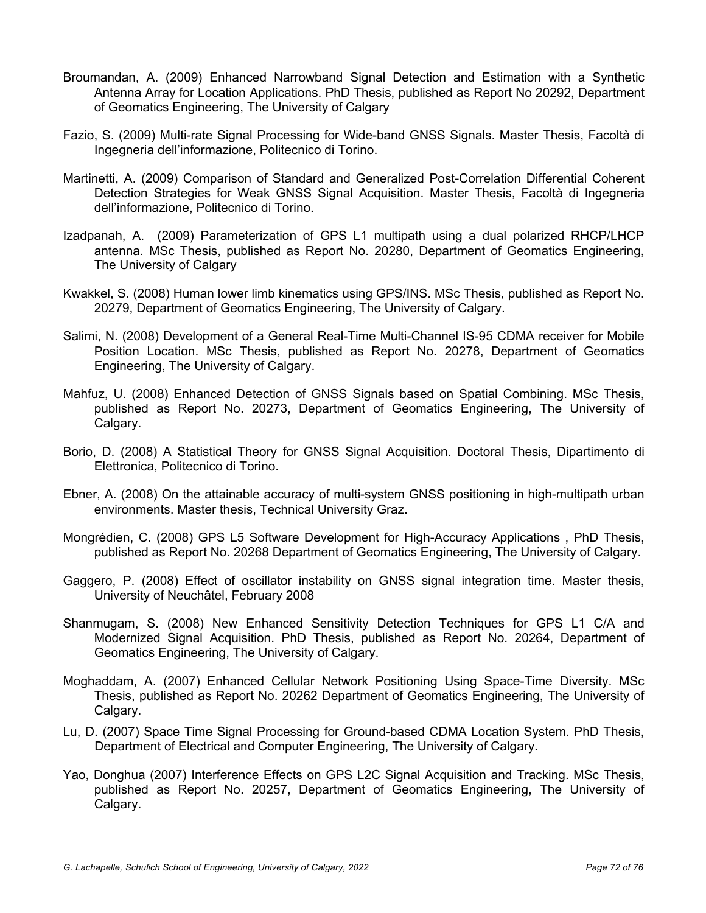Broumandan, A. (2009) Enhanced Narrowband Signal Detection and Estimation with a Synthetic Antenna Array for Location Applications. PhD Thesis, published as Report No 20292, Department of Geomatics Engineering, The University of Calgary

Fazio, S. (2009) Multi-rate Signal Processing for Wide-band GNSS Signals. Master Thesis, Facoltà di Ingegneria dell'informazione, Politecnico di Torino.

Martinetti, A. (2009) Comparison of Standard and Generalized Post-Correlation Differential Coherent Detection Strategies for Weak GNSS Signal Acquisition. Master Thesis, Facoltà di Ingegneria dell'informazione, Politecnico di Torino.

Izadpanah, A. (2009) Parameterization of GPS L1 multipath using a dual polarized RHCP/LHCP antenna. MSc Thesis, published as Report No. 20280, Department of Geomatics Engineering, The University of Calgary

Kwakkel, S. (2008) Human lower limb kinematics using GPS/INS. MSc Thesis, published as Report No. 20279, Department of Geomatics Engineering, The University of Calgary.

Salimi, N. (2008) Development of a General Real-Time Multi-Channel IS-95 CDMA receiver for Mobile Position Location. MSc Thesis, published as Report No. 20278, Department of Geomatics Engineering, The University of Calgary.

Mahfuz, U. (2008) Enhanced Detection of GNSS Signals based on Spatial Combining. MSc Thesis, published as Report No. 20273, Department of Geomatics Engineering, The University of Calgary.

Borio, D. (2008) A Statistical Theory for GNSS Signal Acquisition. Doctoral Thesis, Dipartimento di Elettronica, Politecnico di Torino.

Ebner, A. (2008) On the attainable accuracy of multi-system GNSS positioning in high-multipath urban environments. Master thesis, Technical University Graz.

Mongrédien, C. (2008) GPS L5 Software Development for High-Accuracy Applications , PhD Thesis, published as Report No. 20268 Department of Geomatics Engineering, The University of Calgary.

Gaggero, P. (2008) Effect of oscillator instability on GNSS signal integration time. Master thesis, University of Neuchâtel, February 2008

Shanmugam, S. (2008) New Enhanced Sensitivity Detection Techniques for GPS L1 C/A and Modernized Signal Acquisition. PhD Thesis, published as Report No. 20264, Department of Geomatics Engineering, The University of Calgary.

Moghaddam, A. (2007) Enhanced Cellular Network Positioning Using Space-Time Diversity. MSc Thesis, published as Report No. 20262 Department of Geomatics Engineering, The University of Calgary.

Lu, D. (2007) Space Time Signal Processing for Ground-based CDMA Location System. PhD Thesis, Department of Electrical and Computer Engineering, The University of Calgary.

Yao, Donghua (2007) Interference Effects on GPS L2C Signal Acquisition and Tracking. MSc Thesis, published as Report No. 20257, Department of Geomatics Engineering, The University of Calgary.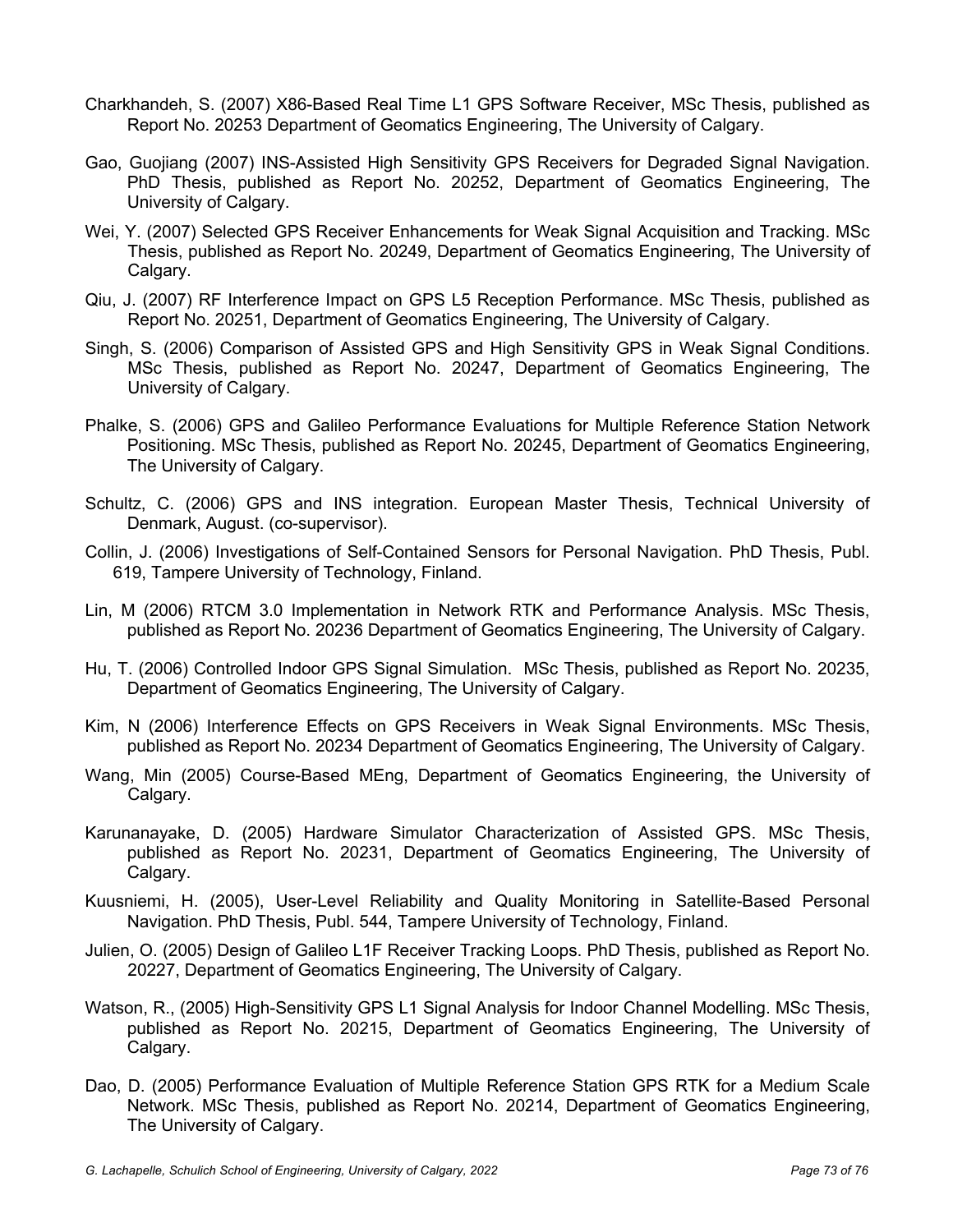Charkhandeh, S. (2007) X86-Based Real Time L1 GPS Software Receiver, MSc Thesis, published as Report No. 20253 Department of Geomatics Engineering, The University of Calgary.

Gao, Guojiang (2007) INS-Assisted High Sensitivity GPS Receivers for Degraded Signal Navigation. PhD Thesis, published as Report No. 20252, Department of Geomatics Engineering, The University of Calgary.

Wei, Y. (2007) Selected GPS Receiver Enhancements for Weak Signal Acquisition and Tracking. MSc Thesis, published as Report No. 20249, Department of Geomatics Engineering, The University of Calgary.

Qiu, J. (2007) RF Interference Impact on GPS L5 Reception Performance. MSc Thesis, published as Report No. 20251, Department of Geomatics Engineering, The University of Calgary.

Singh, S. (2006) Comparison of Assisted GPS and High Sensitivity GPS in Weak Signal Conditions. MSc Thesis, published as Report No. 20247, Department of Geomatics Engineering, The University of Calgary.

Phalke, S. (2006) GPS and Galileo Performance Evaluations for Multiple Reference Station Network Positioning. MSc Thesis, published as Report No. 20245, Department of Geomatics Engineering, The University of Calgary.

Schultz, C. (2006) GPS and INS integration. European Master Thesis, Technical University of Denmark, August. (co-supervisor).

Collin, J. (2006) Investigations of Self-Contained Sensors for Personal Navigation. PhD Thesis, Publ. 619, Tampere University of Technology, Finland.

Lin, M (2006) RTCM 3.0 Implementation in Network RTK and Performance Analysis. MSc Thesis, published as Report No. 20236 Department of Geomatics Engineering, The University of Calgary.

Hu, T. (2006) Controlled Indoor GPS Signal Simulation. MSc Thesis, published as Report No. 20235, Department of Geomatics Engineering, The University of Calgary.

Kim, N (2006) Interference Effects on GPS Receivers in Weak Signal Environments. MSc Thesis, published as Report No. 20234 Department of Geomatics Engineering, The University of Calgary.

Wang, Min (2005) Course-Based MEng, Department of Geomatics Engineering, the University of Calgary.

Karunanayake, D. (2005) Hardware Simulator Characterization of Assisted GPS. MSc Thesis, published as Report No. 20231, Department of Geomatics Engineering, The University of Calgary.

Kuusniemi, H. (2005), User-Level Reliability and Quality Monitoring in Satellite-Based Personal Navigation. PhD Thesis, Publ. 544, Tampere University of Technology, Finland.

Julien, O. (2005) Design of Galileo L1F Receiver Tracking Loops. PhD Thesis, published as Report No. 20227, Department of Geomatics Engineering, The University of Calgary.

Watson, R., (2005) High-Sensitivity GPS L1 Signal Analysis for Indoor Channel Modelling. MSc Thesis, published as Report No. 20215, Department of Geomatics Engineering, The University of Calgary.

Dao, D. (2005) Performance Evaluation of Multiple Reference Station GPS RTK for a Medium Scale Network. MSc Thesis, published as Report No. 20214, Department of Geomatics Engineering, The University of Calgary.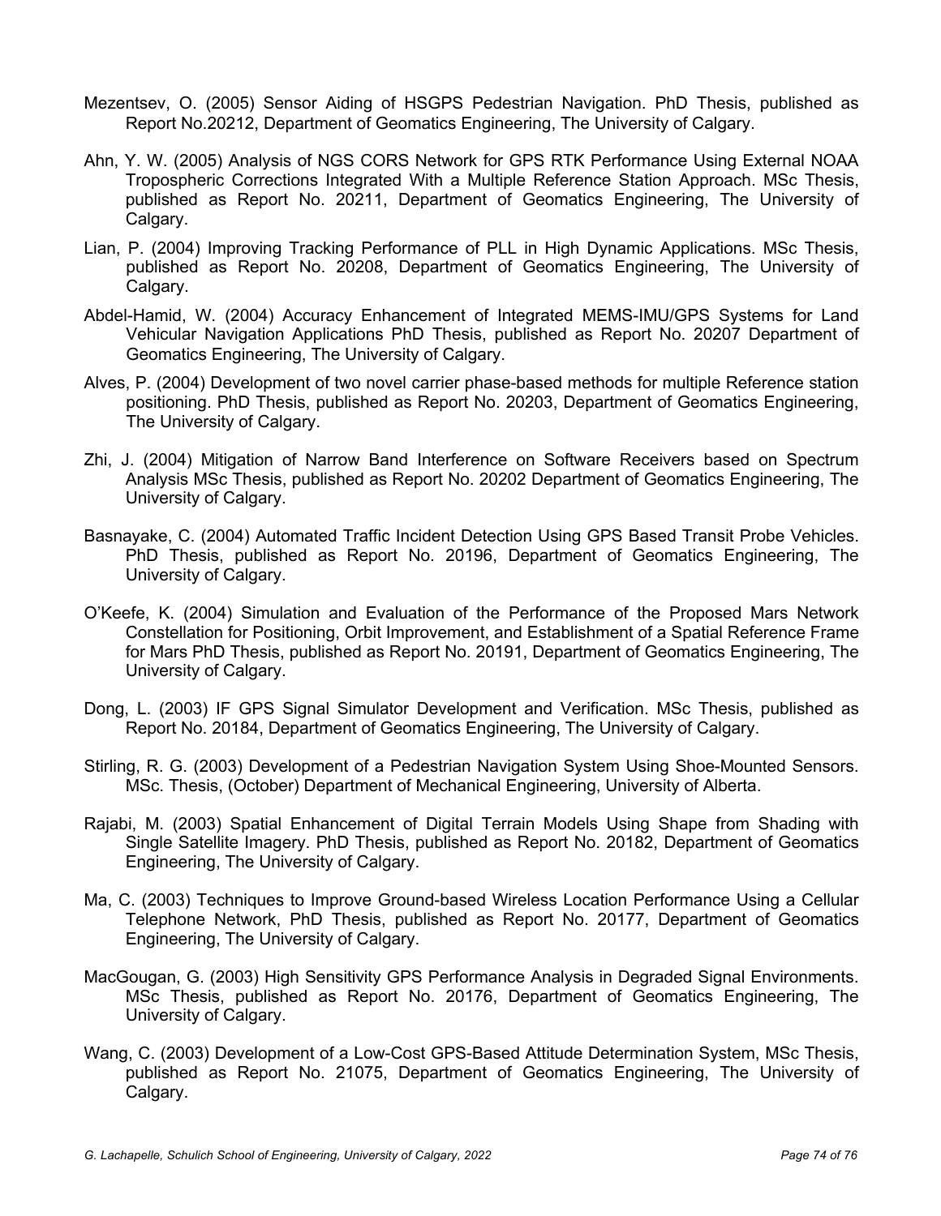Mezentsev, O. (2005) Sensor Aiding of HSGPS Pedestrian Navigation. PhD Thesis, published as Report No.20212, Department of Geomatics Engineering, The University of Calgary.

Ahn, Y. W. (2005) Analysis of NGS CORS Network for GPS RTK Performance Using External NOAA Tropospheric Corrections Integrated With a Multiple Reference Station Approach. MSc Thesis, published as Report No. 20211, Department of Geomatics Engineering, The University of Calgary.

Lian, P. (2004) Improving Tracking Performance of PLL in High Dynamic Applications. MSc Thesis, published as Report No. 20208, Department of Geomatics Engineering, The University of Calgary.

Abdel-Hamid, W. (2004) Accuracy Enhancement of Integrated MEMS-IMU/GPS Systems for Land Vehicular Navigation Applications PhD Thesis, published as Report No. 20207 Department of Geomatics Engineering, The University of Calgary.

Alves, P. (2004) Development of two novel carrier phase-based methods for multiple Reference station positioning. PhD Thesis, published as Report No. 20203, Department of Geomatics Engineering, The University of Calgary.

Zhi, J. (2004) Mitigation of Narrow Band Interference on Software Receivers based on Spectrum Analysis MSc Thesis, published as Report No. 20202 Department of Geomatics Engineering, The University of Calgary.

Basnayake, C. (2004) Automated Traffic Incident Detection Using GPS Based Transit Probe Vehicles. PhD Thesis, published as Report No. 20196, Department of Geomatics Engineering, The University of Calgary.

O'Keefe, K. (2004) Simulation and Evaluation of the Performance of the Proposed Mars Network Constellation for Positioning, Orbit Improvement, and Establishment of a Spatial Reference Frame for Mars PhD Thesis, published as Report No. 20191, Department of Geomatics Engineering, The University of Calgary.

Dong, L. (2003) IF GPS Signal Simulator Development and Verification. MSc Thesis, published as Report No. 20184, Department of Geomatics Engineering, The University of Calgary.

Stirling, R. G. (2003) Development of a Pedestrian Navigation System Using Shoe-Mounted Sensors. MSc. Thesis, (October) Department of Mechanical Engineering, University of Alberta.

Rajabi, M. (2003) Spatial Enhancement of Digital Terrain Models Using Shape from Shading with Single Satellite Imagery. PhD Thesis, published as Report No. 20182, Department of Geomatics Engineering, The University of Calgary.

Ma, C. (2003) Techniques to Improve Ground-based Wireless Location Performance Using a Cellular Telephone Network, PhD Thesis, published as Report No. 20177, Department of Geomatics Engineering, The University of Calgary.

MacGougan, G. (2003) High Sensitivity GPS Performance Analysis in Degraded Signal Environments. MSc Thesis, published as Report No. 20176, Department of Geomatics Engineering, The University of Calgary.

Wang, C. (2003) Development of a Low-Cost GPS-Based Attitude Determination System, MSc Thesis, published as Report No. 21075, Department of Geomatics Engineering, The University of Calgary.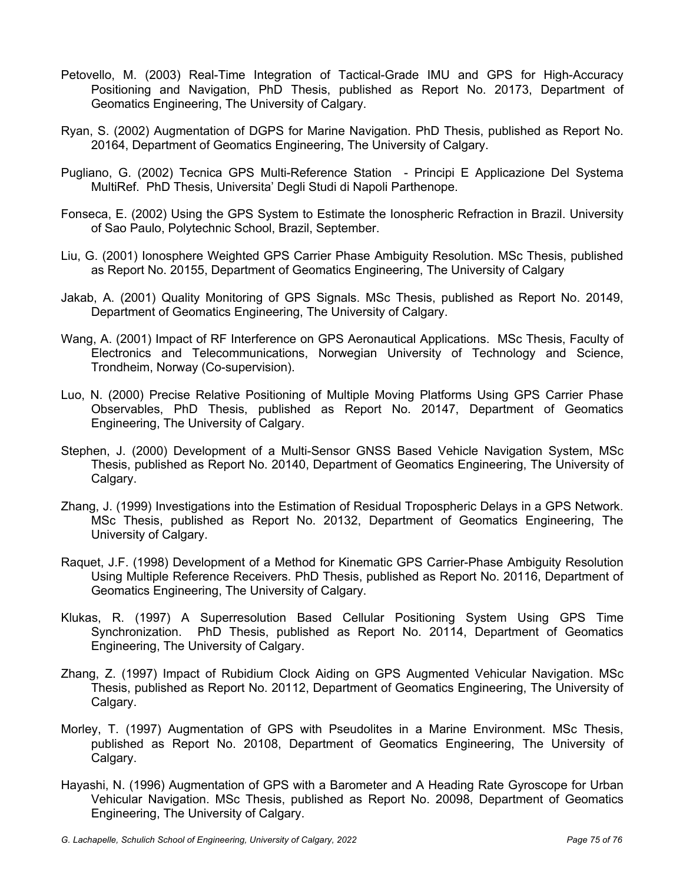Petovello, M. (2003) Real-Time Integration of Tactical-Grade IMU and GPS for High-Accuracy Positioning and Navigation, PhD Thesis, published as Report No. 20173, Department of Geomatics Engineering, The University of Calgary.

Ryan, S. (2002) Augmentation of DGPS for Marine Navigation. PhD Thesis, published as Report No. 20164, Department of Geomatics Engineering, The University of Calgary.

Pugliano, G. (2002) Tecnica GPS Multi-Reference Station - Principi E Applicazione Del Systema MultiRef. PhD Thesis, Universita' Degli Studi di Napoli Parthenope.

Fonseca, E. (2002) Using the GPS System to Estimate the Ionospheric Refraction in Brazil. University of Sao Paulo, Polytechnic School, Brazil, September.

Liu, G. (2001) Ionosphere Weighted GPS Carrier Phase Ambiguity Resolution. MSc Thesis, published as Report No. 20155, Department of Geomatics Engineering, The University of Calgary

Jakab, A. (2001) Quality Monitoring of GPS Signals. MSc Thesis, published as Report No. 20149, Department of Geomatics Engineering, The University of Calgary.

Wang, A. (2001) Impact of RF Interference on GPS Aeronautical Applications. MSc Thesis, Faculty of Electronics and Telecommunications, Norwegian University of Technology and Science, Trondheim, Norway (Co-supervision).

Luo, N. (2000) Precise Relative Positioning of Multiple Moving Platforms Using GPS Carrier Phase Observables, PhD Thesis, published as Report No. 20147, Department of Geomatics Engineering, The University of Calgary.

Stephen, J. (2000) Development of a Multi-Sensor GNSS Based Vehicle Navigation System, MSc Thesis, published as Report No. 20140, Department of Geomatics Engineering, The University of Calgary.

Zhang, J. (1999) Investigations into the Estimation of Residual Tropospheric Delays in a GPS Network. MSc Thesis, published as Report No. 20132, Department of Geomatics Engineering, The University of Calgary.

Raquet, J.F. (1998) Development of a Method for Kinematic GPS Carrier-Phase Ambiguity Resolution Using Multiple Reference Receivers. PhD Thesis, published as Report No. 20116, Department of Geomatics Engineering, The University of Calgary.

Klukas, R. (1997) A Superresolution Based Cellular Positioning System Using GPS Time Synchronization. PhD Thesis, published as Report No. 20114, Department of Geomatics Engineering, The University of Calgary.

Zhang, Z. (1997) Impact of Rubidium Clock Aiding on GPS Augmented Vehicular Navigation. MSc Thesis, published as Report No. 20112, Department of Geomatics Engineering, The University of Calgary.

Morley, T. (1997) Augmentation of GPS with Pseudolites in a Marine Environment. MSc Thesis, published as Report No. 20108, Department of Geomatics Engineering, The University of Calgary.

Hayashi, N. (1996) Augmentation of GPS with a Barometer and A Heading Rate Gyroscope for Urban Vehicular Navigation. MSc Thesis, published as Report No. 20098, Department of Geomatics Engineering, The University of Calgary.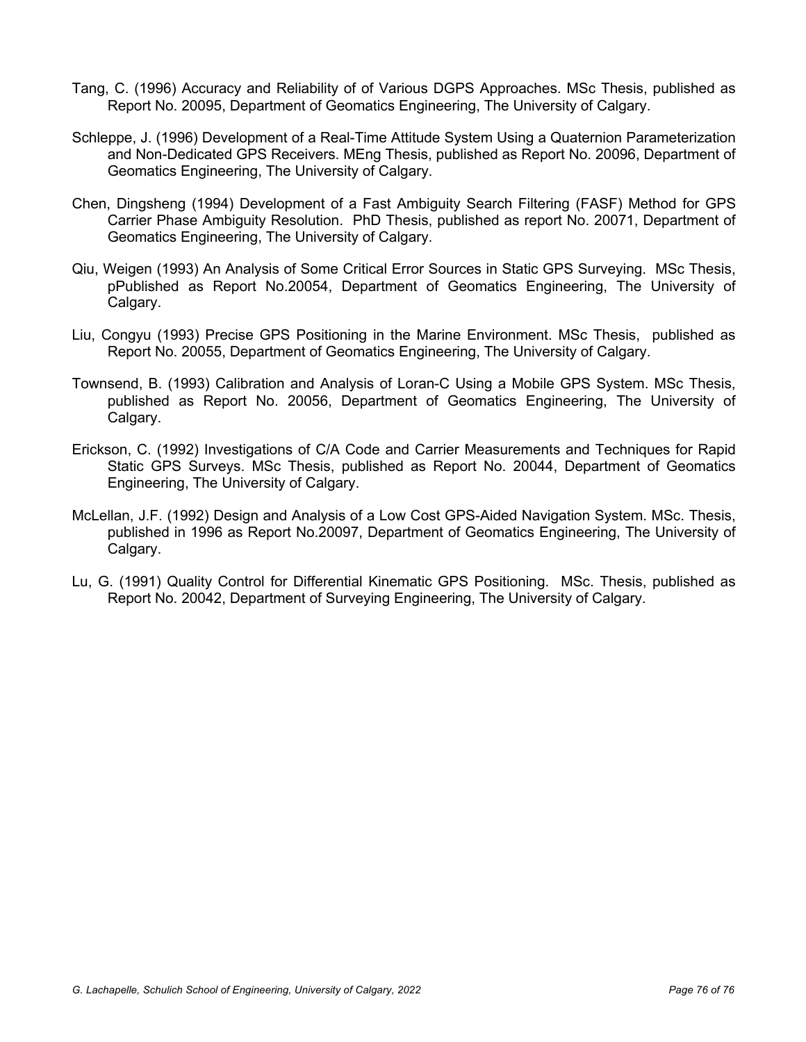Tang, C. (1996) Accuracy and Reliability of of Various DGPS Approaches. MSc Thesis, published as Report No. 20095, Department of Geomatics Engineering, The University of Calgary.

Schleppe, J. (1996) Development of a Real-Time Attitude System Using a Quaternion Parameterization and Non-Dedicated GPS Receivers. MEng Thesis, published as Report No. 20096, Department of Geomatics Engineering, The University of Calgary.

Chen, Dingsheng (1994) Development of a Fast Ambiguity Search Filtering (FASF) Method for GPS Carrier Phase Ambiguity Resolution. PhD Thesis, published as report No. 20071, Department of Geomatics Engineering, The University of Calgary.

Qiu, Weigen (1993) An Analysis of Some Critical Error Sources in Static GPS Surveying. MSc Thesis, pPublished as Report No.20054, Department of Geomatics Engineering, The University of Calgary.

Liu, Congyu (1993) Precise GPS Positioning in the Marine Environment. MSc Thesis, published as Report No. 20055, Department of Geomatics Engineering, The University of Calgary.

Townsend, B. (1993) Calibration and Analysis of Loran-C Using a Mobile GPS System. MSc Thesis, published as Report No. 20056, Department of Geomatics Engineering, The University of Calgary.

Erickson, C. (1992) Investigations of C/A Code and Carrier Measurements and Techniques for Rapid Static GPS Surveys. MSc Thesis, published as Report No. 20044, Department of Geomatics Engineering, The University of Calgary.

McLellan, J.F. (1992) Design and Analysis of a Low Cost GPS-Aided Navigation System. MSc. Thesis, published in 1996 as Report No.20097, Department of Geomatics Engineering, The University of Calgary.

Lu, G. (1991) Quality Control for Differential Kinematic GPS Positioning. MSc. Thesis, published as Report No. 20042, Department of Surveying Engineering, The University of Calgary.